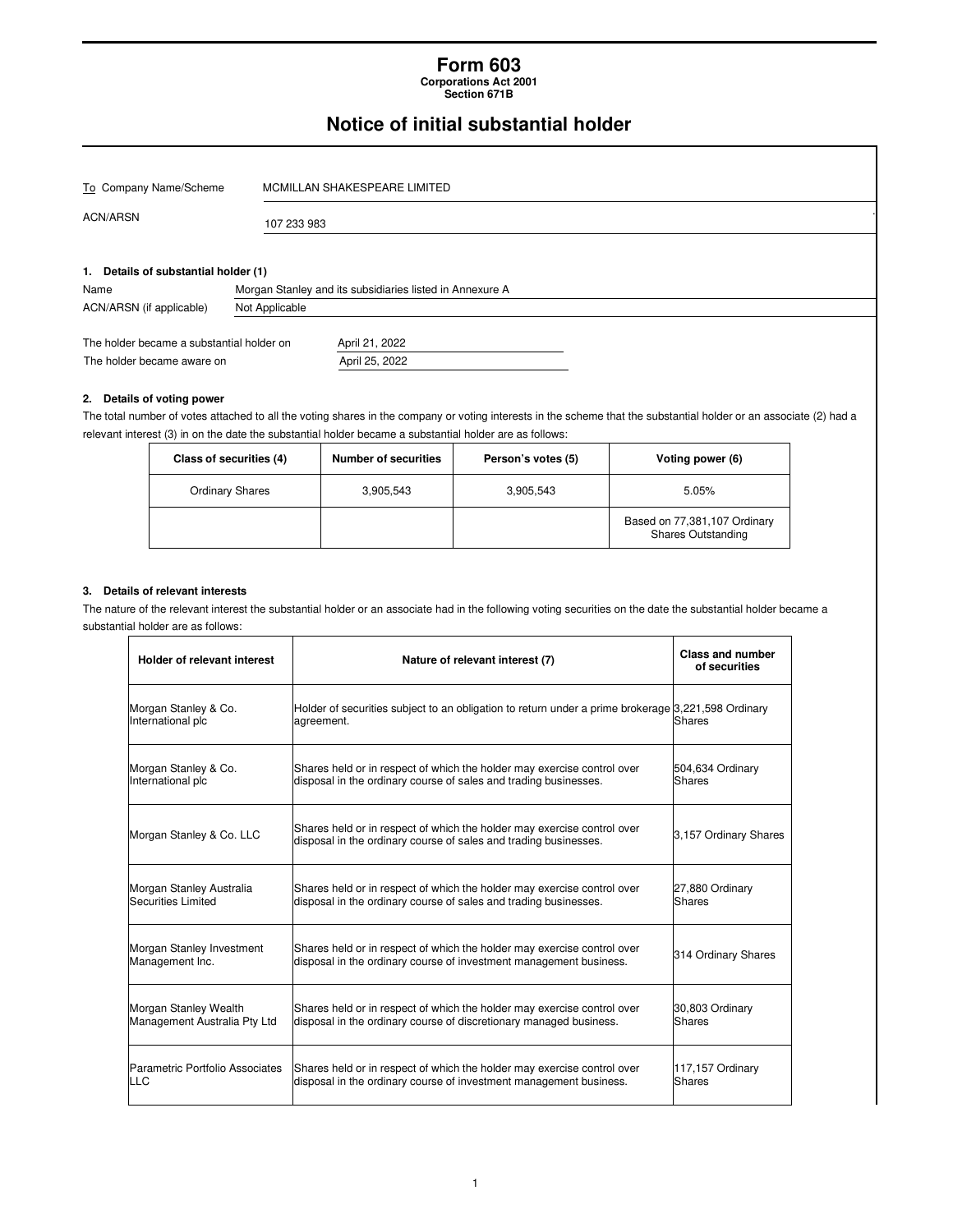# Form 603

**Corporations Act 2001**
**Section 671B**

## Notice of initial substantial holder

| To Company Name/Scheme | MCMILLAN SHAKESPEARE LIMITED |
|---|---|
| ACN/ARSN | 107 233 983 |

### 1. Details of substantial holder (1)

| Name | Morgan Stanley and its subsidiaries listed in Annexure A |
|---|---|
| ACN/ARSN (if applicable) | Not Applicable |

The holder became a substantial holder on April 21, 2022

The holder became aware on April 25, 2022

### 2. Details of voting power

The total number of votes attached to all the voting shares in the company or voting interests in the scheme that the substantial holder or an associate (2) had a relevant interest (3) in on the date the substantial holder became a substantial holder are as follows:

| Class of securities (4) | Number of securities | Person's votes (5) | Voting power (6) |
|---|---|---|---|
| Ordinary Shares | 3,905,543 | 3,905,543 | 5.05% |
| | | | Based on 77,381,107 Ordinary Shares Outstanding |

### 3. Details of relevant interests

The nature of the relevant interest the substantial holder or an associate had in the following voting securities on the date the substantial holder became a substantial holder are as follows:

| Holder of relevant interest | Nature of relevant interest (7) | Class and number of securities |
|---|---|---|
| Morgan Stanley & Co. International plc | Holder of securities subject to an obligation to return under a prime brokerage agreement. | 3,221,598 Ordinary Shares |
| Morgan Stanley & Co. International plc | Shares held or in respect of which the holder may exercise control over disposal in the ordinary course of sales and trading businesses. | 504,634 Ordinary Shares |
| Morgan Stanley & Co. LLC | Shares held or in respect of which the holder may exercise control over disposal in the ordinary course of sales and trading businesses. | 3,157 Ordinary Shares |
| Morgan Stanley Australia Securities Limited | Shares held or in respect of which the holder may exercise control over disposal in the ordinary course of sales and trading businesses. | 27,880 Ordinary Shares |
| Morgan Stanley Investment Management Inc. | Shares held or in respect of which the holder may exercise control over disposal in the ordinary course of investment management business. | 314 Ordinary Shares |
| Morgan Stanley Wealth Management Australia Pty Ltd | Shares held or in respect of which the holder may exercise control over disposal in the ordinary course of discretionary managed business. | 30,803 Ordinary Shares |
| Parametric Portfolio Associates LLC | Shares held or in respect of which the holder may exercise control over disposal in the ordinary course of investment management business. | 117,157 Ordinary Shares |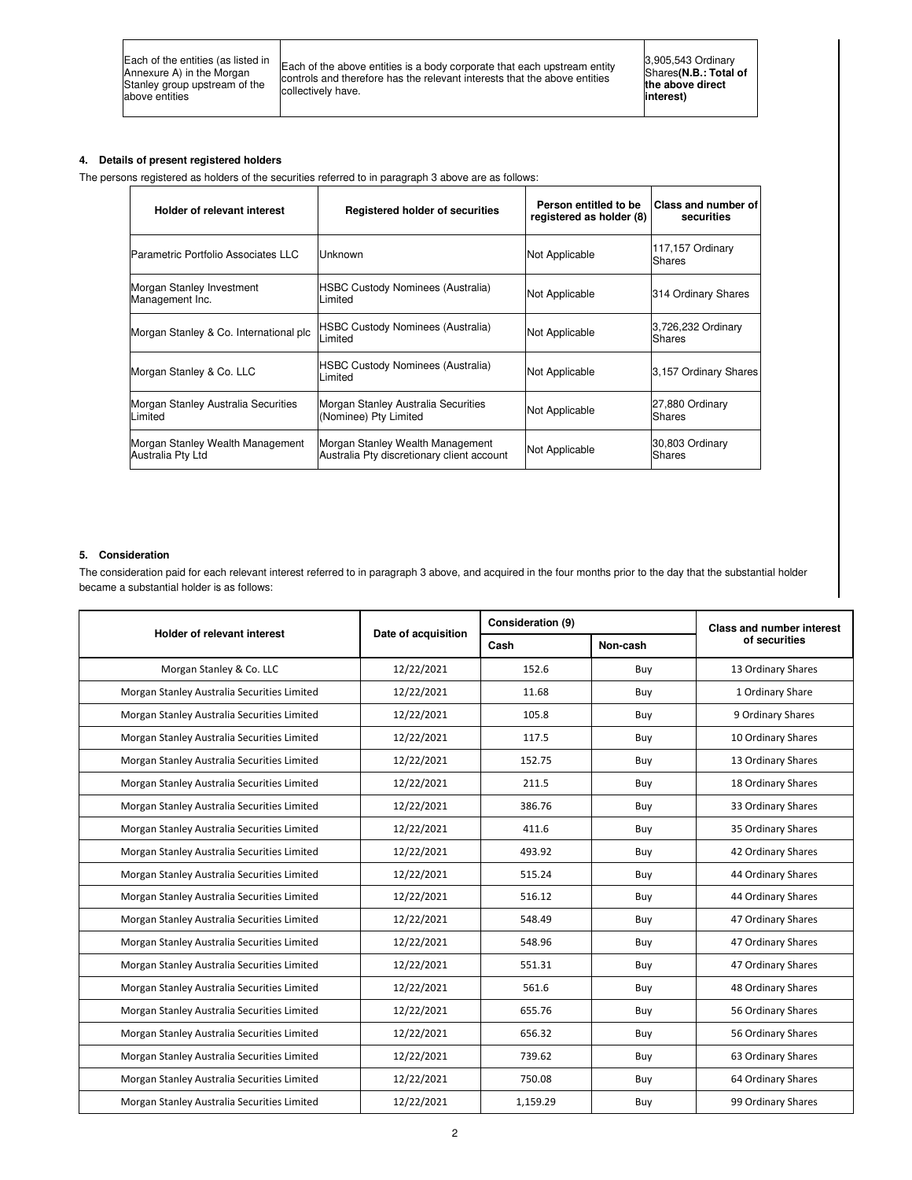| Each of the entities (as listed in Annexure A) in the Morgan Stanley group upstream of the above entities | Each of the above entities is a body corporate that each upstream entity controls and therefore has the relevant interests that the above entities collectively have. | 3,905,543 Ordinary Shares **(N.B.: Total of the above direct interest)** |
|---|---|---|

#### 4. Details of present registered holders

The persons registered as holders of the securities referred to in paragraph 3 above are as follows:

| Holder of relevant interest | Registered holder of securities | Person entitled to be registered as holder (8) | Class and number of securities |
|---|---|---|---|
| Parametric Portfolio Associates LLC | Unknown | Not Applicable | 117,157 Ordinary Shares |
| Morgan Stanley Investment Management Inc. | HSBC Custody Nominees (Australia) Limited | Not Applicable | 314 Ordinary Shares |
| Morgan Stanley & Co. International plc | HSBC Custody Nominees (Australia) Limited | Not Applicable | 3,726,232 Ordinary Shares |
| Morgan Stanley & Co. LLC | HSBC Custody Nominees (Australia) Limited | Not Applicable | 3,157 Ordinary Shares |
| Morgan Stanley Australia Securities Limited | Morgan Stanley Australia Securities (Nominee) Pty Limited | Not Applicable | 27,880 Ordinary Shares |
| Morgan Stanley Wealth Management Australia Pty Ltd | Morgan Stanley Wealth Management Australia Pty discretionary client account | Not Applicable | 30,803 Ordinary Shares |

#### 5. Consideration

The consideration paid for each relevant interest referred to in paragraph 3 above, and acquired in the four months prior to the day that the substantial holder became a substantial holder is as follows:

| Holder of relevant interest | Date of acquisition | Consideration (9) | | Class and number interest of securities |
|---|---|---|---|---|
| | | Cash | Non-cash | |
| Morgan Stanley & Co. LLC | 12/22/2021 | 152.6 | Buy | 13 Ordinary Shares |
| Morgan Stanley Australia Securities Limited | 12/22/2021 | 11.68 | Buy | 1 Ordinary Share |
| Morgan Stanley Australia Securities Limited | 12/22/2021 | 105.8 | Buy | 9 Ordinary Shares |
| Morgan Stanley Australia Securities Limited | 12/22/2021 | 117.5 | Buy | 10 Ordinary Shares |
| Morgan Stanley Australia Securities Limited | 12/22/2021 | 152.75 | Buy | 13 Ordinary Shares |
| Morgan Stanley Australia Securities Limited | 12/22/2021 | 211.5 | Buy | 18 Ordinary Shares |
| Morgan Stanley Australia Securities Limited | 12/22/2021 | 386.76 | Buy | 33 Ordinary Shares |
| Morgan Stanley Australia Securities Limited | 12/22/2021 | 411.6 | Buy | 35 Ordinary Shares |
| Morgan Stanley Australia Securities Limited | 12/22/2021 | 493.92 | Buy | 42 Ordinary Shares |
| Morgan Stanley Australia Securities Limited | 12/22/2021 | 515.24 | Buy | 44 Ordinary Shares |
| Morgan Stanley Australia Securities Limited | 12/22/2021 | 516.12 | Buy | 44 Ordinary Shares |
| Morgan Stanley Australia Securities Limited | 12/22/2021 | 548.49 | Buy | 47 Ordinary Shares |
| Morgan Stanley Australia Securities Limited | 12/22/2021 | 548.96 | Buy | 47 Ordinary Shares |
| Morgan Stanley Australia Securities Limited | 12/22/2021 | 551.31 | Buy | 47 Ordinary Shares |
| Morgan Stanley Australia Securities Limited | 12/22/2021 | 561.6 | Buy | 48 Ordinary Shares |
| Morgan Stanley Australia Securities Limited | 12/22/2021 | 655.76 | Buy | 56 Ordinary Shares |
| Morgan Stanley Australia Securities Limited | 12/22/2021 | 656.32 | Buy | 56 Ordinary Shares |
| Morgan Stanley Australia Securities Limited | 12/22/2021 | 739.62 | Buy | 63 Ordinary Shares |
| Morgan Stanley Australia Securities Limited | 12/22/2021 | 750.08 | Buy | 64 Ordinary Shares |
| Morgan Stanley Australia Securities Limited | 12/22/2021 | 1,159.29 | Buy | 99 Ordinary Shares |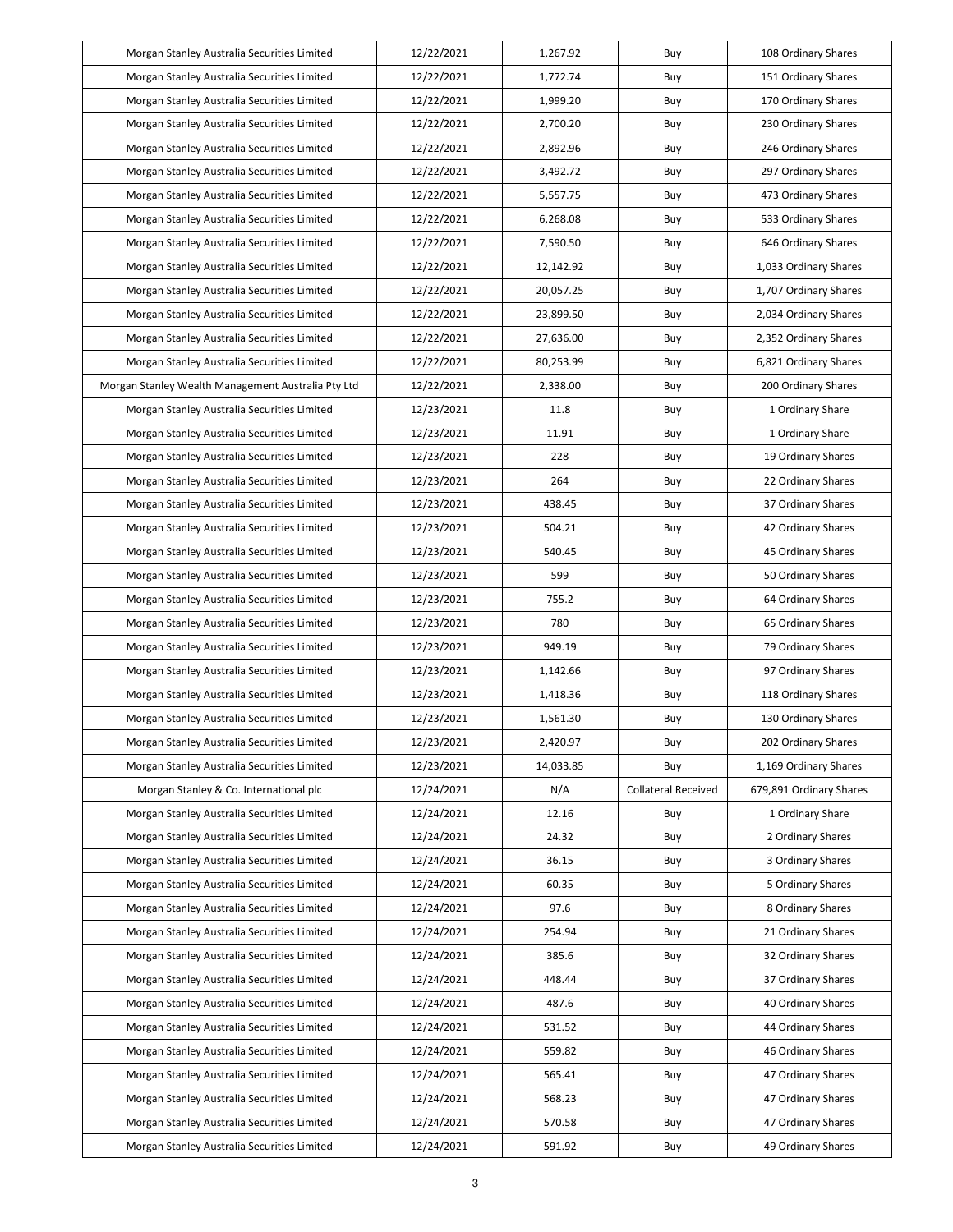| Morgan Stanley Australia Securities Limited | 12/22/2021 | 1,267.92 | Buy | 108 Ordinary Shares |
|---|---|---|---|---|
| Morgan Stanley Australia Securities Limited | 12/22/2021 | 1,772.74 | Buy | 151 Ordinary Shares |
| Morgan Stanley Australia Securities Limited | 12/22/2021 | 1,999.20 | Buy | 170 Ordinary Shares |
| Morgan Stanley Australia Securities Limited | 12/22/2021 | 2,700.20 | Buy | 230 Ordinary Shares |
| Morgan Stanley Australia Securities Limited | 12/22/2021 | 2,892.96 | Buy | 246 Ordinary Shares |
| Morgan Stanley Australia Securities Limited | 12/22/2021 | 3,492.72 | Buy | 297 Ordinary Shares |
| Morgan Stanley Australia Securities Limited | 12/22/2021 | 5,557.75 | Buy | 473 Ordinary Shares |
| Morgan Stanley Australia Securities Limited | 12/22/2021 | 6,268.08 | Buy | 533 Ordinary Shares |
| Morgan Stanley Australia Securities Limited | 12/22/2021 | 7,590.50 | Buy | 646 Ordinary Shares |
| Morgan Stanley Australia Securities Limited | 12/22/2021 | 12,142.92 | Buy | 1,033 Ordinary Shares |
| Morgan Stanley Australia Securities Limited | 12/22/2021 | 20,057.25 | Buy | 1,707 Ordinary Shares |
| Morgan Stanley Australia Securities Limited | 12/22/2021 | 23,899.50 | Buy | 2,034 Ordinary Shares |
| Morgan Stanley Australia Securities Limited | 12/22/2021 | 27,636.00 | Buy | 2,352 Ordinary Shares |
| Morgan Stanley Australia Securities Limited | 12/22/2021 | 80,253.99 | Buy | 6,821 Ordinary Shares |
| Morgan Stanley Wealth Management Australia Pty Ltd | 12/22/2021 | 2,338.00 | Buy | 200 Ordinary Shares |
| Morgan Stanley Australia Securities Limited | 12/23/2021 | 11.8 | Buy | 1 Ordinary Share |
| Morgan Stanley Australia Securities Limited | 12/23/2021 | 11.91 | Buy | 1 Ordinary Share |
| Morgan Stanley Australia Securities Limited | 12/23/2021 | 228 | Buy | 19 Ordinary Shares |
| Morgan Stanley Australia Securities Limited | 12/23/2021 | 264 | Buy | 22 Ordinary Shares |
| Morgan Stanley Australia Securities Limited | 12/23/2021 | 438.45 | Buy | 37 Ordinary Shares |
| Morgan Stanley Australia Securities Limited | 12/23/2021 | 504.21 | Buy | 42 Ordinary Shares |
| Morgan Stanley Australia Securities Limited | 12/23/2021 | 540.45 | Buy | 45 Ordinary Shares |
| Morgan Stanley Australia Securities Limited | 12/23/2021 | 599 | Buy | 50 Ordinary Shares |
| Morgan Stanley Australia Securities Limited | 12/23/2021 | 755.2 | Buy | 64 Ordinary Shares |
| Morgan Stanley Australia Securities Limited | 12/23/2021 | 780 | Buy | 65 Ordinary Shares |
| Morgan Stanley Australia Securities Limited | 12/23/2021 | 949.19 | Buy | 79 Ordinary Shares |
| Morgan Stanley Australia Securities Limited | 12/23/2021 | 1,142.66 | Buy | 97 Ordinary Shares |
| Morgan Stanley Australia Securities Limited | 12/23/2021 | 1,418.36 | Buy | 118 Ordinary Shares |
| Morgan Stanley Australia Securities Limited | 12/23/2021 | 1,561.30 | Buy | 130 Ordinary Shares |
| Morgan Stanley Australia Securities Limited | 12/23/2021 | 2,420.97 | Buy | 202 Ordinary Shares |
| Morgan Stanley Australia Securities Limited | 12/23/2021 | 14,033.85 | Buy | 1,169 Ordinary Shares |
| Morgan Stanley & Co. International plc | 12/24/2021 | N/A | Collateral Received | 679,891 Ordinary Shares |
| Morgan Stanley Australia Securities Limited | 12/24/2021 | 12.16 | Buy | 1 Ordinary Share |
| Morgan Stanley Australia Securities Limited | 12/24/2021 | 24.32 | Buy | 2 Ordinary Shares |
| Morgan Stanley Australia Securities Limited | 12/24/2021 | 36.15 | Buy | 3 Ordinary Shares |
| Morgan Stanley Australia Securities Limited | 12/24/2021 | 60.35 | Buy | 5 Ordinary Shares |
| Morgan Stanley Australia Securities Limited | 12/24/2021 | 97.6 | Buy | 8 Ordinary Shares |
| Morgan Stanley Australia Securities Limited | 12/24/2021 | 254.94 | Buy | 21 Ordinary Shares |
| Morgan Stanley Australia Securities Limited | 12/24/2021 | 385.6 | Buy | 32 Ordinary Shares |
| Morgan Stanley Australia Securities Limited | 12/24/2021 | 448.44 | Buy | 37 Ordinary Shares |
| Morgan Stanley Australia Securities Limited | 12/24/2021 | 487.6 | Buy | 40 Ordinary Shares |
| Morgan Stanley Australia Securities Limited | 12/24/2021 | 531.52 | Buy | 44 Ordinary Shares |
| Morgan Stanley Australia Securities Limited | 12/24/2021 | 559.82 | Buy | 46 Ordinary Shares |
| Morgan Stanley Australia Securities Limited | 12/24/2021 | 565.41 | Buy | 47 Ordinary Shares |
| Morgan Stanley Australia Securities Limited | 12/24/2021 | 568.23 | Buy | 47 Ordinary Shares |
| Morgan Stanley Australia Securities Limited | 12/24/2021 | 570.58 | Buy | 47 Ordinary Shares |
| Morgan Stanley Australia Securities Limited | 12/24/2021 | 591.92 | Buy | 49 Ordinary Shares |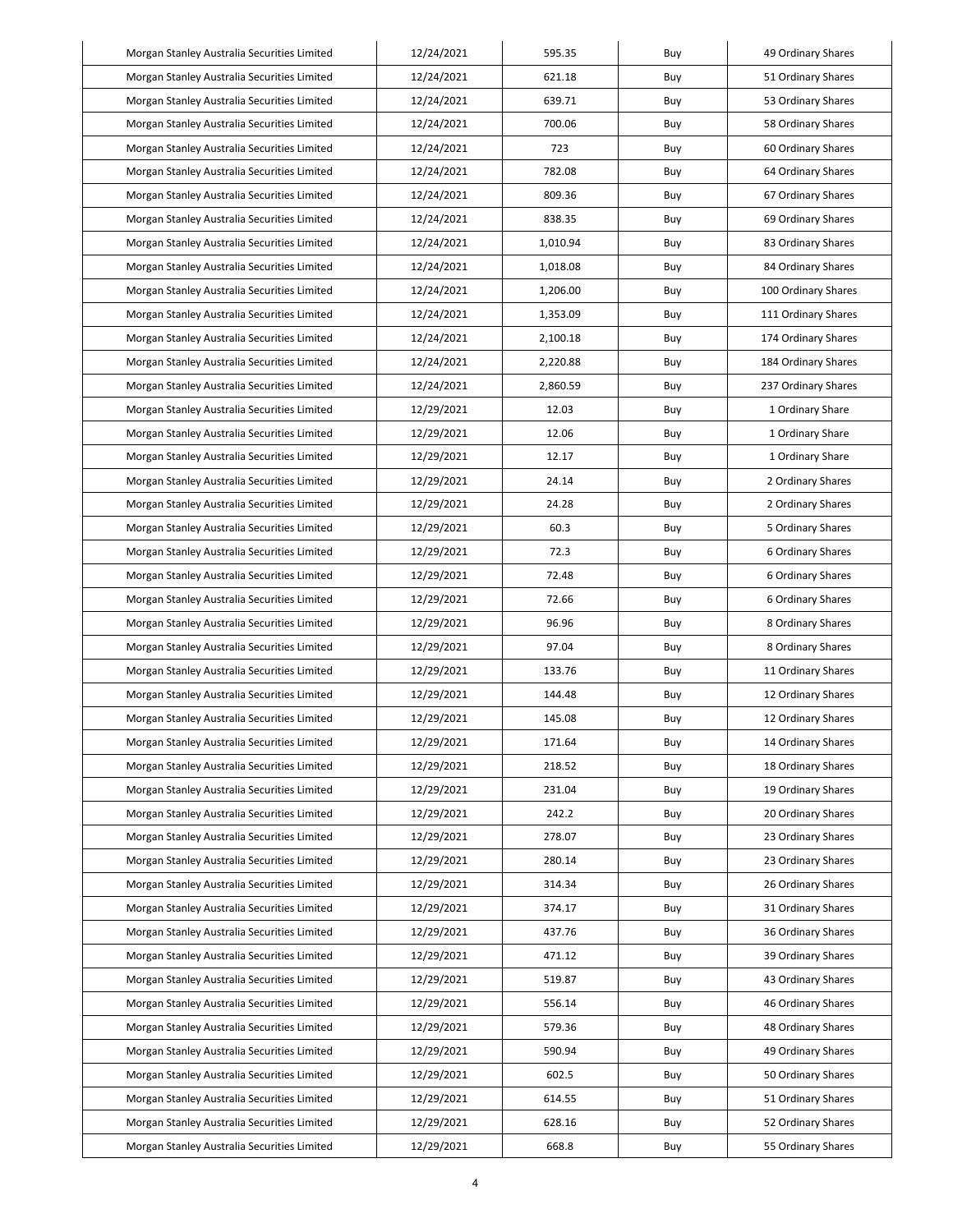| Morgan Stanley Australia Securities Limited | 12/24/2021 | 595.35 | Buy | 49 Ordinary Shares |
|---|---|---|---|---|
| Morgan Stanley Australia Securities Limited | 12/24/2021 | 621.18 | Buy | 51 Ordinary Shares |
| Morgan Stanley Australia Securities Limited | 12/24/2021 | 639.71 | Buy | 53 Ordinary Shares |
| Morgan Stanley Australia Securities Limited | 12/24/2021 | 700.06 | Buy | 58 Ordinary Shares |
| Morgan Stanley Australia Securities Limited | 12/24/2021 | 723 | Buy | 60 Ordinary Shares |
| Morgan Stanley Australia Securities Limited | 12/24/2021 | 782.08 | Buy | 64 Ordinary Shares |
| Morgan Stanley Australia Securities Limited | 12/24/2021 | 809.36 | Buy | 67 Ordinary Shares |
| Morgan Stanley Australia Securities Limited | 12/24/2021 | 838.35 | Buy | 69 Ordinary Shares |
| Morgan Stanley Australia Securities Limited | 12/24/2021 | 1,010.94 | Buy | 83 Ordinary Shares |
| Morgan Stanley Australia Securities Limited | 12/24/2021 | 1,018.08 | Buy | 84 Ordinary Shares |
| Morgan Stanley Australia Securities Limited | 12/24/2021 | 1,206.00 | Buy | 100 Ordinary Shares |
| Morgan Stanley Australia Securities Limited | 12/24/2021 | 1,353.09 | Buy | 111 Ordinary Shares |
| Morgan Stanley Australia Securities Limited | 12/24/2021 | 2,100.18 | Buy | 174 Ordinary Shares |
| Morgan Stanley Australia Securities Limited | 12/24/2021 | 2,220.88 | Buy | 184 Ordinary Shares |
| Morgan Stanley Australia Securities Limited | 12/24/2021 | 2,860.59 | Buy | 237 Ordinary Shares |
| Morgan Stanley Australia Securities Limited | 12/29/2021 | 12.03 | Buy | 1 Ordinary Share |
| Morgan Stanley Australia Securities Limited | 12/29/2021 | 12.06 | Buy | 1 Ordinary Share |
| Morgan Stanley Australia Securities Limited | 12/29/2021 | 12.17 | Buy | 1 Ordinary Share |
| Morgan Stanley Australia Securities Limited | 12/29/2021 | 24.14 | Buy | 2 Ordinary Shares |
| Morgan Stanley Australia Securities Limited | 12/29/2021 | 24.28 | Buy | 2 Ordinary Shares |
| Morgan Stanley Australia Securities Limited | 12/29/2021 | 60.3 | Buy | 5 Ordinary Shares |
| Morgan Stanley Australia Securities Limited | 12/29/2021 | 72.3 | Buy | 6 Ordinary Shares |
| Morgan Stanley Australia Securities Limited | 12/29/2021 | 72.48 | Buy | 6 Ordinary Shares |
| Morgan Stanley Australia Securities Limited | 12/29/2021 | 72.66 | Buy | 6 Ordinary Shares |
| Morgan Stanley Australia Securities Limited | 12/29/2021 | 96.96 | Buy | 8 Ordinary Shares |
| Morgan Stanley Australia Securities Limited | 12/29/2021 | 97.04 | Buy | 8 Ordinary Shares |
| Morgan Stanley Australia Securities Limited | 12/29/2021 | 133.76 | Buy | 11 Ordinary Shares |
| Morgan Stanley Australia Securities Limited | 12/29/2021 | 144.48 | Buy | 12 Ordinary Shares |
| Morgan Stanley Australia Securities Limited | 12/29/2021 | 145.08 | Buy | 12 Ordinary Shares |
| Morgan Stanley Australia Securities Limited | 12/29/2021 | 171.64 | Buy | 14 Ordinary Shares |
| Morgan Stanley Australia Securities Limited | 12/29/2021 | 218.52 | Buy | 18 Ordinary Shares |
| Morgan Stanley Australia Securities Limited | 12/29/2021 | 231.04 | Buy | 19 Ordinary Shares |
| Morgan Stanley Australia Securities Limited | 12/29/2021 | 242.2 | Buy | 20 Ordinary Shares |
| Morgan Stanley Australia Securities Limited | 12/29/2021 | 278.07 | Buy | 23 Ordinary Shares |
| Morgan Stanley Australia Securities Limited | 12/29/2021 | 280.14 | Buy | 23 Ordinary Shares |
| Morgan Stanley Australia Securities Limited | 12/29/2021 | 314.34 | Buy | 26 Ordinary Shares |
| Morgan Stanley Australia Securities Limited | 12/29/2021 | 374.17 | Buy | 31 Ordinary Shares |
| Morgan Stanley Australia Securities Limited | 12/29/2021 | 437.76 | Buy | 36 Ordinary Shares |
| Morgan Stanley Australia Securities Limited | 12/29/2021 | 471.12 | Buy | 39 Ordinary Shares |
| Morgan Stanley Australia Securities Limited | 12/29/2021 | 519.87 | Buy | 43 Ordinary Shares |
| Morgan Stanley Australia Securities Limited | 12/29/2021 | 556.14 | Buy | 46 Ordinary Shares |
| Morgan Stanley Australia Securities Limited | 12/29/2021 | 579.36 | Buy | 48 Ordinary Shares |
| Morgan Stanley Australia Securities Limited | 12/29/2021 | 590.94 | Buy | 49 Ordinary Shares |
| Morgan Stanley Australia Securities Limited | 12/29/2021 | 602.5 | Buy | 50 Ordinary Shares |
| Morgan Stanley Australia Securities Limited | 12/29/2021 | 614.55 | Buy | 51 Ordinary Shares |
| Morgan Stanley Australia Securities Limited | 12/29/2021 | 628.16 | Buy | 52 Ordinary Shares |
| Morgan Stanley Australia Securities Limited | 12/29/2021 | 668.8 | Buy | 55 Ordinary Shares |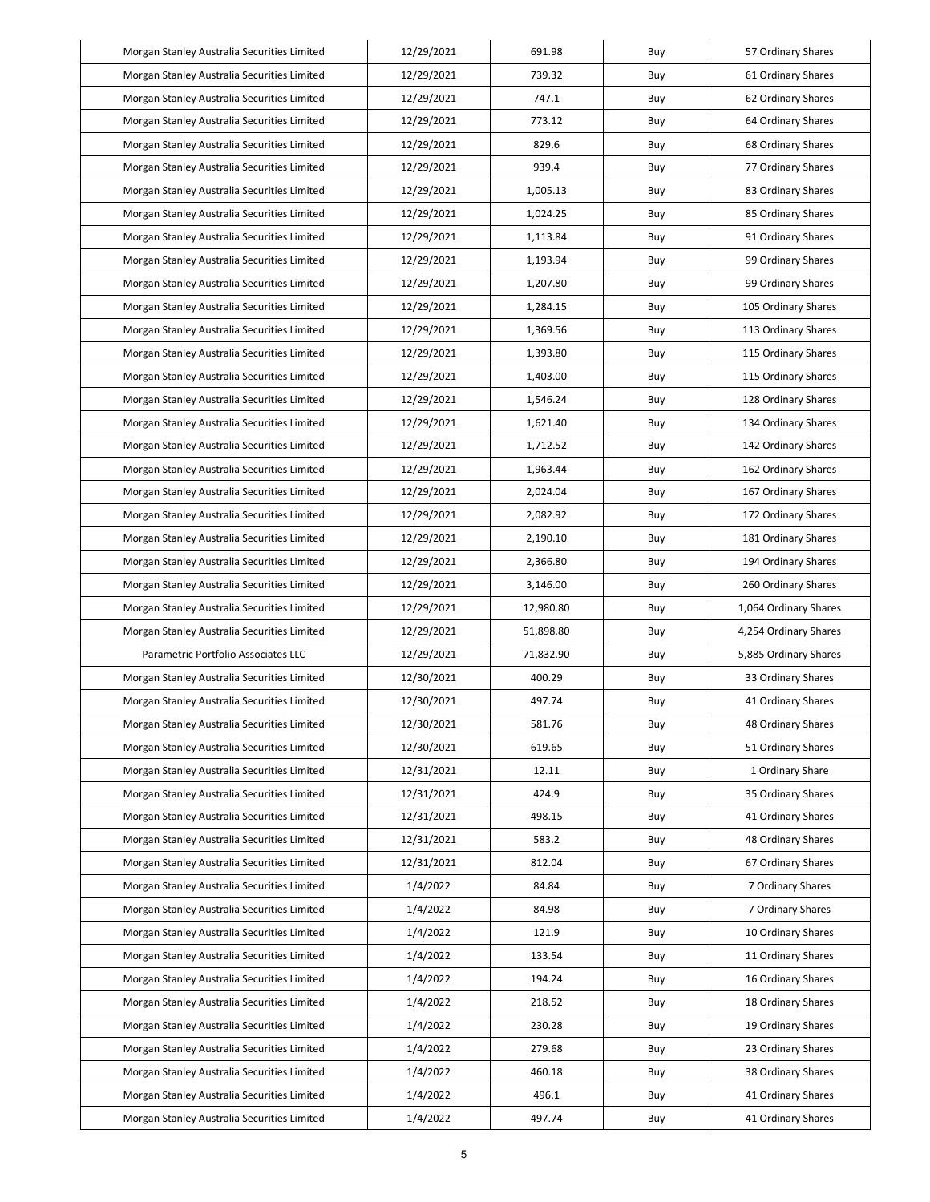| Morgan Stanley Australia Securities Limited | 12/29/2021 | 691.98 | Buy | 57 Ordinary Shares |
|---|---|---|---|---|
| Morgan Stanley Australia Securities Limited | 12/29/2021 | 739.32 | Buy | 61 Ordinary Shares |
| Morgan Stanley Australia Securities Limited | 12/29/2021 | 747.1 | Buy | 62 Ordinary Shares |
| Morgan Stanley Australia Securities Limited | 12/29/2021 | 773.12 | Buy | 64 Ordinary Shares |
| Morgan Stanley Australia Securities Limited | 12/29/2021 | 829.6 | Buy | 68 Ordinary Shares |
| Morgan Stanley Australia Securities Limited | 12/29/2021 | 939.4 | Buy | 77 Ordinary Shares |
| Morgan Stanley Australia Securities Limited | 12/29/2021 | 1,005.13 | Buy | 83 Ordinary Shares |
| Morgan Stanley Australia Securities Limited | 12/29/2021 | 1,024.25 | Buy | 85 Ordinary Shares |
| Morgan Stanley Australia Securities Limited | 12/29/2021 | 1,113.84 | Buy | 91 Ordinary Shares |
| Morgan Stanley Australia Securities Limited | 12/29/2021 | 1,193.94 | Buy | 99 Ordinary Shares |
| Morgan Stanley Australia Securities Limited | 12/29/2021 | 1,207.80 | Buy | 99 Ordinary Shares |
| Morgan Stanley Australia Securities Limited | 12/29/2021 | 1,284.15 | Buy | 105 Ordinary Shares |
| Morgan Stanley Australia Securities Limited | 12/29/2021 | 1,369.56 | Buy | 113 Ordinary Shares |
| Morgan Stanley Australia Securities Limited | 12/29/2021 | 1,393.80 | Buy | 115 Ordinary Shares |
| Morgan Stanley Australia Securities Limited | 12/29/2021 | 1,403.00 | Buy | 115 Ordinary Shares |
| Morgan Stanley Australia Securities Limited | 12/29/2021 | 1,546.24 | Buy | 128 Ordinary Shares |
| Morgan Stanley Australia Securities Limited | 12/29/2021 | 1,621.40 | Buy | 134 Ordinary Shares |
| Morgan Stanley Australia Securities Limited | 12/29/2021 | 1,712.52 | Buy | 142 Ordinary Shares |
| Morgan Stanley Australia Securities Limited | 12/29/2021 | 1,963.44 | Buy | 162 Ordinary Shares |
| Morgan Stanley Australia Securities Limited | 12/29/2021 | 2,024.04 | Buy | 167 Ordinary Shares |
| Morgan Stanley Australia Securities Limited | 12/29/2021 | 2,082.92 | Buy | 172 Ordinary Shares |
| Morgan Stanley Australia Securities Limited | 12/29/2021 | 2,190.10 | Buy | 181 Ordinary Shares |
| Morgan Stanley Australia Securities Limited | 12/29/2021 | 2,366.80 | Buy | 194 Ordinary Shares |
| Morgan Stanley Australia Securities Limited | 12/29/2021 | 3,146.00 | Buy | 260 Ordinary Shares |
| Morgan Stanley Australia Securities Limited | 12/29/2021 | 12,980.80 | Buy | 1,064 Ordinary Shares |
| Morgan Stanley Australia Securities Limited | 12/29/2021 | 51,898.80 | Buy | 4,254 Ordinary Shares |
| Parametric Portfolio Associates LLC | 12/29/2021 | 71,832.90 | Buy | 5,885 Ordinary Shares |
| Morgan Stanley Australia Securities Limited | 12/30/2021 | 400.29 | Buy | 33 Ordinary Shares |
| Morgan Stanley Australia Securities Limited | 12/30/2021 | 497.74 | Buy | 41 Ordinary Shares |
| Morgan Stanley Australia Securities Limited | 12/30/2021 | 581.76 | Buy | 48 Ordinary Shares |
| Morgan Stanley Australia Securities Limited | 12/30/2021 | 619.65 | Buy | 51 Ordinary Shares |
| Morgan Stanley Australia Securities Limited | 12/31/2021 | 12.11 | Buy | 1 Ordinary Share |
| Morgan Stanley Australia Securities Limited | 12/31/2021 | 424.9 | Buy | 35 Ordinary Shares |
| Morgan Stanley Australia Securities Limited | 12/31/2021 | 498.15 | Buy | 41 Ordinary Shares |
| Morgan Stanley Australia Securities Limited | 12/31/2021 | 583.2 | Buy | 48 Ordinary Shares |
| Morgan Stanley Australia Securities Limited | 12/31/2021 | 812.04 | Buy | 67 Ordinary Shares |
| Morgan Stanley Australia Securities Limited | 1/4/2022 | 84.84 | Buy | 7 Ordinary Shares |
| Morgan Stanley Australia Securities Limited | 1/4/2022 | 84.98 | Buy | 7 Ordinary Shares |
| Morgan Stanley Australia Securities Limited | 1/4/2022 | 121.9 | Buy | 10 Ordinary Shares |
| Morgan Stanley Australia Securities Limited | 1/4/2022 | 133.54 | Buy | 11 Ordinary Shares |
| Morgan Stanley Australia Securities Limited | 1/4/2022 | 194.24 | Buy | 16 Ordinary Shares |
| Morgan Stanley Australia Securities Limited | 1/4/2022 | 218.52 | Buy | 18 Ordinary Shares |
| Morgan Stanley Australia Securities Limited | 1/4/2022 | 230.28 | Buy | 19 Ordinary Shares |
| Morgan Stanley Australia Securities Limited | 1/4/2022 | 279.68 | Buy | 23 Ordinary Shares |
| Morgan Stanley Australia Securities Limited | 1/4/2022 | 460.18 | Buy | 38 Ordinary Shares |
| Morgan Stanley Australia Securities Limited | 1/4/2022 | 496.1 | Buy | 41 Ordinary Shares |
| Morgan Stanley Australia Securities Limited | 1/4/2022 | 497.74 | Buy | 41 Ordinary Shares |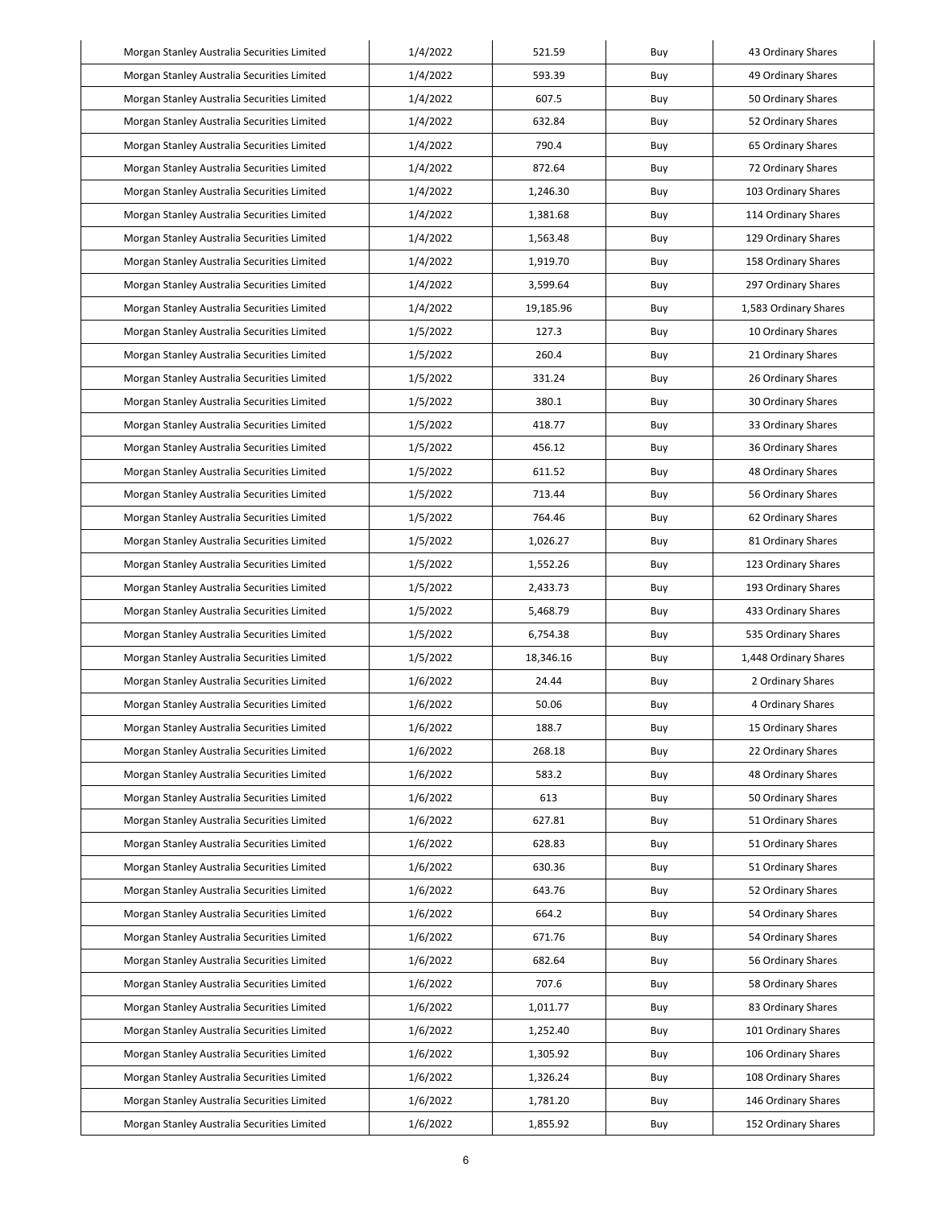| Morgan Stanley Australia Securities Limited | 1/4/2022 | 521.59 | Buy | 43 Ordinary Shares |
|---|---|---|---|---|
| Morgan Stanley Australia Securities Limited | 1/4/2022 | 593.39 | Buy | 49 Ordinary Shares |
| Morgan Stanley Australia Securities Limited | 1/4/2022 | 607.5 | Buy | 50 Ordinary Shares |
| Morgan Stanley Australia Securities Limited | 1/4/2022 | 632.84 | Buy | 52 Ordinary Shares |
| Morgan Stanley Australia Securities Limited | 1/4/2022 | 790.4 | Buy | 65 Ordinary Shares |
| Morgan Stanley Australia Securities Limited | 1/4/2022 | 872.64 | Buy | 72 Ordinary Shares |
| Morgan Stanley Australia Securities Limited | 1/4/2022 | 1,246.30 | Buy | 103 Ordinary Shares |
| Morgan Stanley Australia Securities Limited | 1/4/2022 | 1,381.68 | Buy | 114 Ordinary Shares |
| Morgan Stanley Australia Securities Limited | 1/4/2022 | 1,563.48 | Buy | 129 Ordinary Shares |
| Morgan Stanley Australia Securities Limited | 1/4/2022 | 1,919.70 | Buy | 158 Ordinary Shares |
| Morgan Stanley Australia Securities Limited | 1/4/2022 | 3,599.64 | Buy | 297 Ordinary Shares |
| Morgan Stanley Australia Securities Limited | 1/4/2022 | 19,185.96 | Buy | 1,583 Ordinary Shares |
| Morgan Stanley Australia Securities Limited | 1/5/2022 | 127.3 | Buy | 10 Ordinary Shares |
| Morgan Stanley Australia Securities Limited | 1/5/2022 | 260.4 | Buy | 21 Ordinary Shares |
| Morgan Stanley Australia Securities Limited | 1/5/2022 | 331.24 | Buy | 26 Ordinary Shares |
| Morgan Stanley Australia Securities Limited | 1/5/2022 | 380.1 | Buy | 30 Ordinary Shares |
| Morgan Stanley Australia Securities Limited | 1/5/2022 | 418.77 | Buy | 33 Ordinary Shares |
| Morgan Stanley Australia Securities Limited | 1/5/2022 | 456.12 | Buy | 36 Ordinary Shares |
| Morgan Stanley Australia Securities Limited | 1/5/2022 | 611.52 | Buy | 48 Ordinary Shares |
| Morgan Stanley Australia Securities Limited | 1/5/2022 | 713.44 | Buy | 56 Ordinary Shares |
| Morgan Stanley Australia Securities Limited | 1/5/2022 | 764.46 | Buy | 62 Ordinary Shares |
| Morgan Stanley Australia Securities Limited | 1/5/2022 | 1,026.27 | Buy | 81 Ordinary Shares |
| Morgan Stanley Australia Securities Limited | 1/5/2022 | 1,552.26 | Buy | 123 Ordinary Shares |
| Morgan Stanley Australia Securities Limited | 1/5/2022 | 2,433.73 | Buy | 193 Ordinary Shares |
| Morgan Stanley Australia Securities Limited | 1/5/2022 | 5,468.79 | Buy | 433 Ordinary Shares |
| Morgan Stanley Australia Securities Limited | 1/5/2022 | 6,754.38 | Buy | 535 Ordinary Shares |
| Morgan Stanley Australia Securities Limited | 1/5/2022 | 18,346.16 | Buy | 1,448 Ordinary Shares |
| Morgan Stanley Australia Securities Limited | 1/6/2022 | 24.44 | Buy | 2 Ordinary Shares |
| Morgan Stanley Australia Securities Limited | 1/6/2022 | 50.06 | Buy | 4 Ordinary Shares |
| Morgan Stanley Australia Securities Limited | 1/6/2022 | 188.7 | Buy | 15 Ordinary Shares |
| Morgan Stanley Australia Securities Limited | 1/6/2022 | 268.18 | Buy | 22 Ordinary Shares |
| Morgan Stanley Australia Securities Limited | 1/6/2022 | 583.2 | Buy | 48 Ordinary Shares |
| Morgan Stanley Australia Securities Limited | 1/6/2022 | 613 | Buy | 50 Ordinary Shares |
| Morgan Stanley Australia Securities Limited | 1/6/2022 | 627.81 | Buy | 51 Ordinary Shares |
| Morgan Stanley Australia Securities Limited | 1/6/2022 | 628.83 | Buy | 51 Ordinary Shares |
| Morgan Stanley Australia Securities Limited | 1/6/2022 | 630.36 | Buy | 51 Ordinary Shares |
| Morgan Stanley Australia Securities Limited | 1/6/2022 | 643.76 | Buy | 52 Ordinary Shares |
| Morgan Stanley Australia Securities Limited | 1/6/2022 | 664.2 | Buy | 54 Ordinary Shares |
| Morgan Stanley Australia Securities Limited | 1/6/2022 | 671.76 | Buy | 54 Ordinary Shares |
| Morgan Stanley Australia Securities Limited | 1/6/2022 | 682.64 | Buy | 56 Ordinary Shares |
| Morgan Stanley Australia Securities Limited | 1/6/2022 | 707.6 | Buy | 58 Ordinary Shares |
| Morgan Stanley Australia Securities Limited | 1/6/2022 | 1,011.77 | Buy | 83 Ordinary Shares |
| Morgan Stanley Australia Securities Limited | 1/6/2022 | 1,252.40 | Buy | 101 Ordinary Shares |
| Morgan Stanley Australia Securities Limited | 1/6/2022 | 1,305.92 | Buy | 106 Ordinary Shares |
| Morgan Stanley Australia Securities Limited | 1/6/2022 | 1,326.24 | Buy | 108 Ordinary Shares |
| Morgan Stanley Australia Securities Limited | 1/6/2022 | 1,781.20 | Buy | 146 Ordinary Shares |
| Morgan Stanley Australia Securities Limited | 1/6/2022 | 1,855.92 | Buy | 152 Ordinary Shares |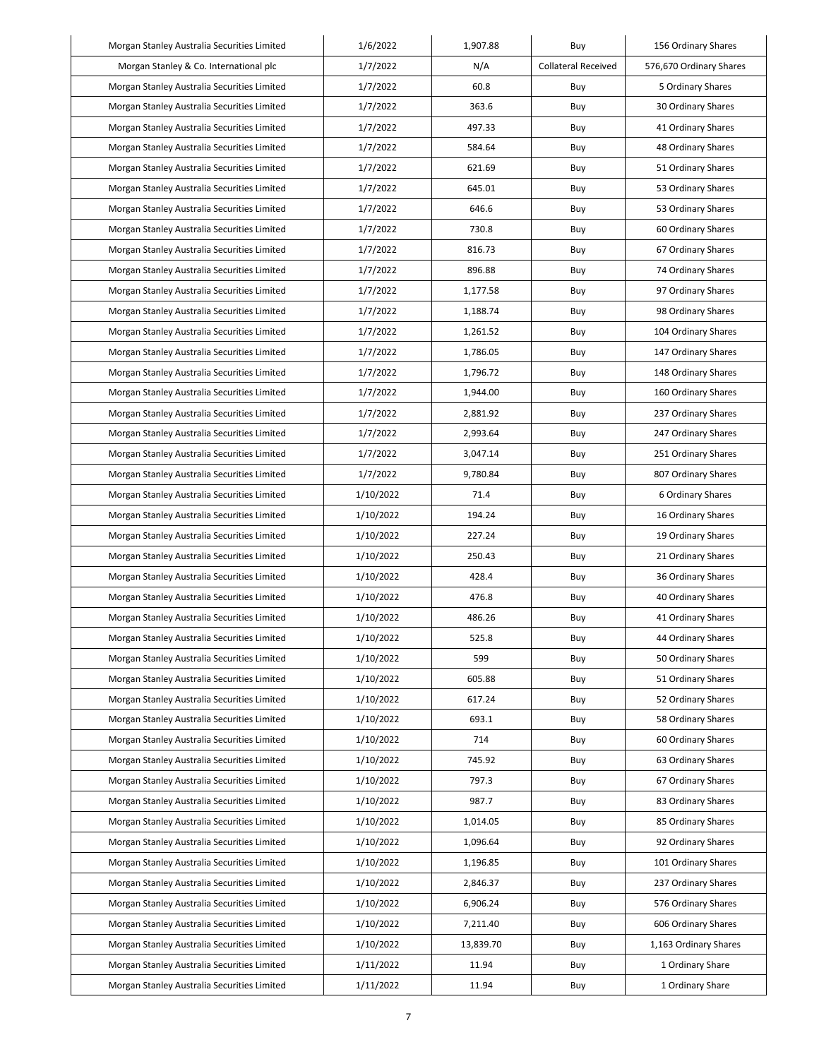| | | | | |
|---|---|---|---|---|
| Morgan Stanley Australia Securities Limited | 1/6/2022 | 1,907.88 | Buy | 156 Ordinary Shares |
| Morgan Stanley & Co. International plc | 1/7/2022 | N/A | Collateral Received | 576,670 Ordinary Shares |
| Morgan Stanley Australia Securities Limited | 1/7/2022 | 60.8 | Buy | 5 Ordinary Shares |
| Morgan Stanley Australia Securities Limited | 1/7/2022 | 363.6 | Buy | 30 Ordinary Shares |
| Morgan Stanley Australia Securities Limited | 1/7/2022 | 497.33 | Buy | 41 Ordinary Shares |
| Morgan Stanley Australia Securities Limited | 1/7/2022 | 584.64 | Buy | 48 Ordinary Shares |
| Morgan Stanley Australia Securities Limited | 1/7/2022 | 621.69 | Buy | 51 Ordinary Shares |
| Morgan Stanley Australia Securities Limited | 1/7/2022 | 645.01 | Buy | 53 Ordinary Shares |
| Morgan Stanley Australia Securities Limited | 1/7/2022 | 646.6 | Buy | 53 Ordinary Shares |
| Morgan Stanley Australia Securities Limited | 1/7/2022 | 730.8 | Buy | 60 Ordinary Shares |
| Morgan Stanley Australia Securities Limited | 1/7/2022 | 816.73 | Buy | 67 Ordinary Shares |
| Morgan Stanley Australia Securities Limited | 1/7/2022 | 896.88 | Buy | 74 Ordinary Shares |
| Morgan Stanley Australia Securities Limited | 1/7/2022 | 1,177.58 | Buy | 97 Ordinary Shares |
| Morgan Stanley Australia Securities Limited | 1/7/2022 | 1,188.74 | Buy | 98 Ordinary Shares |
| Morgan Stanley Australia Securities Limited | 1/7/2022 | 1,261.52 | Buy | 104 Ordinary Shares |
| Morgan Stanley Australia Securities Limited | 1/7/2022 | 1,786.05 | Buy | 147 Ordinary Shares |
| Morgan Stanley Australia Securities Limited | 1/7/2022 | 1,796.72 | Buy | 148 Ordinary Shares |
| Morgan Stanley Australia Securities Limited | 1/7/2022 | 1,944.00 | Buy | 160 Ordinary Shares |
| Morgan Stanley Australia Securities Limited | 1/7/2022 | 2,881.92 | Buy | 237 Ordinary Shares |
| Morgan Stanley Australia Securities Limited | 1/7/2022 | 2,993.64 | Buy | 247 Ordinary Shares |
| Morgan Stanley Australia Securities Limited | 1/7/2022 | 3,047.14 | Buy | 251 Ordinary Shares |
| Morgan Stanley Australia Securities Limited | 1/7/2022 | 9,780.84 | Buy | 807 Ordinary Shares |
| Morgan Stanley Australia Securities Limited | 1/10/2022 | 71.4 | Buy | 6 Ordinary Shares |
| Morgan Stanley Australia Securities Limited | 1/10/2022 | 194.24 | Buy | 16 Ordinary Shares |
| Morgan Stanley Australia Securities Limited | 1/10/2022 | 227.24 | Buy | 19 Ordinary Shares |
| Morgan Stanley Australia Securities Limited | 1/10/2022 | 250.43 | Buy | 21 Ordinary Shares |
| Morgan Stanley Australia Securities Limited | 1/10/2022 | 428.4 | Buy | 36 Ordinary Shares |
| Morgan Stanley Australia Securities Limited | 1/10/2022 | 476.8 | Buy | 40 Ordinary Shares |
| Morgan Stanley Australia Securities Limited | 1/10/2022 | 486.26 | Buy | 41 Ordinary Shares |
| Morgan Stanley Australia Securities Limited | 1/10/2022 | 525.8 | Buy | 44 Ordinary Shares |
| Morgan Stanley Australia Securities Limited | 1/10/2022 | 599 | Buy | 50 Ordinary Shares |
| Morgan Stanley Australia Securities Limited | 1/10/2022 | 605.88 | Buy | 51 Ordinary Shares |
| Morgan Stanley Australia Securities Limited | 1/10/2022 | 617.24 | Buy | 52 Ordinary Shares |
| Morgan Stanley Australia Securities Limited | 1/10/2022 | 693.1 | Buy | 58 Ordinary Shares |
| Morgan Stanley Australia Securities Limited | 1/10/2022 | 714 | Buy | 60 Ordinary Shares |
| Morgan Stanley Australia Securities Limited | 1/10/2022 | 745.92 | Buy | 63 Ordinary Shares |
| Morgan Stanley Australia Securities Limited | 1/10/2022 | 797.3 | Buy | 67 Ordinary Shares |
| Morgan Stanley Australia Securities Limited | 1/10/2022 | 987.7 | Buy | 83 Ordinary Shares |
| Morgan Stanley Australia Securities Limited | 1/10/2022 | 1,014.05 | Buy | 85 Ordinary Shares |
| Morgan Stanley Australia Securities Limited | 1/10/2022 | 1,096.64 | Buy | 92 Ordinary Shares |
| Morgan Stanley Australia Securities Limited | 1/10/2022 | 1,196.85 | Buy | 101 Ordinary Shares |
| Morgan Stanley Australia Securities Limited | 1/10/2022 | 2,846.37 | Buy | 237 Ordinary Shares |
| Morgan Stanley Australia Securities Limited | 1/10/2022 | 6,906.24 | Buy | 576 Ordinary Shares |
| Morgan Stanley Australia Securities Limited | 1/10/2022 | 7,211.40 | Buy | 606 Ordinary Shares |
| Morgan Stanley Australia Securities Limited | 1/10/2022 | 13,839.70 | Buy | 1,163 Ordinary Shares |
| Morgan Stanley Australia Securities Limited | 1/11/2022 | 11.94 | Buy | 1 Ordinary Share |
| Morgan Stanley Australia Securities Limited | 1/11/2022 | 11.94 | Buy | 1 Ordinary Share |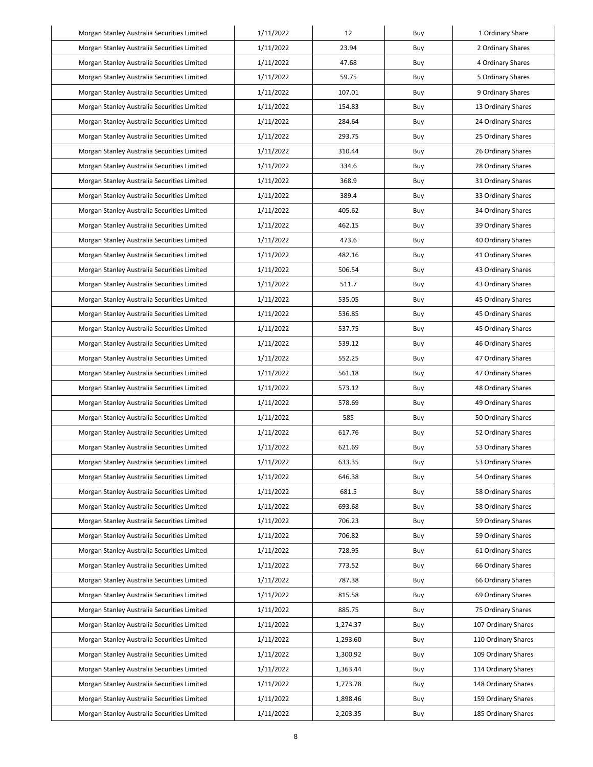| Morgan Stanley Australia Securities Limited | 1/11/2022 | 12 | Buy | 1 Ordinary Share |
|---|---|---|---|---|
| Morgan Stanley Australia Securities Limited | 1/11/2022 | 23.94 | Buy | 2 Ordinary Shares |
| Morgan Stanley Australia Securities Limited | 1/11/2022 | 47.68 | Buy | 4 Ordinary Shares |
| Morgan Stanley Australia Securities Limited | 1/11/2022 | 59.75 | Buy | 5 Ordinary Shares |
| Morgan Stanley Australia Securities Limited | 1/11/2022 | 107.01 | Buy | 9 Ordinary Shares |
| Morgan Stanley Australia Securities Limited | 1/11/2022 | 154.83 | Buy | 13 Ordinary Shares |
| Morgan Stanley Australia Securities Limited | 1/11/2022 | 284.64 | Buy | 24 Ordinary Shares |
| Morgan Stanley Australia Securities Limited | 1/11/2022 | 293.75 | Buy | 25 Ordinary Shares |
| Morgan Stanley Australia Securities Limited | 1/11/2022 | 310.44 | Buy | 26 Ordinary Shares |
| Morgan Stanley Australia Securities Limited | 1/11/2022 | 334.6 | Buy | 28 Ordinary Shares |
| Morgan Stanley Australia Securities Limited | 1/11/2022 | 368.9 | Buy | 31 Ordinary Shares |
| Morgan Stanley Australia Securities Limited | 1/11/2022 | 389.4 | Buy | 33 Ordinary Shares |
| Morgan Stanley Australia Securities Limited | 1/11/2022 | 405.62 | Buy | 34 Ordinary Shares |
| Morgan Stanley Australia Securities Limited | 1/11/2022 | 462.15 | Buy | 39 Ordinary Shares |
| Morgan Stanley Australia Securities Limited | 1/11/2022 | 473.6 | Buy | 40 Ordinary Shares |
| Morgan Stanley Australia Securities Limited | 1/11/2022 | 482.16 | Buy | 41 Ordinary Shares |
| Morgan Stanley Australia Securities Limited | 1/11/2022 | 506.54 | Buy | 43 Ordinary Shares |
| Morgan Stanley Australia Securities Limited | 1/11/2022 | 511.7 | Buy | 43 Ordinary Shares |
| Morgan Stanley Australia Securities Limited | 1/11/2022 | 535.05 | Buy | 45 Ordinary Shares |
| Morgan Stanley Australia Securities Limited | 1/11/2022 | 536.85 | Buy | 45 Ordinary Shares |
| Morgan Stanley Australia Securities Limited | 1/11/2022 | 537.75 | Buy | 45 Ordinary Shares |
| Morgan Stanley Australia Securities Limited | 1/11/2022 | 539.12 | Buy | 46 Ordinary Shares |
| Morgan Stanley Australia Securities Limited | 1/11/2022 | 552.25 | Buy | 47 Ordinary Shares |
| Morgan Stanley Australia Securities Limited | 1/11/2022 | 561.18 | Buy | 47 Ordinary Shares |
| Morgan Stanley Australia Securities Limited | 1/11/2022 | 573.12 | Buy | 48 Ordinary Shares |
| Morgan Stanley Australia Securities Limited | 1/11/2022 | 578.69 | Buy | 49 Ordinary Shares |
| Morgan Stanley Australia Securities Limited | 1/11/2022 | 585 | Buy | 50 Ordinary Shares |
| Morgan Stanley Australia Securities Limited | 1/11/2022 | 617.76 | Buy | 52 Ordinary Shares |
| Morgan Stanley Australia Securities Limited | 1/11/2022 | 621.69 | Buy | 53 Ordinary Shares |
| Morgan Stanley Australia Securities Limited | 1/11/2022 | 633.35 | Buy | 53 Ordinary Shares |
| Morgan Stanley Australia Securities Limited | 1/11/2022 | 646.38 | Buy | 54 Ordinary Shares |
| Morgan Stanley Australia Securities Limited | 1/11/2022 | 681.5 | Buy | 58 Ordinary Shares |
| Morgan Stanley Australia Securities Limited | 1/11/2022 | 693.68 | Buy | 58 Ordinary Shares |
| Morgan Stanley Australia Securities Limited | 1/11/2022 | 706.23 | Buy | 59 Ordinary Shares |
| Morgan Stanley Australia Securities Limited | 1/11/2022 | 706.82 | Buy | 59 Ordinary Shares |
| Morgan Stanley Australia Securities Limited | 1/11/2022 | 728.95 | Buy | 61 Ordinary Shares |
| Morgan Stanley Australia Securities Limited | 1/11/2022 | 773.52 | Buy | 66 Ordinary Shares |
| Morgan Stanley Australia Securities Limited | 1/11/2022 | 787.38 | Buy | 66 Ordinary Shares |
| Morgan Stanley Australia Securities Limited | 1/11/2022 | 815.58 | Buy | 69 Ordinary Shares |
| Morgan Stanley Australia Securities Limited | 1/11/2022 | 885.75 | Buy | 75 Ordinary Shares |
| Morgan Stanley Australia Securities Limited | 1/11/2022 | 1,274.37 | Buy | 107 Ordinary Shares |
| Morgan Stanley Australia Securities Limited | 1/11/2022 | 1,293.60 | Buy | 110 Ordinary Shares |
| Morgan Stanley Australia Securities Limited | 1/11/2022 | 1,300.92 | Buy | 109 Ordinary Shares |
| Morgan Stanley Australia Securities Limited | 1/11/2022 | 1,363.44 | Buy | 114 Ordinary Shares |
| Morgan Stanley Australia Securities Limited | 1/11/2022 | 1,773.78 | Buy | 148 Ordinary Shares |
| Morgan Stanley Australia Securities Limited | 1/11/2022 | 1,898.46 | Buy | 159 Ordinary Shares |
| Morgan Stanley Australia Securities Limited | 1/11/2022 | 2,203.35 | Buy | 185 Ordinary Shares |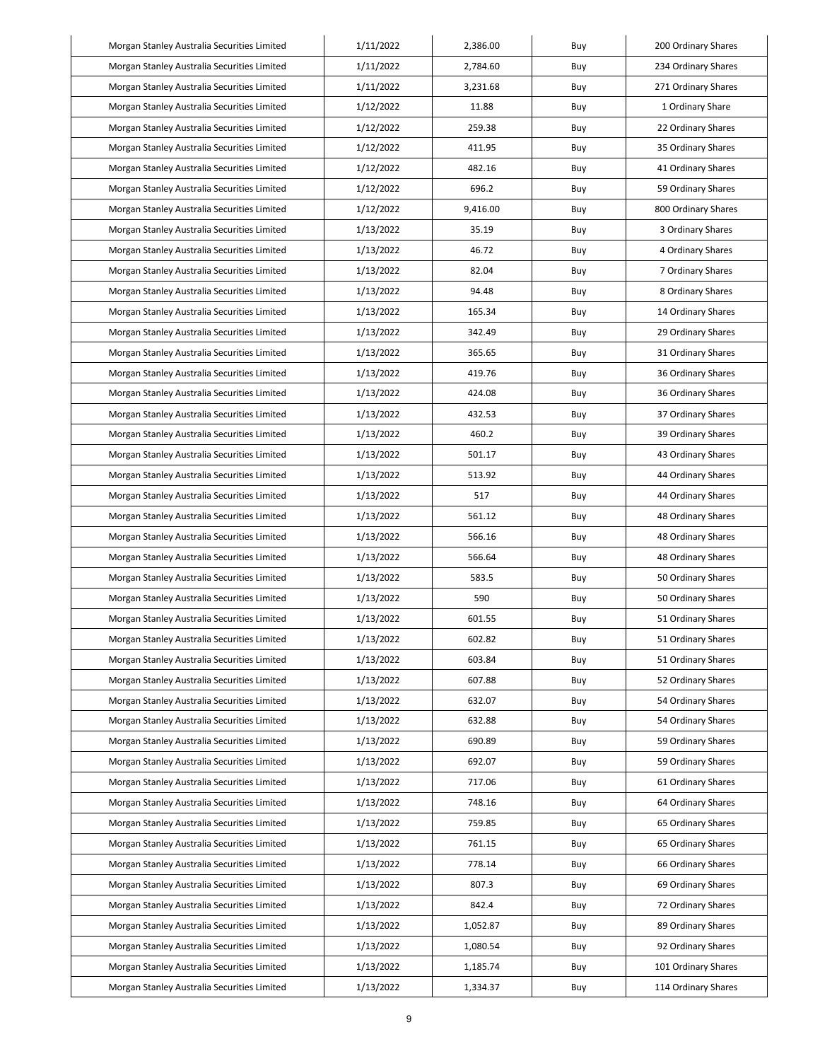| Morgan Stanley Australia Securities Limited | 1/11/2022 | 2,386.00 | Buy | 200 Ordinary Shares |
|---|---|---|---|---|
| Morgan Stanley Australia Securities Limited | 1/11/2022 | 2,784.60 | Buy | 234 Ordinary Shares |
| Morgan Stanley Australia Securities Limited | 1/11/2022 | 3,231.68 | Buy | 271 Ordinary Shares |
| Morgan Stanley Australia Securities Limited | 1/12/2022 | 11.88 | Buy | 1 Ordinary Share |
| Morgan Stanley Australia Securities Limited | 1/12/2022 | 259.38 | Buy | 22 Ordinary Shares |
| Morgan Stanley Australia Securities Limited | 1/12/2022 | 411.95 | Buy | 35 Ordinary Shares |
| Morgan Stanley Australia Securities Limited | 1/12/2022 | 482.16 | Buy | 41 Ordinary Shares |
| Morgan Stanley Australia Securities Limited | 1/12/2022 | 696.2 | Buy | 59 Ordinary Shares |
| Morgan Stanley Australia Securities Limited | 1/12/2022 | 9,416.00 | Buy | 800 Ordinary Shares |
| Morgan Stanley Australia Securities Limited | 1/13/2022 | 35.19 | Buy | 3 Ordinary Shares |
| Morgan Stanley Australia Securities Limited | 1/13/2022 | 46.72 | Buy | 4 Ordinary Shares |
| Morgan Stanley Australia Securities Limited | 1/13/2022 | 82.04 | Buy | 7 Ordinary Shares |
| Morgan Stanley Australia Securities Limited | 1/13/2022 | 94.48 | Buy | 8 Ordinary Shares |
| Morgan Stanley Australia Securities Limited | 1/13/2022 | 165.34 | Buy | 14 Ordinary Shares |
| Morgan Stanley Australia Securities Limited | 1/13/2022 | 342.49 | Buy | 29 Ordinary Shares |
| Morgan Stanley Australia Securities Limited | 1/13/2022 | 365.65 | Buy | 31 Ordinary Shares |
| Morgan Stanley Australia Securities Limited | 1/13/2022 | 419.76 | Buy | 36 Ordinary Shares |
| Morgan Stanley Australia Securities Limited | 1/13/2022 | 424.08 | Buy | 36 Ordinary Shares |
| Morgan Stanley Australia Securities Limited | 1/13/2022 | 432.53 | Buy | 37 Ordinary Shares |
| Morgan Stanley Australia Securities Limited | 1/13/2022 | 460.2 | Buy | 39 Ordinary Shares |
| Morgan Stanley Australia Securities Limited | 1/13/2022 | 501.17 | Buy | 43 Ordinary Shares |
| Morgan Stanley Australia Securities Limited | 1/13/2022 | 513.92 | Buy | 44 Ordinary Shares |
| Morgan Stanley Australia Securities Limited | 1/13/2022 | 517 | Buy | 44 Ordinary Shares |
| Morgan Stanley Australia Securities Limited | 1/13/2022 | 561.12 | Buy | 48 Ordinary Shares |
| Morgan Stanley Australia Securities Limited | 1/13/2022 | 566.16 | Buy | 48 Ordinary Shares |
| Morgan Stanley Australia Securities Limited | 1/13/2022 | 566.64 | Buy | 48 Ordinary Shares |
| Morgan Stanley Australia Securities Limited | 1/13/2022 | 583.5 | Buy | 50 Ordinary Shares |
| Morgan Stanley Australia Securities Limited | 1/13/2022 | 590 | Buy | 50 Ordinary Shares |
| Morgan Stanley Australia Securities Limited | 1/13/2022 | 601.55 | Buy | 51 Ordinary Shares |
| Morgan Stanley Australia Securities Limited | 1/13/2022 | 602.82 | Buy | 51 Ordinary Shares |
| Morgan Stanley Australia Securities Limited | 1/13/2022 | 603.84 | Buy | 51 Ordinary Shares |
| Morgan Stanley Australia Securities Limited | 1/13/2022 | 607.88 | Buy | 52 Ordinary Shares |
| Morgan Stanley Australia Securities Limited | 1/13/2022 | 632.07 | Buy | 54 Ordinary Shares |
| Morgan Stanley Australia Securities Limited | 1/13/2022 | 632.88 | Buy | 54 Ordinary Shares |
| Morgan Stanley Australia Securities Limited | 1/13/2022 | 690.89 | Buy | 59 Ordinary Shares |
| Morgan Stanley Australia Securities Limited | 1/13/2022 | 692.07 | Buy | 59 Ordinary Shares |
| Morgan Stanley Australia Securities Limited | 1/13/2022 | 717.06 | Buy | 61 Ordinary Shares |
| Morgan Stanley Australia Securities Limited | 1/13/2022 | 748.16 | Buy | 64 Ordinary Shares |
| Morgan Stanley Australia Securities Limited | 1/13/2022 | 759.85 | Buy | 65 Ordinary Shares |
| Morgan Stanley Australia Securities Limited | 1/13/2022 | 761.15 | Buy | 65 Ordinary Shares |
| Morgan Stanley Australia Securities Limited | 1/13/2022 | 778.14 | Buy | 66 Ordinary Shares |
| Morgan Stanley Australia Securities Limited | 1/13/2022 | 807.3 | Buy | 69 Ordinary Shares |
| Morgan Stanley Australia Securities Limited | 1/13/2022 | 842.4 | Buy | 72 Ordinary Shares |
| Morgan Stanley Australia Securities Limited | 1/13/2022 | 1,052.87 | Buy | 89 Ordinary Shares |
| Morgan Stanley Australia Securities Limited | 1/13/2022 | 1,080.54 | Buy | 92 Ordinary Shares |
| Morgan Stanley Australia Securities Limited | 1/13/2022 | 1,185.74 | Buy | 101 Ordinary Shares |
| Morgan Stanley Australia Securities Limited | 1/13/2022 | 1,334.37 | Buy | 114 Ordinary Shares |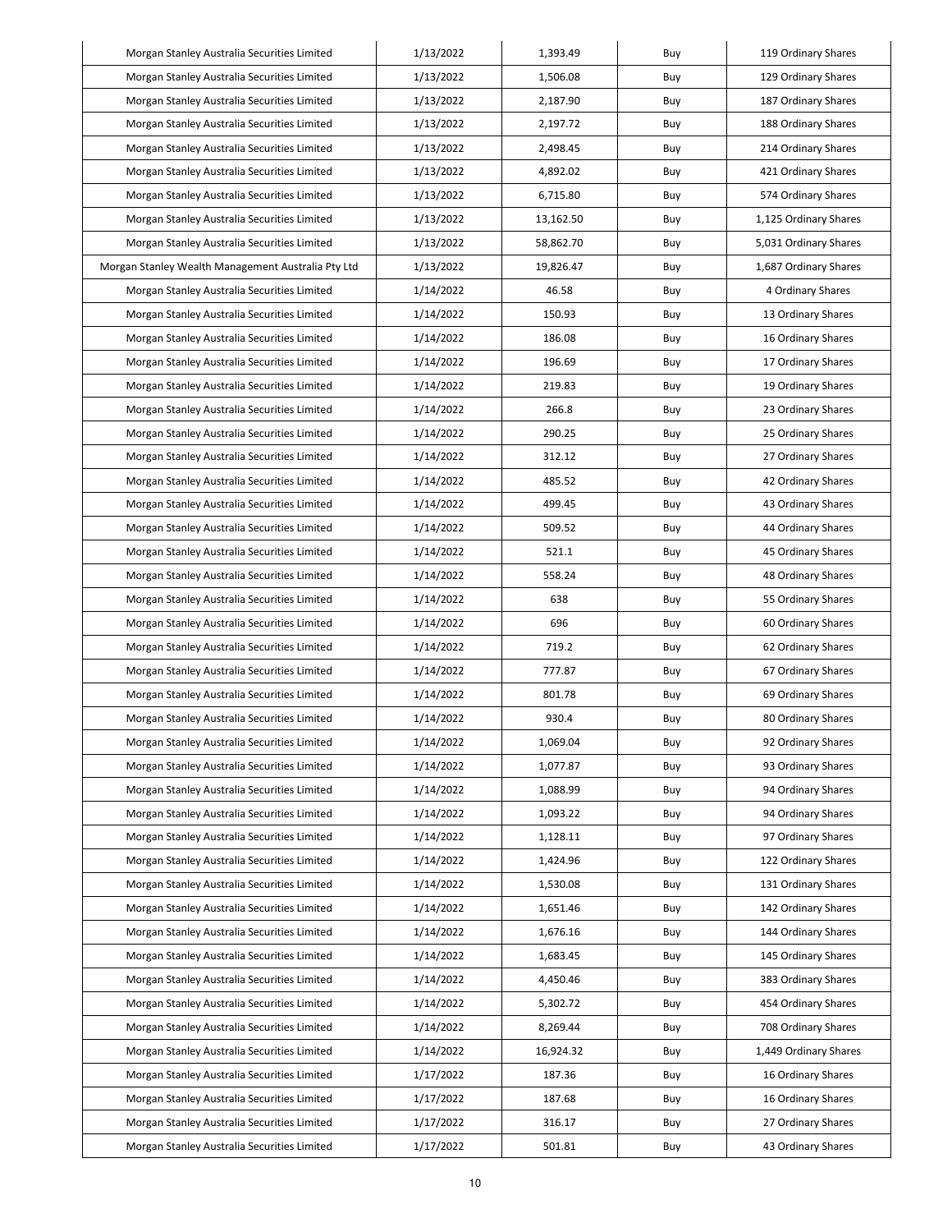| Morgan Stanley Australia Securities Limited | 1/13/2022 | 1,393.49 | Buy | 119 Ordinary Shares |
|---|---|---|---|---|
| Morgan Stanley Australia Securities Limited | 1/13/2022 | 1,506.08 | Buy | 129 Ordinary Shares |
| Morgan Stanley Australia Securities Limited | 1/13/2022 | 2,187.90 | Buy | 187 Ordinary Shares |
| Morgan Stanley Australia Securities Limited | 1/13/2022 | 2,197.72 | Buy | 188 Ordinary Shares |
| Morgan Stanley Australia Securities Limited | 1/13/2022 | 2,498.45 | Buy | 214 Ordinary Shares |
| Morgan Stanley Australia Securities Limited | 1/13/2022 | 4,892.02 | Buy | 421 Ordinary Shares |
| Morgan Stanley Australia Securities Limited | 1/13/2022 | 6,715.80 | Buy | 574 Ordinary Shares |
| Morgan Stanley Australia Securities Limited | 1/13/2022 | 13,162.50 | Buy | 1,125 Ordinary Shares |
| Morgan Stanley Australia Securities Limited | 1/13/2022 | 58,862.70 | Buy | 5,031 Ordinary Shares |
| Morgan Stanley Wealth Management Australia Pty Ltd | 1/13/2022 | 19,826.47 | Buy | 1,687 Ordinary Shares |
| Morgan Stanley Australia Securities Limited | 1/14/2022 | 46.58 | Buy | 4 Ordinary Shares |
| Morgan Stanley Australia Securities Limited | 1/14/2022 | 150.93 | Buy | 13 Ordinary Shares |
| Morgan Stanley Australia Securities Limited | 1/14/2022 | 186.08 | Buy | 16 Ordinary Shares |
| Morgan Stanley Australia Securities Limited | 1/14/2022 | 196.69 | Buy | 17 Ordinary Shares |
| Morgan Stanley Australia Securities Limited | 1/14/2022 | 219.83 | Buy | 19 Ordinary Shares |
| Morgan Stanley Australia Securities Limited | 1/14/2022 | 266.8 | Buy | 23 Ordinary Shares |
| Morgan Stanley Australia Securities Limited | 1/14/2022 | 290.25 | Buy | 25 Ordinary Shares |
| Morgan Stanley Australia Securities Limited | 1/14/2022 | 312.12 | Buy | 27 Ordinary Shares |
| Morgan Stanley Australia Securities Limited | 1/14/2022 | 485.52 | Buy | 42 Ordinary Shares |
| Morgan Stanley Australia Securities Limited | 1/14/2022 | 499.45 | Buy | 43 Ordinary Shares |
| Morgan Stanley Australia Securities Limited | 1/14/2022 | 509.52 | Buy | 44 Ordinary Shares |
| Morgan Stanley Australia Securities Limited | 1/14/2022 | 521.1 | Buy | 45 Ordinary Shares |
| Morgan Stanley Australia Securities Limited | 1/14/2022 | 558.24 | Buy | 48 Ordinary Shares |
| Morgan Stanley Australia Securities Limited | 1/14/2022 | 638 | Buy | 55 Ordinary Shares |
| Morgan Stanley Australia Securities Limited | 1/14/2022 | 696 | Buy | 60 Ordinary Shares |
| Morgan Stanley Australia Securities Limited | 1/14/2022 | 719.2 | Buy | 62 Ordinary Shares |
| Morgan Stanley Australia Securities Limited | 1/14/2022 | 777.87 | Buy | 67 Ordinary Shares |
| Morgan Stanley Australia Securities Limited | 1/14/2022 | 801.78 | Buy | 69 Ordinary Shares |
| Morgan Stanley Australia Securities Limited | 1/14/2022 | 930.4 | Buy | 80 Ordinary Shares |
| Morgan Stanley Australia Securities Limited | 1/14/2022 | 1,069.04 | Buy | 92 Ordinary Shares |
| Morgan Stanley Australia Securities Limited | 1/14/2022 | 1,077.87 | Buy | 93 Ordinary Shares |
| Morgan Stanley Australia Securities Limited | 1/14/2022 | 1,088.99 | Buy | 94 Ordinary Shares |
| Morgan Stanley Australia Securities Limited | 1/14/2022 | 1,093.22 | Buy | 94 Ordinary Shares |
| Morgan Stanley Australia Securities Limited | 1/14/2022 | 1,128.11 | Buy | 97 Ordinary Shares |
| Morgan Stanley Australia Securities Limited | 1/14/2022 | 1,424.96 | Buy | 122 Ordinary Shares |
| Morgan Stanley Australia Securities Limited | 1/14/2022 | 1,530.08 | Buy | 131 Ordinary Shares |
| Morgan Stanley Australia Securities Limited | 1/14/2022 | 1,651.46 | Buy | 142 Ordinary Shares |
| Morgan Stanley Australia Securities Limited | 1/14/2022 | 1,676.16 | Buy | 144 Ordinary Shares |
| Morgan Stanley Australia Securities Limited | 1/14/2022 | 1,683.45 | Buy | 145 Ordinary Shares |
| Morgan Stanley Australia Securities Limited | 1/14/2022 | 4,450.46 | Buy | 383 Ordinary Shares |
| Morgan Stanley Australia Securities Limited | 1/14/2022 | 5,302.72 | Buy | 454 Ordinary Shares |
| Morgan Stanley Australia Securities Limited | 1/14/2022 | 8,269.44 | Buy | 708 Ordinary Shares |
| Morgan Stanley Australia Securities Limited | 1/14/2022 | 16,924.32 | Buy | 1,449 Ordinary Shares |
| Morgan Stanley Australia Securities Limited | 1/17/2022 | 187.36 | Buy | 16 Ordinary Shares |
| Morgan Stanley Australia Securities Limited | 1/17/2022 | 187.68 | Buy | 16 Ordinary Shares |
| Morgan Stanley Australia Securities Limited | 1/17/2022 | 316.17 | Buy | 27 Ordinary Shares |
| Morgan Stanley Australia Securities Limited | 1/17/2022 | 501.81 | Buy | 43 Ordinary Shares |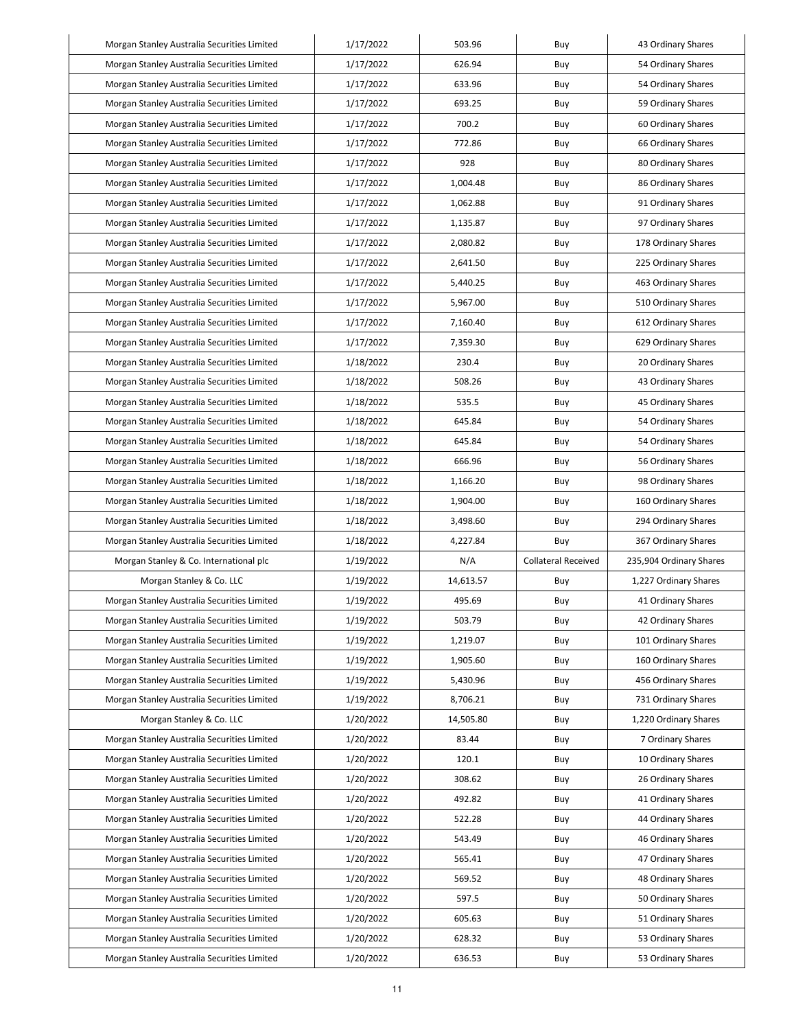| Morgan Stanley Australia Securities Limited | 1/17/2022 | 503.96 | Buy | 43 Ordinary Shares |
|---|---|---|---|---|
| Morgan Stanley Australia Securities Limited | 1/17/2022 | 626.94 | Buy | 54 Ordinary Shares |
| Morgan Stanley Australia Securities Limited | 1/17/2022 | 633.96 | Buy | 54 Ordinary Shares |
| Morgan Stanley Australia Securities Limited | 1/17/2022 | 693.25 | Buy | 59 Ordinary Shares |
| Morgan Stanley Australia Securities Limited | 1/17/2022 | 700.2 | Buy | 60 Ordinary Shares |
| Morgan Stanley Australia Securities Limited | 1/17/2022 | 772.86 | Buy | 66 Ordinary Shares |
| Morgan Stanley Australia Securities Limited | 1/17/2022 | 928 | Buy | 80 Ordinary Shares |
| Morgan Stanley Australia Securities Limited | 1/17/2022 | 1,004.48 | Buy | 86 Ordinary Shares |
| Morgan Stanley Australia Securities Limited | 1/17/2022 | 1,062.88 | Buy | 91 Ordinary Shares |
| Morgan Stanley Australia Securities Limited | 1/17/2022 | 1,135.87 | Buy | 97 Ordinary Shares |
| Morgan Stanley Australia Securities Limited | 1/17/2022 | 2,080.82 | Buy | 178 Ordinary Shares |
| Morgan Stanley Australia Securities Limited | 1/17/2022 | 2,641.50 | Buy | 225 Ordinary Shares |
| Morgan Stanley Australia Securities Limited | 1/17/2022 | 5,440.25 | Buy | 463 Ordinary Shares |
| Morgan Stanley Australia Securities Limited | 1/17/2022 | 5,967.00 | Buy | 510 Ordinary Shares |
| Morgan Stanley Australia Securities Limited | 1/17/2022 | 7,160.40 | Buy | 612 Ordinary Shares |
| Morgan Stanley Australia Securities Limited | 1/17/2022 | 7,359.30 | Buy | 629 Ordinary Shares |
| Morgan Stanley Australia Securities Limited | 1/18/2022 | 230.4 | Buy | 20 Ordinary Shares |
| Morgan Stanley Australia Securities Limited | 1/18/2022 | 508.26 | Buy | 43 Ordinary Shares |
| Morgan Stanley Australia Securities Limited | 1/18/2022 | 535.5 | Buy | 45 Ordinary Shares |
| Morgan Stanley Australia Securities Limited | 1/18/2022 | 645.84 | Buy | 54 Ordinary Shares |
| Morgan Stanley Australia Securities Limited | 1/18/2022 | 645.84 | Buy | 54 Ordinary Shares |
| Morgan Stanley Australia Securities Limited | 1/18/2022 | 666.96 | Buy | 56 Ordinary Shares |
| Morgan Stanley Australia Securities Limited | 1/18/2022 | 1,166.20 | Buy | 98 Ordinary Shares |
| Morgan Stanley Australia Securities Limited | 1/18/2022 | 1,904.00 | Buy | 160 Ordinary Shares |
| Morgan Stanley Australia Securities Limited | 1/18/2022 | 3,498.60 | Buy | 294 Ordinary Shares |
| Morgan Stanley Australia Securities Limited | 1/18/2022 | 4,227.84 | Buy | 367 Ordinary Shares |
| Morgan Stanley & Co. International plc | 1/19/2022 | N/A | Collateral Received | 235,904 Ordinary Shares |
| Morgan Stanley & Co. LLC | 1/19/2022 | 14,613.57 | Buy | 1,227 Ordinary Shares |
| Morgan Stanley Australia Securities Limited | 1/19/2022 | 495.69 | Buy | 41 Ordinary Shares |
| Morgan Stanley Australia Securities Limited | 1/19/2022 | 503.79 | Buy | 42 Ordinary Shares |
| Morgan Stanley Australia Securities Limited | 1/19/2022 | 1,219.07 | Buy | 101 Ordinary Shares |
| Morgan Stanley Australia Securities Limited | 1/19/2022 | 1,905.60 | Buy | 160 Ordinary Shares |
| Morgan Stanley Australia Securities Limited | 1/19/2022 | 5,430.96 | Buy | 456 Ordinary Shares |
| Morgan Stanley Australia Securities Limited | 1/19/2022 | 8,706.21 | Buy | 731 Ordinary Shares |
| Morgan Stanley & Co. LLC | 1/20/2022 | 14,505.80 | Buy | 1,220 Ordinary Shares |
| Morgan Stanley Australia Securities Limited | 1/20/2022 | 83.44 | Buy | 7 Ordinary Shares |
| Morgan Stanley Australia Securities Limited | 1/20/2022 | 120.1 | Buy | 10 Ordinary Shares |
| Morgan Stanley Australia Securities Limited | 1/20/2022 | 308.62 | Buy | 26 Ordinary Shares |
| Morgan Stanley Australia Securities Limited | 1/20/2022 | 492.82 | Buy | 41 Ordinary Shares |
| Morgan Stanley Australia Securities Limited | 1/20/2022 | 522.28 | Buy | 44 Ordinary Shares |
| Morgan Stanley Australia Securities Limited | 1/20/2022 | 543.49 | Buy | 46 Ordinary Shares |
| Morgan Stanley Australia Securities Limited | 1/20/2022 | 565.41 | Buy | 47 Ordinary Shares |
| Morgan Stanley Australia Securities Limited | 1/20/2022 | 569.52 | Buy | 48 Ordinary Shares |
| Morgan Stanley Australia Securities Limited | 1/20/2022 | 597.5 | Buy | 50 Ordinary Shares |
| Morgan Stanley Australia Securities Limited | 1/20/2022 | 605.63 | Buy | 51 Ordinary Shares |
| Morgan Stanley Australia Securities Limited | 1/20/2022 | 628.32 | Buy | 53 Ordinary Shares |
| Morgan Stanley Australia Securities Limited | 1/20/2022 | 636.53 | Buy | 53 Ordinary Shares |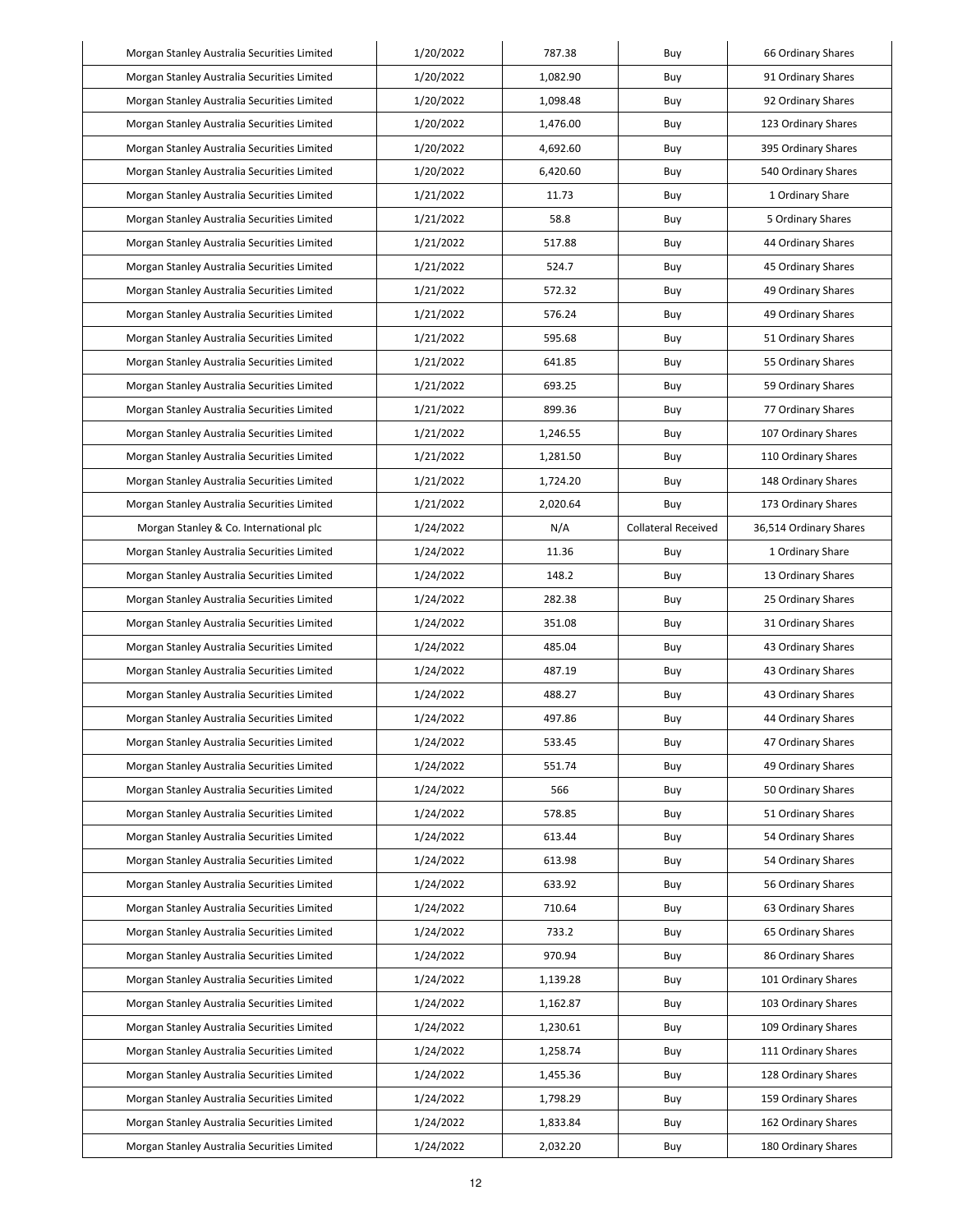| | | | | |
|---|---|---|---|---|
| Morgan Stanley Australia Securities Limited | 1/20/2022 | 787.38 | Buy | 66 Ordinary Shares |
| Morgan Stanley Australia Securities Limited | 1/20/2022 | 1,082.90 | Buy | 91 Ordinary Shares |
| Morgan Stanley Australia Securities Limited | 1/20/2022 | 1,098.48 | Buy | 92 Ordinary Shares |
| Morgan Stanley Australia Securities Limited | 1/20/2022 | 1,476.00 | Buy | 123 Ordinary Shares |
| Morgan Stanley Australia Securities Limited | 1/20/2022 | 4,692.60 | Buy | 395 Ordinary Shares |
| Morgan Stanley Australia Securities Limited | 1/20/2022 | 6,420.60 | Buy | 540 Ordinary Shares |
| Morgan Stanley Australia Securities Limited | 1/21/2022 | 11.73 | Buy | 1 Ordinary Share |
| Morgan Stanley Australia Securities Limited | 1/21/2022 | 58.8 | Buy | 5 Ordinary Shares |
| Morgan Stanley Australia Securities Limited | 1/21/2022 | 517.88 | Buy | 44 Ordinary Shares |
| Morgan Stanley Australia Securities Limited | 1/21/2022 | 524.7 | Buy | 45 Ordinary Shares |
| Morgan Stanley Australia Securities Limited | 1/21/2022 | 572.32 | Buy | 49 Ordinary Shares |
| Morgan Stanley Australia Securities Limited | 1/21/2022 | 576.24 | Buy | 49 Ordinary Shares |
| Morgan Stanley Australia Securities Limited | 1/21/2022 | 595.68 | Buy | 51 Ordinary Shares |
| Morgan Stanley Australia Securities Limited | 1/21/2022 | 641.85 | Buy | 55 Ordinary Shares |
| Morgan Stanley Australia Securities Limited | 1/21/2022 | 693.25 | Buy | 59 Ordinary Shares |
| Morgan Stanley Australia Securities Limited | 1/21/2022 | 899.36 | Buy | 77 Ordinary Shares |
| Morgan Stanley Australia Securities Limited | 1/21/2022 | 1,246.55 | Buy | 107 Ordinary Shares |
| Morgan Stanley Australia Securities Limited | 1/21/2022 | 1,281.50 | Buy | 110 Ordinary Shares |
| Morgan Stanley Australia Securities Limited | 1/21/2022 | 1,724.20 | Buy | 148 Ordinary Shares |
| Morgan Stanley Australia Securities Limited | 1/21/2022 | 2,020.64 | Buy | 173 Ordinary Shares |
| Morgan Stanley & Co. International plc | 1/24/2022 | N/A | Collateral Received | 36,514 Ordinary Shares |
| Morgan Stanley Australia Securities Limited | 1/24/2022 | 11.36 | Buy | 1 Ordinary Share |
| Morgan Stanley Australia Securities Limited | 1/24/2022 | 148.2 | Buy | 13 Ordinary Shares |
| Morgan Stanley Australia Securities Limited | 1/24/2022 | 282.38 | Buy | 25 Ordinary Shares |
| Morgan Stanley Australia Securities Limited | 1/24/2022 | 351.08 | Buy | 31 Ordinary Shares |
| Morgan Stanley Australia Securities Limited | 1/24/2022 | 485.04 | Buy | 43 Ordinary Shares |
| Morgan Stanley Australia Securities Limited | 1/24/2022 | 487.19 | Buy | 43 Ordinary Shares |
| Morgan Stanley Australia Securities Limited | 1/24/2022 | 488.27 | Buy | 43 Ordinary Shares |
| Morgan Stanley Australia Securities Limited | 1/24/2022 | 497.86 | Buy | 44 Ordinary Shares |
| Morgan Stanley Australia Securities Limited | 1/24/2022 | 533.45 | Buy | 47 Ordinary Shares |
| Morgan Stanley Australia Securities Limited | 1/24/2022 | 551.74 | Buy | 49 Ordinary Shares |
| Morgan Stanley Australia Securities Limited | 1/24/2022 | 566 | Buy | 50 Ordinary Shares |
| Morgan Stanley Australia Securities Limited | 1/24/2022 | 578.85 | Buy | 51 Ordinary Shares |
| Morgan Stanley Australia Securities Limited | 1/24/2022 | 613.44 | Buy | 54 Ordinary Shares |
| Morgan Stanley Australia Securities Limited | 1/24/2022 | 613.98 | Buy | 54 Ordinary Shares |
| Morgan Stanley Australia Securities Limited | 1/24/2022 | 633.92 | Buy | 56 Ordinary Shares |
| Morgan Stanley Australia Securities Limited | 1/24/2022 | 710.64 | Buy | 63 Ordinary Shares |
| Morgan Stanley Australia Securities Limited | 1/24/2022 | 733.2 | Buy | 65 Ordinary Shares |
| Morgan Stanley Australia Securities Limited | 1/24/2022 | 970.94 | Buy | 86 Ordinary Shares |
| Morgan Stanley Australia Securities Limited | 1/24/2022 | 1,139.28 | Buy | 101 Ordinary Shares |
| Morgan Stanley Australia Securities Limited | 1/24/2022 | 1,162.87 | Buy | 103 Ordinary Shares |
| Morgan Stanley Australia Securities Limited | 1/24/2022 | 1,230.61 | Buy | 109 Ordinary Shares |
| Morgan Stanley Australia Securities Limited | 1/24/2022 | 1,258.74 | Buy | 111 Ordinary Shares |
| Morgan Stanley Australia Securities Limited | 1/24/2022 | 1,455.36 | Buy | 128 Ordinary Shares |
| Morgan Stanley Australia Securities Limited | 1/24/2022 | 1,798.29 | Buy | 159 Ordinary Shares |
| Morgan Stanley Australia Securities Limited | 1/24/2022 | 1,833.84 | Buy | 162 Ordinary Shares |
| Morgan Stanley Australia Securities Limited | 1/24/2022 | 2,032.20 | Buy | 180 Ordinary Shares |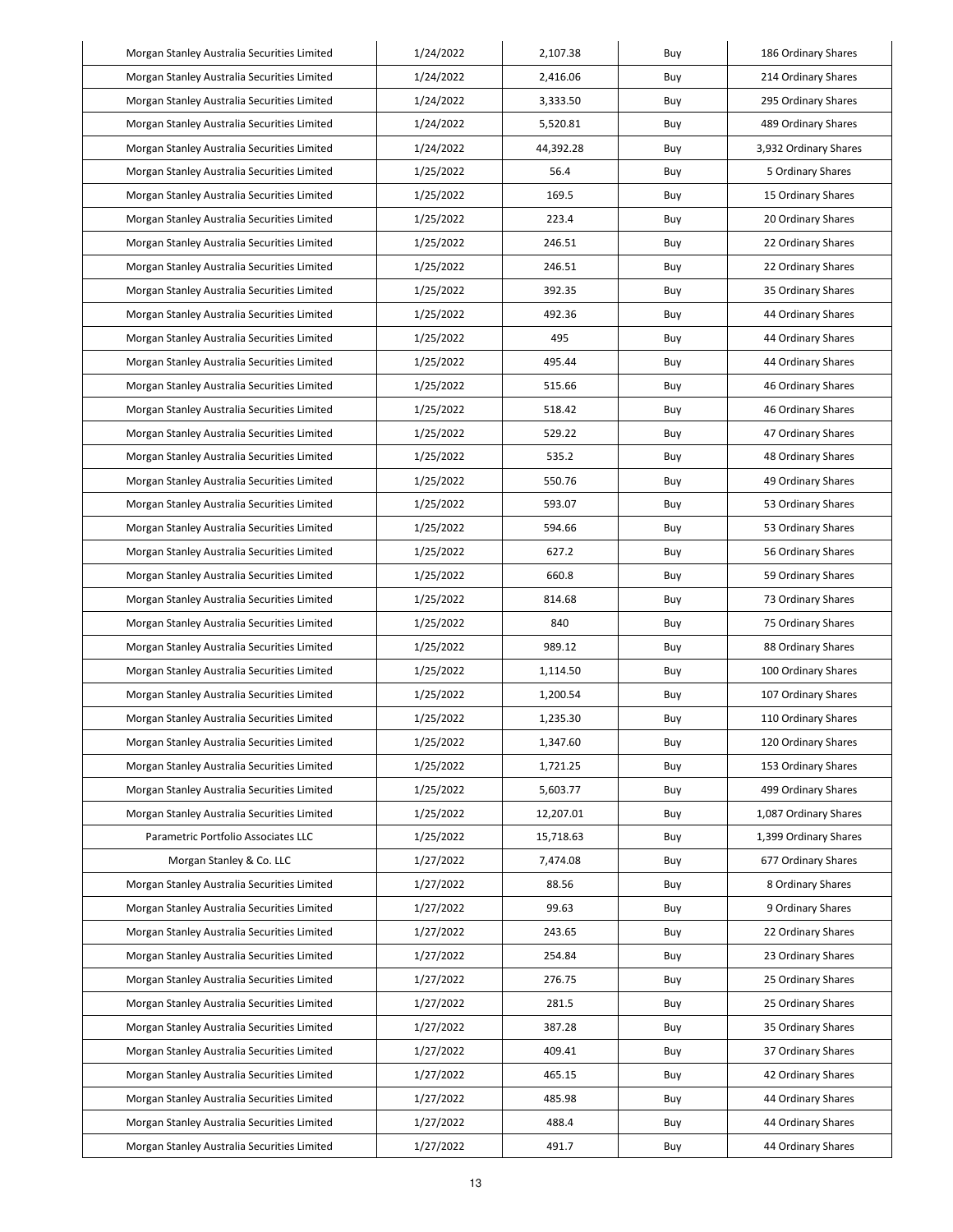| Morgan Stanley Australia Securities Limited | 1/24/2022 | 2,107.38 | Buy | 186 Ordinary Shares |
|---|---|---|---|---|
| Morgan Stanley Australia Securities Limited | 1/24/2022 | 2,416.06 | Buy | 214 Ordinary Shares |
| Morgan Stanley Australia Securities Limited | 1/24/2022 | 3,333.50 | Buy | 295 Ordinary Shares |
| Morgan Stanley Australia Securities Limited | 1/24/2022 | 5,520.81 | Buy | 489 Ordinary Shares |
| Morgan Stanley Australia Securities Limited | 1/24/2022 | 44,392.28 | Buy | 3,932 Ordinary Shares |
| Morgan Stanley Australia Securities Limited | 1/25/2022 | 56.4 | Buy | 5 Ordinary Shares |
| Morgan Stanley Australia Securities Limited | 1/25/2022 | 169.5 | Buy | 15 Ordinary Shares |
| Morgan Stanley Australia Securities Limited | 1/25/2022 | 223.4 | Buy | 20 Ordinary Shares |
| Morgan Stanley Australia Securities Limited | 1/25/2022 | 246.51 | Buy | 22 Ordinary Shares |
| Morgan Stanley Australia Securities Limited | 1/25/2022 | 246.51 | Buy | 22 Ordinary Shares |
| Morgan Stanley Australia Securities Limited | 1/25/2022 | 392.35 | Buy | 35 Ordinary Shares |
| Morgan Stanley Australia Securities Limited | 1/25/2022 | 492.36 | Buy | 44 Ordinary Shares |
| Morgan Stanley Australia Securities Limited | 1/25/2022 | 495 | Buy | 44 Ordinary Shares |
| Morgan Stanley Australia Securities Limited | 1/25/2022 | 495.44 | Buy | 44 Ordinary Shares |
| Morgan Stanley Australia Securities Limited | 1/25/2022 | 515.66 | Buy | 46 Ordinary Shares |
| Morgan Stanley Australia Securities Limited | 1/25/2022 | 518.42 | Buy | 46 Ordinary Shares |
| Morgan Stanley Australia Securities Limited | 1/25/2022 | 529.22 | Buy | 47 Ordinary Shares |
| Morgan Stanley Australia Securities Limited | 1/25/2022 | 535.2 | Buy | 48 Ordinary Shares |
| Morgan Stanley Australia Securities Limited | 1/25/2022 | 550.76 | Buy | 49 Ordinary Shares |
| Morgan Stanley Australia Securities Limited | 1/25/2022 | 593.07 | Buy | 53 Ordinary Shares |
| Morgan Stanley Australia Securities Limited | 1/25/2022 | 594.66 | Buy | 53 Ordinary Shares |
| Morgan Stanley Australia Securities Limited | 1/25/2022 | 627.2 | Buy | 56 Ordinary Shares |
| Morgan Stanley Australia Securities Limited | 1/25/2022 | 660.8 | Buy | 59 Ordinary Shares |
| Morgan Stanley Australia Securities Limited | 1/25/2022 | 814.68 | Buy | 73 Ordinary Shares |
| Morgan Stanley Australia Securities Limited | 1/25/2022 | 840 | Buy | 75 Ordinary Shares |
| Morgan Stanley Australia Securities Limited | 1/25/2022 | 989.12 | Buy | 88 Ordinary Shares |
| Morgan Stanley Australia Securities Limited | 1/25/2022 | 1,114.50 | Buy | 100 Ordinary Shares |
| Morgan Stanley Australia Securities Limited | 1/25/2022 | 1,200.54 | Buy | 107 Ordinary Shares |
| Morgan Stanley Australia Securities Limited | 1/25/2022 | 1,235.30 | Buy | 110 Ordinary Shares |
| Morgan Stanley Australia Securities Limited | 1/25/2022 | 1,347.60 | Buy | 120 Ordinary Shares |
| Morgan Stanley Australia Securities Limited | 1/25/2022 | 1,721.25 | Buy | 153 Ordinary Shares |
| Morgan Stanley Australia Securities Limited | 1/25/2022 | 5,603.77 | Buy | 499 Ordinary Shares |
| Morgan Stanley Australia Securities Limited | 1/25/2022 | 12,207.01 | Buy | 1,087 Ordinary Shares |
| Parametric Portfolio Associates LLC | 1/25/2022 | 15,718.63 | Buy | 1,399 Ordinary Shares |
| Morgan Stanley & Co. LLC | 1/27/2022 | 7,474.08 | Buy | 677 Ordinary Shares |
| Morgan Stanley Australia Securities Limited | 1/27/2022 | 88.56 | Buy | 8 Ordinary Shares |
| Morgan Stanley Australia Securities Limited | 1/27/2022 | 99.63 | Buy | 9 Ordinary Shares |
| Morgan Stanley Australia Securities Limited | 1/27/2022 | 243.65 | Buy | 22 Ordinary Shares |
| Morgan Stanley Australia Securities Limited | 1/27/2022 | 254.84 | Buy | 23 Ordinary Shares |
| Morgan Stanley Australia Securities Limited | 1/27/2022 | 276.75 | Buy | 25 Ordinary Shares |
| Morgan Stanley Australia Securities Limited | 1/27/2022 | 281.5 | Buy | 25 Ordinary Shares |
| Morgan Stanley Australia Securities Limited | 1/27/2022 | 387.28 | Buy | 35 Ordinary Shares |
| Morgan Stanley Australia Securities Limited | 1/27/2022 | 409.41 | Buy | 37 Ordinary Shares |
| Morgan Stanley Australia Securities Limited | 1/27/2022 | 465.15 | Buy | 42 Ordinary Shares |
| Morgan Stanley Australia Securities Limited | 1/27/2022 | 485.98 | Buy | 44 Ordinary Shares |
| Morgan Stanley Australia Securities Limited | 1/27/2022 | 488.4 | Buy | 44 Ordinary Shares |
| Morgan Stanley Australia Securities Limited | 1/27/2022 | 491.7 | Buy | 44 Ordinary Shares |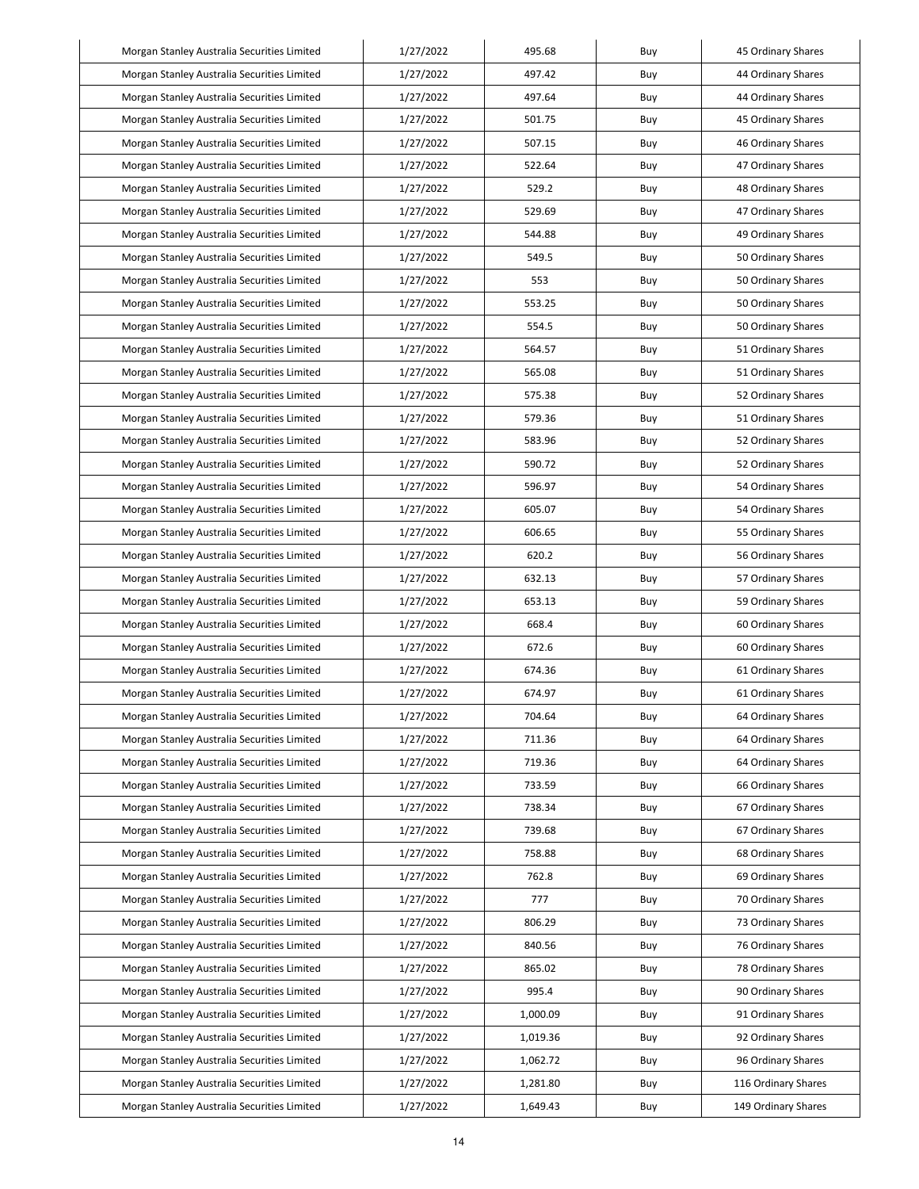| Morgan Stanley Australia Securities Limited | 1/27/2022 | 495.68 | Buy | 45 Ordinary Shares |
|---|---|---|---|---|
| Morgan Stanley Australia Securities Limited | 1/27/2022 | 497.42 | Buy | 44 Ordinary Shares |
| Morgan Stanley Australia Securities Limited | 1/27/2022 | 497.64 | Buy | 44 Ordinary Shares |
| Morgan Stanley Australia Securities Limited | 1/27/2022 | 501.75 | Buy | 45 Ordinary Shares |
| Morgan Stanley Australia Securities Limited | 1/27/2022 | 507.15 | Buy | 46 Ordinary Shares |
| Morgan Stanley Australia Securities Limited | 1/27/2022 | 522.64 | Buy | 47 Ordinary Shares |
| Morgan Stanley Australia Securities Limited | 1/27/2022 | 529.2 | Buy | 48 Ordinary Shares |
| Morgan Stanley Australia Securities Limited | 1/27/2022 | 529.69 | Buy | 47 Ordinary Shares |
| Morgan Stanley Australia Securities Limited | 1/27/2022 | 544.88 | Buy | 49 Ordinary Shares |
| Morgan Stanley Australia Securities Limited | 1/27/2022 | 549.5 | Buy | 50 Ordinary Shares |
| Morgan Stanley Australia Securities Limited | 1/27/2022 | 553 | Buy | 50 Ordinary Shares |
| Morgan Stanley Australia Securities Limited | 1/27/2022 | 553.25 | Buy | 50 Ordinary Shares |
| Morgan Stanley Australia Securities Limited | 1/27/2022 | 554.5 | Buy | 50 Ordinary Shares |
| Morgan Stanley Australia Securities Limited | 1/27/2022 | 564.57 | Buy | 51 Ordinary Shares |
| Morgan Stanley Australia Securities Limited | 1/27/2022 | 565.08 | Buy | 51 Ordinary Shares |
| Morgan Stanley Australia Securities Limited | 1/27/2022 | 575.38 | Buy | 52 Ordinary Shares |
| Morgan Stanley Australia Securities Limited | 1/27/2022 | 579.36 | Buy | 51 Ordinary Shares |
| Morgan Stanley Australia Securities Limited | 1/27/2022 | 583.96 | Buy | 52 Ordinary Shares |
| Morgan Stanley Australia Securities Limited | 1/27/2022 | 590.72 | Buy | 52 Ordinary Shares |
| Morgan Stanley Australia Securities Limited | 1/27/2022 | 596.97 | Buy | 54 Ordinary Shares |
| Morgan Stanley Australia Securities Limited | 1/27/2022 | 605.07 | Buy | 54 Ordinary Shares |
| Morgan Stanley Australia Securities Limited | 1/27/2022 | 606.65 | Buy | 55 Ordinary Shares |
| Morgan Stanley Australia Securities Limited | 1/27/2022 | 620.2 | Buy | 56 Ordinary Shares |
| Morgan Stanley Australia Securities Limited | 1/27/2022 | 632.13 | Buy | 57 Ordinary Shares |
| Morgan Stanley Australia Securities Limited | 1/27/2022 | 653.13 | Buy | 59 Ordinary Shares |
| Morgan Stanley Australia Securities Limited | 1/27/2022 | 668.4 | Buy | 60 Ordinary Shares |
| Morgan Stanley Australia Securities Limited | 1/27/2022 | 672.6 | Buy | 60 Ordinary Shares |
| Morgan Stanley Australia Securities Limited | 1/27/2022 | 674.36 | Buy | 61 Ordinary Shares |
| Morgan Stanley Australia Securities Limited | 1/27/2022 | 674.97 | Buy | 61 Ordinary Shares |
| Morgan Stanley Australia Securities Limited | 1/27/2022 | 704.64 | Buy | 64 Ordinary Shares |
| Morgan Stanley Australia Securities Limited | 1/27/2022 | 711.36 | Buy | 64 Ordinary Shares |
| Morgan Stanley Australia Securities Limited | 1/27/2022 | 719.36 | Buy | 64 Ordinary Shares |
| Morgan Stanley Australia Securities Limited | 1/27/2022 | 733.59 | Buy | 66 Ordinary Shares |
| Morgan Stanley Australia Securities Limited | 1/27/2022 | 738.34 | Buy | 67 Ordinary Shares |
| Morgan Stanley Australia Securities Limited | 1/27/2022 | 739.68 | Buy | 67 Ordinary Shares |
| Morgan Stanley Australia Securities Limited | 1/27/2022 | 758.88 | Buy | 68 Ordinary Shares |
| Morgan Stanley Australia Securities Limited | 1/27/2022 | 762.8 | Buy | 69 Ordinary Shares |
| Morgan Stanley Australia Securities Limited | 1/27/2022 | 777 | Buy | 70 Ordinary Shares |
| Morgan Stanley Australia Securities Limited | 1/27/2022 | 806.29 | Buy | 73 Ordinary Shares |
| Morgan Stanley Australia Securities Limited | 1/27/2022 | 840.56 | Buy | 76 Ordinary Shares |
| Morgan Stanley Australia Securities Limited | 1/27/2022 | 865.02 | Buy | 78 Ordinary Shares |
| Morgan Stanley Australia Securities Limited | 1/27/2022 | 995.4 | Buy | 90 Ordinary Shares |
| Morgan Stanley Australia Securities Limited | 1/27/2022 | 1,000.09 | Buy | 91 Ordinary Shares |
| Morgan Stanley Australia Securities Limited | 1/27/2022 | 1,019.36 | Buy | 92 Ordinary Shares |
| Morgan Stanley Australia Securities Limited | 1/27/2022 | 1,062.72 | Buy | 96 Ordinary Shares |
| Morgan Stanley Australia Securities Limited | 1/27/2022 | 1,281.80 | Buy | 116 Ordinary Shares |
| Morgan Stanley Australia Securities Limited | 1/27/2022 | 1,649.43 | Buy | 149 Ordinary Shares |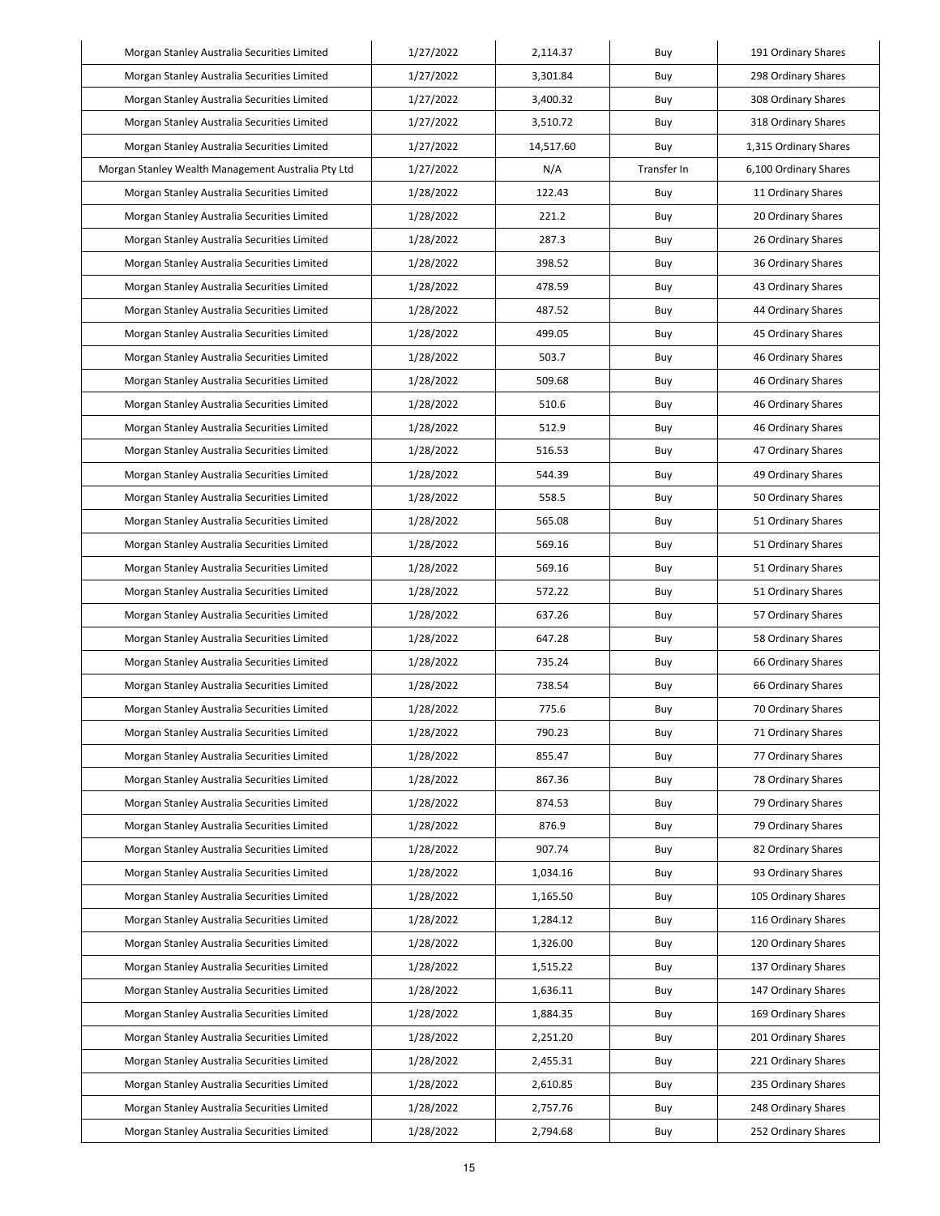| Morgan Stanley Australia Securities Limited | 1/27/2022 | 2,114.37 | Buy | 191 Ordinary Shares |
|---|---|---|---|---|
| Morgan Stanley Australia Securities Limited | 1/27/2022 | 3,301.84 | Buy | 298 Ordinary Shares |
| Morgan Stanley Australia Securities Limited | 1/27/2022 | 3,400.32 | Buy | 308 Ordinary Shares |
| Morgan Stanley Australia Securities Limited | 1/27/2022 | 3,510.72 | Buy | 318 Ordinary Shares |
| Morgan Stanley Australia Securities Limited | 1/27/2022 | 14,517.60 | Buy | 1,315 Ordinary Shares |
| Morgan Stanley Wealth Management Australia Pty Ltd | 1/27/2022 | N/A | Transfer In | 6,100 Ordinary Shares |
| Morgan Stanley Australia Securities Limited | 1/28/2022 | 122.43 | Buy | 11 Ordinary Shares |
| Morgan Stanley Australia Securities Limited | 1/28/2022 | 221.2 | Buy | 20 Ordinary Shares |
| Morgan Stanley Australia Securities Limited | 1/28/2022 | 287.3 | Buy | 26 Ordinary Shares |
| Morgan Stanley Australia Securities Limited | 1/28/2022 | 398.52 | Buy | 36 Ordinary Shares |
| Morgan Stanley Australia Securities Limited | 1/28/2022 | 478.59 | Buy | 43 Ordinary Shares |
| Morgan Stanley Australia Securities Limited | 1/28/2022 | 487.52 | Buy | 44 Ordinary Shares |
| Morgan Stanley Australia Securities Limited | 1/28/2022 | 499.05 | Buy | 45 Ordinary Shares |
| Morgan Stanley Australia Securities Limited | 1/28/2022 | 503.7 | Buy | 46 Ordinary Shares |
| Morgan Stanley Australia Securities Limited | 1/28/2022 | 509.68 | Buy | 46 Ordinary Shares |
| Morgan Stanley Australia Securities Limited | 1/28/2022 | 510.6 | Buy | 46 Ordinary Shares |
| Morgan Stanley Australia Securities Limited | 1/28/2022 | 512.9 | Buy | 46 Ordinary Shares |
| Morgan Stanley Australia Securities Limited | 1/28/2022 | 516.53 | Buy | 47 Ordinary Shares |
| Morgan Stanley Australia Securities Limited | 1/28/2022 | 544.39 | Buy | 49 Ordinary Shares |
| Morgan Stanley Australia Securities Limited | 1/28/2022 | 558.5 | Buy | 50 Ordinary Shares |
| Morgan Stanley Australia Securities Limited | 1/28/2022 | 565.08 | Buy | 51 Ordinary Shares |
| Morgan Stanley Australia Securities Limited | 1/28/2022 | 569.16 | Buy | 51 Ordinary Shares |
| Morgan Stanley Australia Securities Limited | 1/28/2022 | 569.16 | Buy | 51 Ordinary Shares |
| Morgan Stanley Australia Securities Limited | 1/28/2022 | 572.22 | Buy | 51 Ordinary Shares |
| Morgan Stanley Australia Securities Limited | 1/28/2022 | 637.26 | Buy | 57 Ordinary Shares |
| Morgan Stanley Australia Securities Limited | 1/28/2022 | 647.28 | Buy | 58 Ordinary Shares |
| Morgan Stanley Australia Securities Limited | 1/28/2022 | 735.24 | Buy | 66 Ordinary Shares |
| Morgan Stanley Australia Securities Limited | 1/28/2022 | 738.54 | Buy | 66 Ordinary Shares |
| Morgan Stanley Australia Securities Limited | 1/28/2022 | 775.6 | Buy | 70 Ordinary Shares |
| Morgan Stanley Australia Securities Limited | 1/28/2022 | 790.23 | Buy | 71 Ordinary Shares |
| Morgan Stanley Australia Securities Limited | 1/28/2022 | 855.47 | Buy | 77 Ordinary Shares |
| Morgan Stanley Australia Securities Limited | 1/28/2022 | 867.36 | Buy | 78 Ordinary Shares |
| Morgan Stanley Australia Securities Limited | 1/28/2022 | 874.53 | Buy | 79 Ordinary Shares |
| Morgan Stanley Australia Securities Limited | 1/28/2022 | 876.9 | Buy | 79 Ordinary Shares |
| Morgan Stanley Australia Securities Limited | 1/28/2022 | 907.74 | Buy | 82 Ordinary Shares |
| Morgan Stanley Australia Securities Limited | 1/28/2022 | 1,034.16 | Buy | 93 Ordinary Shares |
| Morgan Stanley Australia Securities Limited | 1/28/2022 | 1,165.50 | Buy | 105 Ordinary Shares |
| Morgan Stanley Australia Securities Limited | 1/28/2022 | 1,284.12 | Buy | 116 Ordinary Shares |
| Morgan Stanley Australia Securities Limited | 1/28/2022 | 1,326.00 | Buy | 120 Ordinary Shares |
| Morgan Stanley Australia Securities Limited | 1/28/2022 | 1,515.22 | Buy | 137 Ordinary Shares |
| Morgan Stanley Australia Securities Limited | 1/28/2022 | 1,636.11 | Buy | 147 Ordinary Shares |
| Morgan Stanley Australia Securities Limited | 1/28/2022 | 1,884.35 | Buy | 169 Ordinary Shares |
| Morgan Stanley Australia Securities Limited | 1/28/2022 | 2,251.20 | Buy | 201 Ordinary Shares |
| Morgan Stanley Australia Securities Limited | 1/28/2022 | 2,455.31 | Buy | 221 Ordinary Shares |
| Morgan Stanley Australia Securities Limited | 1/28/2022 | 2,610.85 | Buy | 235 Ordinary Shares |
| Morgan Stanley Australia Securities Limited | 1/28/2022 | 2,757.76 | Buy | 248 Ordinary Shares |
| Morgan Stanley Australia Securities Limited | 1/28/2022 | 2,794.68 | Buy | 252 Ordinary Shares |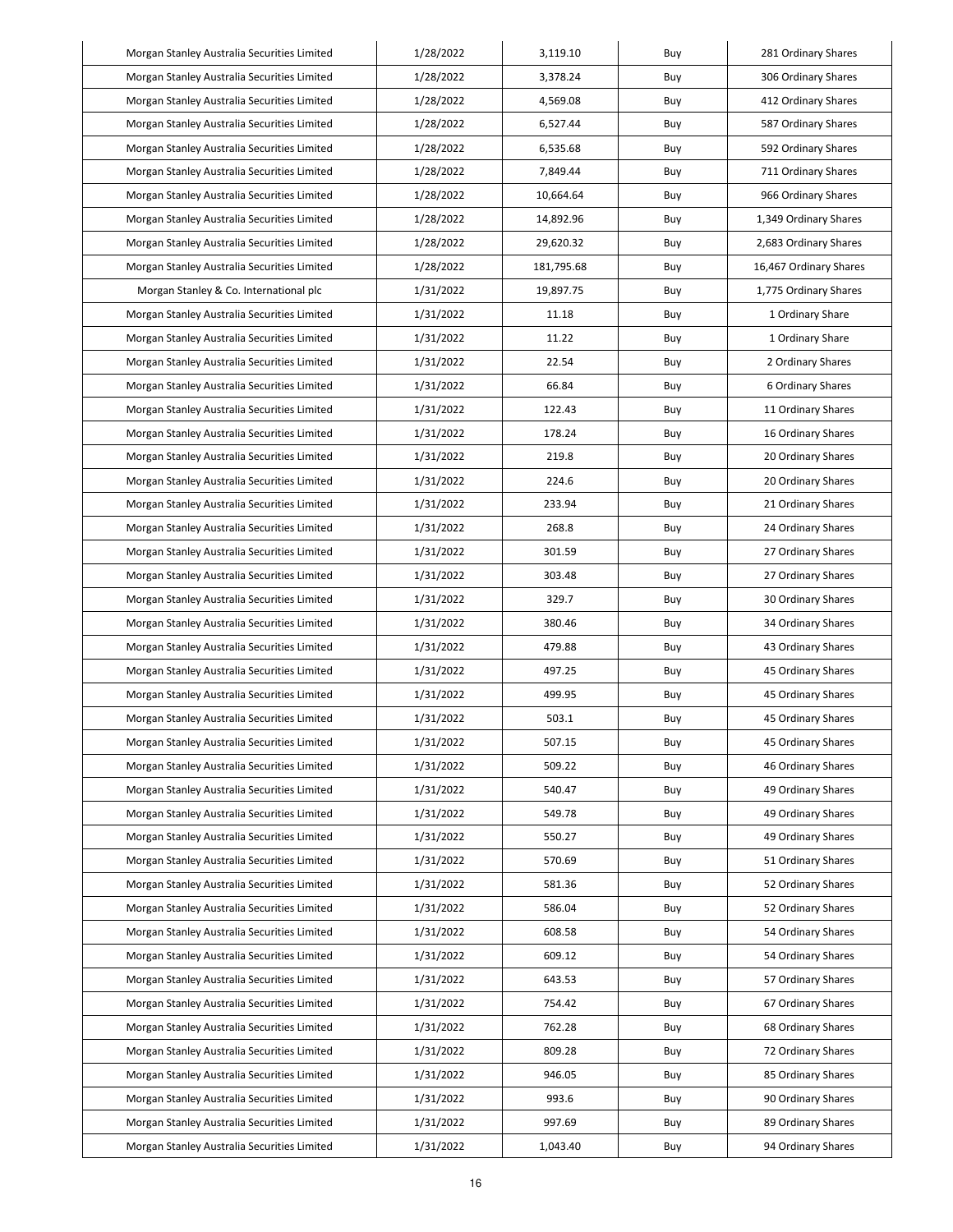| Morgan Stanley Australia Securities Limited | 1/28/2022 | 3,119.10 | Buy | 281 Ordinary Shares |
|---|---|---|---|---|
| Morgan Stanley Australia Securities Limited | 1/28/2022 | 3,378.24 | Buy | 306 Ordinary Shares |
| Morgan Stanley Australia Securities Limited | 1/28/2022 | 4,569.08 | Buy | 412 Ordinary Shares |
| Morgan Stanley Australia Securities Limited | 1/28/2022 | 6,527.44 | Buy | 587 Ordinary Shares |
| Morgan Stanley Australia Securities Limited | 1/28/2022 | 6,535.68 | Buy | 592 Ordinary Shares |
| Morgan Stanley Australia Securities Limited | 1/28/2022 | 7,849.44 | Buy | 711 Ordinary Shares |
| Morgan Stanley Australia Securities Limited | 1/28/2022 | 10,664.64 | Buy | 966 Ordinary Shares |
| Morgan Stanley Australia Securities Limited | 1/28/2022 | 14,892.96 | Buy | 1,349 Ordinary Shares |
| Morgan Stanley Australia Securities Limited | 1/28/2022 | 29,620.32 | Buy | 2,683 Ordinary Shares |
| Morgan Stanley Australia Securities Limited | 1/28/2022 | 181,795.68 | Buy | 16,467 Ordinary Shares |
| Morgan Stanley & Co. International plc | 1/31/2022 | 19,897.75 | Buy | 1,775 Ordinary Shares |
| Morgan Stanley Australia Securities Limited | 1/31/2022 | 11.18 | Buy | 1 Ordinary Share |
| Morgan Stanley Australia Securities Limited | 1/31/2022 | 11.22 | Buy | 1 Ordinary Share |
| Morgan Stanley Australia Securities Limited | 1/31/2022 | 22.54 | Buy | 2 Ordinary Shares |
| Morgan Stanley Australia Securities Limited | 1/31/2022 | 66.84 | Buy | 6 Ordinary Shares |
| Morgan Stanley Australia Securities Limited | 1/31/2022 | 122.43 | Buy | 11 Ordinary Shares |
| Morgan Stanley Australia Securities Limited | 1/31/2022 | 178.24 | Buy | 16 Ordinary Shares |
| Morgan Stanley Australia Securities Limited | 1/31/2022 | 219.8 | Buy | 20 Ordinary Shares |
| Morgan Stanley Australia Securities Limited | 1/31/2022 | 224.6 | Buy | 20 Ordinary Shares |
| Morgan Stanley Australia Securities Limited | 1/31/2022 | 233.94 | Buy | 21 Ordinary Shares |
| Morgan Stanley Australia Securities Limited | 1/31/2022 | 268.8 | Buy | 24 Ordinary Shares |
| Morgan Stanley Australia Securities Limited | 1/31/2022 | 301.59 | Buy | 27 Ordinary Shares |
| Morgan Stanley Australia Securities Limited | 1/31/2022 | 303.48 | Buy | 27 Ordinary Shares |
| Morgan Stanley Australia Securities Limited | 1/31/2022 | 329.7 | Buy | 30 Ordinary Shares |
| Morgan Stanley Australia Securities Limited | 1/31/2022 | 380.46 | Buy | 34 Ordinary Shares |
| Morgan Stanley Australia Securities Limited | 1/31/2022 | 479.88 | Buy | 43 Ordinary Shares |
| Morgan Stanley Australia Securities Limited | 1/31/2022 | 497.25 | Buy | 45 Ordinary Shares |
| Morgan Stanley Australia Securities Limited | 1/31/2022 | 499.95 | Buy | 45 Ordinary Shares |
| Morgan Stanley Australia Securities Limited | 1/31/2022 | 503.1 | Buy | 45 Ordinary Shares |
| Morgan Stanley Australia Securities Limited | 1/31/2022 | 507.15 | Buy | 45 Ordinary Shares |
| Morgan Stanley Australia Securities Limited | 1/31/2022 | 509.22 | Buy | 46 Ordinary Shares |
| Morgan Stanley Australia Securities Limited | 1/31/2022 | 540.47 | Buy | 49 Ordinary Shares |
| Morgan Stanley Australia Securities Limited | 1/31/2022 | 549.78 | Buy | 49 Ordinary Shares |
| Morgan Stanley Australia Securities Limited | 1/31/2022 | 550.27 | Buy | 49 Ordinary Shares |
| Morgan Stanley Australia Securities Limited | 1/31/2022 | 570.69 | Buy | 51 Ordinary Shares |
| Morgan Stanley Australia Securities Limited | 1/31/2022 | 581.36 | Buy | 52 Ordinary Shares |
| Morgan Stanley Australia Securities Limited | 1/31/2022 | 586.04 | Buy | 52 Ordinary Shares |
| Morgan Stanley Australia Securities Limited | 1/31/2022 | 608.58 | Buy | 54 Ordinary Shares |
| Morgan Stanley Australia Securities Limited | 1/31/2022 | 609.12 | Buy | 54 Ordinary Shares |
| Morgan Stanley Australia Securities Limited | 1/31/2022 | 643.53 | Buy | 57 Ordinary Shares |
| Morgan Stanley Australia Securities Limited | 1/31/2022 | 754.42 | Buy | 67 Ordinary Shares |
| Morgan Stanley Australia Securities Limited | 1/31/2022 | 762.28 | Buy | 68 Ordinary Shares |
| Morgan Stanley Australia Securities Limited | 1/31/2022 | 809.28 | Buy | 72 Ordinary Shares |
| Morgan Stanley Australia Securities Limited | 1/31/2022 | 946.05 | Buy | 85 Ordinary Shares |
| Morgan Stanley Australia Securities Limited | 1/31/2022 | 993.6 | Buy | 90 Ordinary Shares |
| Morgan Stanley Australia Securities Limited | 1/31/2022 | 997.69 | Buy | 89 Ordinary Shares |
| Morgan Stanley Australia Securities Limited | 1/31/2022 | 1,043.40 | Buy | 94 Ordinary Shares |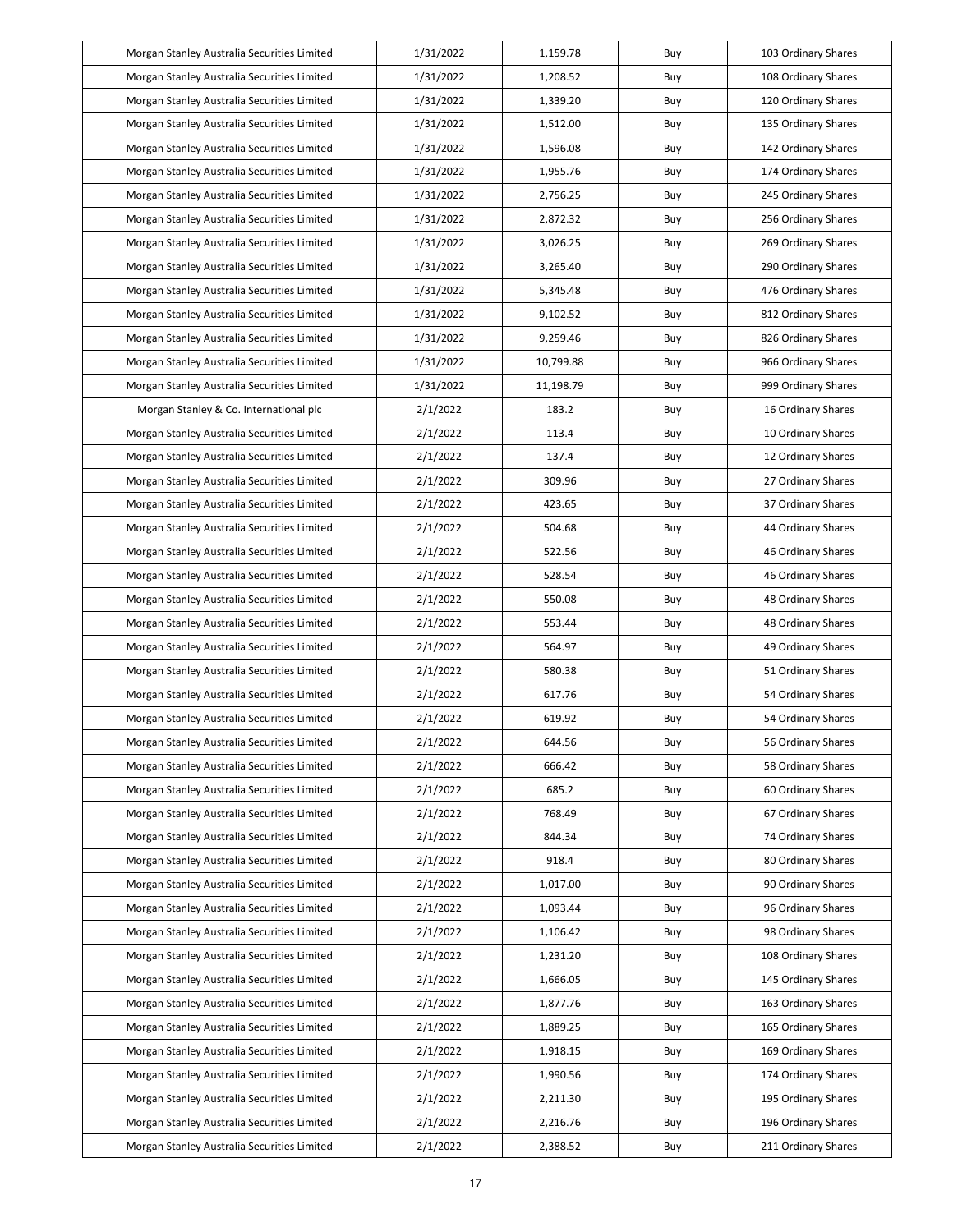| | | | | |
|---|---|---|---|---|
| Morgan Stanley Australia Securities Limited | 1/31/2022 | 1,159.78 | Buy | 103 Ordinary Shares |
| Morgan Stanley Australia Securities Limited | 1/31/2022 | 1,208.52 | Buy | 108 Ordinary Shares |
| Morgan Stanley Australia Securities Limited | 1/31/2022 | 1,339.20 | Buy | 120 Ordinary Shares |
| Morgan Stanley Australia Securities Limited | 1/31/2022 | 1,512.00 | Buy | 135 Ordinary Shares |
| Morgan Stanley Australia Securities Limited | 1/31/2022 | 1,596.08 | Buy | 142 Ordinary Shares |
| Morgan Stanley Australia Securities Limited | 1/31/2022 | 1,955.76 | Buy | 174 Ordinary Shares |
| Morgan Stanley Australia Securities Limited | 1/31/2022 | 2,756.25 | Buy | 245 Ordinary Shares |
| Morgan Stanley Australia Securities Limited | 1/31/2022 | 2,872.32 | Buy | 256 Ordinary Shares |
| Morgan Stanley Australia Securities Limited | 1/31/2022 | 3,026.25 | Buy | 269 Ordinary Shares |
| Morgan Stanley Australia Securities Limited | 1/31/2022 | 3,265.40 | Buy | 290 Ordinary Shares |
| Morgan Stanley Australia Securities Limited | 1/31/2022 | 5,345.48 | Buy | 476 Ordinary Shares |
| Morgan Stanley Australia Securities Limited | 1/31/2022 | 9,102.52 | Buy | 812 Ordinary Shares |
| Morgan Stanley Australia Securities Limited | 1/31/2022 | 9,259.46 | Buy | 826 Ordinary Shares |
| Morgan Stanley Australia Securities Limited | 1/31/2022 | 10,799.88 | Buy | 966 Ordinary Shares |
| Morgan Stanley Australia Securities Limited | 1/31/2022 | 11,198.79 | Buy | 999 Ordinary Shares |
| Morgan Stanley & Co. International plc | 2/1/2022 | 183.2 | Buy | 16 Ordinary Shares |
| Morgan Stanley Australia Securities Limited | 2/1/2022 | 113.4 | Buy | 10 Ordinary Shares |
| Morgan Stanley Australia Securities Limited | 2/1/2022 | 137.4 | Buy | 12 Ordinary Shares |
| Morgan Stanley Australia Securities Limited | 2/1/2022 | 309.96 | Buy | 27 Ordinary Shares |
| Morgan Stanley Australia Securities Limited | 2/1/2022 | 423.65 | Buy | 37 Ordinary Shares |
| Morgan Stanley Australia Securities Limited | 2/1/2022 | 504.68 | Buy | 44 Ordinary Shares |
| Morgan Stanley Australia Securities Limited | 2/1/2022 | 522.56 | Buy | 46 Ordinary Shares |
| Morgan Stanley Australia Securities Limited | 2/1/2022 | 528.54 | Buy | 46 Ordinary Shares |
| Morgan Stanley Australia Securities Limited | 2/1/2022 | 550.08 | Buy | 48 Ordinary Shares |
| Morgan Stanley Australia Securities Limited | 2/1/2022 | 553.44 | Buy | 48 Ordinary Shares |
| Morgan Stanley Australia Securities Limited | 2/1/2022 | 564.97 | Buy | 49 Ordinary Shares |
| Morgan Stanley Australia Securities Limited | 2/1/2022 | 580.38 | Buy | 51 Ordinary Shares |
| Morgan Stanley Australia Securities Limited | 2/1/2022 | 617.76 | Buy | 54 Ordinary Shares |
| Morgan Stanley Australia Securities Limited | 2/1/2022 | 619.92 | Buy | 54 Ordinary Shares |
| Morgan Stanley Australia Securities Limited | 2/1/2022 | 644.56 | Buy | 56 Ordinary Shares |
| Morgan Stanley Australia Securities Limited | 2/1/2022 | 666.42 | Buy | 58 Ordinary Shares |
| Morgan Stanley Australia Securities Limited | 2/1/2022 | 685.2 | Buy | 60 Ordinary Shares |
| Morgan Stanley Australia Securities Limited | 2/1/2022 | 768.49 | Buy | 67 Ordinary Shares |
| Morgan Stanley Australia Securities Limited | 2/1/2022 | 844.34 | Buy | 74 Ordinary Shares |
| Morgan Stanley Australia Securities Limited | 2/1/2022 | 918.4 | Buy | 80 Ordinary Shares |
| Morgan Stanley Australia Securities Limited | 2/1/2022 | 1,017.00 | Buy | 90 Ordinary Shares |
| Morgan Stanley Australia Securities Limited | 2/1/2022 | 1,093.44 | Buy | 96 Ordinary Shares |
| Morgan Stanley Australia Securities Limited | 2/1/2022 | 1,106.42 | Buy | 98 Ordinary Shares |
| Morgan Stanley Australia Securities Limited | 2/1/2022 | 1,231.20 | Buy | 108 Ordinary Shares |
| Morgan Stanley Australia Securities Limited | 2/1/2022 | 1,666.05 | Buy | 145 Ordinary Shares |
| Morgan Stanley Australia Securities Limited | 2/1/2022 | 1,877.76 | Buy | 163 Ordinary Shares |
| Morgan Stanley Australia Securities Limited | 2/1/2022 | 1,889.25 | Buy | 165 Ordinary Shares |
| Morgan Stanley Australia Securities Limited | 2/1/2022 | 1,918.15 | Buy | 169 Ordinary Shares |
| Morgan Stanley Australia Securities Limited | 2/1/2022 | 1,990.56 | Buy | 174 Ordinary Shares |
| Morgan Stanley Australia Securities Limited | 2/1/2022 | 2,211.30 | Buy | 195 Ordinary Shares |
| Morgan Stanley Australia Securities Limited | 2/1/2022 | 2,216.76 | Buy | 196 Ordinary Shares |
| Morgan Stanley Australia Securities Limited | 2/1/2022 | 2,388.52 | Buy | 211 Ordinary Shares |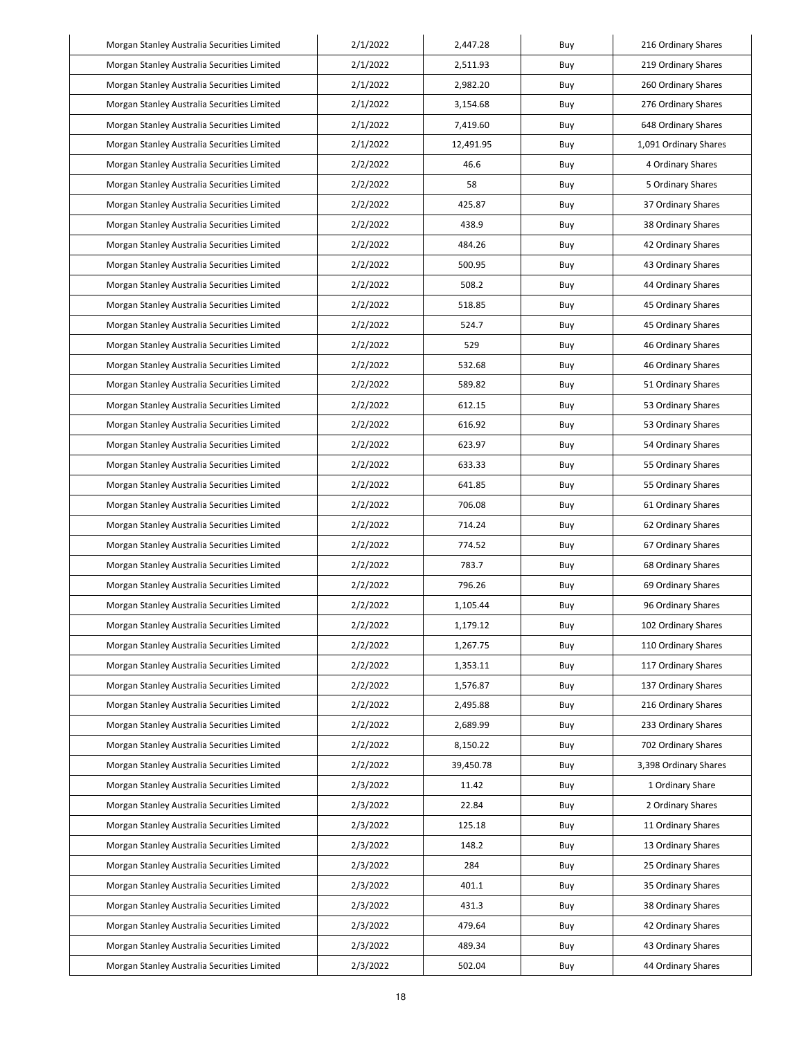| Morgan Stanley Australia Securities Limited | 2/1/2022 | 2,447.28 | Buy | 216 Ordinary Shares |
|---|---|---|---|---|
| Morgan Stanley Australia Securities Limited | 2/1/2022 | 2,511.93 | Buy | 219 Ordinary Shares |
| Morgan Stanley Australia Securities Limited | 2/1/2022 | 2,982.20 | Buy | 260 Ordinary Shares |
| Morgan Stanley Australia Securities Limited | 2/1/2022 | 3,154.68 | Buy | 276 Ordinary Shares |
| Morgan Stanley Australia Securities Limited | 2/1/2022 | 7,419.60 | Buy | 648 Ordinary Shares |
| Morgan Stanley Australia Securities Limited | 2/1/2022 | 12,491.95 | Buy | 1,091 Ordinary Shares |
| Morgan Stanley Australia Securities Limited | 2/2/2022 | 46.6 | Buy | 4 Ordinary Shares |
| Morgan Stanley Australia Securities Limited | 2/2/2022 | 58 | Buy | 5 Ordinary Shares |
| Morgan Stanley Australia Securities Limited | 2/2/2022 | 425.87 | Buy | 37 Ordinary Shares |
| Morgan Stanley Australia Securities Limited | 2/2/2022 | 438.9 | Buy | 38 Ordinary Shares |
| Morgan Stanley Australia Securities Limited | 2/2/2022 | 484.26 | Buy | 42 Ordinary Shares |
| Morgan Stanley Australia Securities Limited | 2/2/2022 | 500.95 | Buy | 43 Ordinary Shares |
| Morgan Stanley Australia Securities Limited | 2/2/2022 | 508.2 | Buy | 44 Ordinary Shares |
| Morgan Stanley Australia Securities Limited | 2/2/2022 | 518.85 | Buy | 45 Ordinary Shares |
| Morgan Stanley Australia Securities Limited | 2/2/2022 | 524.7 | Buy | 45 Ordinary Shares |
| Morgan Stanley Australia Securities Limited | 2/2/2022 | 529 | Buy | 46 Ordinary Shares |
| Morgan Stanley Australia Securities Limited | 2/2/2022 | 532.68 | Buy | 46 Ordinary Shares |
| Morgan Stanley Australia Securities Limited | 2/2/2022 | 589.82 | Buy | 51 Ordinary Shares |
| Morgan Stanley Australia Securities Limited | 2/2/2022 | 612.15 | Buy | 53 Ordinary Shares |
| Morgan Stanley Australia Securities Limited | 2/2/2022 | 616.92 | Buy | 53 Ordinary Shares |
| Morgan Stanley Australia Securities Limited | 2/2/2022 | 623.97 | Buy | 54 Ordinary Shares |
| Morgan Stanley Australia Securities Limited | 2/2/2022 | 633.33 | Buy | 55 Ordinary Shares |
| Morgan Stanley Australia Securities Limited | 2/2/2022 | 641.85 | Buy | 55 Ordinary Shares |
| Morgan Stanley Australia Securities Limited | 2/2/2022 | 706.08 | Buy | 61 Ordinary Shares |
| Morgan Stanley Australia Securities Limited | 2/2/2022 | 714.24 | Buy | 62 Ordinary Shares |
| Morgan Stanley Australia Securities Limited | 2/2/2022 | 774.52 | Buy | 67 Ordinary Shares |
| Morgan Stanley Australia Securities Limited | 2/2/2022 | 783.7 | Buy | 68 Ordinary Shares |
| Morgan Stanley Australia Securities Limited | 2/2/2022 | 796.26 | Buy | 69 Ordinary Shares |
| Morgan Stanley Australia Securities Limited | 2/2/2022 | 1,105.44 | Buy | 96 Ordinary Shares |
| Morgan Stanley Australia Securities Limited | 2/2/2022 | 1,179.12 | Buy | 102 Ordinary Shares |
| Morgan Stanley Australia Securities Limited | 2/2/2022 | 1,267.75 | Buy | 110 Ordinary Shares |
| Morgan Stanley Australia Securities Limited | 2/2/2022 | 1,353.11 | Buy | 117 Ordinary Shares |
| Morgan Stanley Australia Securities Limited | 2/2/2022 | 1,576.87 | Buy | 137 Ordinary Shares |
| Morgan Stanley Australia Securities Limited | 2/2/2022 | 2,495.88 | Buy | 216 Ordinary Shares |
| Morgan Stanley Australia Securities Limited | 2/2/2022 | 2,689.99 | Buy | 233 Ordinary Shares |
| Morgan Stanley Australia Securities Limited | 2/2/2022 | 8,150.22 | Buy | 702 Ordinary Shares |
| Morgan Stanley Australia Securities Limited | 2/2/2022 | 39,450.78 | Buy | 3,398 Ordinary Shares |
| Morgan Stanley Australia Securities Limited | 2/3/2022 | 11.42 | Buy | 1 Ordinary Share |
| Morgan Stanley Australia Securities Limited | 2/3/2022 | 22.84 | Buy | 2 Ordinary Shares |
| Morgan Stanley Australia Securities Limited | 2/3/2022 | 125.18 | Buy | 11 Ordinary Shares |
| Morgan Stanley Australia Securities Limited | 2/3/2022 | 148.2 | Buy | 13 Ordinary Shares |
| Morgan Stanley Australia Securities Limited | 2/3/2022 | 284 | Buy | 25 Ordinary Shares |
| Morgan Stanley Australia Securities Limited | 2/3/2022 | 401.1 | Buy | 35 Ordinary Shares |
| Morgan Stanley Australia Securities Limited | 2/3/2022 | 431.3 | Buy | 38 Ordinary Shares |
| Morgan Stanley Australia Securities Limited | 2/3/2022 | 479.64 | Buy | 42 Ordinary Shares |
| Morgan Stanley Australia Securities Limited | 2/3/2022 | 489.34 | Buy | 43 Ordinary Shares |
| Morgan Stanley Australia Securities Limited | 2/3/2022 | 502.04 | Buy | 44 Ordinary Shares |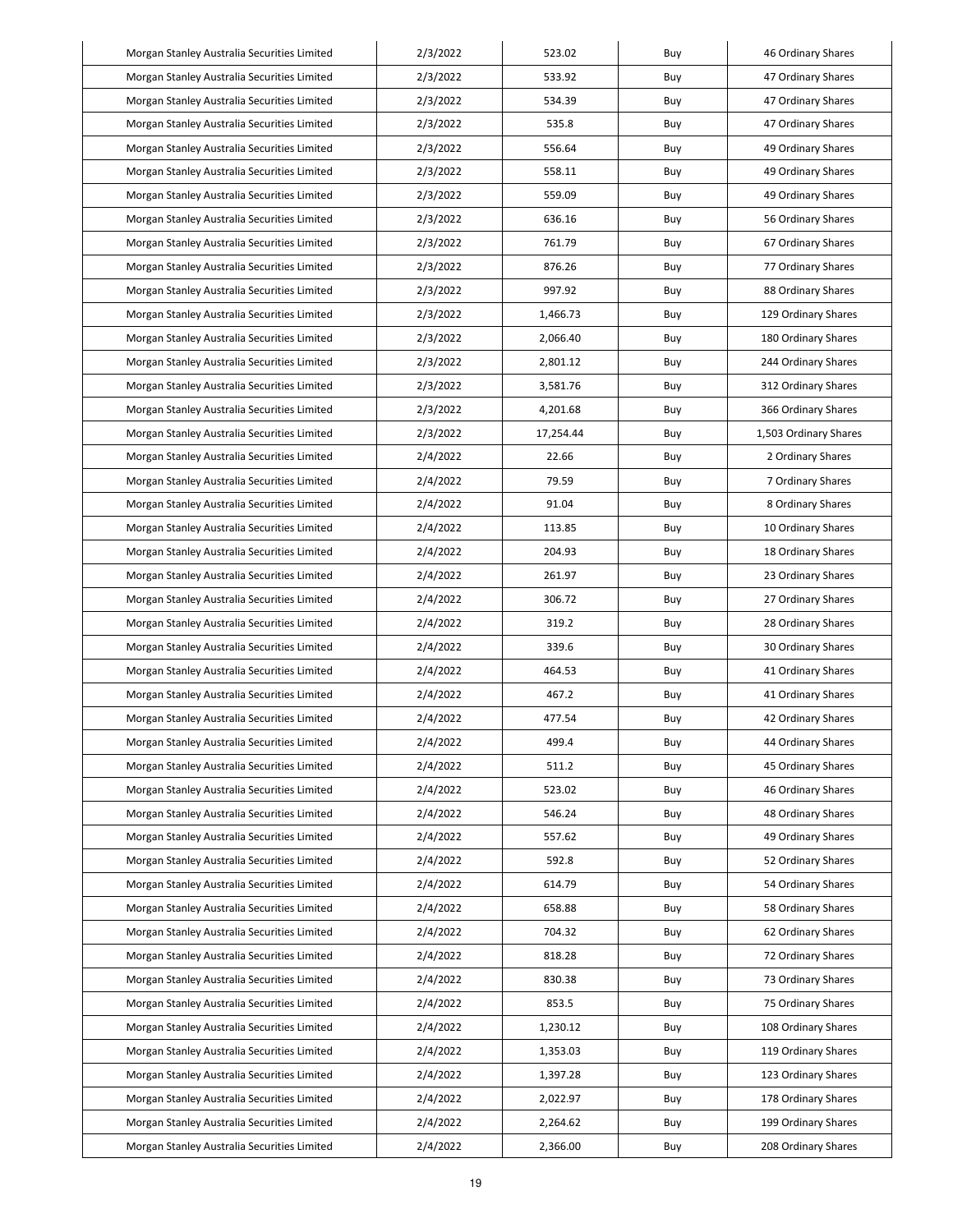| Morgan Stanley Australia Securities Limited | 2/3/2022 | 523.02 | Buy | 46 Ordinary Shares |
|---|---|---|---|---|
| Morgan Stanley Australia Securities Limited | 2/3/2022 | 533.92 | Buy | 47 Ordinary Shares |
| Morgan Stanley Australia Securities Limited | 2/3/2022 | 534.39 | Buy | 47 Ordinary Shares |
| Morgan Stanley Australia Securities Limited | 2/3/2022 | 535.8 | Buy | 47 Ordinary Shares |
| Morgan Stanley Australia Securities Limited | 2/3/2022 | 556.64 | Buy | 49 Ordinary Shares |
| Morgan Stanley Australia Securities Limited | 2/3/2022 | 558.11 | Buy | 49 Ordinary Shares |
| Morgan Stanley Australia Securities Limited | 2/3/2022 | 559.09 | Buy | 49 Ordinary Shares |
| Morgan Stanley Australia Securities Limited | 2/3/2022 | 636.16 | Buy | 56 Ordinary Shares |
| Morgan Stanley Australia Securities Limited | 2/3/2022 | 761.79 | Buy | 67 Ordinary Shares |
| Morgan Stanley Australia Securities Limited | 2/3/2022 | 876.26 | Buy | 77 Ordinary Shares |
| Morgan Stanley Australia Securities Limited | 2/3/2022 | 997.92 | Buy | 88 Ordinary Shares |
| Morgan Stanley Australia Securities Limited | 2/3/2022 | 1,466.73 | Buy | 129 Ordinary Shares |
| Morgan Stanley Australia Securities Limited | 2/3/2022 | 2,066.40 | Buy | 180 Ordinary Shares |
| Morgan Stanley Australia Securities Limited | 2/3/2022 | 2,801.12 | Buy | 244 Ordinary Shares |
| Morgan Stanley Australia Securities Limited | 2/3/2022 | 3,581.76 | Buy | 312 Ordinary Shares |
| Morgan Stanley Australia Securities Limited | 2/3/2022 | 4,201.68 | Buy | 366 Ordinary Shares |
| Morgan Stanley Australia Securities Limited | 2/3/2022 | 17,254.44 | Buy | 1,503 Ordinary Shares |
| Morgan Stanley Australia Securities Limited | 2/4/2022 | 22.66 | Buy | 2 Ordinary Shares |
| Morgan Stanley Australia Securities Limited | 2/4/2022 | 79.59 | Buy | 7 Ordinary Shares |
| Morgan Stanley Australia Securities Limited | 2/4/2022 | 91.04 | Buy | 8 Ordinary Shares |
| Morgan Stanley Australia Securities Limited | 2/4/2022 | 113.85 | Buy | 10 Ordinary Shares |
| Morgan Stanley Australia Securities Limited | 2/4/2022 | 204.93 | Buy | 18 Ordinary Shares |
| Morgan Stanley Australia Securities Limited | 2/4/2022 | 261.97 | Buy | 23 Ordinary Shares |
| Morgan Stanley Australia Securities Limited | 2/4/2022 | 306.72 | Buy | 27 Ordinary Shares |
| Morgan Stanley Australia Securities Limited | 2/4/2022 | 319.2 | Buy | 28 Ordinary Shares |
| Morgan Stanley Australia Securities Limited | 2/4/2022 | 339.6 | Buy | 30 Ordinary Shares |
| Morgan Stanley Australia Securities Limited | 2/4/2022 | 464.53 | Buy | 41 Ordinary Shares |
| Morgan Stanley Australia Securities Limited | 2/4/2022 | 467.2 | Buy | 41 Ordinary Shares |
| Morgan Stanley Australia Securities Limited | 2/4/2022 | 477.54 | Buy | 42 Ordinary Shares |
| Morgan Stanley Australia Securities Limited | 2/4/2022 | 499.4 | Buy | 44 Ordinary Shares |
| Morgan Stanley Australia Securities Limited | 2/4/2022 | 511.2 | Buy | 45 Ordinary Shares |
| Morgan Stanley Australia Securities Limited | 2/4/2022 | 523.02 | Buy | 46 Ordinary Shares |
| Morgan Stanley Australia Securities Limited | 2/4/2022 | 546.24 | Buy | 48 Ordinary Shares |
| Morgan Stanley Australia Securities Limited | 2/4/2022 | 557.62 | Buy | 49 Ordinary Shares |
| Morgan Stanley Australia Securities Limited | 2/4/2022 | 592.8 | Buy | 52 Ordinary Shares |
| Morgan Stanley Australia Securities Limited | 2/4/2022 | 614.79 | Buy | 54 Ordinary Shares |
| Morgan Stanley Australia Securities Limited | 2/4/2022 | 658.88 | Buy | 58 Ordinary Shares |
| Morgan Stanley Australia Securities Limited | 2/4/2022 | 704.32 | Buy | 62 Ordinary Shares |
| Morgan Stanley Australia Securities Limited | 2/4/2022 | 818.28 | Buy | 72 Ordinary Shares |
| Morgan Stanley Australia Securities Limited | 2/4/2022 | 830.38 | Buy | 73 Ordinary Shares |
| Morgan Stanley Australia Securities Limited | 2/4/2022 | 853.5 | Buy | 75 Ordinary Shares |
| Morgan Stanley Australia Securities Limited | 2/4/2022 | 1,230.12 | Buy | 108 Ordinary Shares |
| Morgan Stanley Australia Securities Limited | 2/4/2022 | 1,353.03 | Buy | 119 Ordinary Shares |
| Morgan Stanley Australia Securities Limited | 2/4/2022 | 1,397.28 | Buy | 123 Ordinary Shares |
| Morgan Stanley Australia Securities Limited | 2/4/2022 | 2,022.97 | Buy | 178 Ordinary Shares |
| Morgan Stanley Australia Securities Limited | 2/4/2022 | 2,264.62 | Buy | 199 Ordinary Shares |
| Morgan Stanley Australia Securities Limited | 2/4/2022 | 2,366.00 | Buy | 208 Ordinary Shares |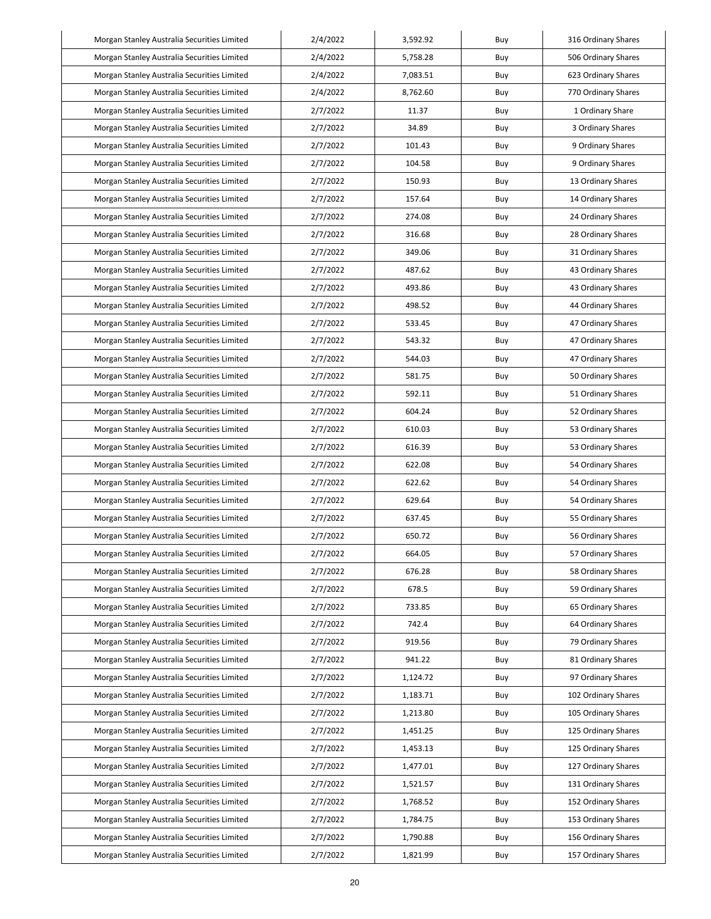| Morgan Stanley Australia Securities Limited | 2/4/2022 | 3,592.92 | Buy | 316 Ordinary Shares |
|---|---|---|---|---|
| Morgan Stanley Australia Securities Limited | 2/4/2022 | 5,758.28 | Buy | 506 Ordinary Shares |
| Morgan Stanley Australia Securities Limited | 2/4/2022 | 7,083.51 | Buy | 623 Ordinary Shares |
| Morgan Stanley Australia Securities Limited | 2/4/2022 | 8,762.60 | Buy | 770 Ordinary Shares |
| Morgan Stanley Australia Securities Limited | 2/7/2022 | 11.37 | Buy | 1 Ordinary Share |
| Morgan Stanley Australia Securities Limited | 2/7/2022 | 34.89 | Buy | 3 Ordinary Shares |
| Morgan Stanley Australia Securities Limited | 2/7/2022 | 101.43 | Buy | 9 Ordinary Shares |
| Morgan Stanley Australia Securities Limited | 2/7/2022 | 104.58 | Buy | 9 Ordinary Shares |
| Morgan Stanley Australia Securities Limited | 2/7/2022 | 150.93 | Buy | 13 Ordinary Shares |
| Morgan Stanley Australia Securities Limited | 2/7/2022 | 157.64 | Buy | 14 Ordinary Shares |
| Morgan Stanley Australia Securities Limited | 2/7/2022 | 274.08 | Buy | 24 Ordinary Shares |
| Morgan Stanley Australia Securities Limited | 2/7/2022 | 316.68 | Buy | 28 Ordinary Shares |
| Morgan Stanley Australia Securities Limited | 2/7/2022 | 349.06 | Buy | 31 Ordinary Shares |
| Morgan Stanley Australia Securities Limited | 2/7/2022 | 487.62 | Buy | 43 Ordinary Shares |
| Morgan Stanley Australia Securities Limited | 2/7/2022 | 493.86 | Buy | 43 Ordinary Shares |
| Morgan Stanley Australia Securities Limited | 2/7/2022 | 498.52 | Buy | 44 Ordinary Shares |
| Morgan Stanley Australia Securities Limited | 2/7/2022 | 533.45 | Buy | 47 Ordinary Shares |
| Morgan Stanley Australia Securities Limited | 2/7/2022 | 543.32 | Buy | 47 Ordinary Shares |
| Morgan Stanley Australia Securities Limited | 2/7/2022 | 544.03 | Buy | 47 Ordinary Shares |
| Morgan Stanley Australia Securities Limited | 2/7/2022 | 581.75 | Buy | 50 Ordinary Shares |
| Morgan Stanley Australia Securities Limited | 2/7/2022 | 592.11 | Buy | 51 Ordinary Shares |
| Morgan Stanley Australia Securities Limited | 2/7/2022 | 604.24 | Buy | 52 Ordinary Shares |
| Morgan Stanley Australia Securities Limited | 2/7/2022 | 610.03 | Buy | 53 Ordinary Shares |
| Morgan Stanley Australia Securities Limited | 2/7/2022 | 616.39 | Buy | 53 Ordinary Shares |
| Morgan Stanley Australia Securities Limited | 2/7/2022 | 622.08 | Buy | 54 Ordinary Shares |
| Morgan Stanley Australia Securities Limited | 2/7/2022 | 622.62 | Buy | 54 Ordinary Shares |
| Morgan Stanley Australia Securities Limited | 2/7/2022 | 629.64 | Buy | 54 Ordinary Shares |
| Morgan Stanley Australia Securities Limited | 2/7/2022 | 637.45 | Buy | 55 Ordinary Shares |
| Morgan Stanley Australia Securities Limited | 2/7/2022 | 650.72 | Buy | 56 Ordinary Shares |
| Morgan Stanley Australia Securities Limited | 2/7/2022 | 664.05 | Buy | 57 Ordinary Shares |
| Morgan Stanley Australia Securities Limited | 2/7/2022 | 676.28 | Buy | 58 Ordinary Shares |
| Morgan Stanley Australia Securities Limited | 2/7/2022 | 678.5 | Buy | 59 Ordinary Shares |
| Morgan Stanley Australia Securities Limited | 2/7/2022 | 733.85 | Buy | 65 Ordinary Shares |
| Morgan Stanley Australia Securities Limited | 2/7/2022 | 742.4 | Buy | 64 Ordinary Shares |
| Morgan Stanley Australia Securities Limited | 2/7/2022 | 919.56 | Buy | 79 Ordinary Shares |
| Morgan Stanley Australia Securities Limited | 2/7/2022 | 941.22 | Buy | 81 Ordinary Shares |
| Morgan Stanley Australia Securities Limited | 2/7/2022 | 1,124.72 | Buy | 97 Ordinary Shares |
| Morgan Stanley Australia Securities Limited | 2/7/2022 | 1,183.71 | Buy | 102 Ordinary Shares |
| Morgan Stanley Australia Securities Limited | 2/7/2022 | 1,213.80 | Buy | 105 Ordinary Shares |
| Morgan Stanley Australia Securities Limited | 2/7/2022 | 1,451.25 | Buy | 125 Ordinary Shares |
| Morgan Stanley Australia Securities Limited | 2/7/2022 | 1,453.13 | Buy | 125 Ordinary Shares |
| Morgan Stanley Australia Securities Limited | 2/7/2022 | 1,477.01 | Buy | 127 Ordinary Shares |
| Morgan Stanley Australia Securities Limited | 2/7/2022 | 1,521.57 | Buy | 131 Ordinary Shares |
| Morgan Stanley Australia Securities Limited | 2/7/2022 | 1,768.52 | Buy | 152 Ordinary Shares |
| Morgan Stanley Australia Securities Limited | 2/7/2022 | 1,784.75 | Buy | 153 Ordinary Shares |
| Morgan Stanley Australia Securities Limited | 2/7/2022 | 1,790.88 | Buy | 156 Ordinary Shares |
| Morgan Stanley Australia Securities Limited | 2/7/2022 | 1,821.99 | Buy | 157 Ordinary Shares |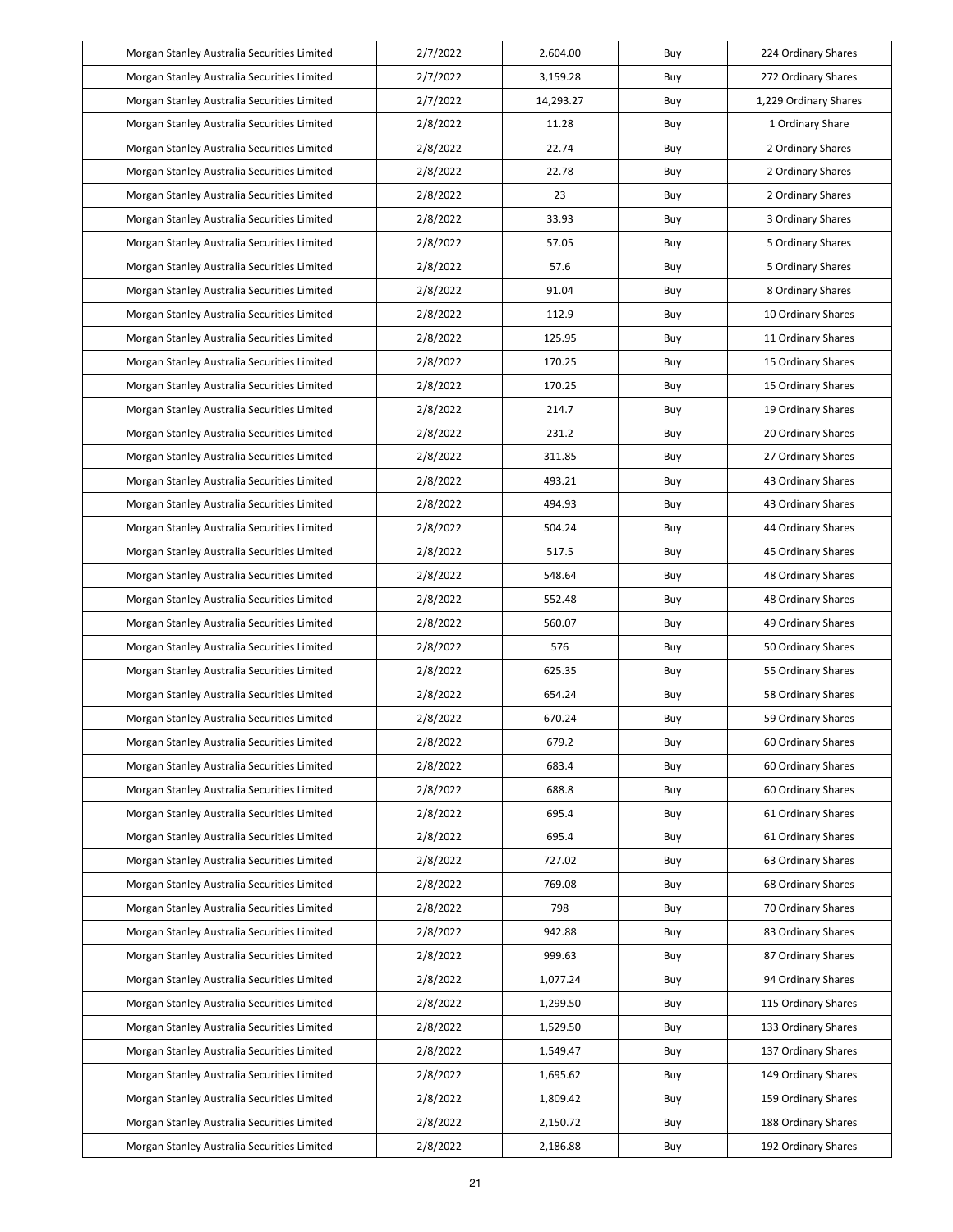| Morgan Stanley Australia Securities Limited | 2/7/2022 | 2,604.00 | Buy | 224 Ordinary Shares |
|---|---|---|---|---|
| Morgan Stanley Australia Securities Limited | 2/7/2022 | 3,159.28 | Buy | 272 Ordinary Shares |
| Morgan Stanley Australia Securities Limited | 2/7/2022 | 14,293.27 | Buy | 1,229 Ordinary Shares |
| Morgan Stanley Australia Securities Limited | 2/8/2022 | 11.28 | Buy | 1 Ordinary Share |
| Morgan Stanley Australia Securities Limited | 2/8/2022 | 22.74 | Buy | 2 Ordinary Shares |
| Morgan Stanley Australia Securities Limited | 2/8/2022 | 22.78 | Buy | 2 Ordinary Shares |
| Morgan Stanley Australia Securities Limited | 2/8/2022 | 23 | Buy | 2 Ordinary Shares |
| Morgan Stanley Australia Securities Limited | 2/8/2022 | 33.93 | Buy | 3 Ordinary Shares |
| Morgan Stanley Australia Securities Limited | 2/8/2022 | 57.05 | Buy | 5 Ordinary Shares |
| Morgan Stanley Australia Securities Limited | 2/8/2022 | 57.6 | Buy | 5 Ordinary Shares |
| Morgan Stanley Australia Securities Limited | 2/8/2022 | 91.04 | Buy | 8 Ordinary Shares |
| Morgan Stanley Australia Securities Limited | 2/8/2022 | 112.9 | Buy | 10 Ordinary Shares |
| Morgan Stanley Australia Securities Limited | 2/8/2022 | 125.95 | Buy | 11 Ordinary Shares |
| Morgan Stanley Australia Securities Limited | 2/8/2022 | 170.25 | Buy | 15 Ordinary Shares |
| Morgan Stanley Australia Securities Limited | 2/8/2022 | 170.25 | Buy | 15 Ordinary Shares |
| Morgan Stanley Australia Securities Limited | 2/8/2022 | 214.7 | Buy | 19 Ordinary Shares |
| Morgan Stanley Australia Securities Limited | 2/8/2022 | 231.2 | Buy | 20 Ordinary Shares |
| Morgan Stanley Australia Securities Limited | 2/8/2022 | 311.85 | Buy | 27 Ordinary Shares |
| Morgan Stanley Australia Securities Limited | 2/8/2022 | 493.21 | Buy | 43 Ordinary Shares |
| Morgan Stanley Australia Securities Limited | 2/8/2022 | 494.93 | Buy | 43 Ordinary Shares |
| Morgan Stanley Australia Securities Limited | 2/8/2022 | 504.24 | Buy | 44 Ordinary Shares |
| Morgan Stanley Australia Securities Limited | 2/8/2022 | 517.5 | Buy | 45 Ordinary Shares |
| Morgan Stanley Australia Securities Limited | 2/8/2022 | 548.64 | Buy | 48 Ordinary Shares |
| Morgan Stanley Australia Securities Limited | 2/8/2022 | 552.48 | Buy | 48 Ordinary Shares |
| Morgan Stanley Australia Securities Limited | 2/8/2022 | 560.07 | Buy | 49 Ordinary Shares |
| Morgan Stanley Australia Securities Limited | 2/8/2022 | 576 | Buy | 50 Ordinary Shares |
| Morgan Stanley Australia Securities Limited | 2/8/2022 | 625.35 | Buy | 55 Ordinary Shares |
| Morgan Stanley Australia Securities Limited | 2/8/2022 | 654.24 | Buy | 58 Ordinary Shares |
| Morgan Stanley Australia Securities Limited | 2/8/2022 | 670.24 | Buy | 59 Ordinary Shares |
| Morgan Stanley Australia Securities Limited | 2/8/2022 | 679.2 | Buy | 60 Ordinary Shares |
| Morgan Stanley Australia Securities Limited | 2/8/2022 | 683.4 | Buy | 60 Ordinary Shares |
| Morgan Stanley Australia Securities Limited | 2/8/2022 | 688.8 | Buy | 60 Ordinary Shares |
| Morgan Stanley Australia Securities Limited | 2/8/2022 | 695.4 | Buy | 61 Ordinary Shares |
| Morgan Stanley Australia Securities Limited | 2/8/2022 | 695.4 | Buy | 61 Ordinary Shares |
| Morgan Stanley Australia Securities Limited | 2/8/2022 | 727.02 | Buy | 63 Ordinary Shares |
| Morgan Stanley Australia Securities Limited | 2/8/2022 | 769.08 | Buy | 68 Ordinary Shares |
| Morgan Stanley Australia Securities Limited | 2/8/2022 | 798 | Buy | 70 Ordinary Shares |
| Morgan Stanley Australia Securities Limited | 2/8/2022 | 942.88 | Buy | 83 Ordinary Shares |
| Morgan Stanley Australia Securities Limited | 2/8/2022 | 999.63 | Buy | 87 Ordinary Shares |
| Morgan Stanley Australia Securities Limited | 2/8/2022 | 1,077.24 | Buy | 94 Ordinary Shares |
| Morgan Stanley Australia Securities Limited | 2/8/2022 | 1,299.50 | Buy | 115 Ordinary Shares |
| Morgan Stanley Australia Securities Limited | 2/8/2022 | 1,529.50 | Buy | 133 Ordinary Shares |
| Morgan Stanley Australia Securities Limited | 2/8/2022 | 1,549.47 | Buy | 137 Ordinary Shares |
| Morgan Stanley Australia Securities Limited | 2/8/2022 | 1,695.62 | Buy | 149 Ordinary Shares |
| Morgan Stanley Australia Securities Limited | 2/8/2022 | 1,809.42 | Buy | 159 Ordinary Shares |
| Morgan Stanley Australia Securities Limited | 2/8/2022 | 2,150.72 | Buy | 188 Ordinary Shares |
| Morgan Stanley Australia Securities Limited | 2/8/2022 | 2,186.88 | Buy | 192 Ordinary Shares |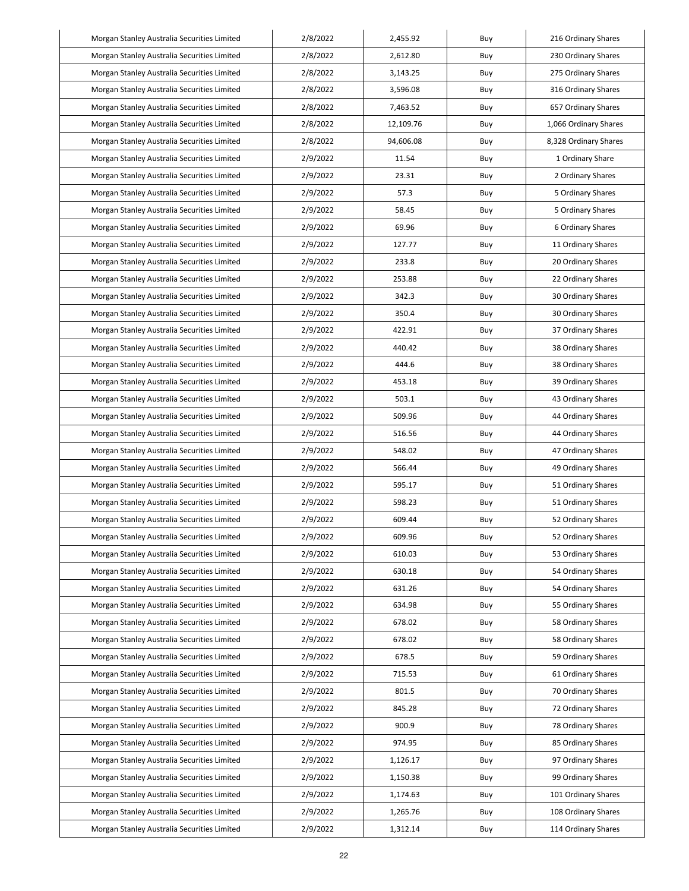| | | | | |
|---|---|---|---|---|
| Morgan Stanley Australia Securities Limited | 2/8/2022 | 2,455.92 | Buy | 216 Ordinary Shares |
| Morgan Stanley Australia Securities Limited | 2/8/2022 | 2,612.80 | Buy | 230 Ordinary Shares |
| Morgan Stanley Australia Securities Limited | 2/8/2022 | 3,143.25 | Buy | 275 Ordinary Shares |
| Morgan Stanley Australia Securities Limited | 2/8/2022 | 3,596.08 | Buy | 316 Ordinary Shares |
| Morgan Stanley Australia Securities Limited | 2/8/2022 | 7,463.52 | Buy | 657 Ordinary Shares |
| Morgan Stanley Australia Securities Limited | 2/8/2022 | 12,109.76 | Buy | 1,066 Ordinary Shares |
| Morgan Stanley Australia Securities Limited | 2/8/2022 | 94,606.08 | Buy | 8,328 Ordinary Shares |
| Morgan Stanley Australia Securities Limited | 2/9/2022 | 11.54 | Buy | 1 Ordinary Share |
| Morgan Stanley Australia Securities Limited | 2/9/2022 | 23.31 | Buy | 2 Ordinary Shares |
| Morgan Stanley Australia Securities Limited | 2/9/2022 | 57.3 | Buy | 5 Ordinary Shares |
| Morgan Stanley Australia Securities Limited | 2/9/2022 | 58.45 | Buy | 5 Ordinary Shares |
| Morgan Stanley Australia Securities Limited | 2/9/2022 | 69.96 | Buy | 6 Ordinary Shares |
| Morgan Stanley Australia Securities Limited | 2/9/2022 | 127.77 | Buy | 11 Ordinary Shares |
| Morgan Stanley Australia Securities Limited | 2/9/2022 | 233.8 | Buy | 20 Ordinary Shares |
| Morgan Stanley Australia Securities Limited | 2/9/2022 | 253.88 | Buy | 22 Ordinary Shares |
| Morgan Stanley Australia Securities Limited | 2/9/2022 | 342.3 | Buy | 30 Ordinary Shares |
| Morgan Stanley Australia Securities Limited | 2/9/2022 | 350.4 | Buy | 30 Ordinary Shares |
| Morgan Stanley Australia Securities Limited | 2/9/2022 | 422.91 | Buy | 37 Ordinary Shares |
| Morgan Stanley Australia Securities Limited | 2/9/2022 | 440.42 | Buy | 38 Ordinary Shares |
| Morgan Stanley Australia Securities Limited | 2/9/2022 | 444.6 | Buy | 38 Ordinary Shares |
| Morgan Stanley Australia Securities Limited | 2/9/2022 | 453.18 | Buy | 39 Ordinary Shares |
| Morgan Stanley Australia Securities Limited | 2/9/2022 | 503.1 | Buy | 43 Ordinary Shares |
| Morgan Stanley Australia Securities Limited | 2/9/2022 | 509.96 | Buy | 44 Ordinary Shares |
| Morgan Stanley Australia Securities Limited | 2/9/2022 | 516.56 | Buy | 44 Ordinary Shares |
| Morgan Stanley Australia Securities Limited | 2/9/2022 | 548.02 | Buy | 47 Ordinary Shares |
| Morgan Stanley Australia Securities Limited | 2/9/2022 | 566.44 | Buy | 49 Ordinary Shares |
| Morgan Stanley Australia Securities Limited | 2/9/2022 | 595.17 | Buy | 51 Ordinary Shares |
| Morgan Stanley Australia Securities Limited | 2/9/2022 | 598.23 | Buy | 51 Ordinary Shares |
| Morgan Stanley Australia Securities Limited | 2/9/2022 | 609.44 | Buy | 52 Ordinary Shares |
| Morgan Stanley Australia Securities Limited | 2/9/2022 | 609.96 | Buy | 52 Ordinary Shares |
| Morgan Stanley Australia Securities Limited | 2/9/2022 | 610.03 | Buy | 53 Ordinary Shares |
| Morgan Stanley Australia Securities Limited | 2/9/2022 | 630.18 | Buy | 54 Ordinary Shares |
| Morgan Stanley Australia Securities Limited | 2/9/2022 | 631.26 | Buy | 54 Ordinary Shares |
| Morgan Stanley Australia Securities Limited | 2/9/2022 | 634.98 | Buy | 55 Ordinary Shares |
| Morgan Stanley Australia Securities Limited | 2/9/2022 | 678.02 | Buy | 58 Ordinary Shares |
| Morgan Stanley Australia Securities Limited | 2/9/2022 | 678.02 | Buy | 58 Ordinary Shares |
| Morgan Stanley Australia Securities Limited | 2/9/2022 | 678.5 | Buy | 59 Ordinary Shares |
| Morgan Stanley Australia Securities Limited | 2/9/2022 | 715.53 | Buy | 61 Ordinary Shares |
| Morgan Stanley Australia Securities Limited | 2/9/2022 | 801.5 | Buy | 70 Ordinary Shares |
| Morgan Stanley Australia Securities Limited | 2/9/2022 | 845.28 | Buy | 72 Ordinary Shares |
| Morgan Stanley Australia Securities Limited | 2/9/2022 | 900.9 | Buy | 78 Ordinary Shares |
| Morgan Stanley Australia Securities Limited | 2/9/2022 | 974.95 | Buy | 85 Ordinary Shares |
| Morgan Stanley Australia Securities Limited | 2/9/2022 | 1,126.17 | Buy | 97 Ordinary Shares |
| Morgan Stanley Australia Securities Limited | 2/9/2022 | 1,150.38 | Buy | 99 Ordinary Shares |
| Morgan Stanley Australia Securities Limited | 2/9/2022 | 1,174.63 | Buy | 101 Ordinary Shares |
| Morgan Stanley Australia Securities Limited | 2/9/2022 | 1,265.76 | Buy | 108 Ordinary Shares |
| Morgan Stanley Australia Securities Limited | 2/9/2022 | 1,312.14 | Buy | 114 Ordinary Shares |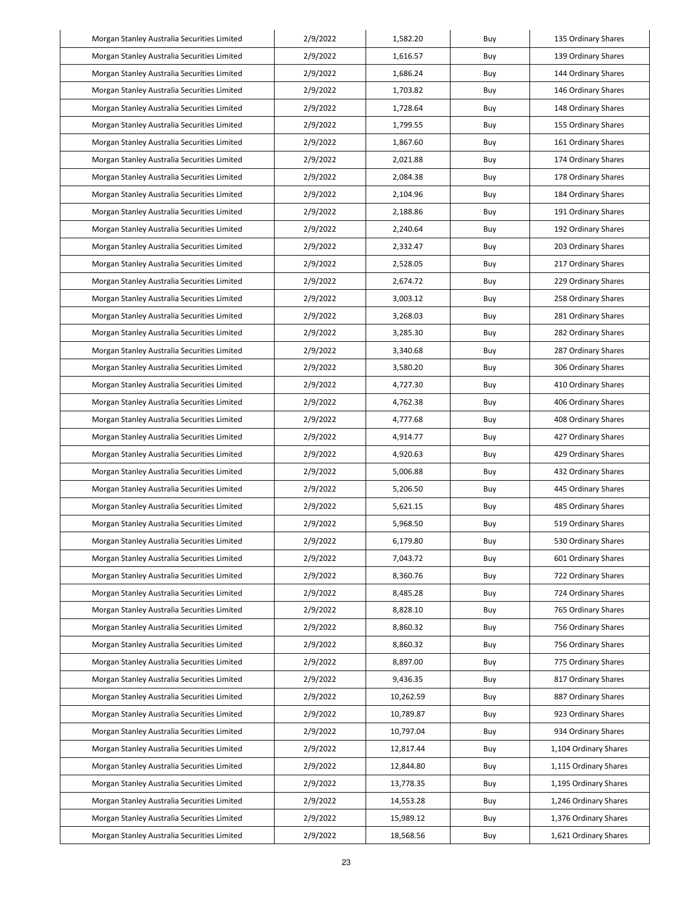| Morgan Stanley Australia Securities Limited | 2/9/2022 | 1,582.20 | Buy | 135 Ordinary Shares |
|---|---|---|---|---|
| Morgan Stanley Australia Securities Limited | 2/9/2022 | 1,616.57 | Buy | 139 Ordinary Shares |
| Morgan Stanley Australia Securities Limited | 2/9/2022 | 1,686.24 | Buy | 144 Ordinary Shares |
| Morgan Stanley Australia Securities Limited | 2/9/2022 | 1,703.82 | Buy | 146 Ordinary Shares |
| Morgan Stanley Australia Securities Limited | 2/9/2022 | 1,728.64 | Buy | 148 Ordinary Shares |
| Morgan Stanley Australia Securities Limited | 2/9/2022 | 1,799.55 | Buy | 155 Ordinary Shares |
| Morgan Stanley Australia Securities Limited | 2/9/2022 | 1,867.60 | Buy | 161 Ordinary Shares |
| Morgan Stanley Australia Securities Limited | 2/9/2022 | 2,021.88 | Buy | 174 Ordinary Shares |
| Morgan Stanley Australia Securities Limited | 2/9/2022 | 2,084.38 | Buy | 178 Ordinary Shares |
| Morgan Stanley Australia Securities Limited | 2/9/2022 | 2,104.96 | Buy | 184 Ordinary Shares |
| Morgan Stanley Australia Securities Limited | 2/9/2022 | 2,188.86 | Buy | 191 Ordinary Shares |
| Morgan Stanley Australia Securities Limited | 2/9/2022 | 2,240.64 | Buy | 192 Ordinary Shares |
| Morgan Stanley Australia Securities Limited | 2/9/2022 | 2,332.47 | Buy | 203 Ordinary Shares |
| Morgan Stanley Australia Securities Limited | 2/9/2022 | 2,528.05 | Buy | 217 Ordinary Shares |
| Morgan Stanley Australia Securities Limited | 2/9/2022 | 2,674.72 | Buy | 229 Ordinary Shares |
| Morgan Stanley Australia Securities Limited | 2/9/2022 | 3,003.12 | Buy | 258 Ordinary Shares |
| Morgan Stanley Australia Securities Limited | 2/9/2022 | 3,268.03 | Buy | 281 Ordinary Shares |
| Morgan Stanley Australia Securities Limited | 2/9/2022 | 3,285.30 | Buy | 282 Ordinary Shares |
| Morgan Stanley Australia Securities Limited | 2/9/2022 | 3,340.68 | Buy | 287 Ordinary Shares |
| Morgan Stanley Australia Securities Limited | 2/9/2022 | 3,580.20 | Buy | 306 Ordinary Shares |
| Morgan Stanley Australia Securities Limited | 2/9/2022 | 4,727.30 | Buy | 410 Ordinary Shares |
| Morgan Stanley Australia Securities Limited | 2/9/2022 | 4,762.38 | Buy | 406 Ordinary Shares |
| Morgan Stanley Australia Securities Limited | 2/9/2022 | 4,777.68 | Buy | 408 Ordinary Shares |
| Morgan Stanley Australia Securities Limited | 2/9/2022 | 4,914.77 | Buy | 427 Ordinary Shares |
| Morgan Stanley Australia Securities Limited | 2/9/2022 | 4,920.63 | Buy | 429 Ordinary Shares |
| Morgan Stanley Australia Securities Limited | 2/9/2022 | 5,006.88 | Buy | 432 Ordinary Shares |
| Morgan Stanley Australia Securities Limited | 2/9/2022 | 5,206.50 | Buy | 445 Ordinary Shares |
| Morgan Stanley Australia Securities Limited | 2/9/2022 | 5,621.15 | Buy | 485 Ordinary Shares |
| Morgan Stanley Australia Securities Limited | 2/9/2022 | 5,968.50 | Buy | 519 Ordinary Shares |
| Morgan Stanley Australia Securities Limited | 2/9/2022 | 6,179.80 | Buy | 530 Ordinary Shares |
| Morgan Stanley Australia Securities Limited | 2/9/2022 | 7,043.72 | Buy | 601 Ordinary Shares |
| Morgan Stanley Australia Securities Limited | 2/9/2022 | 8,360.76 | Buy | 722 Ordinary Shares |
| Morgan Stanley Australia Securities Limited | 2/9/2022 | 8,485.28 | Buy | 724 Ordinary Shares |
| Morgan Stanley Australia Securities Limited | 2/9/2022 | 8,828.10 | Buy | 765 Ordinary Shares |
| Morgan Stanley Australia Securities Limited | 2/9/2022 | 8,860.32 | Buy | 756 Ordinary Shares |
| Morgan Stanley Australia Securities Limited | 2/9/2022 | 8,860.32 | Buy | 756 Ordinary Shares |
| Morgan Stanley Australia Securities Limited | 2/9/2022 | 8,897.00 | Buy | 775 Ordinary Shares |
| Morgan Stanley Australia Securities Limited | 2/9/2022 | 9,436.35 | Buy | 817 Ordinary Shares |
| Morgan Stanley Australia Securities Limited | 2/9/2022 | 10,262.59 | Buy | 887 Ordinary Shares |
| Morgan Stanley Australia Securities Limited | 2/9/2022 | 10,789.87 | Buy | 923 Ordinary Shares |
| Morgan Stanley Australia Securities Limited | 2/9/2022 | 10,797.04 | Buy | 934 Ordinary Shares |
| Morgan Stanley Australia Securities Limited | 2/9/2022 | 12,817.44 | Buy | 1,104 Ordinary Shares |
| Morgan Stanley Australia Securities Limited | 2/9/2022 | 12,844.80 | Buy | 1,115 Ordinary Shares |
| Morgan Stanley Australia Securities Limited | 2/9/2022 | 13,778.35 | Buy | 1,195 Ordinary Shares |
| Morgan Stanley Australia Securities Limited | 2/9/2022 | 14,553.28 | Buy | 1,246 Ordinary Shares |
| Morgan Stanley Australia Securities Limited | 2/9/2022 | 15,989.12 | Buy | 1,376 Ordinary Shares |
| Morgan Stanley Australia Securities Limited | 2/9/2022 | 18,568.56 | Buy | 1,621 Ordinary Shares |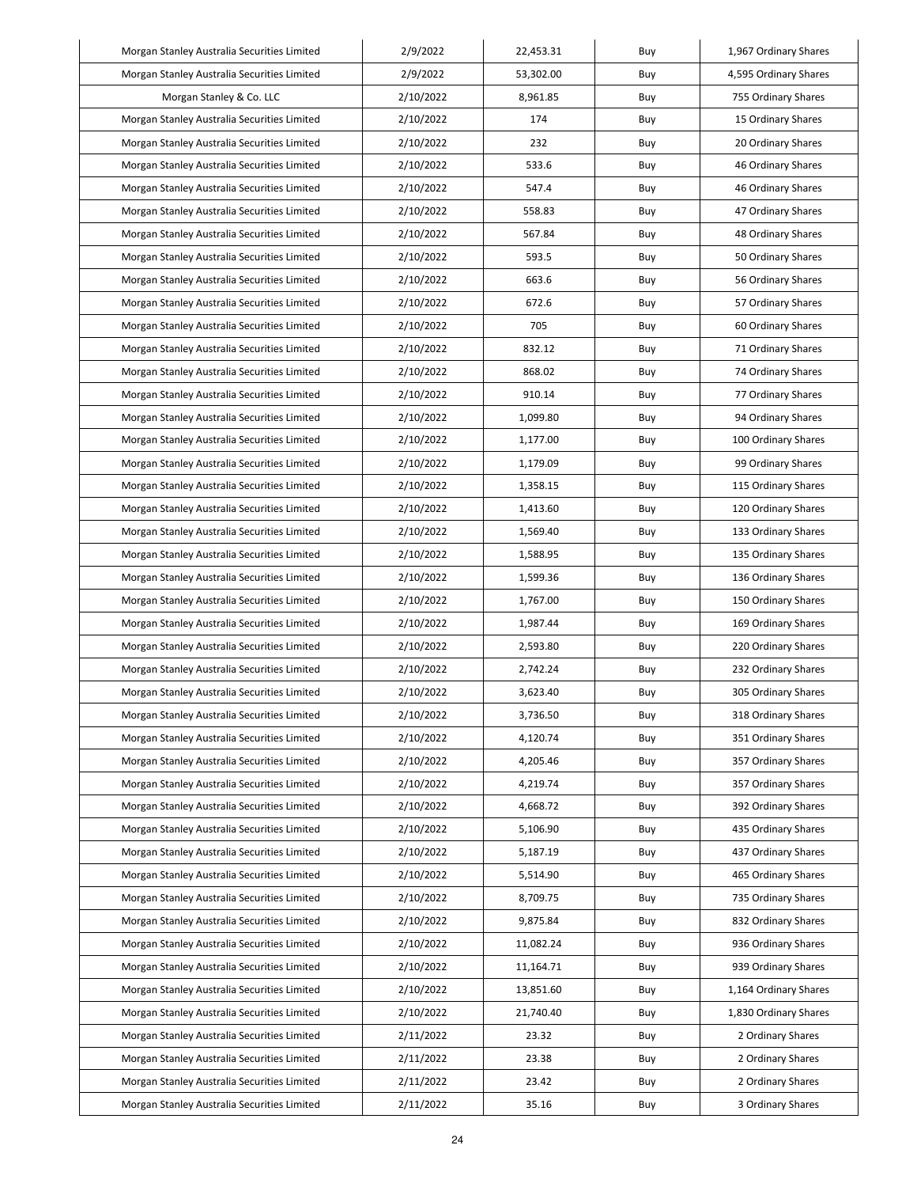| Morgan Stanley Australia Securities Limited | 2/9/2022 | 22,453.31 | Buy | 1,967 Ordinary Shares |
|---|---|---|---|---|
| Morgan Stanley Australia Securities Limited | 2/9/2022 | 53,302.00 | Buy | 4,595 Ordinary Shares |
| Morgan Stanley & Co. LLC | 2/10/2022 | 8,961.85 | Buy | 755 Ordinary Shares |
| Morgan Stanley Australia Securities Limited | 2/10/2022 | 174 | Buy | 15 Ordinary Shares |
| Morgan Stanley Australia Securities Limited | 2/10/2022 | 232 | Buy | 20 Ordinary Shares |
| Morgan Stanley Australia Securities Limited | 2/10/2022 | 533.6 | Buy | 46 Ordinary Shares |
| Morgan Stanley Australia Securities Limited | 2/10/2022 | 547.4 | Buy | 46 Ordinary Shares |
| Morgan Stanley Australia Securities Limited | 2/10/2022 | 558.83 | Buy | 47 Ordinary Shares |
| Morgan Stanley Australia Securities Limited | 2/10/2022 | 567.84 | Buy | 48 Ordinary Shares |
| Morgan Stanley Australia Securities Limited | 2/10/2022 | 593.5 | Buy | 50 Ordinary Shares |
| Morgan Stanley Australia Securities Limited | 2/10/2022 | 663.6 | Buy | 56 Ordinary Shares |
| Morgan Stanley Australia Securities Limited | 2/10/2022 | 672.6 | Buy | 57 Ordinary Shares |
| Morgan Stanley Australia Securities Limited | 2/10/2022 | 705 | Buy | 60 Ordinary Shares |
| Morgan Stanley Australia Securities Limited | 2/10/2022 | 832.12 | Buy | 71 Ordinary Shares |
| Morgan Stanley Australia Securities Limited | 2/10/2022 | 868.02 | Buy | 74 Ordinary Shares |
| Morgan Stanley Australia Securities Limited | 2/10/2022 | 910.14 | Buy | 77 Ordinary Shares |
| Morgan Stanley Australia Securities Limited | 2/10/2022 | 1,099.80 | Buy | 94 Ordinary Shares |
| Morgan Stanley Australia Securities Limited | 2/10/2022 | 1,177.00 | Buy | 100 Ordinary Shares |
| Morgan Stanley Australia Securities Limited | 2/10/2022 | 1,179.09 | Buy | 99 Ordinary Shares |
| Morgan Stanley Australia Securities Limited | 2/10/2022 | 1,358.15 | Buy | 115 Ordinary Shares |
| Morgan Stanley Australia Securities Limited | 2/10/2022 | 1,413.60 | Buy | 120 Ordinary Shares |
| Morgan Stanley Australia Securities Limited | 2/10/2022 | 1,569.40 | Buy | 133 Ordinary Shares |
| Morgan Stanley Australia Securities Limited | 2/10/2022 | 1,588.95 | Buy | 135 Ordinary Shares |
| Morgan Stanley Australia Securities Limited | 2/10/2022 | 1,599.36 | Buy | 136 Ordinary Shares |
| Morgan Stanley Australia Securities Limited | 2/10/2022 | 1,767.00 | Buy | 150 Ordinary Shares |
| Morgan Stanley Australia Securities Limited | 2/10/2022 | 1,987.44 | Buy | 169 Ordinary Shares |
| Morgan Stanley Australia Securities Limited | 2/10/2022 | 2,593.80 | Buy | 220 Ordinary Shares |
| Morgan Stanley Australia Securities Limited | 2/10/2022 | 2,742.24 | Buy | 232 Ordinary Shares |
| Morgan Stanley Australia Securities Limited | 2/10/2022 | 3,623.40 | Buy | 305 Ordinary Shares |
| Morgan Stanley Australia Securities Limited | 2/10/2022 | 3,736.50 | Buy | 318 Ordinary Shares |
| Morgan Stanley Australia Securities Limited | 2/10/2022 | 4,120.74 | Buy | 351 Ordinary Shares |
| Morgan Stanley Australia Securities Limited | 2/10/2022 | 4,205.46 | Buy | 357 Ordinary Shares |
| Morgan Stanley Australia Securities Limited | 2/10/2022 | 4,219.74 | Buy | 357 Ordinary Shares |
| Morgan Stanley Australia Securities Limited | 2/10/2022 | 4,668.72 | Buy | 392 Ordinary Shares |
| Morgan Stanley Australia Securities Limited | 2/10/2022 | 5,106.90 | Buy | 435 Ordinary Shares |
| Morgan Stanley Australia Securities Limited | 2/10/2022 | 5,187.19 | Buy | 437 Ordinary Shares |
| Morgan Stanley Australia Securities Limited | 2/10/2022 | 5,514.90 | Buy | 465 Ordinary Shares |
| Morgan Stanley Australia Securities Limited | 2/10/2022 | 8,709.75 | Buy | 735 Ordinary Shares |
| Morgan Stanley Australia Securities Limited | 2/10/2022 | 9,875.84 | Buy | 832 Ordinary Shares |
| Morgan Stanley Australia Securities Limited | 2/10/2022 | 11,082.24 | Buy | 936 Ordinary Shares |
| Morgan Stanley Australia Securities Limited | 2/10/2022 | 11,164.71 | Buy | 939 Ordinary Shares |
| Morgan Stanley Australia Securities Limited | 2/10/2022 | 13,851.60 | Buy | 1,164 Ordinary Shares |
| Morgan Stanley Australia Securities Limited | 2/10/2022 | 21,740.40 | Buy | 1,830 Ordinary Shares |
| Morgan Stanley Australia Securities Limited | 2/11/2022 | 23.32 | Buy | 2 Ordinary Shares |
| Morgan Stanley Australia Securities Limited | 2/11/2022 | 23.38 | Buy | 2 Ordinary Shares |
| Morgan Stanley Australia Securities Limited | 2/11/2022 | 23.42 | Buy | 2 Ordinary Shares |
| Morgan Stanley Australia Securities Limited | 2/11/2022 | 35.16 | Buy | 3 Ordinary Shares |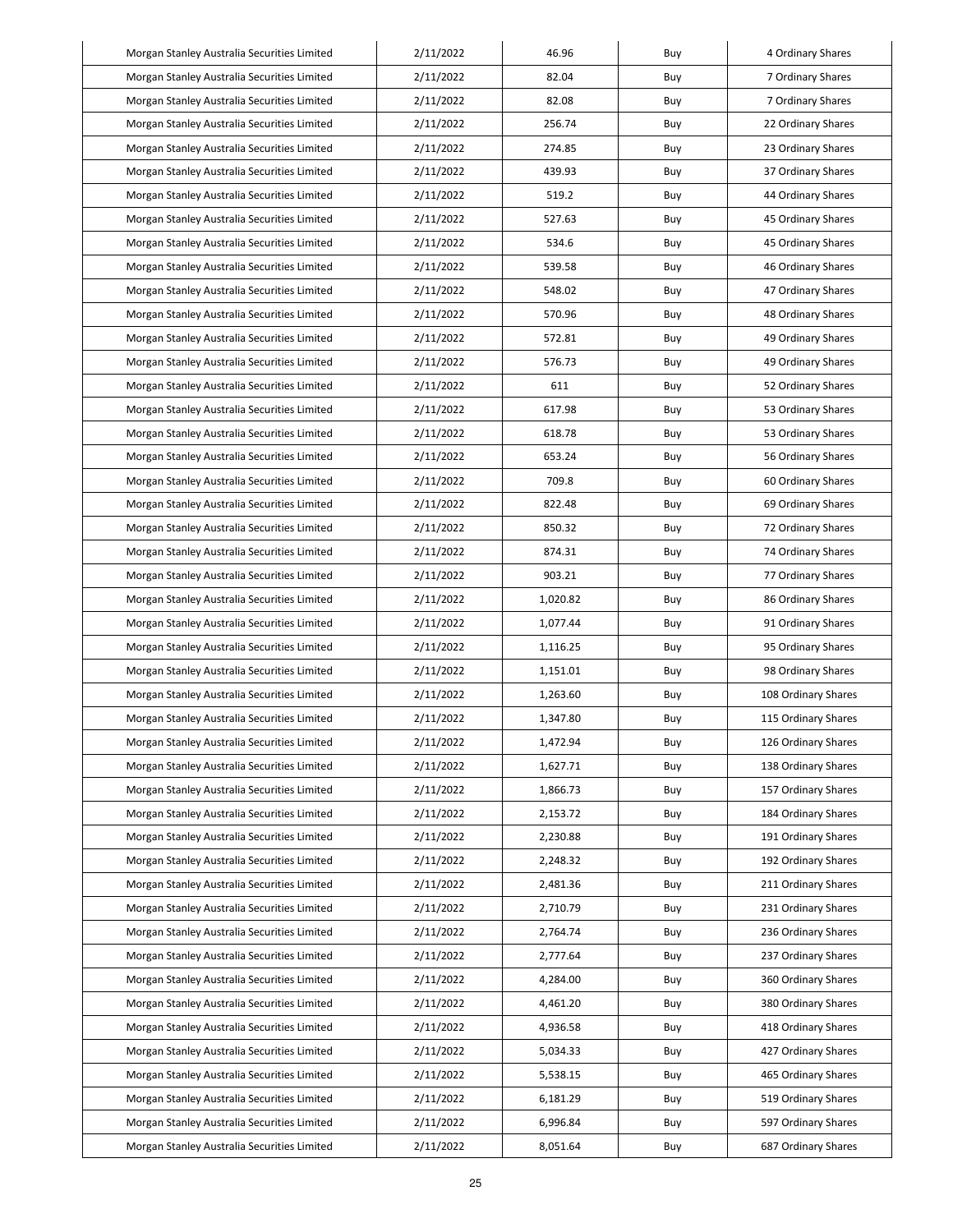| Morgan Stanley Australia Securities Limited | 2/11/2022 | 46.96 | Buy | 4 Ordinary Shares |
|---|---|---|---|---|
| Morgan Stanley Australia Securities Limited | 2/11/2022 | 82.04 | Buy | 7 Ordinary Shares |
| Morgan Stanley Australia Securities Limited | 2/11/2022 | 82.08 | Buy | 7 Ordinary Shares |
| Morgan Stanley Australia Securities Limited | 2/11/2022 | 256.74 | Buy | 22 Ordinary Shares |
| Morgan Stanley Australia Securities Limited | 2/11/2022 | 274.85 | Buy | 23 Ordinary Shares |
| Morgan Stanley Australia Securities Limited | 2/11/2022 | 439.93 | Buy | 37 Ordinary Shares |
| Morgan Stanley Australia Securities Limited | 2/11/2022 | 519.2 | Buy | 44 Ordinary Shares |
| Morgan Stanley Australia Securities Limited | 2/11/2022 | 527.63 | Buy | 45 Ordinary Shares |
| Morgan Stanley Australia Securities Limited | 2/11/2022 | 534.6 | Buy | 45 Ordinary Shares |
| Morgan Stanley Australia Securities Limited | 2/11/2022 | 539.58 | Buy | 46 Ordinary Shares |
| Morgan Stanley Australia Securities Limited | 2/11/2022 | 548.02 | Buy | 47 Ordinary Shares |
| Morgan Stanley Australia Securities Limited | 2/11/2022 | 570.96 | Buy | 48 Ordinary Shares |
| Morgan Stanley Australia Securities Limited | 2/11/2022 | 572.81 | Buy | 49 Ordinary Shares |
| Morgan Stanley Australia Securities Limited | 2/11/2022 | 576.73 | Buy | 49 Ordinary Shares |
| Morgan Stanley Australia Securities Limited | 2/11/2022 | 611 | Buy | 52 Ordinary Shares |
| Morgan Stanley Australia Securities Limited | 2/11/2022 | 617.98 | Buy | 53 Ordinary Shares |
| Morgan Stanley Australia Securities Limited | 2/11/2022 | 618.78 | Buy | 53 Ordinary Shares |
| Morgan Stanley Australia Securities Limited | 2/11/2022 | 653.24 | Buy | 56 Ordinary Shares |
| Morgan Stanley Australia Securities Limited | 2/11/2022 | 709.8 | Buy | 60 Ordinary Shares |
| Morgan Stanley Australia Securities Limited | 2/11/2022 | 822.48 | Buy | 69 Ordinary Shares |
| Morgan Stanley Australia Securities Limited | 2/11/2022 | 850.32 | Buy | 72 Ordinary Shares |
| Morgan Stanley Australia Securities Limited | 2/11/2022 | 874.31 | Buy | 74 Ordinary Shares |
| Morgan Stanley Australia Securities Limited | 2/11/2022 | 903.21 | Buy | 77 Ordinary Shares |
| Morgan Stanley Australia Securities Limited | 2/11/2022 | 1,020.82 | Buy | 86 Ordinary Shares |
| Morgan Stanley Australia Securities Limited | 2/11/2022 | 1,077.44 | Buy | 91 Ordinary Shares |
| Morgan Stanley Australia Securities Limited | 2/11/2022 | 1,116.25 | Buy | 95 Ordinary Shares |
| Morgan Stanley Australia Securities Limited | 2/11/2022 | 1,151.01 | Buy | 98 Ordinary Shares |
| Morgan Stanley Australia Securities Limited | 2/11/2022 | 1,263.60 | Buy | 108 Ordinary Shares |
| Morgan Stanley Australia Securities Limited | 2/11/2022 | 1,347.80 | Buy | 115 Ordinary Shares |
| Morgan Stanley Australia Securities Limited | 2/11/2022 | 1,472.94 | Buy | 126 Ordinary Shares |
| Morgan Stanley Australia Securities Limited | 2/11/2022 | 1,627.71 | Buy | 138 Ordinary Shares |
| Morgan Stanley Australia Securities Limited | 2/11/2022 | 1,866.73 | Buy | 157 Ordinary Shares |
| Morgan Stanley Australia Securities Limited | 2/11/2022 | 2,153.72 | Buy | 184 Ordinary Shares |
| Morgan Stanley Australia Securities Limited | 2/11/2022 | 2,230.88 | Buy | 191 Ordinary Shares |
| Morgan Stanley Australia Securities Limited | 2/11/2022 | 2,248.32 | Buy | 192 Ordinary Shares |
| Morgan Stanley Australia Securities Limited | 2/11/2022 | 2,481.36 | Buy | 211 Ordinary Shares |
| Morgan Stanley Australia Securities Limited | 2/11/2022 | 2,710.79 | Buy | 231 Ordinary Shares |
| Morgan Stanley Australia Securities Limited | 2/11/2022 | 2,764.74 | Buy | 236 Ordinary Shares |
| Morgan Stanley Australia Securities Limited | 2/11/2022 | 2,777.64 | Buy | 237 Ordinary Shares |
| Morgan Stanley Australia Securities Limited | 2/11/2022 | 4,284.00 | Buy | 360 Ordinary Shares |
| Morgan Stanley Australia Securities Limited | 2/11/2022 | 4,461.20 | Buy | 380 Ordinary Shares |
| Morgan Stanley Australia Securities Limited | 2/11/2022 | 4,936.58 | Buy | 418 Ordinary Shares |
| Morgan Stanley Australia Securities Limited | 2/11/2022 | 5,034.33 | Buy | 427 Ordinary Shares |
| Morgan Stanley Australia Securities Limited | 2/11/2022 | 5,538.15 | Buy | 465 Ordinary Shares |
| Morgan Stanley Australia Securities Limited | 2/11/2022 | 6,181.29 | Buy | 519 Ordinary Shares |
| Morgan Stanley Australia Securities Limited | 2/11/2022 | 6,996.84 | Buy | 597 Ordinary Shares |
| Morgan Stanley Australia Securities Limited | 2/11/2022 | 8,051.64 | Buy | 687 Ordinary Shares |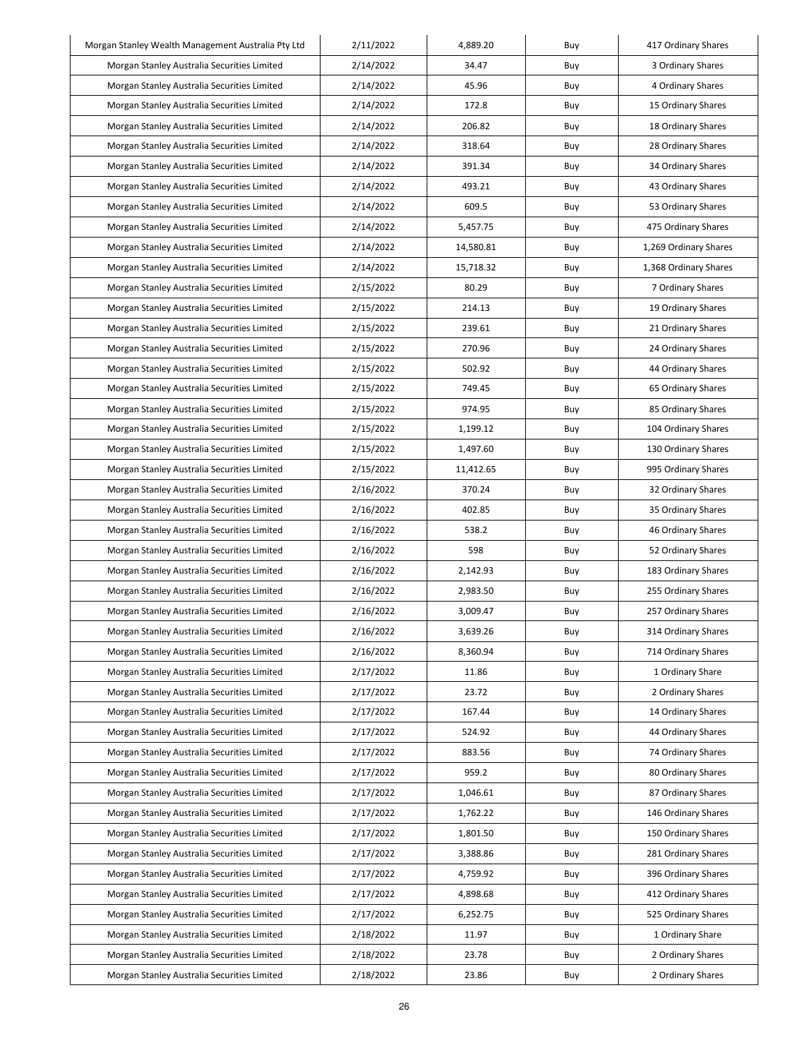| Morgan Stanley Wealth Management Australia Pty Ltd | 2/11/2022 | 4,889.20 | Buy | 417 Ordinary Shares |
|---|---|---|---|---|
| Morgan Stanley Australia Securities Limited | 2/14/2022 | 34.47 | Buy | 3 Ordinary Shares |
| Morgan Stanley Australia Securities Limited | 2/14/2022 | 45.96 | Buy | 4 Ordinary Shares |
| Morgan Stanley Australia Securities Limited | 2/14/2022 | 172.8 | Buy | 15 Ordinary Shares |
| Morgan Stanley Australia Securities Limited | 2/14/2022 | 206.82 | Buy | 18 Ordinary Shares |
| Morgan Stanley Australia Securities Limited | 2/14/2022 | 318.64 | Buy | 28 Ordinary Shares |
| Morgan Stanley Australia Securities Limited | 2/14/2022 | 391.34 | Buy | 34 Ordinary Shares |
| Morgan Stanley Australia Securities Limited | 2/14/2022 | 493.21 | Buy | 43 Ordinary Shares |
| Morgan Stanley Australia Securities Limited | 2/14/2022 | 609.5 | Buy | 53 Ordinary Shares |
| Morgan Stanley Australia Securities Limited | 2/14/2022 | 5,457.75 | Buy | 475 Ordinary Shares |
| Morgan Stanley Australia Securities Limited | 2/14/2022 | 14,580.81 | Buy | 1,269 Ordinary Shares |
| Morgan Stanley Australia Securities Limited | 2/14/2022 | 15,718.32 | Buy | 1,368 Ordinary Shares |
| Morgan Stanley Australia Securities Limited | 2/15/2022 | 80.29 | Buy | 7 Ordinary Shares |
| Morgan Stanley Australia Securities Limited | 2/15/2022 | 214.13 | Buy | 19 Ordinary Shares |
| Morgan Stanley Australia Securities Limited | 2/15/2022 | 239.61 | Buy | 21 Ordinary Shares |
| Morgan Stanley Australia Securities Limited | 2/15/2022 | 270.96 | Buy | 24 Ordinary Shares |
| Morgan Stanley Australia Securities Limited | 2/15/2022 | 502.92 | Buy | 44 Ordinary Shares |
| Morgan Stanley Australia Securities Limited | 2/15/2022 | 749.45 | Buy | 65 Ordinary Shares |
| Morgan Stanley Australia Securities Limited | 2/15/2022 | 974.95 | Buy | 85 Ordinary Shares |
| Morgan Stanley Australia Securities Limited | 2/15/2022 | 1,199.12 | Buy | 104 Ordinary Shares |
| Morgan Stanley Australia Securities Limited | 2/15/2022 | 1,497.60 | Buy | 130 Ordinary Shares |
| Morgan Stanley Australia Securities Limited | 2/15/2022 | 11,412.65 | Buy | 995 Ordinary Shares |
| Morgan Stanley Australia Securities Limited | 2/16/2022 | 370.24 | Buy | 32 Ordinary Shares |
| Morgan Stanley Australia Securities Limited | 2/16/2022 | 402.85 | Buy | 35 Ordinary Shares |
| Morgan Stanley Australia Securities Limited | 2/16/2022 | 538.2 | Buy | 46 Ordinary Shares |
| Morgan Stanley Australia Securities Limited | 2/16/2022 | 598 | Buy | 52 Ordinary Shares |
| Morgan Stanley Australia Securities Limited | 2/16/2022 | 2,142.93 | Buy | 183 Ordinary Shares |
| Morgan Stanley Australia Securities Limited | 2/16/2022 | 2,983.50 | Buy | 255 Ordinary Shares |
| Morgan Stanley Australia Securities Limited | 2/16/2022 | 3,009.47 | Buy | 257 Ordinary Shares |
| Morgan Stanley Australia Securities Limited | 2/16/2022 | 3,639.26 | Buy | 314 Ordinary Shares |
| Morgan Stanley Australia Securities Limited | 2/16/2022 | 8,360.94 | Buy | 714 Ordinary Shares |
| Morgan Stanley Australia Securities Limited | 2/17/2022 | 11.86 | Buy | 1 Ordinary Share |
| Morgan Stanley Australia Securities Limited | 2/17/2022 | 23.72 | Buy | 2 Ordinary Shares |
| Morgan Stanley Australia Securities Limited | 2/17/2022 | 167.44 | Buy | 14 Ordinary Shares |
| Morgan Stanley Australia Securities Limited | 2/17/2022 | 524.92 | Buy | 44 Ordinary Shares |
| Morgan Stanley Australia Securities Limited | 2/17/2022 | 883.56 | Buy | 74 Ordinary Shares |
| Morgan Stanley Australia Securities Limited | 2/17/2022 | 959.2 | Buy | 80 Ordinary Shares |
| Morgan Stanley Australia Securities Limited | 2/17/2022 | 1,046.61 | Buy | 87 Ordinary Shares |
| Morgan Stanley Australia Securities Limited | 2/17/2022 | 1,762.22 | Buy | 146 Ordinary Shares |
| Morgan Stanley Australia Securities Limited | 2/17/2022 | 1,801.50 | Buy | 150 Ordinary Shares |
| Morgan Stanley Australia Securities Limited | 2/17/2022 | 3,388.86 | Buy | 281 Ordinary Shares |
| Morgan Stanley Australia Securities Limited | 2/17/2022 | 4,759.92 | Buy | 396 Ordinary Shares |
| Morgan Stanley Australia Securities Limited | 2/17/2022 | 4,898.68 | Buy | 412 Ordinary Shares |
| Morgan Stanley Australia Securities Limited | 2/17/2022 | 6,252.75 | Buy | 525 Ordinary Shares |
| Morgan Stanley Australia Securities Limited | 2/18/2022 | 11.97 | Buy | 1 Ordinary Share |
| Morgan Stanley Australia Securities Limited | 2/18/2022 | 23.78 | Buy | 2 Ordinary Shares |
| Morgan Stanley Australia Securities Limited | 2/18/2022 | 23.86 | Buy | 2 Ordinary Shares |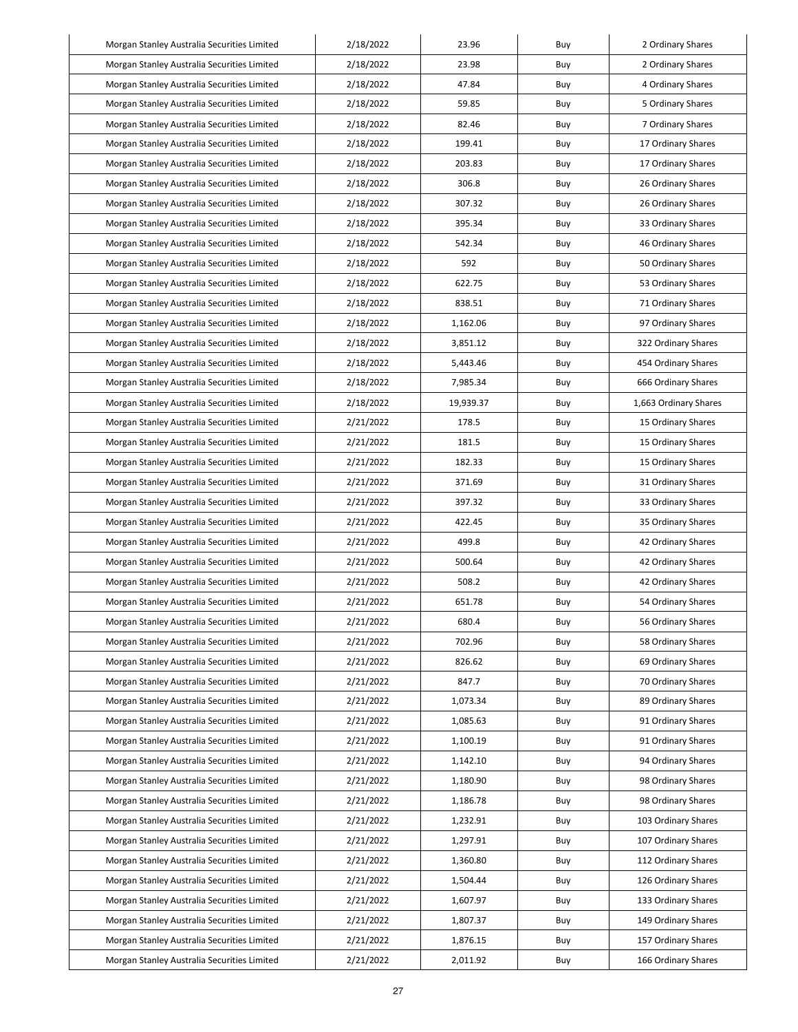| Morgan Stanley Australia Securities Limited | 2/18/2022 | 23.96 | Buy | 2 Ordinary Shares |
|---|---|---|---|---|
| Morgan Stanley Australia Securities Limited | 2/18/2022 | 23.98 | Buy | 2 Ordinary Shares |
| Morgan Stanley Australia Securities Limited | 2/18/2022 | 47.84 | Buy | 4 Ordinary Shares |
| Morgan Stanley Australia Securities Limited | 2/18/2022 | 59.85 | Buy | 5 Ordinary Shares |
| Morgan Stanley Australia Securities Limited | 2/18/2022 | 82.46 | Buy | 7 Ordinary Shares |
| Morgan Stanley Australia Securities Limited | 2/18/2022 | 199.41 | Buy | 17 Ordinary Shares |
| Morgan Stanley Australia Securities Limited | 2/18/2022 | 203.83 | Buy | 17 Ordinary Shares |
| Morgan Stanley Australia Securities Limited | 2/18/2022 | 306.8 | Buy | 26 Ordinary Shares |
| Morgan Stanley Australia Securities Limited | 2/18/2022 | 307.32 | Buy | 26 Ordinary Shares |
| Morgan Stanley Australia Securities Limited | 2/18/2022 | 395.34 | Buy | 33 Ordinary Shares |
| Morgan Stanley Australia Securities Limited | 2/18/2022 | 542.34 | Buy | 46 Ordinary Shares |
| Morgan Stanley Australia Securities Limited | 2/18/2022 | 592 | Buy | 50 Ordinary Shares |
| Morgan Stanley Australia Securities Limited | 2/18/2022 | 622.75 | Buy | 53 Ordinary Shares |
| Morgan Stanley Australia Securities Limited | 2/18/2022 | 838.51 | Buy | 71 Ordinary Shares |
| Morgan Stanley Australia Securities Limited | 2/18/2022 | 1,162.06 | Buy | 97 Ordinary Shares |
| Morgan Stanley Australia Securities Limited | 2/18/2022 | 3,851.12 | Buy | 322 Ordinary Shares |
| Morgan Stanley Australia Securities Limited | 2/18/2022 | 5,443.46 | Buy | 454 Ordinary Shares |
| Morgan Stanley Australia Securities Limited | 2/18/2022 | 7,985.34 | Buy | 666 Ordinary Shares |
| Morgan Stanley Australia Securities Limited | 2/18/2022 | 19,939.37 | Buy | 1,663 Ordinary Shares |
| Morgan Stanley Australia Securities Limited | 2/21/2022 | 178.5 | Buy | 15 Ordinary Shares |
| Morgan Stanley Australia Securities Limited | 2/21/2022 | 181.5 | Buy | 15 Ordinary Shares |
| Morgan Stanley Australia Securities Limited | 2/21/2022 | 182.33 | Buy | 15 Ordinary Shares |
| Morgan Stanley Australia Securities Limited | 2/21/2022 | 371.69 | Buy | 31 Ordinary Shares |
| Morgan Stanley Australia Securities Limited | 2/21/2022 | 397.32 | Buy | 33 Ordinary Shares |
| Morgan Stanley Australia Securities Limited | 2/21/2022 | 422.45 | Buy | 35 Ordinary Shares |
| Morgan Stanley Australia Securities Limited | 2/21/2022 | 499.8 | Buy | 42 Ordinary Shares |
| Morgan Stanley Australia Securities Limited | 2/21/2022 | 500.64 | Buy | 42 Ordinary Shares |
| Morgan Stanley Australia Securities Limited | 2/21/2022 | 508.2 | Buy | 42 Ordinary Shares |
| Morgan Stanley Australia Securities Limited | 2/21/2022 | 651.78 | Buy | 54 Ordinary Shares |
| Morgan Stanley Australia Securities Limited | 2/21/2022 | 680.4 | Buy | 56 Ordinary Shares |
| Morgan Stanley Australia Securities Limited | 2/21/2022 | 702.96 | Buy | 58 Ordinary Shares |
| Morgan Stanley Australia Securities Limited | 2/21/2022 | 826.62 | Buy | 69 Ordinary Shares |
| Morgan Stanley Australia Securities Limited | 2/21/2022 | 847.7 | Buy | 70 Ordinary Shares |
| Morgan Stanley Australia Securities Limited | 2/21/2022 | 1,073.34 | Buy | 89 Ordinary Shares |
| Morgan Stanley Australia Securities Limited | 2/21/2022 | 1,085.63 | Buy | 91 Ordinary Shares |
| Morgan Stanley Australia Securities Limited | 2/21/2022 | 1,100.19 | Buy | 91 Ordinary Shares |
| Morgan Stanley Australia Securities Limited | 2/21/2022 | 1,142.10 | Buy | 94 Ordinary Shares |
| Morgan Stanley Australia Securities Limited | 2/21/2022 | 1,180.90 | Buy | 98 Ordinary Shares |
| Morgan Stanley Australia Securities Limited | 2/21/2022 | 1,186.78 | Buy | 98 Ordinary Shares |
| Morgan Stanley Australia Securities Limited | 2/21/2022 | 1,232.91 | Buy | 103 Ordinary Shares |
| Morgan Stanley Australia Securities Limited | 2/21/2022 | 1,297.91 | Buy | 107 Ordinary Shares |
| Morgan Stanley Australia Securities Limited | 2/21/2022 | 1,360.80 | Buy | 112 Ordinary Shares |
| Morgan Stanley Australia Securities Limited | 2/21/2022 | 1,504.44 | Buy | 126 Ordinary Shares |
| Morgan Stanley Australia Securities Limited | 2/21/2022 | 1,607.97 | Buy | 133 Ordinary Shares |
| Morgan Stanley Australia Securities Limited | 2/21/2022 | 1,807.37 | Buy | 149 Ordinary Shares |
| Morgan Stanley Australia Securities Limited | 2/21/2022 | 1,876.15 | Buy | 157 Ordinary Shares |
| Morgan Stanley Australia Securities Limited | 2/21/2022 | 2,011.92 | Buy | 166 Ordinary Shares |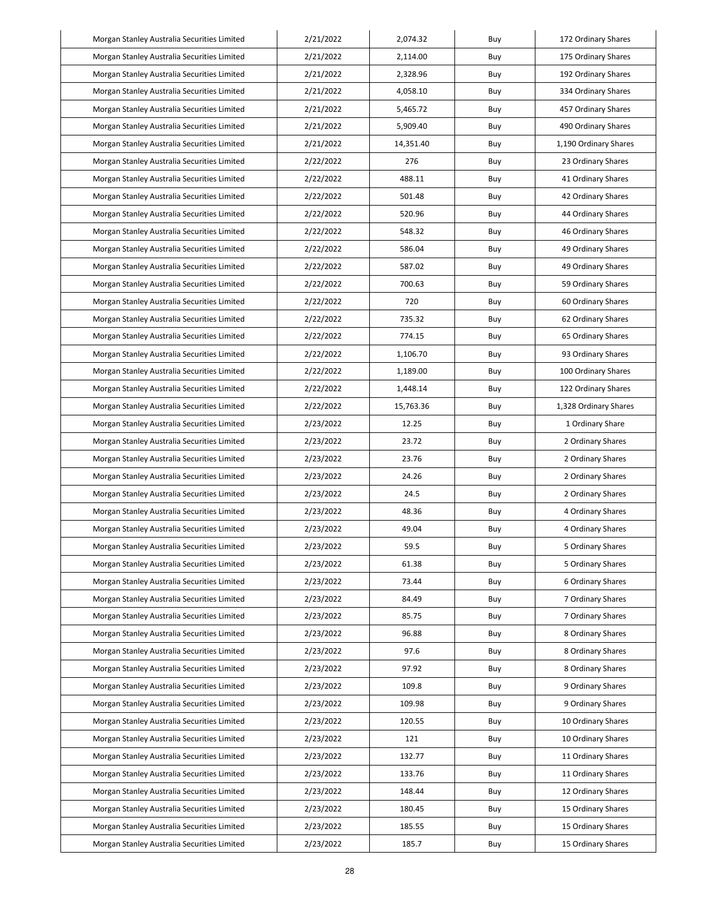| Morgan Stanley Australia Securities Limited | 2/21/2022 | 2,074.32 | Buy | 172 Ordinary Shares |
|---|---|---|---|---|
| Morgan Stanley Australia Securities Limited | 2/21/2022 | 2,114.00 | Buy | 175 Ordinary Shares |
| Morgan Stanley Australia Securities Limited | 2/21/2022 | 2,328.96 | Buy | 192 Ordinary Shares |
| Morgan Stanley Australia Securities Limited | 2/21/2022 | 4,058.10 | Buy | 334 Ordinary Shares |
| Morgan Stanley Australia Securities Limited | 2/21/2022 | 5,465.72 | Buy | 457 Ordinary Shares |
| Morgan Stanley Australia Securities Limited | 2/21/2022 | 5,909.40 | Buy | 490 Ordinary Shares |
| Morgan Stanley Australia Securities Limited | 2/21/2022 | 14,351.40 | Buy | 1,190 Ordinary Shares |
| Morgan Stanley Australia Securities Limited | 2/22/2022 | 276 | Buy | 23 Ordinary Shares |
| Morgan Stanley Australia Securities Limited | 2/22/2022 | 488.11 | Buy | 41 Ordinary Shares |
| Morgan Stanley Australia Securities Limited | 2/22/2022 | 501.48 | Buy | 42 Ordinary Shares |
| Morgan Stanley Australia Securities Limited | 2/22/2022 | 520.96 | Buy | 44 Ordinary Shares |
| Morgan Stanley Australia Securities Limited | 2/22/2022 | 548.32 | Buy | 46 Ordinary Shares |
| Morgan Stanley Australia Securities Limited | 2/22/2022 | 586.04 | Buy | 49 Ordinary Shares |
| Morgan Stanley Australia Securities Limited | 2/22/2022 | 587.02 | Buy | 49 Ordinary Shares |
| Morgan Stanley Australia Securities Limited | 2/22/2022 | 700.63 | Buy | 59 Ordinary Shares |
| Morgan Stanley Australia Securities Limited | 2/22/2022 | 720 | Buy | 60 Ordinary Shares |
| Morgan Stanley Australia Securities Limited | 2/22/2022 | 735.32 | Buy | 62 Ordinary Shares |
| Morgan Stanley Australia Securities Limited | 2/22/2022 | 774.15 | Buy | 65 Ordinary Shares |
| Morgan Stanley Australia Securities Limited | 2/22/2022 | 1,106.70 | Buy | 93 Ordinary Shares |
| Morgan Stanley Australia Securities Limited | 2/22/2022 | 1,189.00 | Buy | 100 Ordinary Shares |
| Morgan Stanley Australia Securities Limited | 2/22/2022 | 1,448.14 | Buy | 122 Ordinary Shares |
| Morgan Stanley Australia Securities Limited | 2/22/2022 | 15,763.36 | Buy | 1,328 Ordinary Shares |
| Morgan Stanley Australia Securities Limited | 2/23/2022 | 12.25 | Buy | 1 Ordinary Share |
| Morgan Stanley Australia Securities Limited | 2/23/2022 | 23.72 | Buy | 2 Ordinary Shares |
| Morgan Stanley Australia Securities Limited | 2/23/2022 | 23.76 | Buy | 2 Ordinary Shares |
| Morgan Stanley Australia Securities Limited | 2/23/2022 | 24.26 | Buy | 2 Ordinary Shares |
| Morgan Stanley Australia Securities Limited | 2/23/2022 | 24.5 | Buy | 2 Ordinary Shares |
| Morgan Stanley Australia Securities Limited | 2/23/2022 | 48.36 | Buy | 4 Ordinary Shares |
| Morgan Stanley Australia Securities Limited | 2/23/2022 | 49.04 | Buy | 4 Ordinary Shares |
| Morgan Stanley Australia Securities Limited | 2/23/2022 | 59.5 | Buy | 5 Ordinary Shares |
| Morgan Stanley Australia Securities Limited | 2/23/2022 | 61.38 | Buy | 5 Ordinary Shares |
| Morgan Stanley Australia Securities Limited | 2/23/2022 | 73.44 | Buy | 6 Ordinary Shares |
| Morgan Stanley Australia Securities Limited | 2/23/2022 | 84.49 | Buy | 7 Ordinary Shares |
| Morgan Stanley Australia Securities Limited | 2/23/2022 | 85.75 | Buy | 7 Ordinary Shares |
| Morgan Stanley Australia Securities Limited | 2/23/2022 | 96.88 | Buy | 8 Ordinary Shares |
| Morgan Stanley Australia Securities Limited | 2/23/2022 | 97.6 | Buy | 8 Ordinary Shares |
| Morgan Stanley Australia Securities Limited | 2/23/2022 | 97.92 | Buy | 8 Ordinary Shares |
| Morgan Stanley Australia Securities Limited | 2/23/2022 | 109.8 | Buy | 9 Ordinary Shares |
| Morgan Stanley Australia Securities Limited | 2/23/2022 | 109.98 | Buy | 9 Ordinary Shares |
| Morgan Stanley Australia Securities Limited | 2/23/2022 | 120.55 | Buy | 10 Ordinary Shares |
| Morgan Stanley Australia Securities Limited | 2/23/2022 | 121 | Buy | 10 Ordinary Shares |
| Morgan Stanley Australia Securities Limited | 2/23/2022 | 132.77 | Buy | 11 Ordinary Shares |
| Morgan Stanley Australia Securities Limited | 2/23/2022 | 133.76 | Buy | 11 Ordinary Shares |
| Morgan Stanley Australia Securities Limited | 2/23/2022 | 148.44 | Buy | 12 Ordinary Shares |
| Morgan Stanley Australia Securities Limited | 2/23/2022 | 180.45 | Buy | 15 Ordinary Shares |
| Morgan Stanley Australia Securities Limited | 2/23/2022 | 185.55 | Buy | 15 Ordinary Shares |
| Morgan Stanley Australia Securities Limited | 2/23/2022 | 185.7 | Buy | 15 Ordinary Shares |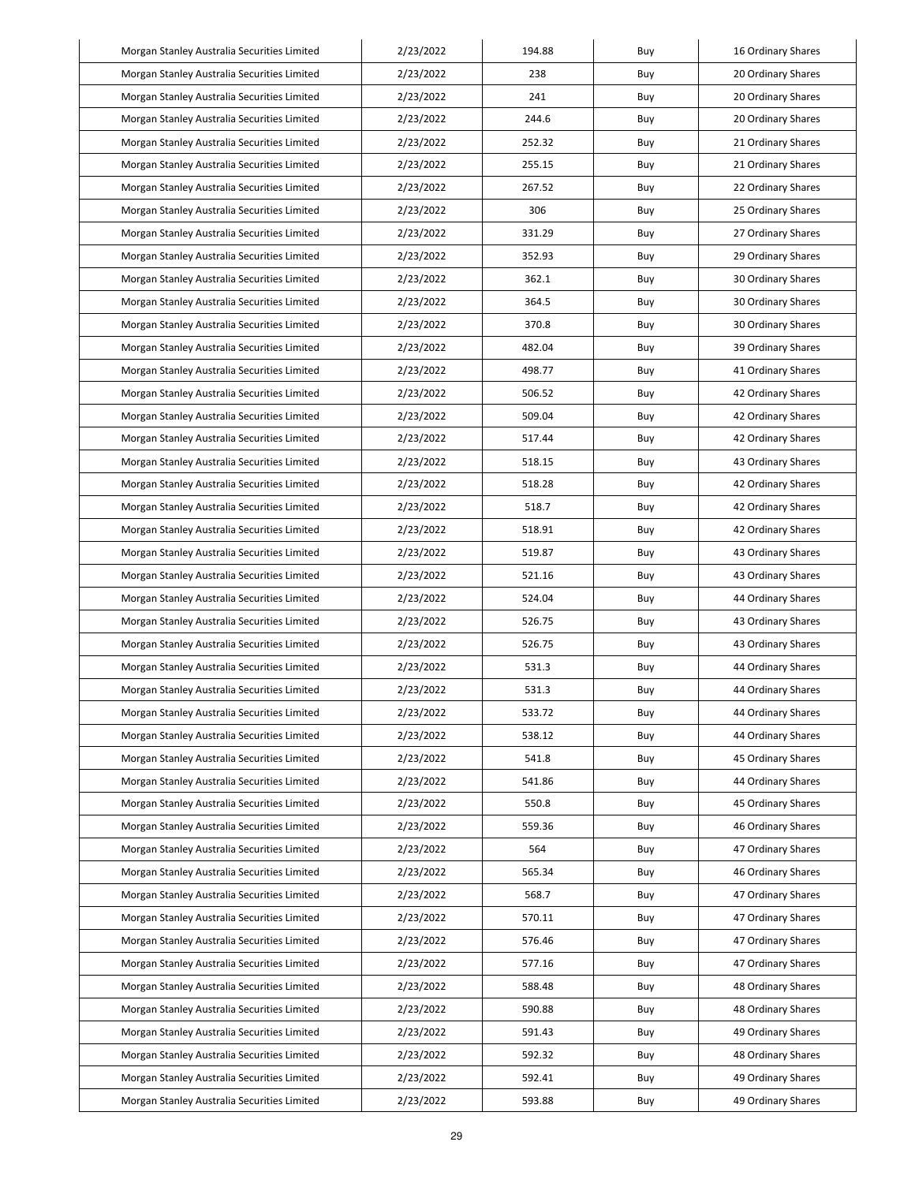| Morgan Stanley Australia Securities Limited | 2/23/2022 | 194.88 | Buy | 16 Ordinary Shares |
|---|---|---|---|---|
| Morgan Stanley Australia Securities Limited | 2/23/2022 | 238 | Buy | 20 Ordinary Shares |
| Morgan Stanley Australia Securities Limited | 2/23/2022 | 241 | Buy | 20 Ordinary Shares |
| Morgan Stanley Australia Securities Limited | 2/23/2022 | 244.6 | Buy | 20 Ordinary Shares |
| Morgan Stanley Australia Securities Limited | 2/23/2022 | 252.32 | Buy | 21 Ordinary Shares |
| Morgan Stanley Australia Securities Limited | 2/23/2022 | 255.15 | Buy | 21 Ordinary Shares |
| Morgan Stanley Australia Securities Limited | 2/23/2022 | 267.52 | Buy | 22 Ordinary Shares |
| Morgan Stanley Australia Securities Limited | 2/23/2022 | 306 | Buy | 25 Ordinary Shares |
| Morgan Stanley Australia Securities Limited | 2/23/2022 | 331.29 | Buy | 27 Ordinary Shares |
| Morgan Stanley Australia Securities Limited | 2/23/2022 | 352.93 | Buy | 29 Ordinary Shares |
| Morgan Stanley Australia Securities Limited | 2/23/2022 | 362.1 | Buy | 30 Ordinary Shares |
| Morgan Stanley Australia Securities Limited | 2/23/2022 | 364.5 | Buy | 30 Ordinary Shares |
| Morgan Stanley Australia Securities Limited | 2/23/2022 | 370.8 | Buy | 30 Ordinary Shares |
| Morgan Stanley Australia Securities Limited | 2/23/2022 | 482.04 | Buy | 39 Ordinary Shares |
| Morgan Stanley Australia Securities Limited | 2/23/2022 | 498.77 | Buy | 41 Ordinary Shares |
| Morgan Stanley Australia Securities Limited | 2/23/2022 | 506.52 | Buy | 42 Ordinary Shares |
| Morgan Stanley Australia Securities Limited | 2/23/2022 | 509.04 | Buy | 42 Ordinary Shares |
| Morgan Stanley Australia Securities Limited | 2/23/2022 | 517.44 | Buy | 42 Ordinary Shares |
| Morgan Stanley Australia Securities Limited | 2/23/2022 | 518.15 | Buy | 43 Ordinary Shares |
| Morgan Stanley Australia Securities Limited | 2/23/2022 | 518.28 | Buy | 42 Ordinary Shares |
| Morgan Stanley Australia Securities Limited | 2/23/2022 | 518.7 | Buy | 42 Ordinary Shares |
| Morgan Stanley Australia Securities Limited | 2/23/2022 | 518.91 | Buy | 42 Ordinary Shares |
| Morgan Stanley Australia Securities Limited | 2/23/2022 | 519.87 | Buy | 43 Ordinary Shares |
| Morgan Stanley Australia Securities Limited | 2/23/2022 | 521.16 | Buy | 43 Ordinary Shares |
| Morgan Stanley Australia Securities Limited | 2/23/2022 | 524.04 | Buy | 44 Ordinary Shares |
| Morgan Stanley Australia Securities Limited | 2/23/2022 | 526.75 | Buy | 43 Ordinary Shares |
| Morgan Stanley Australia Securities Limited | 2/23/2022 | 526.75 | Buy | 43 Ordinary Shares |
| Morgan Stanley Australia Securities Limited | 2/23/2022 | 531.3 | Buy | 44 Ordinary Shares |
| Morgan Stanley Australia Securities Limited | 2/23/2022 | 531.3 | Buy | 44 Ordinary Shares |
| Morgan Stanley Australia Securities Limited | 2/23/2022 | 533.72 | Buy | 44 Ordinary Shares |
| Morgan Stanley Australia Securities Limited | 2/23/2022 | 538.12 | Buy | 44 Ordinary Shares |
| Morgan Stanley Australia Securities Limited | 2/23/2022 | 541.8 | Buy | 45 Ordinary Shares |
| Morgan Stanley Australia Securities Limited | 2/23/2022 | 541.86 | Buy | 44 Ordinary Shares |
| Morgan Stanley Australia Securities Limited | 2/23/2022 | 550.8 | Buy | 45 Ordinary Shares |
| Morgan Stanley Australia Securities Limited | 2/23/2022 | 559.36 | Buy | 46 Ordinary Shares |
| Morgan Stanley Australia Securities Limited | 2/23/2022 | 564 | Buy | 47 Ordinary Shares |
| Morgan Stanley Australia Securities Limited | 2/23/2022 | 565.34 | Buy | 46 Ordinary Shares |
| Morgan Stanley Australia Securities Limited | 2/23/2022 | 568.7 | Buy | 47 Ordinary Shares |
| Morgan Stanley Australia Securities Limited | 2/23/2022 | 570.11 | Buy | 47 Ordinary Shares |
| Morgan Stanley Australia Securities Limited | 2/23/2022 | 576.46 | Buy | 47 Ordinary Shares |
| Morgan Stanley Australia Securities Limited | 2/23/2022 | 577.16 | Buy | 47 Ordinary Shares |
| Morgan Stanley Australia Securities Limited | 2/23/2022 | 588.48 | Buy | 48 Ordinary Shares |
| Morgan Stanley Australia Securities Limited | 2/23/2022 | 590.88 | Buy | 48 Ordinary Shares |
| Morgan Stanley Australia Securities Limited | 2/23/2022 | 591.43 | Buy | 49 Ordinary Shares |
| Morgan Stanley Australia Securities Limited | 2/23/2022 | 592.32 | Buy | 48 Ordinary Shares |
| Morgan Stanley Australia Securities Limited | 2/23/2022 | 592.41 | Buy | 49 Ordinary Shares |
| Morgan Stanley Australia Securities Limited | 2/23/2022 | 593.88 | Buy | 49 Ordinary Shares |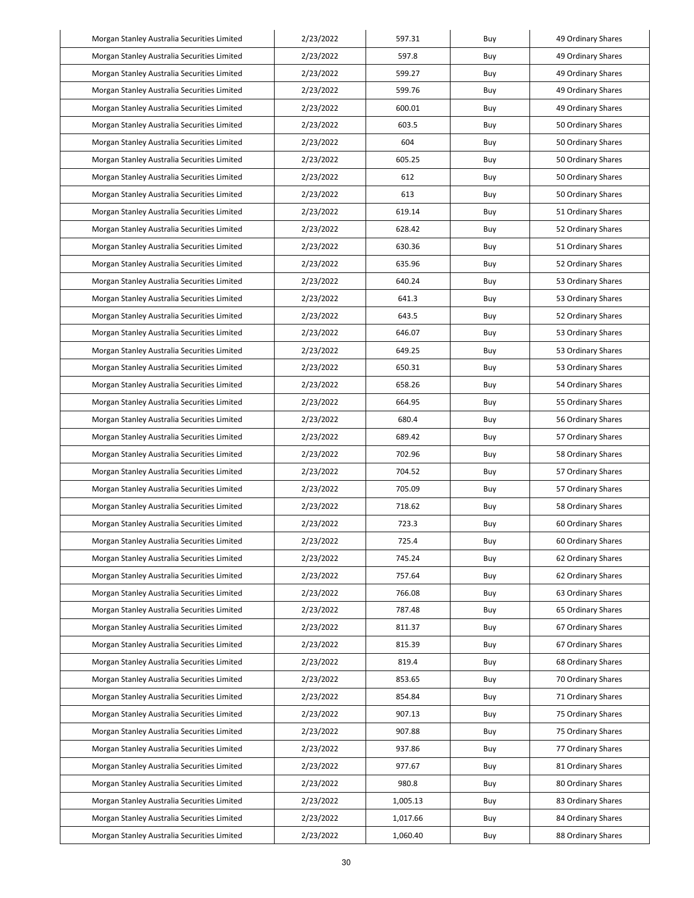| Morgan Stanley Australia Securities Limited | 2/23/2022 | 597.31 | Buy | 49 Ordinary Shares |
|---|---|---|---|---|
| Morgan Stanley Australia Securities Limited | 2/23/2022 | 597.8 | Buy | 49 Ordinary Shares |
| Morgan Stanley Australia Securities Limited | 2/23/2022 | 599.27 | Buy | 49 Ordinary Shares |
| Morgan Stanley Australia Securities Limited | 2/23/2022 | 599.76 | Buy | 49 Ordinary Shares |
| Morgan Stanley Australia Securities Limited | 2/23/2022 | 600.01 | Buy | 49 Ordinary Shares |
| Morgan Stanley Australia Securities Limited | 2/23/2022 | 603.5 | Buy | 50 Ordinary Shares |
| Morgan Stanley Australia Securities Limited | 2/23/2022 | 604 | Buy | 50 Ordinary Shares |
| Morgan Stanley Australia Securities Limited | 2/23/2022 | 605.25 | Buy | 50 Ordinary Shares |
| Morgan Stanley Australia Securities Limited | 2/23/2022 | 612 | Buy | 50 Ordinary Shares |
| Morgan Stanley Australia Securities Limited | 2/23/2022 | 613 | Buy | 50 Ordinary Shares |
| Morgan Stanley Australia Securities Limited | 2/23/2022 | 619.14 | Buy | 51 Ordinary Shares |
| Morgan Stanley Australia Securities Limited | 2/23/2022 | 628.42 | Buy | 52 Ordinary Shares |
| Morgan Stanley Australia Securities Limited | 2/23/2022 | 630.36 | Buy | 51 Ordinary Shares |
| Morgan Stanley Australia Securities Limited | 2/23/2022 | 635.96 | Buy | 52 Ordinary Shares |
| Morgan Stanley Australia Securities Limited | 2/23/2022 | 640.24 | Buy | 53 Ordinary Shares |
| Morgan Stanley Australia Securities Limited | 2/23/2022 | 641.3 | Buy | 53 Ordinary Shares |
| Morgan Stanley Australia Securities Limited | 2/23/2022 | 643.5 | Buy | 52 Ordinary Shares |
| Morgan Stanley Australia Securities Limited | 2/23/2022 | 646.07 | Buy | 53 Ordinary Shares |
| Morgan Stanley Australia Securities Limited | 2/23/2022 | 649.25 | Buy | 53 Ordinary Shares |
| Morgan Stanley Australia Securities Limited | 2/23/2022 | 650.31 | Buy | 53 Ordinary Shares |
| Morgan Stanley Australia Securities Limited | 2/23/2022 | 658.26 | Buy | 54 Ordinary Shares |
| Morgan Stanley Australia Securities Limited | 2/23/2022 | 664.95 | Buy | 55 Ordinary Shares |
| Morgan Stanley Australia Securities Limited | 2/23/2022 | 680.4 | Buy | 56 Ordinary Shares |
| Morgan Stanley Australia Securities Limited | 2/23/2022 | 689.42 | Buy | 57 Ordinary Shares |
| Morgan Stanley Australia Securities Limited | 2/23/2022 | 702.96 | Buy | 58 Ordinary Shares |
| Morgan Stanley Australia Securities Limited | 2/23/2022 | 704.52 | Buy | 57 Ordinary Shares |
| Morgan Stanley Australia Securities Limited | 2/23/2022 | 705.09 | Buy | 57 Ordinary Shares |
| Morgan Stanley Australia Securities Limited | 2/23/2022 | 718.62 | Buy | 58 Ordinary Shares |
| Morgan Stanley Australia Securities Limited | 2/23/2022 | 723.3 | Buy | 60 Ordinary Shares |
| Morgan Stanley Australia Securities Limited | 2/23/2022 | 725.4 | Buy | 60 Ordinary Shares |
| Morgan Stanley Australia Securities Limited | 2/23/2022 | 745.24 | Buy | 62 Ordinary Shares |
| Morgan Stanley Australia Securities Limited | 2/23/2022 | 757.64 | Buy | 62 Ordinary Shares |
| Morgan Stanley Australia Securities Limited | 2/23/2022 | 766.08 | Buy | 63 Ordinary Shares |
| Morgan Stanley Australia Securities Limited | 2/23/2022 | 787.48 | Buy | 65 Ordinary Shares |
| Morgan Stanley Australia Securities Limited | 2/23/2022 | 811.37 | Buy | 67 Ordinary Shares |
| Morgan Stanley Australia Securities Limited | 2/23/2022 | 815.39 | Buy | 67 Ordinary Shares |
| Morgan Stanley Australia Securities Limited | 2/23/2022 | 819.4 | Buy | 68 Ordinary Shares |
| Morgan Stanley Australia Securities Limited | 2/23/2022 | 853.65 | Buy | 70 Ordinary Shares |
| Morgan Stanley Australia Securities Limited | 2/23/2022 | 854.84 | Buy | 71 Ordinary Shares |
| Morgan Stanley Australia Securities Limited | 2/23/2022 | 907.13 | Buy | 75 Ordinary Shares |
| Morgan Stanley Australia Securities Limited | 2/23/2022 | 907.88 | Buy | 75 Ordinary Shares |
| Morgan Stanley Australia Securities Limited | 2/23/2022 | 937.86 | Buy | 77 Ordinary Shares |
| Morgan Stanley Australia Securities Limited | 2/23/2022 | 977.67 | Buy | 81 Ordinary Shares |
| Morgan Stanley Australia Securities Limited | 2/23/2022 | 980.8 | Buy | 80 Ordinary Shares |
| Morgan Stanley Australia Securities Limited | 2/23/2022 | 1,005.13 | Buy | 83 Ordinary Shares |
| Morgan Stanley Australia Securities Limited | 2/23/2022 | 1,017.66 | Buy | 84 Ordinary Shares |
| Morgan Stanley Australia Securities Limited | 2/23/2022 | 1,060.40 | Buy | 88 Ordinary Shares |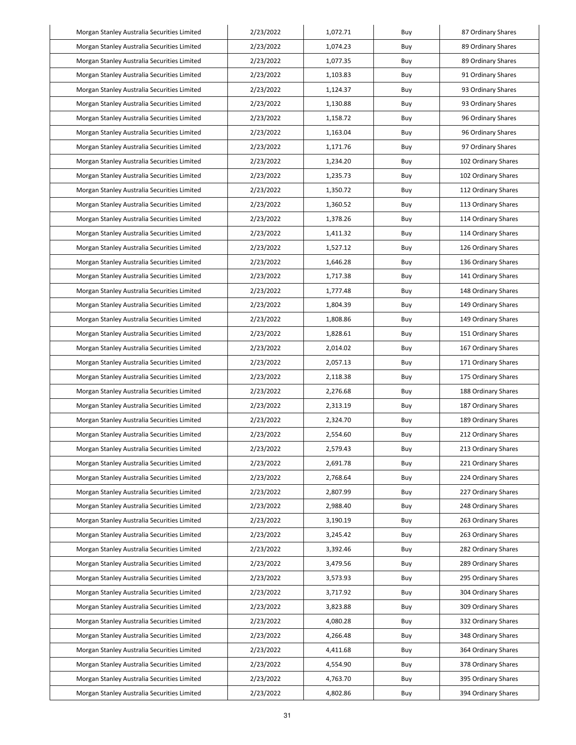| Morgan Stanley Australia Securities Limited | 2/23/2022 | 1,072.71 | Buy | 87 Ordinary Shares |
|---|---|---|---|---|
| Morgan Stanley Australia Securities Limited | 2/23/2022 | 1,074.23 | Buy | 89 Ordinary Shares |
| Morgan Stanley Australia Securities Limited | 2/23/2022 | 1,077.35 | Buy | 89 Ordinary Shares |
| Morgan Stanley Australia Securities Limited | 2/23/2022 | 1,103.83 | Buy | 91 Ordinary Shares |
| Morgan Stanley Australia Securities Limited | 2/23/2022 | 1,124.37 | Buy | 93 Ordinary Shares |
| Morgan Stanley Australia Securities Limited | 2/23/2022 | 1,130.88 | Buy | 93 Ordinary Shares |
| Morgan Stanley Australia Securities Limited | 2/23/2022 | 1,158.72 | Buy | 96 Ordinary Shares |
| Morgan Stanley Australia Securities Limited | 2/23/2022 | 1,163.04 | Buy | 96 Ordinary Shares |
| Morgan Stanley Australia Securities Limited | 2/23/2022 | 1,171.76 | Buy | 97 Ordinary Shares |
| Morgan Stanley Australia Securities Limited | 2/23/2022 | 1,234.20 | Buy | 102 Ordinary Shares |
| Morgan Stanley Australia Securities Limited | 2/23/2022 | 1,235.73 | Buy | 102 Ordinary Shares |
| Morgan Stanley Australia Securities Limited | 2/23/2022 | 1,350.72 | Buy | 112 Ordinary Shares |
| Morgan Stanley Australia Securities Limited | 2/23/2022 | 1,360.52 | Buy | 113 Ordinary Shares |
| Morgan Stanley Australia Securities Limited | 2/23/2022 | 1,378.26 | Buy | 114 Ordinary Shares |
| Morgan Stanley Australia Securities Limited | 2/23/2022 | 1,411.32 | Buy | 114 Ordinary Shares |
| Morgan Stanley Australia Securities Limited | 2/23/2022 | 1,527.12 | Buy | 126 Ordinary Shares |
| Morgan Stanley Australia Securities Limited | 2/23/2022 | 1,646.28 | Buy | 136 Ordinary Shares |
| Morgan Stanley Australia Securities Limited | 2/23/2022 | 1,717.38 | Buy | 141 Ordinary Shares |
| Morgan Stanley Australia Securities Limited | 2/23/2022 | 1,777.48 | Buy | 148 Ordinary Shares |
| Morgan Stanley Australia Securities Limited | 2/23/2022 | 1,804.39 | Buy | 149 Ordinary Shares |
| Morgan Stanley Australia Securities Limited | 2/23/2022 | 1,808.86 | Buy | 149 Ordinary Shares |
| Morgan Stanley Australia Securities Limited | 2/23/2022 | 1,828.61 | Buy | 151 Ordinary Shares |
| Morgan Stanley Australia Securities Limited | 2/23/2022 | 2,014.02 | Buy | 167 Ordinary Shares |
| Morgan Stanley Australia Securities Limited | 2/23/2022 | 2,057.13 | Buy | 171 Ordinary Shares |
| Morgan Stanley Australia Securities Limited | 2/23/2022 | 2,118.38 | Buy | 175 Ordinary Shares |
| Morgan Stanley Australia Securities Limited | 2/23/2022 | 2,276.68 | Buy | 188 Ordinary Shares |
| Morgan Stanley Australia Securities Limited | 2/23/2022 | 2,313.19 | Buy | 187 Ordinary Shares |
| Morgan Stanley Australia Securities Limited | 2/23/2022 | 2,324.70 | Buy | 189 Ordinary Shares |
| Morgan Stanley Australia Securities Limited | 2/23/2022 | 2,554.60 | Buy | 212 Ordinary Shares |
| Morgan Stanley Australia Securities Limited | 2/23/2022 | 2,579.43 | Buy | 213 Ordinary Shares |
| Morgan Stanley Australia Securities Limited | 2/23/2022 | 2,691.78 | Buy | 221 Ordinary Shares |
| Morgan Stanley Australia Securities Limited | 2/23/2022 | 2,768.64 | Buy | 224 Ordinary Shares |
| Morgan Stanley Australia Securities Limited | 2/23/2022 | 2,807.99 | Buy | 227 Ordinary Shares |
| Morgan Stanley Australia Securities Limited | 2/23/2022 | 2,988.40 | Buy | 248 Ordinary Shares |
| Morgan Stanley Australia Securities Limited | 2/23/2022 | 3,190.19 | Buy | 263 Ordinary Shares |
| Morgan Stanley Australia Securities Limited | 2/23/2022 | 3,245.42 | Buy | 263 Ordinary Shares |
| Morgan Stanley Australia Securities Limited | 2/23/2022 | 3,392.46 | Buy | 282 Ordinary Shares |
| Morgan Stanley Australia Securities Limited | 2/23/2022 | 3,479.56 | Buy | 289 Ordinary Shares |
| Morgan Stanley Australia Securities Limited | 2/23/2022 | 3,573.93 | Buy | 295 Ordinary Shares |
| Morgan Stanley Australia Securities Limited | 2/23/2022 | 3,717.92 | Buy | 304 Ordinary Shares |
| Morgan Stanley Australia Securities Limited | 2/23/2022 | 3,823.88 | Buy | 309 Ordinary Shares |
| Morgan Stanley Australia Securities Limited | 2/23/2022 | 4,080.28 | Buy | 332 Ordinary Shares |
| Morgan Stanley Australia Securities Limited | 2/23/2022 | 4,266.48 | Buy | 348 Ordinary Shares |
| Morgan Stanley Australia Securities Limited | 2/23/2022 | 4,411.68 | Buy | 364 Ordinary Shares |
| Morgan Stanley Australia Securities Limited | 2/23/2022 | 4,554.90 | Buy | 378 Ordinary Shares |
| Morgan Stanley Australia Securities Limited | 2/23/2022 | 4,763.70 | Buy | 395 Ordinary Shares |
| Morgan Stanley Australia Securities Limited | 2/23/2022 | 4,802.86 | Buy | 394 Ordinary Shares |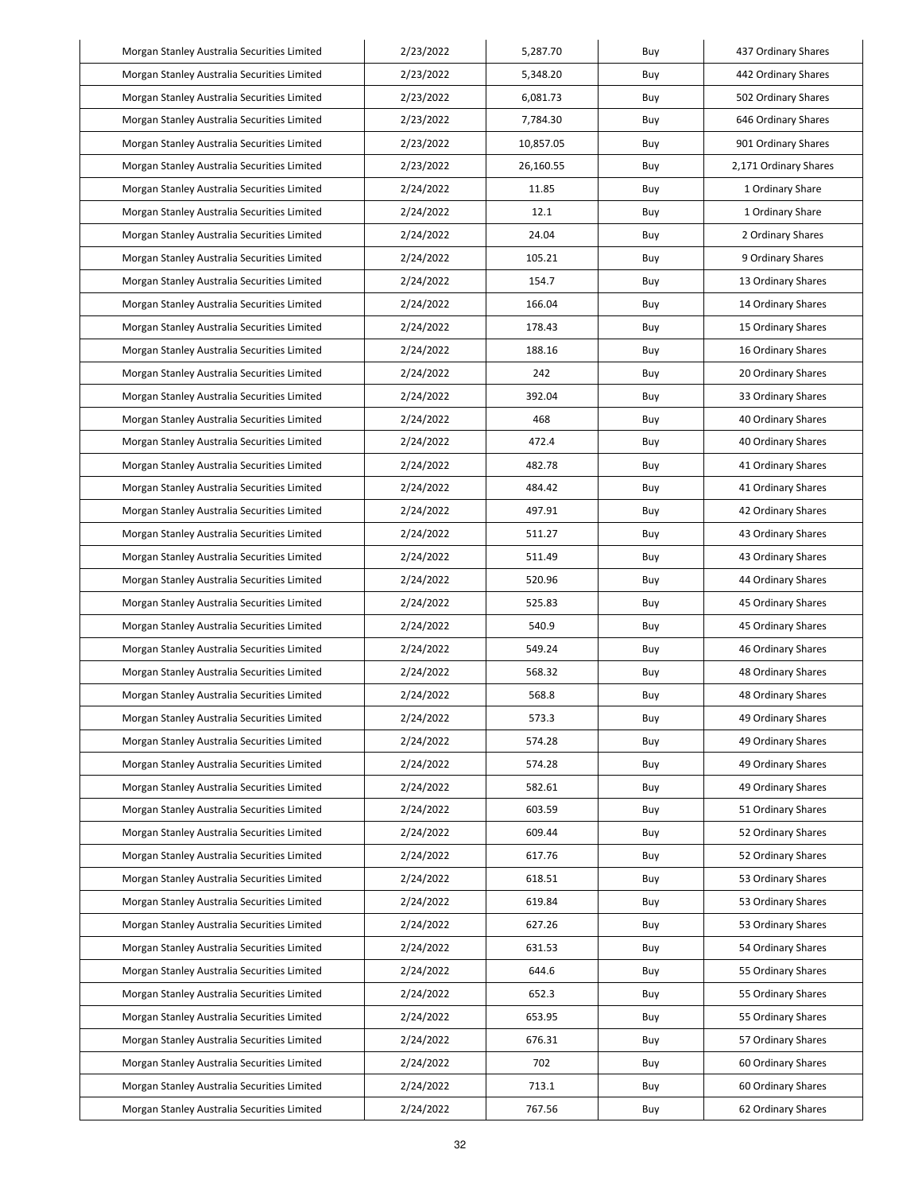| Morgan Stanley Australia Securities Limited | 2/23/2022 | 5,287.70 | Buy | 437 Ordinary Shares |
|---|---|---|---|---|
| Morgan Stanley Australia Securities Limited | 2/23/2022 | 5,348.20 | Buy | 442 Ordinary Shares |
| Morgan Stanley Australia Securities Limited | 2/23/2022 | 6,081.73 | Buy | 502 Ordinary Shares |
| Morgan Stanley Australia Securities Limited | 2/23/2022 | 7,784.30 | Buy | 646 Ordinary Shares |
| Morgan Stanley Australia Securities Limited | 2/23/2022 | 10,857.05 | Buy | 901 Ordinary Shares |
| Morgan Stanley Australia Securities Limited | 2/23/2022 | 26,160.55 | Buy | 2,171 Ordinary Shares |
| Morgan Stanley Australia Securities Limited | 2/24/2022 | 11.85 | Buy | 1 Ordinary Share |
| Morgan Stanley Australia Securities Limited | 2/24/2022 | 12.1 | Buy | 1 Ordinary Share |
| Morgan Stanley Australia Securities Limited | 2/24/2022 | 24.04 | Buy | 2 Ordinary Shares |
| Morgan Stanley Australia Securities Limited | 2/24/2022 | 105.21 | Buy | 9 Ordinary Shares |
| Morgan Stanley Australia Securities Limited | 2/24/2022 | 154.7 | Buy | 13 Ordinary Shares |
| Morgan Stanley Australia Securities Limited | 2/24/2022 | 166.04 | Buy | 14 Ordinary Shares |
| Morgan Stanley Australia Securities Limited | 2/24/2022 | 178.43 | Buy | 15 Ordinary Shares |
| Morgan Stanley Australia Securities Limited | 2/24/2022 | 188.16 | Buy | 16 Ordinary Shares |
| Morgan Stanley Australia Securities Limited | 2/24/2022 | 242 | Buy | 20 Ordinary Shares |
| Morgan Stanley Australia Securities Limited | 2/24/2022 | 392.04 | Buy | 33 Ordinary Shares |
| Morgan Stanley Australia Securities Limited | 2/24/2022 | 468 | Buy | 40 Ordinary Shares |
| Morgan Stanley Australia Securities Limited | 2/24/2022 | 472.4 | Buy | 40 Ordinary Shares |
| Morgan Stanley Australia Securities Limited | 2/24/2022 | 482.78 | Buy | 41 Ordinary Shares |
| Morgan Stanley Australia Securities Limited | 2/24/2022 | 484.42 | Buy | 41 Ordinary Shares |
| Morgan Stanley Australia Securities Limited | 2/24/2022 | 497.91 | Buy | 42 Ordinary Shares |
| Morgan Stanley Australia Securities Limited | 2/24/2022 | 511.27 | Buy | 43 Ordinary Shares |
| Morgan Stanley Australia Securities Limited | 2/24/2022 | 511.49 | Buy | 43 Ordinary Shares |
| Morgan Stanley Australia Securities Limited | 2/24/2022 | 520.96 | Buy | 44 Ordinary Shares |
| Morgan Stanley Australia Securities Limited | 2/24/2022 | 525.83 | Buy | 45 Ordinary Shares |
| Morgan Stanley Australia Securities Limited | 2/24/2022 | 540.9 | Buy | 45 Ordinary Shares |
| Morgan Stanley Australia Securities Limited | 2/24/2022 | 549.24 | Buy | 46 Ordinary Shares |
| Morgan Stanley Australia Securities Limited | 2/24/2022 | 568.32 | Buy | 48 Ordinary Shares |
| Morgan Stanley Australia Securities Limited | 2/24/2022 | 568.8 | Buy | 48 Ordinary Shares |
| Morgan Stanley Australia Securities Limited | 2/24/2022 | 573.3 | Buy | 49 Ordinary Shares |
| Morgan Stanley Australia Securities Limited | 2/24/2022 | 574.28 | Buy | 49 Ordinary Shares |
| Morgan Stanley Australia Securities Limited | 2/24/2022 | 574.28 | Buy | 49 Ordinary Shares |
| Morgan Stanley Australia Securities Limited | 2/24/2022 | 582.61 | Buy | 49 Ordinary Shares |
| Morgan Stanley Australia Securities Limited | 2/24/2022 | 603.59 | Buy | 51 Ordinary Shares |
| Morgan Stanley Australia Securities Limited | 2/24/2022 | 609.44 | Buy | 52 Ordinary Shares |
| Morgan Stanley Australia Securities Limited | 2/24/2022 | 617.76 | Buy | 52 Ordinary Shares |
| Morgan Stanley Australia Securities Limited | 2/24/2022 | 618.51 | Buy | 53 Ordinary Shares |
| Morgan Stanley Australia Securities Limited | 2/24/2022 | 619.84 | Buy | 53 Ordinary Shares |
| Morgan Stanley Australia Securities Limited | 2/24/2022 | 627.26 | Buy | 53 Ordinary Shares |
| Morgan Stanley Australia Securities Limited | 2/24/2022 | 631.53 | Buy | 54 Ordinary Shares |
| Morgan Stanley Australia Securities Limited | 2/24/2022 | 644.6 | Buy | 55 Ordinary Shares |
| Morgan Stanley Australia Securities Limited | 2/24/2022 | 652.3 | Buy | 55 Ordinary Shares |
| Morgan Stanley Australia Securities Limited | 2/24/2022 | 653.95 | Buy | 55 Ordinary Shares |
| Morgan Stanley Australia Securities Limited | 2/24/2022 | 676.31 | Buy | 57 Ordinary Shares |
| Morgan Stanley Australia Securities Limited | 2/24/2022 | 702 | Buy | 60 Ordinary Shares |
| Morgan Stanley Australia Securities Limited | 2/24/2022 | 713.1 | Buy | 60 Ordinary Shares |
| Morgan Stanley Australia Securities Limited | 2/24/2022 | 767.56 | Buy | 62 Ordinary Shares |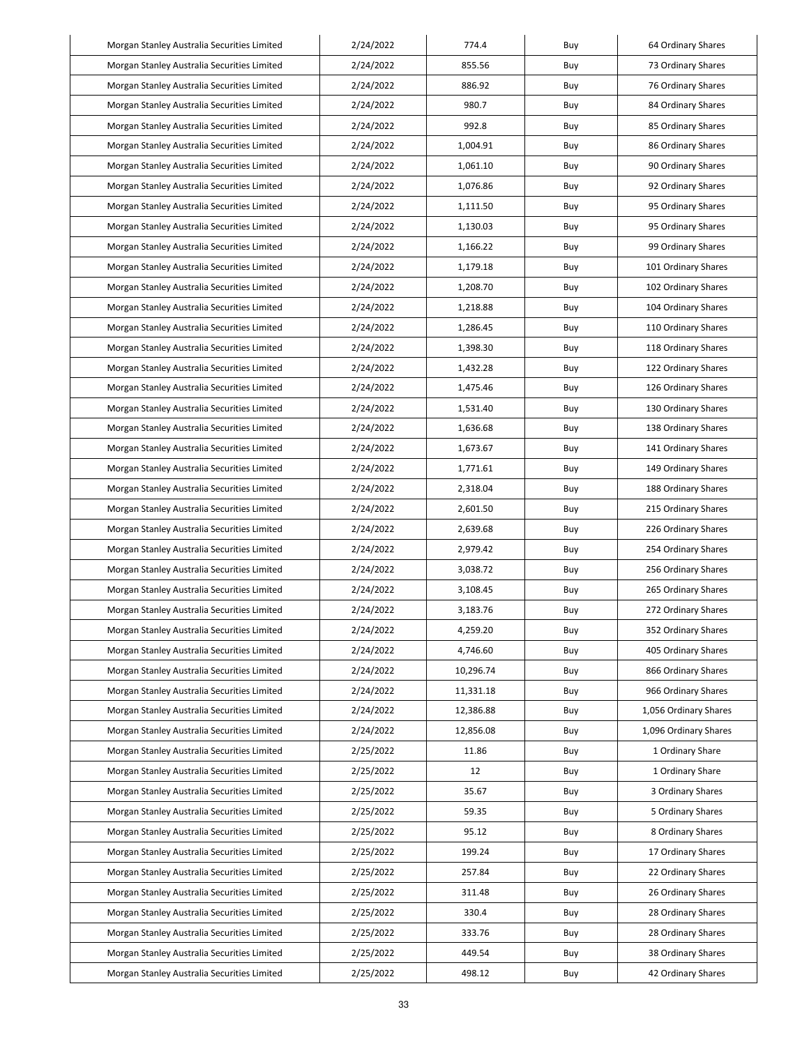| | | | | |
|---|---|---|---|---|
| Morgan Stanley Australia Securities Limited | 2/24/2022 | 774.4 | Buy | 64 Ordinary Shares |
| Morgan Stanley Australia Securities Limited | 2/24/2022 | 855.56 | Buy | 73 Ordinary Shares |
| Morgan Stanley Australia Securities Limited | 2/24/2022 | 886.92 | Buy | 76 Ordinary Shares |
| Morgan Stanley Australia Securities Limited | 2/24/2022 | 980.7 | Buy | 84 Ordinary Shares |
| Morgan Stanley Australia Securities Limited | 2/24/2022 | 992.8 | Buy | 85 Ordinary Shares |
| Morgan Stanley Australia Securities Limited | 2/24/2022 | 1,004.91 | Buy | 86 Ordinary Shares |
| Morgan Stanley Australia Securities Limited | 2/24/2022 | 1,061.10 | Buy | 90 Ordinary Shares |
| Morgan Stanley Australia Securities Limited | 2/24/2022 | 1,076.86 | Buy | 92 Ordinary Shares |
| Morgan Stanley Australia Securities Limited | 2/24/2022 | 1,111.50 | Buy | 95 Ordinary Shares |
| Morgan Stanley Australia Securities Limited | 2/24/2022 | 1,130.03 | Buy | 95 Ordinary Shares |
| Morgan Stanley Australia Securities Limited | 2/24/2022 | 1,166.22 | Buy | 99 Ordinary Shares |
| Morgan Stanley Australia Securities Limited | 2/24/2022 | 1,179.18 | Buy | 101 Ordinary Shares |
| Morgan Stanley Australia Securities Limited | 2/24/2022 | 1,208.70 | Buy | 102 Ordinary Shares |
| Morgan Stanley Australia Securities Limited | 2/24/2022 | 1,218.88 | Buy | 104 Ordinary Shares |
| Morgan Stanley Australia Securities Limited | 2/24/2022 | 1,286.45 | Buy | 110 Ordinary Shares |
| Morgan Stanley Australia Securities Limited | 2/24/2022 | 1,398.30 | Buy | 118 Ordinary Shares |
| Morgan Stanley Australia Securities Limited | 2/24/2022 | 1,432.28 | Buy | 122 Ordinary Shares |
| Morgan Stanley Australia Securities Limited | 2/24/2022 | 1,475.46 | Buy | 126 Ordinary Shares |
| Morgan Stanley Australia Securities Limited | 2/24/2022 | 1,531.40 | Buy | 130 Ordinary Shares |
| Morgan Stanley Australia Securities Limited | 2/24/2022 | 1,636.68 | Buy | 138 Ordinary Shares |
| Morgan Stanley Australia Securities Limited | 2/24/2022 | 1,673.67 | Buy | 141 Ordinary Shares |
| Morgan Stanley Australia Securities Limited | 2/24/2022 | 1,771.61 | Buy | 149 Ordinary Shares |
| Morgan Stanley Australia Securities Limited | 2/24/2022 | 2,318.04 | Buy | 188 Ordinary Shares |
| Morgan Stanley Australia Securities Limited | 2/24/2022 | 2,601.50 | Buy | 215 Ordinary Shares |
| Morgan Stanley Australia Securities Limited | 2/24/2022 | 2,639.68 | Buy | 226 Ordinary Shares |
| Morgan Stanley Australia Securities Limited | 2/24/2022 | 2,979.42 | Buy | 254 Ordinary Shares |
| Morgan Stanley Australia Securities Limited | 2/24/2022 | 3,038.72 | Buy | 256 Ordinary Shares |
| Morgan Stanley Australia Securities Limited | 2/24/2022 | 3,108.45 | Buy | 265 Ordinary Shares |
| Morgan Stanley Australia Securities Limited | 2/24/2022 | 3,183.76 | Buy | 272 Ordinary Shares |
| Morgan Stanley Australia Securities Limited | 2/24/2022 | 4,259.20 | Buy | 352 Ordinary Shares |
| Morgan Stanley Australia Securities Limited | 2/24/2022 | 4,746.60 | Buy | 405 Ordinary Shares |
| Morgan Stanley Australia Securities Limited | 2/24/2022 | 10,296.74 | Buy | 866 Ordinary Shares |
| Morgan Stanley Australia Securities Limited | 2/24/2022 | 11,331.18 | Buy | 966 Ordinary Shares |
| Morgan Stanley Australia Securities Limited | 2/24/2022 | 12,386.88 | Buy | 1,056 Ordinary Shares |
| Morgan Stanley Australia Securities Limited | 2/24/2022 | 12,856.08 | Buy | 1,096 Ordinary Shares |
| Morgan Stanley Australia Securities Limited | 2/25/2022 | 11.86 | Buy | 1 Ordinary Share |
| Morgan Stanley Australia Securities Limited | 2/25/2022 | 12 | Buy | 1 Ordinary Share |
| Morgan Stanley Australia Securities Limited | 2/25/2022 | 35.67 | Buy | 3 Ordinary Shares |
| Morgan Stanley Australia Securities Limited | 2/25/2022 | 59.35 | Buy | 5 Ordinary Shares |
| Morgan Stanley Australia Securities Limited | 2/25/2022 | 95.12 | Buy | 8 Ordinary Shares |
| Morgan Stanley Australia Securities Limited | 2/25/2022 | 199.24 | Buy | 17 Ordinary Shares |
| Morgan Stanley Australia Securities Limited | 2/25/2022 | 257.84 | Buy | 22 Ordinary Shares |
| Morgan Stanley Australia Securities Limited | 2/25/2022 | 311.48 | Buy | 26 Ordinary Shares |
| Morgan Stanley Australia Securities Limited | 2/25/2022 | 330.4 | Buy | 28 Ordinary Shares |
| Morgan Stanley Australia Securities Limited | 2/25/2022 | 333.76 | Buy | 28 Ordinary Shares |
| Morgan Stanley Australia Securities Limited | 2/25/2022 | 449.54 | Buy | 38 Ordinary Shares |
| Morgan Stanley Australia Securities Limited | 2/25/2022 | 498.12 | Buy | 42 Ordinary Shares |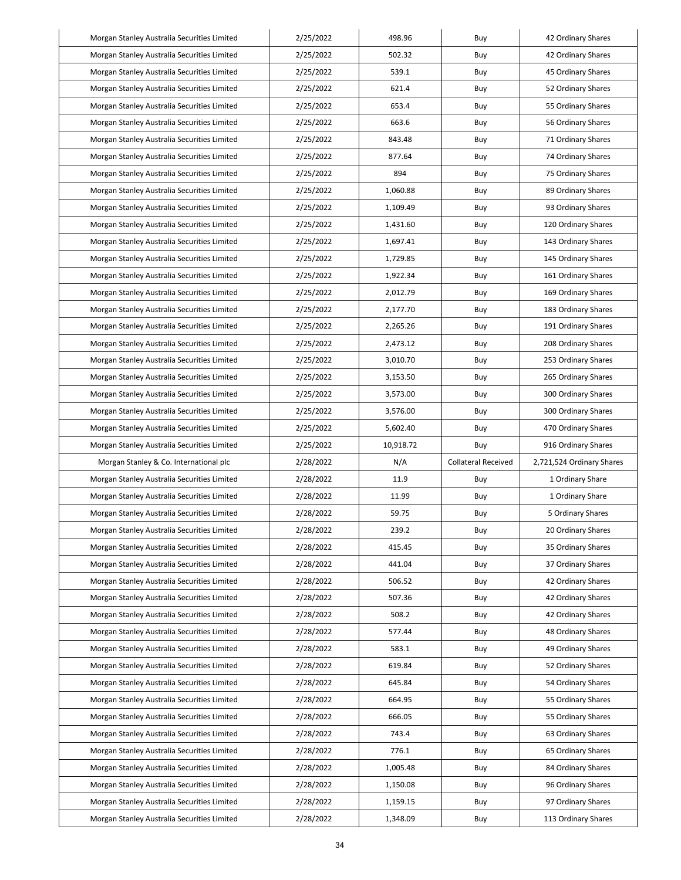| | | | | |
|---|---|---|---|---|
| Morgan Stanley Australia Securities Limited | 2/25/2022 | 498.96 | Buy | 42 Ordinary Shares |
| Morgan Stanley Australia Securities Limited | 2/25/2022 | 502.32 | Buy | 42 Ordinary Shares |
| Morgan Stanley Australia Securities Limited | 2/25/2022 | 539.1 | Buy | 45 Ordinary Shares |
| Morgan Stanley Australia Securities Limited | 2/25/2022 | 621.4 | Buy | 52 Ordinary Shares |
| Morgan Stanley Australia Securities Limited | 2/25/2022 | 653.4 | Buy | 55 Ordinary Shares |
| Morgan Stanley Australia Securities Limited | 2/25/2022 | 663.6 | Buy | 56 Ordinary Shares |
| Morgan Stanley Australia Securities Limited | 2/25/2022 | 843.48 | Buy | 71 Ordinary Shares |
| Morgan Stanley Australia Securities Limited | 2/25/2022 | 877.64 | Buy | 74 Ordinary Shares |
| Morgan Stanley Australia Securities Limited | 2/25/2022 | 894 | Buy | 75 Ordinary Shares |
| Morgan Stanley Australia Securities Limited | 2/25/2022 | 1,060.88 | Buy | 89 Ordinary Shares |
| Morgan Stanley Australia Securities Limited | 2/25/2022 | 1,109.49 | Buy | 93 Ordinary Shares |
| Morgan Stanley Australia Securities Limited | 2/25/2022 | 1,431.60 | Buy | 120 Ordinary Shares |
| Morgan Stanley Australia Securities Limited | 2/25/2022 | 1,697.41 | Buy | 143 Ordinary Shares |
| Morgan Stanley Australia Securities Limited | 2/25/2022 | 1,729.85 | Buy | 145 Ordinary Shares |
| Morgan Stanley Australia Securities Limited | 2/25/2022 | 1,922.34 | Buy | 161 Ordinary Shares |
| Morgan Stanley Australia Securities Limited | 2/25/2022 | 2,012.79 | Buy | 169 Ordinary Shares |
| Morgan Stanley Australia Securities Limited | 2/25/2022 | 2,177.70 | Buy | 183 Ordinary Shares |
| Morgan Stanley Australia Securities Limited | 2/25/2022 | 2,265.26 | Buy | 191 Ordinary Shares |
| Morgan Stanley Australia Securities Limited | 2/25/2022 | 2,473.12 | Buy | 208 Ordinary Shares |
| Morgan Stanley Australia Securities Limited | 2/25/2022 | 3,010.70 | Buy | 253 Ordinary Shares |
| Morgan Stanley Australia Securities Limited | 2/25/2022 | 3,153.50 | Buy | 265 Ordinary Shares |
| Morgan Stanley Australia Securities Limited | 2/25/2022 | 3,573.00 | Buy | 300 Ordinary Shares |
| Morgan Stanley Australia Securities Limited | 2/25/2022 | 3,576.00 | Buy | 300 Ordinary Shares |
| Morgan Stanley Australia Securities Limited | 2/25/2022 | 5,602.40 | Buy | 470 Ordinary Shares |
| Morgan Stanley Australia Securities Limited | 2/25/2022 | 10,918.72 | Buy | 916 Ordinary Shares |
| Morgan Stanley & Co. International plc | 2/28/2022 | N/A | Collateral Received | 2,721,524 Ordinary Shares |
| Morgan Stanley Australia Securities Limited | 2/28/2022 | 11.9 | Buy | 1 Ordinary Share |
| Morgan Stanley Australia Securities Limited | 2/28/2022 | 11.99 | Buy | 1 Ordinary Share |
| Morgan Stanley Australia Securities Limited | 2/28/2022 | 59.75 | Buy | 5 Ordinary Shares |
| Morgan Stanley Australia Securities Limited | 2/28/2022 | 239.2 | Buy | 20 Ordinary Shares |
| Morgan Stanley Australia Securities Limited | 2/28/2022 | 415.45 | Buy | 35 Ordinary Shares |
| Morgan Stanley Australia Securities Limited | 2/28/2022 | 441.04 | Buy | 37 Ordinary Shares |
| Morgan Stanley Australia Securities Limited | 2/28/2022 | 506.52 | Buy | 42 Ordinary Shares |
| Morgan Stanley Australia Securities Limited | 2/28/2022 | 507.36 | Buy | 42 Ordinary Shares |
| Morgan Stanley Australia Securities Limited | 2/28/2022 | 508.2 | Buy | 42 Ordinary Shares |
| Morgan Stanley Australia Securities Limited | 2/28/2022 | 577.44 | Buy | 48 Ordinary Shares |
| Morgan Stanley Australia Securities Limited | 2/28/2022 | 583.1 | Buy | 49 Ordinary Shares |
| Morgan Stanley Australia Securities Limited | 2/28/2022 | 619.84 | Buy | 52 Ordinary Shares |
| Morgan Stanley Australia Securities Limited | 2/28/2022 | 645.84 | Buy | 54 Ordinary Shares |
| Morgan Stanley Australia Securities Limited | 2/28/2022 | 664.95 | Buy | 55 Ordinary Shares |
| Morgan Stanley Australia Securities Limited | 2/28/2022 | 666.05 | Buy | 55 Ordinary Shares |
| Morgan Stanley Australia Securities Limited | 2/28/2022 | 743.4 | Buy | 63 Ordinary Shares |
| Morgan Stanley Australia Securities Limited | 2/28/2022 | 776.1 | Buy | 65 Ordinary Shares |
| Morgan Stanley Australia Securities Limited | 2/28/2022 | 1,005.48 | Buy | 84 Ordinary Shares |
| Morgan Stanley Australia Securities Limited | 2/28/2022 | 1,150.08 | Buy | 96 Ordinary Shares |
| Morgan Stanley Australia Securities Limited | 2/28/2022 | 1,159.15 | Buy | 97 Ordinary Shares |
| Morgan Stanley Australia Securities Limited | 2/28/2022 | 1,348.09 | Buy | 113 Ordinary Shares |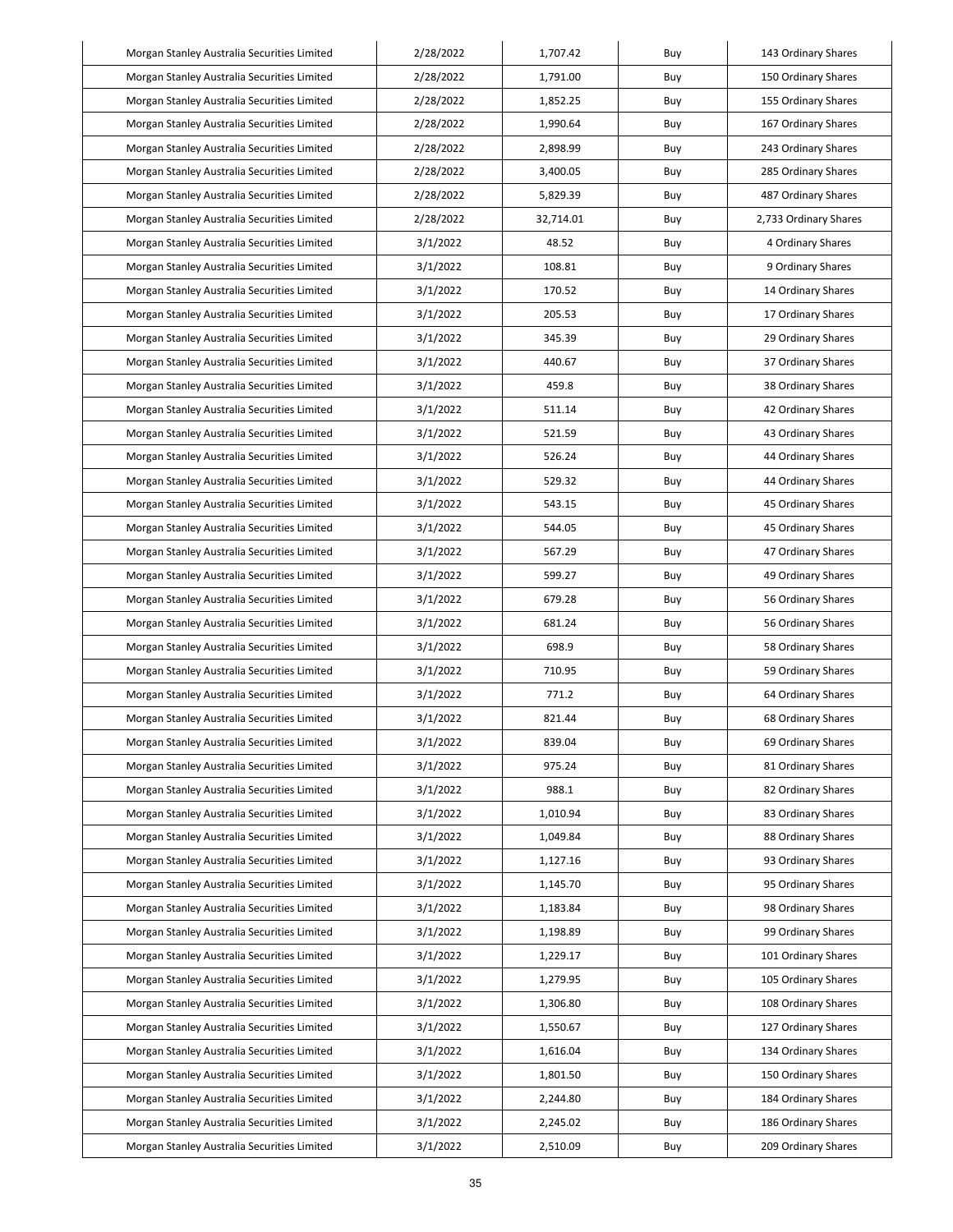| Morgan Stanley Australia Securities Limited | 2/28/2022 | 1,707.42 | Buy | 143 Ordinary Shares |
|---|---|---|---|---|
| Morgan Stanley Australia Securities Limited | 2/28/2022 | 1,791.00 | Buy | 150 Ordinary Shares |
| Morgan Stanley Australia Securities Limited | 2/28/2022 | 1,852.25 | Buy | 155 Ordinary Shares |
| Morgan Stanley Australia Securities Limited | 2/28/2022 | 1,990.64 | Buy | 167 Ordinary Shares |
| Morgan Stanley Australia Securities Limited | 2/28/2022 | 2,898.99 | Buy | 243 Ordinary Shares |
| Morgan Stanley Australia Securities Limited | 2/28/2022 | 3,400.05 | Buy | 285 Ordinary Shares |
| Morgan Stanley Australia Securities Limited | 2/28/2022 | 5,829.39 | Buy | 487 Ordinary Shares |
| Morgan Stanley Australia Securities Limited | 2/28/2022 | 32,714.01 | Buy | 2,733 Ordinary Shares |
| Morgan Stanley Australia Securities Limited | 3/1/2022 | 48.52 | Buy | 4 Ordinary Shares |
| Morgan Stanley Australia Securities Limited | 3/1/2022 | 108.81 | Buy | 9 Ordinary Shares |
| Morgan Stanley Australia Securities Limited | 3/1/2022 | 170.52 | Buy | 14 Ordinary Shares |
| Morgan Stanley Australia Securities Limited | 3/1/2022 | 205.53 | Buy | 17 Ordinary Shares |
| Morgan Stanley Australia Securities Limited | 3/1/2022 | 345.39 | Buy | 29 Ordinary Shares |
| Morgan Stanley Australia Securities Limited | 3/1/2022 | 440.67 | Buy | 37 Ordinary Shares |
| Morgan Stanley Australia Securities Limited | 3/1/2022 | 459.8 | Buy | 38 Ordinary Shares |
| Morgan Stanley Australia Securities Limited | 3/1/2022 | 511.14 | Buy | 42 Ordinary Shares |
| Morgan Stanley Australia Securities Limited | 3/1/2022 | 521.59 | Buy | 43 Ordinary Shares |
| Morgan Stanley Australia Securities Limited | 3/1/2022 | 526.24 | Buy | 44 Ordinary Shares |
| Morgan Stanley Australia Securities Limited | 3/1/2022 | 529.32 | Buy | 44 Ordinary Shares |
| Morgan Stanley Australia Securities Limited | 3/1/2022 | 543.15 | Buy | 45 Ordinary Shares |
| Morgan Stanley Australia Securities Limited | 3/1/2022 | 544.05 | Buy | 45 Ordinary Shares |
| Morgan Stanley Australia Securities Limited | 3/1/2022 | 567.29 | Buy | 47 Ordinary Shares |
| Morgan Stanley Australia Securities Limited | 3/1/2022 | 599.27 | Buy | 49 Ordinary Shares |
| Morgan Stanley Australia Securities Limited | 3/1/2022 | 679.28 | Buy | 56 Ordinary Shares |
| Morgan Stanley Australia Securities Limited | 3/1/2022 | 681.24 | Buy | 56 Ordinary Shares |
| Morgan Stanley Australia Securities Limited | 3/1/2022 | 698.9 | Buy | 58 Ordinary Shares |
| Morgan Stanley Australia Securities Limited | 3/1/2022 | 710.95 | Buy | 59 Ordinary Shares |
| Morgan Stanley Australia Securities Limited | 3/1/2022 | 771.2 | Buy | 64 Ordinary Shares |
| Morgan Stanley Australia Securities Limited | 3/1/2022 | 821.44 | Buy | 68 Ordinary Shares |
| Morgan Stanley Australia Securities Limited | 3/1/2022 | 839.04 | Buy | 69 Ordinary Shares |
| Morgan Stanley Australia Securities Limited | 3/1/2022 | 975.24 | Buy | 81 Ordinary Shares |
| Morgan Stanley Australia Securities Limited | 3/1/2022 | 988.1 | Buy | 82 Ordinary Shares |
| Morgan Stanley Australia Securities Limited | 3/1/2022 | 1,010.94 | Buy | 83 Ordinary Shares |
| Morgan Stanley Australia Securities Limited | 3/1/2022 | 1,049.84 | Buy | 88 Ordinary Shares |
| Morgan Stanley Australia Securities Limited | 3/1/2022 | 1,127.16 | Buy | 93 Ordinary Shares |
| Morgan Stanley Australia Securities Limited | 3/1/2022 | 1,145.70 | Buy | 95 Ordinary Shares |
| Morgan Stanley Australia Securities Limited | 3/1/2022 | 1,183.84 | Buy | 98 Ordinary Shares |
| Morgan Stanley Australia Securities Limited | 3/1/2022 | 1,198.89 | Buy | 99 Ordinary Shares |
| Morgan Stanley Australia Securities Limited | 3/1/2022 | 1,229.17 | Buy | 101 Ordinary Shares |
| Morgan Stanley Australia Securities Limited | 3/1/2022 | 1,279.95 | Buy | 105 Ordinary Shares |
| Morgan Stanley Australia Securities Limited | 3/1/2022 | 1,306.80 | Buy | 108 Ordinary Shares |
| Morgan Stanley Australia Securities Limited | 3/1/2022 | 1,550.67 | Buy | 127 Ordinary Shares |
| Morgan Stanley Australia Securities Limited | 3/1/2022 | 1,616.04 | Buy | 134 Ordinary Shares |
| Morgan Stanley Australia Securities Limited | 3/1/2022 | 1,801.50 | Buy | 150 Ordinary Shares |
| Morgan Stanley Australia Securities Limited | 3/1/2022 | 2,244.80 | Buy | 184 Ordinary Shares |
| Morgan Stanley Australia Securities Limited | 3/1/2022 | 2,245.02 | Buy | 186 Ordinary Shares |
| Morgan Stanley Australia Securities Limited | 3/1/2022 | 2,510.09 | Buy | 209 Ordinary Shares |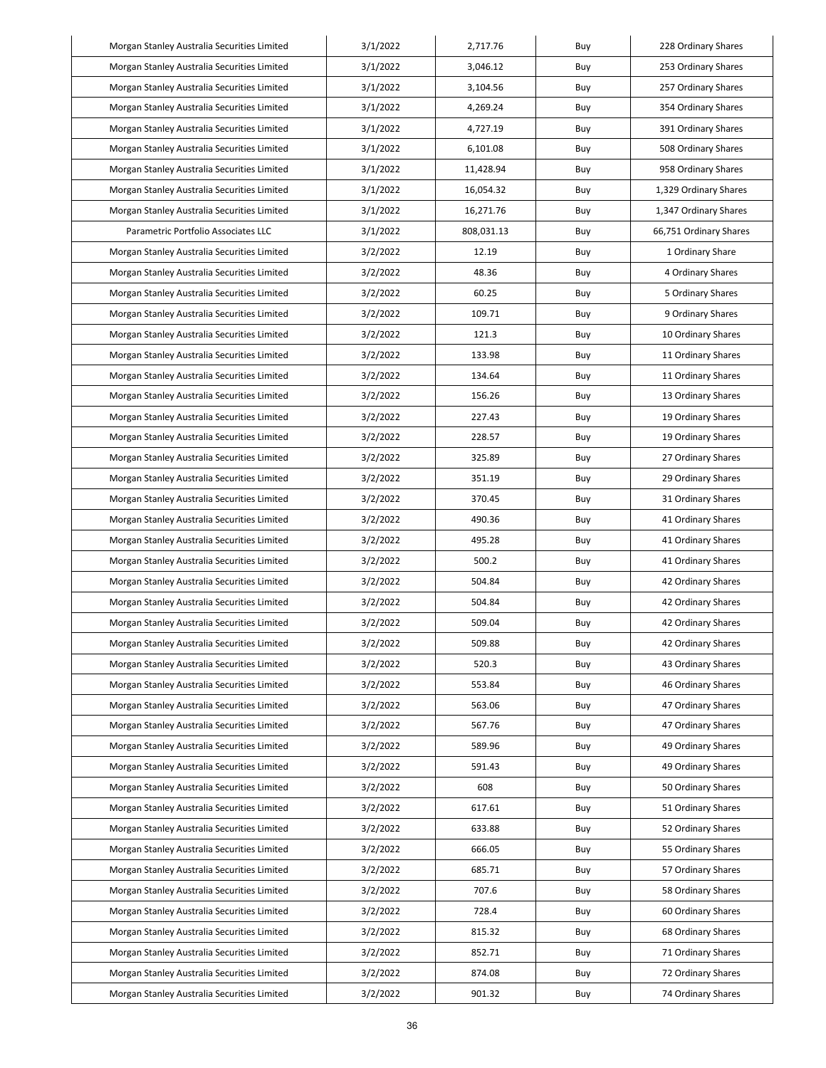| | | | | |
|---|---|---|---|---|
| Morgan Stanley Australia Securities Limited | 3/1/2022 | 2,717.76 | Buy | 228 Ordinary Shares |
| Morgan Stanley Australia Securities Limited | 3/1/2022 | 3,046.12 | Buy | 253 Ordinary Shares |
| Morgan Stanley Australia Securities Limited | 3/1/2022 | 3,104.56 | Buy | 257 Ordinary Shares |
| Morgan Stanley Australia Securities Limited | 3/1/2022 | 4,269.24 | Buy | 354 Ordinary Shares |
| Morgan Stanley Australia Securities Limited | 3/1/2022 | 4,727.19 | Buy | 391 Ordinary Shares |
| Morgan Stanley Australia Securities Limited | 3/1/2022 | 6,101.08 | Buy | 508 Ordinary Shares |
| Morgan Stanley Australia Securities Limited | 3/1/2022 | 11,428.94 | Buy | 958 Ordinary Shares |
| Morgan Stanley Australia Securities Limited | 3/1/2022 | 16,054.32 | Buy | 1,329 Ordinary Shares |
| Morgan Stanley Australia Securities Limited | 3/1/2022 | 16,271.76 | Buy | 1,347 Ordinary Shares |
| Parametric Portfolio Associates LLC | 3/1/2022 | 808,031.13 | Buy | 66,751 Ordinary Shares |
| Morgan Stanley Australia Securities Limited | 3/2/2022 | 12.19 | Buy | 1 Ordinary Share |
| Morgan Stanley Australia Securities Limited | 3/2/2022 | 48.36 | Buy | 4 Ordinary Shares |
| Morgan Stanley Australia Securities Limited | 3/2/2022 | 60.25 | Buy | 5 Ordinary Shares |
| Morgan Stanley Australia Securities Limited | 3/2/2022 | 109.71 | Buy | 9 Ordinary Shares |
| Morgan Stanley Australia Securities Limited | 3/2/2022 | 121.3 | Buy | 10 Ordinary Shares |
| Morgan Stanley Australia Securities Limited | 3/2/2022 | 133.98 | Buy | 11 Ordinary Shares |
| Morgan Stanley Australia Securities Limited | 3/2/2022 | 134.64 | Buy | 11 Ordinary Shares |
| Morgan Stanley Australia Securities Limited | 3/2/2022 | 156.26 | Buy | 13 Ordinary Shares |
| Morgan Stanley Australia Securities Limited | 3/2/2022 | 227.43 | Buy | 19 Ordinary Shares |
| Morgan Stanley Australia Securities Limited | 3/2/2022 | 228.57 | Buy | 19 Ordinary Shares |
| Morgan Stanley Australia Securities Limited | 3/2/2022 | 325.89 | Buy | 27 Ordinary Shares |
| Morgan Stanley Australia Securities Limited | 3/2/2022 | 351.19 | Buy | 29 Ordinary Shares |
| Morgan Stanley Australia Securities Limited | 3/2/2022 | 370.45 | Buy | 31 Ordinary Shares |
| Morgan Stanley Australia Securities Limited | 3/2/2022 | 490.36 | Buy | 41 Ordinary Shares |
| Morgan Stanley Australia Securities Limited | 3/2/2022 | 495.28 | Buy | 41 Ordinary Shares |
| Morgan Stanley Australia Securities Limited | 3/2/2022 | 500.2 | Buy | 41 Ordinary Shares |
| Morgan Stanley Australia Securities Limited | 3/2/2022 | 504.84 | Buy | 42 Ordinary Shares |
| Morgan Stanley Australia Securities Limited | 3/2/2022 | 504.84 | Buy | 42 Ordinary Shares |
| Morgan Stanley Australia Securities Limited | 3/2/2022 | 509.04 | Buy | 42 Ordinary Shares |
| Morgan Stanley Australia Securities Limited | 3/2/2022 | 509.88 | Buy | 42 Ordinary Shares |
| Morgan Stanley Australia Securities Limited | 3/2/2022 | 520.3 | Buy | 43 Ordinary Shares |
| Morgan Stanley Australia Securities Limited | 3/2/2022 | 553.84 | Buy | 46 Ordinary Shares |
| Morgan Stanley Australia Securities Limited | 3/2/2022 | 563.06 | Buy | 47 Ordinary Shares |
| Morgan Stanley Australia Securities Limited | 3/2/2022 | 567.76 | Buy | 47 Ordinary Shares |
| Morgan Stanley Australia Securities Limited | 3/2/2022 | 589.96 | Buy | 49 Ordinary Shares |
| Morgan Stanley Australia Securities Limited | 3/2/2022 | 591.43 | Buy | 49 Ordinary Shares |
| Morgan Stanley Australia Securities Limited | 3/2/2022 | 608 | Buy | 50 Ordinary Shares |
| Morgan Stanley Australia Securities Limited | 3/2/2022 | 617.61 | Buy | 51 Ordinary Shares |
| Morgan Stanley Australia Securities Limited | 3/2/2022 | 633.88 | Buy | 52 Ordinary Shares |
| Morgan Stanley Australia Securities Limited | 3/2/2022 | 666.05 | Buy | 55 Ordinary Shares |
| Morgan Stanley Australia Securities Limited | 3/2/2022 | 685.71 | Buy | 57 Ordinary Shares |
| Morgan Stanley Australia Securities Limited | 3/2/2022 | 707.6 | Buy | 58 Ordinary Shares |
| Morgan Stanley Australia Securities Limited | 3/2/2022 | 728.4 | Buy | 60 Ordinary Shares |
| Morgan Stanley Australia Securities Limited | 3/2/2022 | 815.32 | Buy | 68 Ordinary Shares |
| Morgan Stanley Australia Securities Limited | 3/2/2022 | 852.71 | Buy | 71 Ordinary Shares |
| Morgan Stanley Australia Securities Limited | 3/2/2022 | 874.08 | Buy | 72 Ordinary Shares |
| Morgan Stanley Australia Securities Limited | 3/2/2022 | 901.32 | Buy | 74 Ordinary Shares |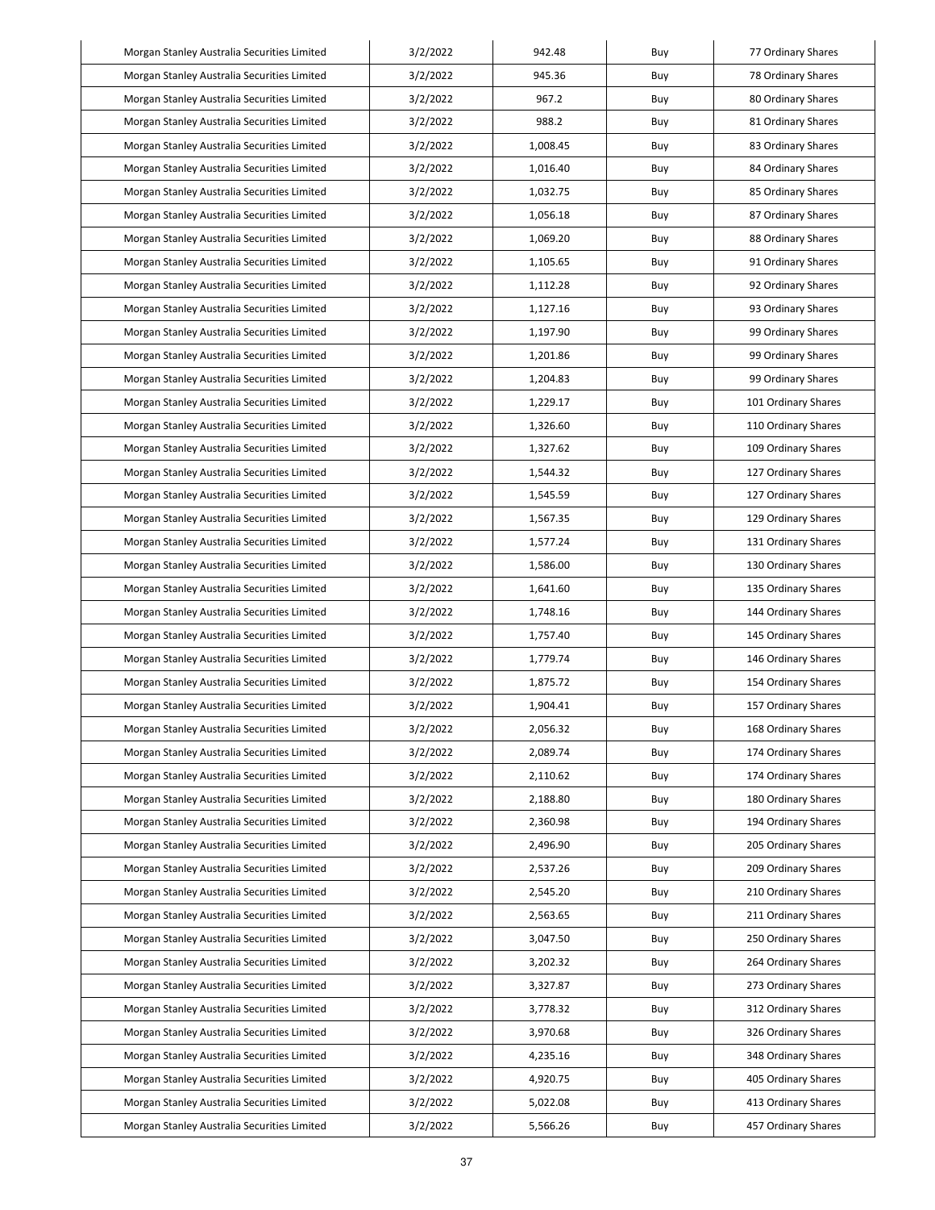| | | | | |
|---|---|---|---|---|
| Morgan Stanley Australia Securities Limited | 3/2/2022 | 942.48 | Buy | 77 Ordinary Shares |
| Morgan Stanley Australia Securities Limited | 3/2/2022 | 945.36 | Buy | 78 Ordinary Shares |
| Morgan Stanley Australia Securities Limited | 3/2/2022 | 967.2 | Buy | 80 Ordinary Shares |
| Morgan Stanley Australia Securities Limited | 3/2/2022 | 988.2 | Buy | 81 Ordinary Shares |
| Morgan Stanley Australia Securities Limited | 3/2/2022 | 1,008.45 | Buy | 83 Ordinary Shares |
| Morgan Stanley Australia Securities Limited | 3/2/2022 | 1,016.40 | Buy | 84 Ordinary Shares |
| Morgan Stanley Australia Securities Limited | 3/2/2022 | 1,032.75 | Buy | 85 Ordinary Shares |
| Morgan Stanley Australia Securities Limited | 3/2/2022 | 1,056.18 | Buy | 87 Ordinary Shares |
| Morgan Stanley Australia Securities Limited | 3/2/2022 | 1,069.20 | Buy | 88 Ordinary Shares |
| Morgan Stanley Australia Securities Limited | 3/2/2022 | 1,105.65 | Buy | 91 Ordinary Shares |
| Morgan Stanley Australia Securities Limited | 3/2/2022 | 1,112.28 | Buy | 92 Ordinary Shares |
| Morgan Stanley Australia Securities Limited | 3/2/2022 | 1,127.16 | Buy | 93 Ordinary Shares |
| Morgan Stanley Australia Securities Limited | 3/2/2022 | 1,197.90 | Buy | 99 Ordinary Shares |
| Morgan Stanley Australia Securities Limited | 3/2/2022 | 1,201.86 | Buy | 99 Ordinary Shares |
| Morgan Stanley Australia Securities Limited | 3/2/2022 | 1,204.83 | Buy | 99 Ordinary Shares |
| Morgan Stanley Australia Securities Limited | 3/2/2022 | 1,229.17 | Buy | 101 Ordinary Shares |
| Morgan Stanley Australia Securities Limited | 3/2/2022 | 1,326.60 | Buy | 110 Ordinary Shares |
| Morgan Stanley Australia Securities Limited | 3/2/2022 | 1,327.62 | Buy | 109 Ordinary Shares |
| Morgan Stanley Australia Securities Limited | 3/2/2022 | 1,544.32 | Buy | 127 Ordinary Shares |
| Morgan Stanley Australia Securities Limited | 3/2/2022 | 1,545.59 | Buy | 127 Ordinary Shares |
| Morgan Stanley Australia Securities Limited | 3/2/2022 | 1,567.35 | Buy | 129 Ordinary Shares |
| Morgan Stanley Australia Securities Limited | 3/2/2022 | 1,577.24 | Buy | 131 Ordinary Shares |
| Morgan Stanley Australia Securities Limited | 3/2/2022 | 1,586.00 | Buy | 130 Ordinary Shares |
| Morgan Stanley Australia Securities Limited | 3/2/2022 | 1,641.60 | Buy | 135 Ordinary Shares |
| Morgan Stanley Australia Securities Limited | 3/2/2022 | 1,748.16 | Buy | 144 Ordinary Shares |
| Morgan Stanley Australia Securities Limited | 3/2/2022 | 1,757.40 | Buy | 145 Ordinary Shares |
| Morgan Stanley Australia Securities Limited | 3/2/2022 | 1,779.74 | Buy | 146 Ordinary Shares |
| Morgan Stanley Australia Securities Limited | 3/2/2022 | 1,875.72 | Buy | 154 Ordinary Shares |
| Morgan Stanley Australia Securities Limited | 3/2/2022 | 1,904.41 | Buy | 157 Ordinary Shares |
| Morgan Stanley Australia Securities Limited | 3/2/2022 | 2,056.32 | Buy | 168 Ordinary Shares |
| Morgan Stanley Australia Securities Limited | 3/2/2022 | 2,089.74 | Buy | 174 Ordinary Shares |
| Morgan Stanley Australia Securities Limited | 3/2/2022 | 2,110.62 | Buy | 174 Ordinary Shares |
| Morgan Stanley Australia Securities Limited | 3/2/2022 | 2,188.80 | Buy | 180 Ordinary Shares |
| Morgan Stanley Australia Securities Limited | 3/2/2022 | 2,360.98 | Buy | 194 Ordinary Shares |
| Morgan Stanley Australia Securities Limited | 3/2/2022 | 2,496.90 | Buy | 205 Ordinary Shares |
| Morgan Stanley Australia Securities Limited | 3/2/2022 | 2,537.26 | Buy | 209 Ordinary Shares |
| Morgan Stanley Australia Securities Limited | 3/2/2022 | 2,545.20 | Buy | 210 Ordinary Shares |
| Morgan Stanley Australia Securities Limited | 3/2/2022 | 2,563.65 | Buy | 211 Ordinary Shares |
| Morgan Stanley Australia Securities Limited | 3/2/2022 | 3,047.50 | Buy | 250 Ordinary Shares |
| Morgan Stanley Australia Securities Limited | 3/2/2022 | 3,202.32 | Buy | 264 Ordinary Shares |
| Morgan Stanley Australia Securities Limited | 3/2/2022 | 3,327.87 | Buy | 273 Ordinary Shares |
| Morgan Stanley Australia Securities Limited | 3/2/2022 | 3,778.32 | Buy | 312 Ordinary Shares |
| Morgan Stanley Australia Securities Limited | 3/2/2022 | 3,970.68 | Buy | 326 Ordinary Shares |
| Morgan Stanley Australia Securities Limited | 3/2/2022 | 4,235.16 | Buy | 348 Ordinary Shares |
| Morgan Stanley Australia Securities Limited | 3/2/2022 | 4,920.75 | Buy | 405 Ordinary Shares |
| Morgan Stanley Australia Securities Limited | 3/2/2022 | 5,022.08 | Buy | 413 Ordinary Shares |
| Morgan Stanley Australia Securities Limited | 3/2/2022 | 5,566.26 | Buy | 457 Ordinary Shares |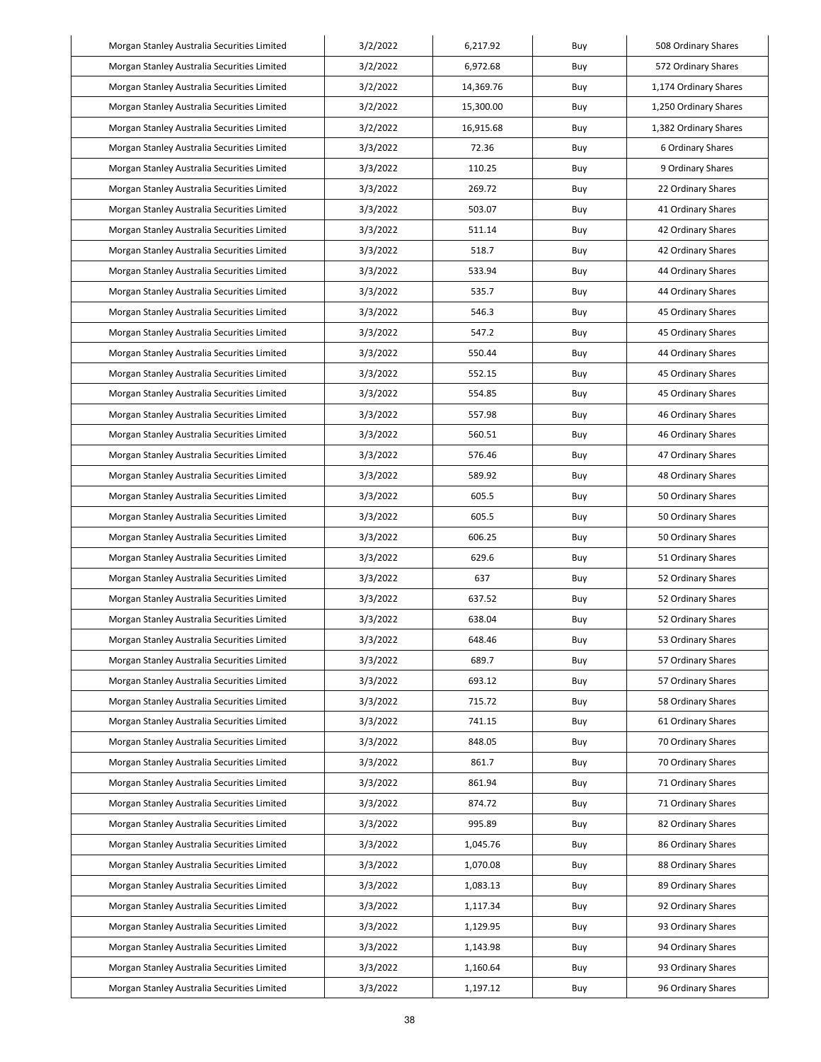| | | | | |
|---|---|---|---|---|
| Morgan Stanley Australia Securities Limited | 3/2/2022 | 6,217.92 | Buy | 508 Ordinary Shares |
| Morgan Stanley Australia Securities Limited | 3/2/2022 | 6,972.68 | Buy | 572 Ordinary Shares |
| Morgan Stanley Australia Securities Limited | 3/2/2022 | 14,369.76 | Buy | 1,174 Ordinary Shares |
| Morgan Stanley Australia Securities Limited | 3/2/2022 | 15,300.00 | Buy | 1,250 Ordinary Shares |
| Morgan Stanley Australia Securities Limited | 3/2/2022 | 16,915.68 | Buy | 1,382 Ordinary Shares |
| Morgan Stanley Australia Securities Limited | 3/3/2022 | 72.36 | Buy | 6 Ordinary Shares |
| Morgan Stanley Australia Securities Limited | 3/3/2022 | 110.25 | Buy | 9 Ordinary Shares |
| Morgan Stanley Australia Securities Limited | 3/3/2022 | 269.72 | Buy | 22 Ordinary Shares |
| Morgan Stanley Australia Securities Limited | 3/3/2022 | 503.07 | Buy | 41 Ordinary Shares |
| Morgan Stanley Australia Securities Limited | 3/3/2022 | 511.14 | Buy | 42 Ordinary Shares |
| Morgan Stanley Australia Securities Limited | 3/3/2022 | 518.7 | Buy | 42 Ordinary Shares |
| Morgan Stanley Australia Securities Limited | 3/3/2022 | 533.94 | Buy | 44 Ordinary Shares |
| Morgan Stanley Australia Securities Limited | 3/3/2022 | 535.7 | Buy | 44 Ordinary Shares |
| Morgan Stanley Australia Securities Limited | 3/3/2022 | 546.3 | Buy | 45 Ordinary Shares |
| Morgan Stanley Australia Securities Limited | 3/3/2022 | 547.2 | Buy | 45 Ordinary Shares |
| Morgan Stanley Australia Securities Limited | 3/3/2022 | 550.44 | Buy | 44 Ordinary Shares |
| Morgan Stanley Australia Securities Limited | 3/3/2022 | 552.15 | Buy | 45 Ordinary Shares |
| Morgan Stanley Australia Securities Limited | 3/3/2022 | 554.85 | Buy | 45 Ordinary Shares |
| Morgan Stanley Australia Securities Limited | 3/3/2022 | 557.98 | Buy | 46 Ordinary Shares |
| Morgan Stanley Australia Securities Limited | 3/3/2022 | 560.51 | Buy | 46 Ordinary Shares |
| Morgan Stanley Australia Securities Limited | 3/3/2022 | 576.46 | Buy | 47 Ordinary Shares |
| Morgan Stanley Australia Securities Limited | 3/3/2022 | 589.92 | Buy | 48 Ordinary Shares |
| Morgan Stanley Australia Securities Limited | 3/3/2022 | 605.5 | Buy | 50 Ordinary Shares |
| Morgan Stanley Australia Securities Limited | 3/3/2022 | 605.5 | Buy | 50 Ordinary Shares |
| Morgan Stanley Australia Securities Limited | 3/3/2022 | 606.25 | Buy | 50 Ordinary Shares |
| Morgan Stanley Australia Securities Limited | 3/3/2022 | 629.6 | Buy | 51 Ordinary Shares |
| Morgan Stanley Australia Securities Limited | 3/3/2022 | 637 | Buy | 52 Ordinary Shares |
| Morgan Stanley Australia Securities Limited | 3/3/2022 | 637.52 | Buy | 52 Ordinary Shares |
| Morgan Stanley Australia Securities Limited | 3/3/2022 | 638.04 | Buy | 52 Ordinary Shares |
| Morgan Stanley Australia Securities Limited | 3/3/2022 | 648.46 | Buy | 53 Ordinary Shares |
| Morgan Stanley Australia Securities Limited | 3/3/2022 | 689.7 | Buy | 57 Ordinary Shares |
| Morgan Stanley Australia Securities Limited | 3/3/2022 | 693.12 | Buy | 57 Ordinary Shares |
| Morgan Stanley Australia Securities Limited | 3/3/2022 | 715.72 | Buy | 58 Ordinary Shares |
| Morgan Stanley Australia Securities Limited | 3/3/2022 | 741.15 | Buy | 61 Ordinary Shares |
| Morgan Stanley Australia Securities Limited | 3/3/2022 | 848.05 | Buy | 70 Ordinary Shares |
| Morgan Stanley Australia Securities Limited | 3/3/2022 | 861.7 | Buy | 70 Ordinary Shares |
| Morgan Stanley Australia Securities Limited | 3/3/2022 | 861.94 | Buy | 71 Ordinary Shares |
| Morgan Stanley Australia Securities Limited | 3/3/2022 | 874.72 | Buy | 71 Ordinary Shares |
| Morgan Stanley Australia Securities Limited | 3/3/2022 | 995.89 | Buy | 82 Ordinary Shares |
| Morgan Stanley Australia Securities Limited | 3/3/2022 | 1,045.76 | Buy | 86 Ordinary Shares |
| Morgan Stanley Australia Securities Limited | 3/3/2022 | 1,070.08 | Buy | 88 Ordinary Shares |
| Morgan Stanley Australia Securities Limited | 3/3/2022 | 1,083.13 | Buy | 89 Ordinary Shares |
| Morgan Stanley Australia Securities Limited | 3/3/2022 | 1,117.34 | Buy | 92 Ordinary Shares |
| Morgan Stanley Australia Securities Limited | 3/3/2022 | 1,129.95 | Buy | 93 Ordinary Shares |
| Morgan Stanley Australia Securities Limited | 3/3/2022 | 1,143.98 | Buy | 94 Ordinary Shares |
| Morgan Stanley Australia Securities Limited | 3/3/2022 | 1,160.64 | Buy | 93 Ordinary Shares |
| Morgan Stanley Australia Securities Limited | 3/3/2022 | 1,197.12 | Buy | 96 Ordinary Shares |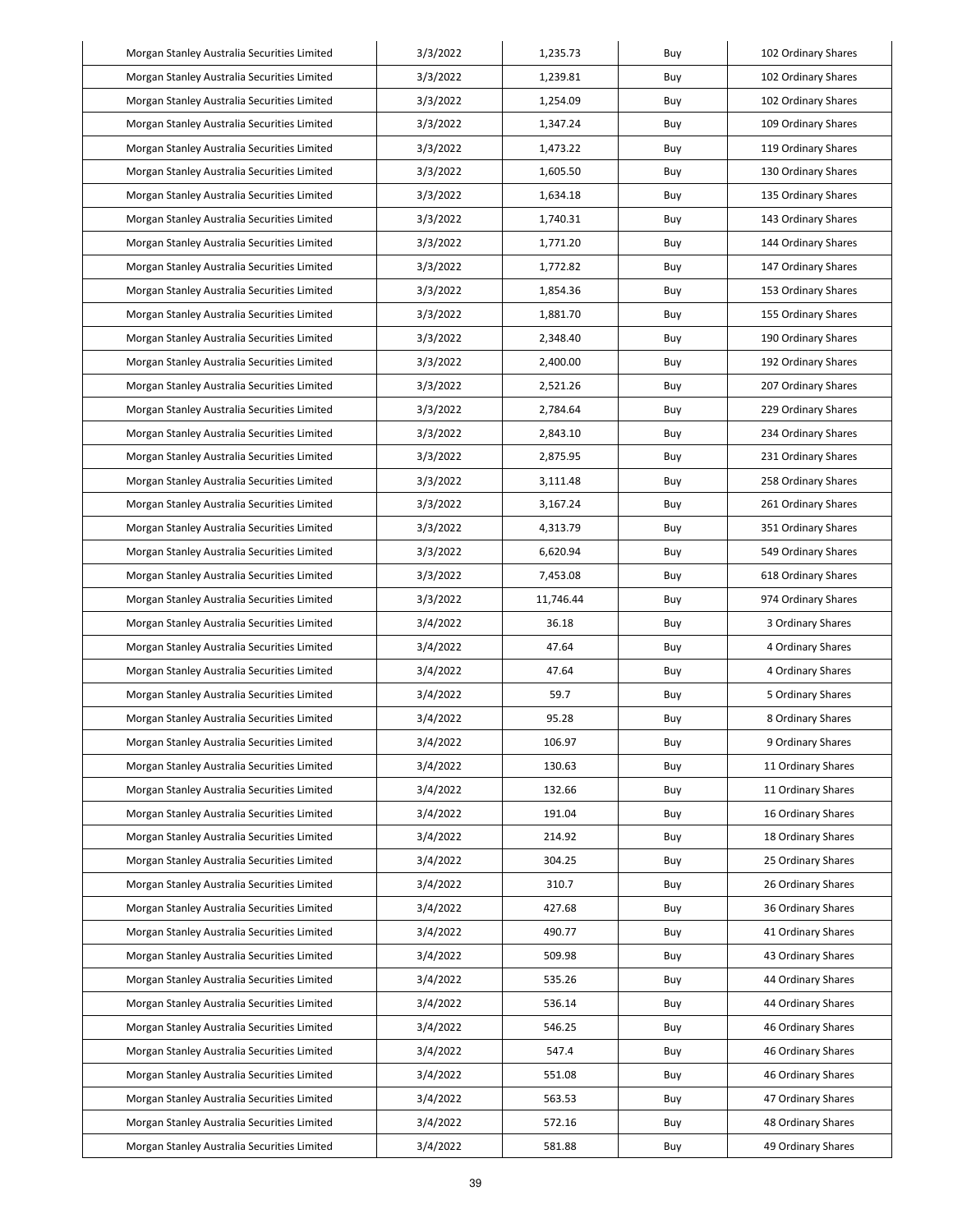| Morgan Stanley Australia Securities Limited | 3/3/2022 | 1,235.73 | Buy | 102 Ordinary Shares |
|---|---|---|---|---|
| Morgan Stanley Australia Securities Limited | 3/3/2022 | 1,239.81 | Buy | 102 Ordinary Shares |
| Morgan Stanley Australia Securities Limited | 3/3/2022 | 1,254.09 | Buy | 102 Ordinary Shares |
| Morgan Stanley Australia Securities Limited | 3/3/2022 | 1,347.24 | Buy | 109 Ordinary Shares |
| Morgan Stanley Australia Securities Limited | 3/3/2022 | 1,473.22 | Buy | 119 Ordinary Shares |
| Morgan Stanley Australia Securities Limited | 3/3/2022 | 1,605.50 | Buy | 130 Ordinary Shares |
| Morgan Stanley Australia Securities Limited | 3/3/2022 | 1,634.18 | Buy | 135 Ordinary Shares |
| Morgan Stanley Australia Securities Limited | 3/3/2022 | 1,740.31 | Buy | 143 Ordinary Shares |
| Morgan Stanley Australia Securities Limited | 3/3/2022 | 1,771.20 | Buy | 144 Ordinary Shares |
| Morgan Stanley Australia Securities Limited | 3/3/2022 | 1,772.82 | Buy | 147 Ordinary Shares |
| Morgan Stanley Australia Securities Limited | 3/3/2022 | 1,854.36 | Buy | 153 Ordinary Shares |
| Morgan Stanley Australia Securities Limited | 3/3/2022 | 1,881.70 | Buy | 155 Ordinary Shares |
| Morgan Stanley Australia Securities Limited | 3/3/2022 | 2,348.40 | Buy | 190 Ordinary Shares |
| Morgan Stanley Australia Securities Limited | 3/3/2022 | 2,400.00 | Buy | 192 Ordinary Shares |
| Morgan Stanley Australia Securities Limited | 3/3/2022 | 2,521.26 | Buy | 207 Ordinary Shares |
| Morgan Stanley Australia Securities Limited | 3/3/2022 | 2,784.64 | Buy | 229 Ordinary Shares |
| Morgan Stanley Australia Securities Limited | 3/3/2022 | 2,843.10 | Buy | 234 Ordinary Shares |
| Morgan Stanley Australia Securities Limited | 3/3/2022 | 2,875.95 | Buy | 231 Ordinary Shares |
| Morgan Stanley Australia Securities Limited | 3/3/2022 | 3,111.48 | Buy | 258 Ordinary Shares |
| Morgan Stanley Australia Securities Limited | 3/3/2022 | 3,167.24 | Buy | 261 Ordinary Shares |
| Morgan Stanley Australia Securities Limited | 3/3/2022 | 4,313.79 | Buy | 351 Ordinary Shares |
| Morgan Stanley Australia Securities Limited | 3/3/2022 | 6,620.94 | Buy | 549 Ordinary Shares |
| Morgan Stanley Australia Securities Limited | 3/3/2022 | 7,453.08 | Buy | 618 Ordinary Shares |
| Morgan Stanley Australia Securities Limited | 3/3/2022 | 11,746.44 | Buy | 974 Ordinary Shares |
| Morgan Stanley Australia Securities Limited | 3/4/2022 | 36.18 | Buy | 3 Ordinary Shares |
| Morgan Stanley Australia Securities Limited | 3/4/2022 | 47.64 | Buy | 4 Ordinary Shares |
| Morgan Stanley Australia Securities Limited | 3/4/2022 | 47.64 | Buy | 4 Ordinary Shares |
| Morgan Stanley Australia Securities Limited | 3/4/2022 | 59.7 | Buy | 5 Ordinary Shares |
| Morgan Stanley Australia Securities Limited | 3/4/2022 | 95.28 | Buy | 8 Ordinary Shares |
| Morgan Stanley Australia Securities Limited | 3/4/2022 | 106.97 | Buy | 9 Ordinary Shares |
| Morgan Stanley Australia Securities Limited | 3/4/2022 | 130.63 | Buy | 11 Ordinary Shares |
| Morgan Stanley Australia Securities Limited | 3/4/2022 | 132.66 | Buy | 11 Ordinary Shares |
| Morgan Stanley Australia Securities Limited | 3/4/2022 | 191.04 | Buy | 16 Ordinary Shares |
| Morgan Stanley Australia Securities Limited | 3/4/2022 | 214.92 | Buy | 18 Ordinary Shares |
| Morgan Stanley Australia Securities Limited | 3/4/2022 | 304.25 | Buy | 25 Ordinary Shares |
| Morgan Stanley Australia Securities Limited | 3/4/2022 | 310.7 | Buy | 26 Ordinary Shares |
| Morgan Stanley Australia Securities Limited | 3/4/2022 | 427.68 | Buy | 36 Ordinary Shares |
| Morgan Stanley Australia Securities Limited | 3/4/2022 | 490.77 | Buy | 41 Ordinary Shares |
| Morgan Stanley Australia Securities Limited | 3/4/2022 | 509.98 | Buy | 43 Ordinary Shares |
| Morgan Stanley Australia Securities Limited | 3/4/2022 | 535.26 | Buy | 44 Ordinary Shares |
| Morgan Stanley Australia Securities Limited | 3/4/2022 | 536.14 | Buy | 44 Ordinary Shares |
| Morgan Stanley Australia Securities Limited | 3/4/2022 | 546.25 | Buy | 46 Ordinary Shares |
| Morgan Stanley Australia Securities Limited | 3/4/2022 | 547.4 | Buy | 46 Ordinary Shares |
| Morgan Stanley Australia Securities Limited | 3/4/2022 | 551.08 | Buy | 46 Ordinary Shares |
| Morgan Stanley Australia Securities Limited | 3/4/2022 | 563.53 | Buy | 47 Ordinary Shares |
| Morgan Stanley Australia Securities Limited | 3/4/2022 | 572.16 | Buy | 48 Ordinary Shares |
| Morgan Stanley Australia Securities Limited | 3/4/2022 | 581.88 | Buy | 49 Ordinary Shares |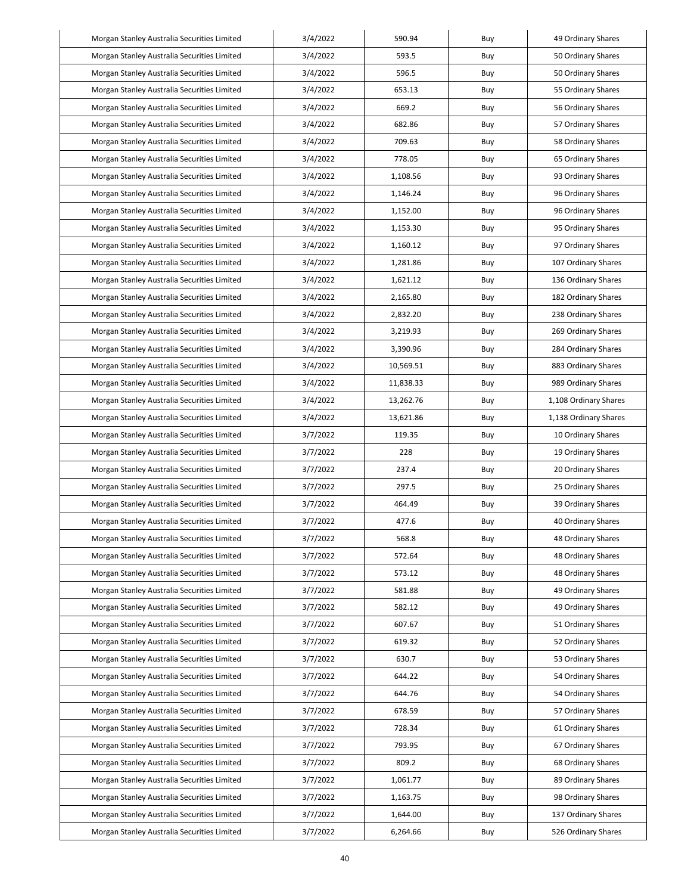| Morgan Stanley Australia Securities Limited | 3/4/2022 | 590.94 | Buy | 49 Ordinary Shares |
|---|---|---|---|---|
| Morgan Stanley Australia Securities Limited | 3/4/2022 | 593.5 | Buy | 50 Ordinary Shares |
| Morgan Stanley Australia Securities Limited | 3/4/2022 | 596.5 | Buy | 50 Ordinary Shares |
| Morgan Stanley Australia Securities Limited | 3/4/2022 | 653.13 | Buy | 55 Ordinary Shares |
| Morgan Stanley Australia Securities Limited | 3/4/2022 | 669.2 | Buy | 56 Ordinary Shares |
| Morgan Stanley Australia Securities Limited | 3/4/2022 | 682.86 | Buy | 57 Ordinary Shares |
| Morgan Stanley Australia Securities Limited | 3/4/2022 | 709.63 | Buy | 58 Ordinary Shares |
| Morgan Stanley Australia Securities Limited | 3/4/2022 | 778.05 | Buy | 65 Ordinary Shares |
| Morgan Stanley Australia Securities Limited | 3/4/2022 | 1,108.56 | Buy | 93 Ordinary Shares |
| Morgan Stanley Australia Securities Limited | 3/4/2022 | 1,146.24 | Buy | 96 Ordinary Shares |
| Morgan Stanley Australia Securities Limited | 3/4/2022 | 1,152.00 | Buy | 96 Ordinary Shares |
| Morgan Stanley Australia Securities Limited | 3/4/2022 | 1,153.30 | Buy | 95 Ordinary Shares |
| Morgan Stanley Australia Securities Limited | 3/4/2022 | 1,160.12 | Buy | 97 Ordinary Shares |
| Morgan Stanley Australia Securities Limited | 3/4/2022 | 1,281.86 | Buy | 107 Ordinary Shares |
| Morgan Stanley Australia Securities Limited | 3/4/2022 | 1,621.12 | Buy | 136 Ordinary Shares |
| Morgan Stanley Australia Securities Limited | 3/4/2022 | 2,165.80 | Buy | 182 Ordinary Shares |
| Morgan Stanley Australia Securities Limited | 3/4/2022 | 2,832.20 | Buy | 238 Ordinary Shares |
| Morgan Stanley Australia Securities Limited | 3/4/2022 | 3,219.93 | Buy | 269 Ordinary Shares |
| Morgan Stanley Australia Securities Limited | 3/4/2022 | 3,390.96 | Buy | 284 Ordinary Shares |
| Morgan Stanley Australia Securities Limited | 3/4/2022 | 10,569.51 | Buy | 883 Ordinary Shares |
| Morgan Stanley Australia Securities Limited | 3/4/2022 | 11,838.33 | Buy | 989 Ordinary Shares |
| Morgan Stanley Australia Securities Limited | 3/4/2022 | 13,262.76 | Buy | 1,108 Ordinary Shares |
| Morgan Stanley Australia Securities Limited | 3/4/2022 | 13,621.86 | Buy | 1,138 Ordinary Shares |
| Morgan Stanley Australia Securities Limited | 3/7/2022 | 119.35 | Buy | 10 Ordinary Shares |
| Morgan Stanley Australia Securities Limited | 3/7/2022 | 228 | Buy | 19 Ordinary Shares |
| Morgan Stanley Australia Securities Limited | 3/7/2022 | 237.4 | Buy | 20 Ordinary Shares |
| Morgan Stanley Australia Securities Limited | 3/7/2022 | 297.5 | Buy | 25 Ordinary Shares |
| Morgan Stanley Australia Securities Limited | 3/7/2022 | 464.49 | Buy | 39 Ordinary Shares |
| Morgan Stanley Australia Securities Limited | 3/7/2022 | 477.6 | Buy | 40 Ordinary Shares |
| Morgan Stanley Australia Securities Limited | 3/7/2022 | 568.8 | Buy | 48 Ordinary Shares |
| Morgan Stanley Australia Securities Limited | 3/7/2022 | 572.64 | Buy | 48 Ordinary Shares |
| Morgan Stanley Australia Securities Limited | 3/7/2022 | 573.12 | Buy | 48 Ordinary Shares |
| Morgan Stanley Australia Securities Limited | 3/7/2022 | 581.88 | Buy | 49 Ordinary Shares |
| Morgan Stanley Australia Securities Limited | 3/7/2022 | 582.12 | Buy | 49 Ordinary Shares |
| Morgan Stanley Australia Securities Limited | 3/7/2022 | 607.67 | Buy | 51 Ordinary Shares |
| Morgan Stanley Australia Securities Limited | 3/7/2022 | 619.32 | Buy | 52 Ordinary Shares |
| Morgan Stanley Australia Securities Limited | 3/7/2022 | 630.7 | Buy | 53 Ordinary Shares |
| Morgan Stanley Australia Securities Limited | 3/7/2022 | 644.22 | Buy | 54 Ordinary Shares |
| Morgan Stanley Australia Securities Limited | 3/7/2022 | 644.76 | Buy | 54 Ordinary Shares |
| Morgan Stanley Australia Securities Limited | 3/7/2022 | 678.59 | Buy | 57 Ordinary Shares |
| Morgan Stanley Australia Securities Limited | 3/7/2022 | 728.34 | Buy | 61 Ordinary Shares |
| Morgan Stanley Australia Securities Limited | 3/7/2022 | 793.95 | Buy | 67 Ordinary Shares |
| Morgan Stanley Australia Securities Limited | 3/7/2022 | 809.2 | Buy | 68 Ordinary Shares |
| Morgan Stanley Australia Securities Limited | 3/7/2022 | 1,061.77 | Buy | 89 Ordinary Shares |
| Morgan Stanley Australia Securities Limited | 3/7/2022 | 1,163.75 | Buy | 98 Ordinary Shares |
| Morgan Stanley Australia Securities Limited | 3/7/2022 | 1,644.00 | Buy | 137 Ordinary Shares |
| Morgan Stanley Australia Securities Limited | 3/7/2022 | 6,264.66 | Buy | 526 Ordinary Shares |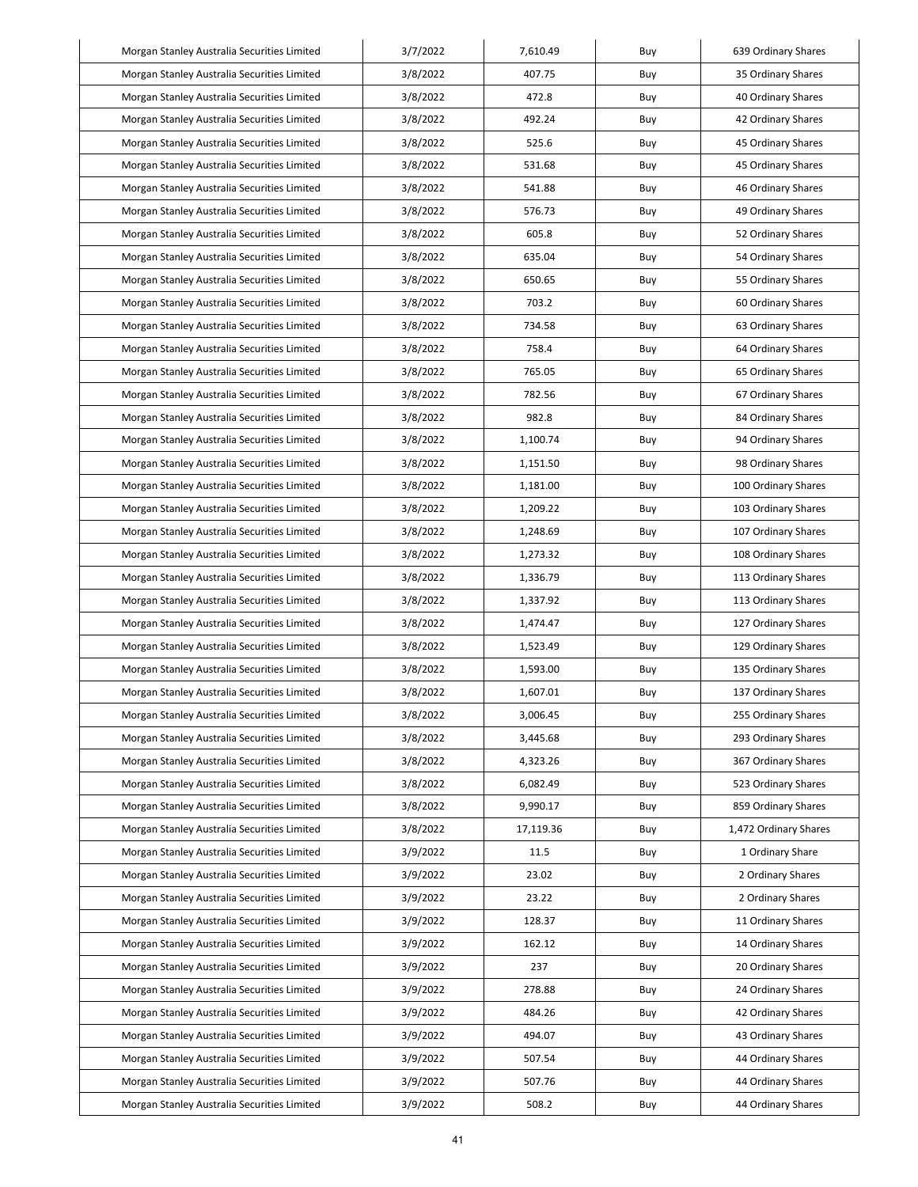| Morgan Stanley Australia Securities Limited | 3/7/2022 | 7,610.49 | Buy | 639 Ordinary Shares |
|---|---|---|---|---|
| Morgan Stanley Australia Securities Limited | 3/8/2022 | 407.75 | Buy | 35 Ordinary Shares |
| Morgan Stanley Australia Securities Limited | 3/8/2022 | 472.8 | Buy | 40 Ordinary Shares |
| Morgan Stanley Australia Securities Limited | 3/8/2022 | 492.24 | Buy | 42 Ordinary Shares |
| Morgan Stanley Australia Securities Limited | 3/8/2022 | 525.6 | Buy | 45 Ordinary Shares |
| Morgan Stanley Australia Securities Limited | 3/8/2022 | 531.68 | Buy | 45 Ordinary Shares |
| Morgan Stanley Australia Securities Limited | 3/8/2022 | 541.88 | Buy | 46 Ordinary Shares |
| Morgan Stanley Australia Securities Limited | 3/8/2022 | 576.73 | Buy | 49 Ordinary Shares |
| Morgan Stanley Australia Securities Limited | 3/8/2022 | 605.8 | Buy | 52 Ordinary Shares |
| Morgan Stanley Australia Securities Limited | 3/8/2022 | 635.04 | Buy | 54 Ordinary Shares |
| Morgan Stanley Australia Securities Limited | 3/8/2022 | 650.65 | Buy | 55 Ordinary Shares |
| Morgan Stanley Australia Securities Limited | 3/8/2022 | 703.2 | Buy | 60 Ordinary Shares |
| Morgan Stanley Australia Securities Limited | 3/8/2022 | 734.58 | Buy | 63 Ordinary Shares |
| Morgan Stanley Australia Securities Limited | 3/8/2022 | 758.4 | Buy | 64 Ordinary Shares |
| Morgan Stanley Australia Securities Limited | 3/8/2022 | 765.05 | Buy | 65 Ordinary Shares |
| Morgan Stanley Australia Securities Limited | 3/8/2022 | 782.56 | Buy | 67 Ordinary Shares |
| Morgan Stanley Australia Securities Limited | 3/8/2022 | 982.8 | Buy | 84 Ordinary Shares |
| Morgan Stanley Australia Securities Limited | 3/8/2022 | 1,100.74 | Buy | 94 Ordinary Shares |
| Morgan Stanley Australia Securities Limited | 3/8/2022 | 1,151.50 | Buy | 98 Ordinary Shares |
| Morgan Stanley Australia Securities Limited | 3/8/2022 | 1,181.00 | Buy | 100 Ordinary Shares |
| Morgan Stanley Australia Securities Limited | 3/8/2022 | 1,209.22 | Buy | 103 Ordinary Shares |
| Morgan Stanley Australia Securities Limited | 3/8/2022 | 1,248.69 | Buy | 107 Ordinary Shares |
| Morgan Stanley Australia Securities Limited | 3/8/2022 | 1,273.32 | Buy | 108 Ordinary Shares |
| Morgan Stanley Australia Securities Limited | 3/8/2022 | 1,336.79 | Buy | 113 Ordinary Shares |
| Morgan Stanley Australia Securities Limited | 3/8/2022 | 1,337.92 | Buy | 113 Ordinary Shares |
| Morgan Stanley Australia Securities Limited | 3/8/2022 | 1,474.47 | Buy | 127 Ordinary Shares |
| Morgan Stanley Australia Securities Limited | 3/8/2022 | 1,523.49 | Buy | 129 Ordinary Shares |
| Morgan Stanley Australia Securities Limited | 3/8/2022 | 1,593.00 | Buy | 135 Ordinary Shares |
| Morgan Stanley Australia Securities Limited | 3/8/2022 | 1,607.01 | Buy | 137 Ordinary Shares |
| Morgan Stanley Australia Securities Limited | 3/8/2022 | 3,006.45 | Buy | 255 Ordinary Shares |
| Morgan Stanley Australia Securities Limited | 3/8/2022 | 3,445.68 | Buy | 293 Ordinary Shares |
| Morgan Stanley Australia Securities Limited | 3/8/2022 | 4,323.26 | Buy | 367 Ordinary Shares |
| Morgan Stanley Australia Securities Limited | 3/8/2022 | 6,082.49 | Buy | 523 Ordinary Shares |
| Morgan Stanley Australia Securities Limited | 3/8/2022 | 9,990.17 | Buy | 859 Ordinary Shares |
| Morgan Stanley Australia Securities Limited | 3/8/2022 | 17,119.36 | Buy | 1,472 Ordinary Shares |
| Morgan Stanley Australia Securities Limited | 3/9/2022 | 11.5 | Buy | 1 Ordinary Share |
| Morgan Stanley Australia Securities Limited | 3/9/2022 | 23.02 | Buy | 2 Ordinary Shares |
| Morgan Stanley Australia Securities Limited | 3/9/2022 | 23.22 | Buy | 2 Ordinary Shares |
| Morgan Stanley Australia Securities Limited | 3/9/2022 | 128.37 | Buy | 11 Ordinary Shares |
| Morgan Stanley Australia Securities Limited | 3/9/2022 | 162.12 | Buy | 14 Ordinary Shares |
| Morgan Stanley Australia Securities Limited | 3/9/2022 | 237 | Buy | 20 Ordinary Shares |
| Morgan Stanley Australia Securities Limited | 3/9/2022 | 278.88 | Buy | 24 Ordinary Shares |
| Morgan Stanley Australia Securities Limited | 3/9/2022 | 484.26 | Buy | 42 Ordinary Shares |
| Morgan Stanley Australia Securities Limited | 3/9/2022 | 494.07 | Buy | 43 Ordinary Shares |
| Morgan Stanley Australia Securities Limited | 3/9/2022 | 507.54 | Buy | 44 Ordinary Shares |
| Morgan Stanley Australia Securities Limited | 3/9/2022 | 507.76 | Buy | 44 Ordinary Shares |
| Morgan Stanley Australia Securities Limited | 3/9/2022 | 508.2 | Buy | 44 Ordinary Shares |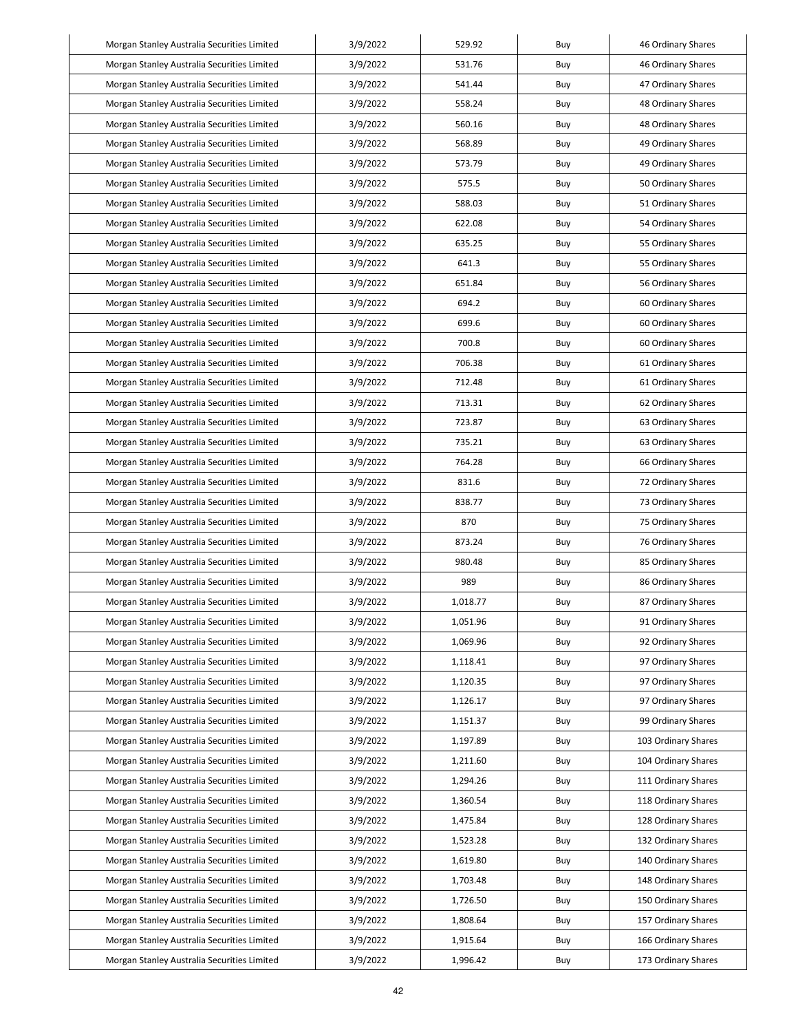| Morgan Stanley Australia Securities Limited | 3/9/2022 | 529.92 | Buy | 46 Ordinary Shares |
|---|---|---|---|---|
| Morgan Stanley Australia Securities Limited | 3/9/2022 | 531.76 | Buy | 46 Ordinary Shares |
| Morgan Stanley Australia Securities Limited | 3/9/2022 | 541.44 | Buy | 47 Ordinary Shares |
| Morgan Stanley Australia Securities Limited | 3/9/2022 | 558.24 | Buy | 48 Ordinary Shares |
| Morgan Stanley Australia Securities Limited | 3/9/2022 | 560.16 | Buy | 48 Ordinary Shares |
| Morgan Stanley Australia Securities Limited | 3/9/2022 | 568.89 | Buy | 49 Ordinary Shares |
| Morgan Stanley Australia Securities Limited | 3/9/2022 | 573.79 | Buy | 49 Ordinary Shares |
| Morgan Stanley Australia Securities Limited | 3/9/2022 | 575.5 | Buy | 50 Ordinary Shares |
| Morgan Stanley Australia Securities Limited | 3/9/2022 | 588.03 | Buy | 51 Ordinary Shares |
| Morgan Stanley Australia Securities Limited | 3/9/2022 | 622.08 | Buy | 54 Ordinary Shares |
| Morgan Stanley Australia Securities Limited | 3/9/2022 | 635.25 | Buy | 55 Ordinary Shares |
| Morgan Stanley Australia Securities Limited | 3/9/2022 | 641.3 | Buy | 55 Ordinary Shares |
| Morgan Stanley Australia Securities Limited | 3/9/2022 | 651.84 | Buy | 56 Ordinary Shares |
| Morgan Stanley Australia Securities Limited | 3/9/2022 | 694.2 | Buy | 60 Ordinary Shares |
| Morgan Stanley Australia Securities Limited | 3/9/2022 | 699.6 | Buy | 60 Ordinary Shares |
| Morgan Stanley Australia Securities Limited | 3/9/2022 | 700.8 | Buy | 60 Ordinary Shares |
| Morgan Stanley Australia Securities Limited | 3/9/2022 | 706.38 | Buy | 61 Ordinary Shares |
| Morgan Stanley Australia Securities Limited | 3/9/2022 | 712.48 | Buy | 61 Ordinary Shares |
| Morgan Stanley Australia Securities Limited | 3/9/2022 | 713.31 | Buy | 62 Ordinary Shares |
| Morgan Stanley Australia Securities Limited | 3/9/2022 | 723.87 | Buy | 63 Ordinary Shares |
| Morgan Stanley Australia Securities Limited | 3/9/2022 | 735.21 | Buy | 63 Ordinary Shares |
| Morgan Stanley Australia Securities Limited | 3/9/2022 | 764.28 | Buy | 66 Ordinary Shares |
| Morgan Stanley Australia Securities Limited | 3/9/2022 | 831.6 | Buy | 72 Ordinary Shares |
| Morgan Stanley Australia Securities Limited | 3/9/2022 | 838.77 | Buy | 73 Ordinary Shares |
| Morgan Stanley Australia Securities Limited | 3/9/2022 | 870 | Buy | 75 Ordinary Shares |
| Morgan Stanley Australia Securities Limited | 3/9/2022 | 873.24 | Buy | 76 Ordinary Shares |
| Morgan Stanley Australia Securities Limited | 3/9/2022 | 980.48 | Buy | 85 Ordinary Shares |
| Morgan Stanley Australia Securities Limited | 3/9/2022 | 989 | Buy | 86 Ordinary Shares |
| Morgan Stanley Australia Securities Limited | 3/9/2022 | 1,018.77 | Buy | 87 Ordinary Shares |
| Morgan Stanley Australia Securities Limited | 3/9/2022 | 1,051.96 | Buy | 91 Ordinary Shares |
| Morgan Stanley Australia Securities Limited | 3/9/2022 | 1,069.96 | Buy | 92 Ordinary Shares |
| Morgan Stanley Australia Securities Limited | 3/9/2022 | 1,118.41 | Buy | 97 Ordinary Shares |
| Morgan Stanley Australia Securities Limited | 3/9/2022 | 1,120.35 | Buy | 97 Ordinary Shares |
| Morgan Stanley Australia Securities Limited | 3/9/2022 | 1,126.17 | Buy | 97 Ordinary Shares |
| Morgan Stanley Australia Securities Limited | 3/9/2022 | 1,151.37 | Buy | 99 Ordinary Shares |
| Morgan Stanley Australia Securities Limited | 3/9/2022 | 1,197.89 | Buy | 103 Ordinary Shares |
| Morgan Stanley Australia Securities Limited | 3/9/2022 | 1,211.60 | Buy | 104 Ordinary Shares |
| Morgan Stanley Australia Securities Limited | 3/9/2022 | 1,294.26 | Buy | 111 Ordinary Shares |
| Morgan Stanley Australia Securities Limited | 3/9/2022 | 1,360.54 | Buy | 118 Ordinary Shares |
| Morgan Stanley Australia Securities Limited | 3/9/2022 | 1,475.84 | Buy | 128 Ordinary Shares |
| Morgan Stanley Australia Securities Limited | 3/9/2022 | 1,523.28 | Buy | 132 Ordinary Shares |
| Morgan Stanley Australia Securities Limited | 3/9/2022 | 1,619.80 | Buy | 140 Ordinary Shares |
| Morgan Stanley Australia Securities Limited | 3/9/2022 | 1,703.48 | Buy | 148 Ordinary Shares |
| Morgan Stanley Australia Securities Limited | 3/9/2022 | 1,726.50 | Buy | 150 Ordinary Shares |
| Morgan Stanley Australia Securities Limited | 3/9/2022 | 1,808.64 | Buy | 157 Ordinary Shares |
| Morgan Stanley Australia Securities Limited | 3/9/2022 | 1,915.64 | Buy | 166 Ordinary Shares |
| Morgan Stanley Australia Securities Limited | 3/9/2022 | 1,996.42 | Buy | 173 Ordinary Shares |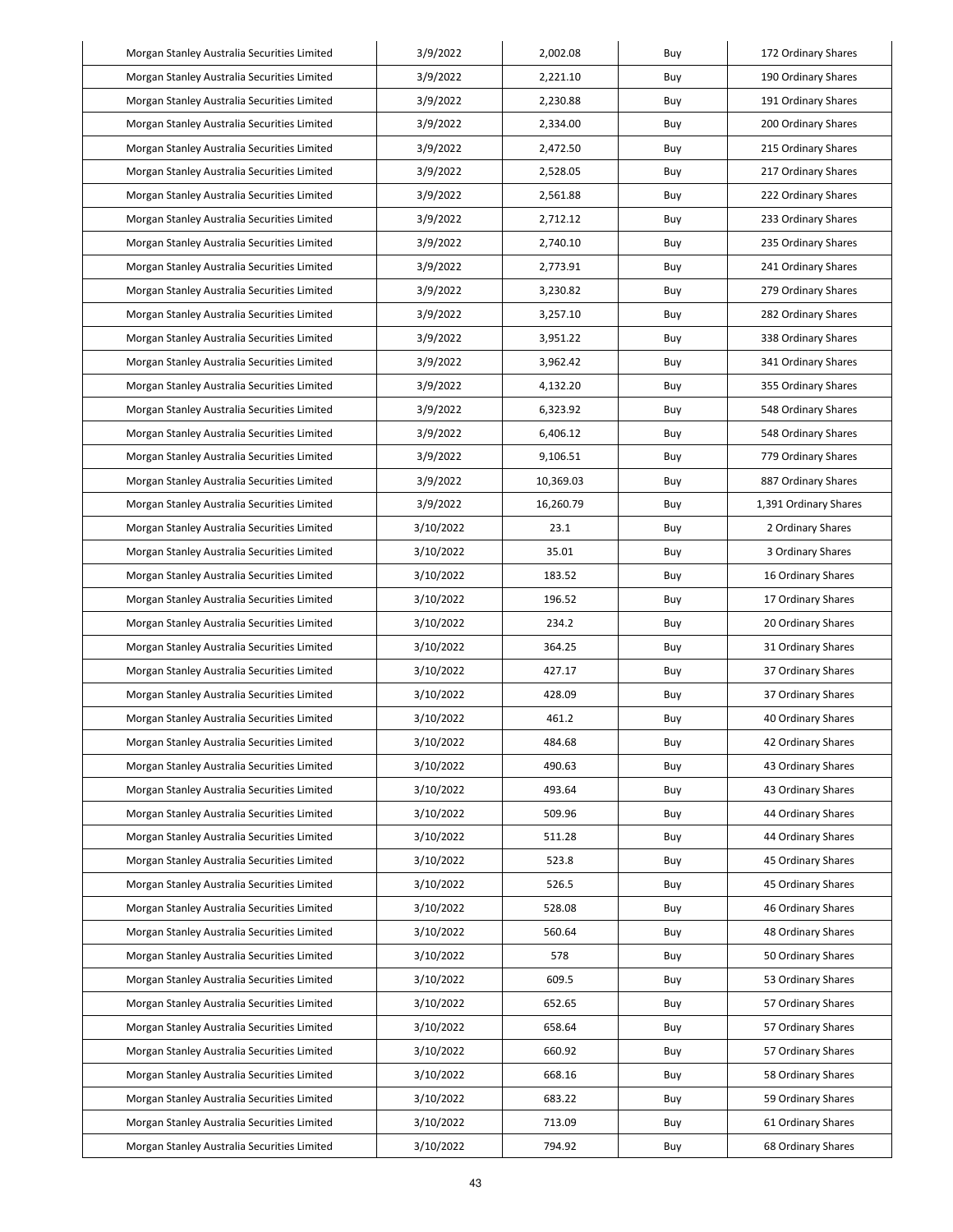| Morgan Stanley Australia Securities Limited | 3/9/2022 | 2,002.08 | Buy | 172 Ordinary Shares |
|---|---|---|---|---|
| Morgan Stanley Australia Securities Limited | 3/9/2022 | 2,221.10 | Buy | 190 Ordinary Shares |
| Morgan Stanley Australia Securities Limited | 3/9/2022 | 2,230.88 | Buy | 191 Ordinary Shares |
| Morgan Stanley Australia Securities Limited | 3/9/2022 | 2,334.00 | Buy | 200 Ordinary Shares |
| Morgan Stanley Australia Securities Limited | 3/9/2022 | 2,472.50 | Buy | 215 Ordinary Shares |
| Morgan Stanley Australia Securities Limited | 3/9/2022 | 2,528.05 | Buy | 217 Ordinary Shares |
| Morgan Stanley Australia Securities Limited | 3/9/2022 | 2,561.88 | Buy | 222 Ordinary Shares |
| Morgan Stanley Australia Securities Limited | 3/9/2022 | 2,712.12 | Buy | 233 Ordinary Shares |
| Morgan Stanley Australia Securities Limited | 3/9/2022 | 2,740.10 | Buy | 235 Ordinary Shares |
| Morgan Stanley Australia Securities Limited | 3/9/2022 | 2,773.91 | Buy | 241 Ordinary Shares |
| Morgan Stanley Australia Securities Limited | 3/9/2022 | 3,230.82 | Buy | 279 Ordinary Shares |
| Morgan Stanley Australia Securities Limited | 3/9/2022 | 3,257.10 | Buy | 282 Ordinary Shares |
| Morgan Stanley Australia Securities Limited | 3/9/2022 | 3,951.22 | Buy | 338 Ordinary Shares |
| Morgan Stanley Australia Securities Limited | 3/9/2022 | 3,962.42 | Buy | 341 Ordinary Shares |
| Morgan Stanley Australia Securities Limited | 3/9/2022 | 4,132.20 | Buy | 355 Ordinary Shares |
| Morgan Stanley Australia Securities Limited | 3/9/2022 | 6,323.92 | Buy | 548 Ordinary Shares |
| Morgan Stanley Australia Securities Limited | 3/9/2022 | 6,406.12 | Buy | 548 Ordinary Shares |
| Morgan Stanley Australia Securities Limited | 3/9/2022 | 9,106.51 | Buy | 779 Ordinary Shares |
| Morgan Stanley Australia Securities Limited | 3/9/2022 | 10,369.03 | Buy | 887 Ordinary Shares |
| Morgan Stanley Australia Securities Limited | 3/9/2022 | 16,260.79 | Buy | 1,391 Ordinary Shares |
| Morgan Stanley Australia Securities Limited | 3/10/2022 | 23.1 | Buy | 2 Ordinary Shares |
| Morgan Stanley Australia Securities Limited | 3/10/2022 | 35.01 | Buy | 3 Ordinary Shares |
| Morgan Stanley Australia Securities Limited | 3/10/2022 | 183.52 | Buy | 16 Ordinary Shares |
| Morgan Stanley Australia Securities Limited | 3/10/2022 | 196.52 | Buy | 17 Ordinary Shares |
| Morgan Stanley Australia Securities Limited | 3/10/2022 | 234.2 | Buy | 20 Ordinary Shares |
| Morgan Stanley Australia Securities Limited | 3/10/2022 | 364.25 | Buy | 31 Ordinary Shares |
| Morgan Stanley Australia Securities Limited | 3/10/2022 | 427.17 | Buy | 37 Ordinary Shares |
| Morgan Stanley Australia Securities Limited | 3/10/2022 | 428.09 | Buy | 37 Ordinary Shares |
| Morgan Stanley Australia Securities Limited | 3/10/2022 | 461.2 | Buy | 40 Ordinary Shares |
| Morgan Stanley Australia Securities Limited | 3/10/2022 | 484.68 | Buy | 42 Ordinary Shares |
| Morgan Stanley Australia Securities Limited | 3/10/2022 | 490.63 | Buy | 43 Ordinary Shares |
| Morgan Stanley Australia Securities Limited | 3/10/2022 | 493.64 | Buy | 43 Ordinary Shares |
| Morgan Stanley Australia Securities Limited | 3/10/2022 | 509.96 | Buy | 44 Ordinary Shares |
| Morgan Stanley Australia Securities Limited | 3/10/2022 | 511.28 | Buy | 44 Ordinary Shares |
| Morgan Stanley Australia Securities Limited | 3/10/2022 | 523.8 | Buy | 45 Ordinary Shares |
| Morgan Stanley Australia Securities Limited | 3/10/2022 | 526.5 | Buy | 45 Ordinary Shares |
| Morgan Stanley Australia Securities Limited | 3/10/2022 | 528.08 | Buy | 46 Ordinary Shares |
| Morgan Stanley Australia Securities Limited | 3/10/2022 | 560.64 | Buy | 48 Ordinary Shares |
| Morgan Stanley Australia Securities Limited | 3/10/2022 | 578 | Buy | 50 Ordinary Shares |
| Morgan Stanley Australia Securities Limited | 3/10/2022 | 609.5 | Buy | 53 Ordinary Shares |
| Morgan Stanley Australia Securities Limited | 3/10/2022 | 652.65 | Buy | 57 Ordinary Shares |
| Morgan Stanley Australia Securities Limited | 3/10/2022 | 658.64 | Buy | 57 Ordinary Shares |
| Morgan Stanley Australia Securities Limited | 3/10/2022 | 660.92 | Buy | 57 Ordinary Shares |
| Morgan Stanley Australia Securities Limited | 3/10/2022 | 668.16 | Buy | 58 Ordinary Shares |
| Morgan Stanley Australia Securities Limited | 3/10/2022 | 683.22 | Buy | 59 Ordinary Shares |
| Morgan Stanley Australia Securities Limited | 3/10/2022 | 713.09 | Buy | 61 Ordinary Shares |
| Morgan Stanley Australia Securities Limited | 3/10/2022 | 794.92 | Buy | 68 Ordinary Shares |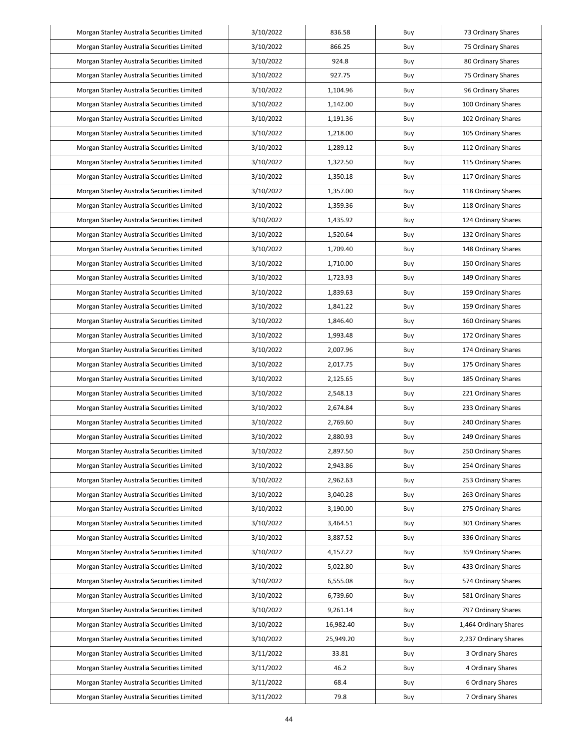| Morgan Stanley Australia Securities Limited | 3/10/2022 | 836.58 | Buy | 73 Ordinary Shares |
|---|---|---|---|---|
| Morgan Stanley Australia Securities Limited | 3/10/2022 | 866.25 | Buy | 75 Ordinary Shares |
| Morgan Stanley Australia Securities Limited | 3/10/2022 | 924.8 | Buy | 80 Ordinary Shares |
| Morgan Stanley Australia Securities Limited | 3/10/2022 | 927.75 | Buy | 75 Ordinary Shares |
| Morgan Stanley Australia Securities Limited | 3/10/2022 | 1,104.96 | Buy | 96 Ordinary Shares |
| Morgan Stanley Australia Securities Limited | 3/10/2022 | 1,142.00 | Buy | 100 Ordinary Shares |
| Morgan Stanley Australia Securities Limited | 3/10/2022 | 1,191.36 | Buy | 102 Ordinary Shares |
| Morgan Stanley Australia Securities Limited | 3/10/2022 | 1,218.00 | Buy | 105 Ordinary Shares |
| Morgan Stanley Australia Securities Limited | 3/10/2022 | 1,289.12 | Buy | 112 Ordinary Shares |
| Morgan Stanley Australia Securities Limited | 3/10/2022 | 1,322.50 | Buy | 115 Ordinary Shares |
| Morgan Stanley Australia Securities Limited | 3/10/2022 | 1,350.18 | Buy | 117 Ordinary Shares |
| Morgan Stanley Australia Securities Limited | 3/10/2022 | 1,357.00 | Buy | 118 Ordinary Shares |
| Morgan Stanley Australia Securities Limited | 3/10/2022 | 1,359.36 | Buy | 118 Ordinary Shares |
| Morgan Stanley Australia Securities Limited | 3/10/2022 | 1,435.92 | Buy | 124 Ordinary Shares |
| Morgan Stanley Australia Securities Limited | 3/10/2022 | 1,520.64 | Buy | 132 Ordinary Shares |
| Morgan Stanley Australia Securities Limited | 3/10/2022 | 1,709.40 | Buy | 148 Ordinary Shares |
| Morgan Stanley Australia Securities Limited | 3/10/2022 | 1,710.00 | Buy | 150 Ordinary Shares |
| Morgan Stanley Australia Securities Limited | 3/10/2022 | 1,723.93 | Buy | 149 Ordinary Shares |
| Morgan Stanley Australia Securities Limited | 3/10/2022 | 1,839.63 | Buy | 159 Ordinary Shares |
| Morgan Stanley Australia Securities Limited | 3/10/2022 | 1,841.22 | Buy | 159 Ordinary Shares |
| Morgan Stanley Australia Securities Limited | 3/10/2022 | 1,846.40 | Buy | 160 Ordinary Shares |
| Morgan Stanley Australia Securities Limited | 3/10/2022 | 1,993.48 | Buy | 172 Ordinary Shares |
| Morgan Stanley Australia Securities Limited | 3/10/2022 | 2,007.96 | Buy | 174 Ordinary Shares |
| Morgan Stanley Australia Securities Limited | 3/10/2022 | 2,017.75 | Buy | 175 Ordinary Shares |
| Morgan Stanley Australia Securities Limited | 3/10/2022 | 2,125.65 | Buy | 185 Ordinary Shares |
| Morgan Stanley Australia Securities Limited | 3/10/2022 | 2,548.13 | Buy | 221 Ordinary Shares |
| Morgan Stanley Australia Securities Limited | 3/10/2022 | 2,674.84 | Buy | 233 Ordinary Shares |
| Morgan Stanley Australia Securities Limited | 3/10/2022 | 2,769.60 | Buy | 240 Ordinary Shares |
| Morgan Stanley Australia Securities Limited | 3/10/2022 | 2,880.93 | Buy | 249 Ordinary Shares |
| Morgan Stanley Australia Securities Limited | 3/10/2022 | 2,897.50 | Buy | 250 Ordinary Shares |
| Morgan Stanley Australia Securities Limited | 3/10/2022 | 2,943.86 | Buy | 254 Ordinary Shares |
| Morgan Stanley Australia Securities Limited | 3/10/2022 | 2,962.63 | Buy | 253 Ordinary Shares |
| Morgan Stanley Australia Securities Limited | 3/10/2022 | 3,040.28 | Buy | 263 Ordinary Shares |
| Morgan Stanley Australia Securities Limited | 3/10/2022 | 3,190.00 | Buy | 275 Ordinary Shares |
| Morgan Stanley Australia Securities Limited | 3/10/2022 | 3,464.51 | Buy | 301 Ordinary Shares |
| Morgan Stanley Australia Securities Limited | 3/10/2022 | 3,887.52 | Buy | 336 Ordinary Shares |
| Morgan Stanley Australia Securities Limited | 3/10/2022 | 4,157.22 | Buy | 359 Ordinary Shares |
| Morgan Stanley Australia Securities Limited | 3/10/2022 | 5,022.80 | Buy | 433 Ordinary Shares |
| Morgan Stanley Australia Securities Limited | 3/10/2022 | 6,555.08 | Buy | 574 Ordinary Shares |
| Morgan Stanley Australia Securities Limited | 3/10/2022 | 6,739.60 | Buy | 581 Ordinary Shares |
| Morgan Stanley Australia Securities Limited | 3/10/2022 | 9,261.14 | Buy | 797 Ordinary Shares |
| Morgan Stanley Australia Securities Limited | 3/10/2022 | 16,982.40 | Buy | 1,464 Ordinary Shares |
| Morgan Stanley Australia Securities Limited | 3/10/2022 | 25,949.20 | Buy | 2,237 Ordinary Shares |
| Morgan Stanley Australia Securities Limited | 3/11/2022 | 33.81 | Buy | 3 Ordinary Shares |
| Morgan Stanley Australia Securities Limited | 3/11/2022 | 46.2 | Buy | 4 Ordinary Shares |
| Morgan Stanley Australia Securities Limited | 3/11/2022 | 68.4 | Buy | 6 Ordinary Shares |
| Morgan Stanley Australia Securities Limited | 3/11/2022 | 79.8 | Buy | 7 Ordinary Shares |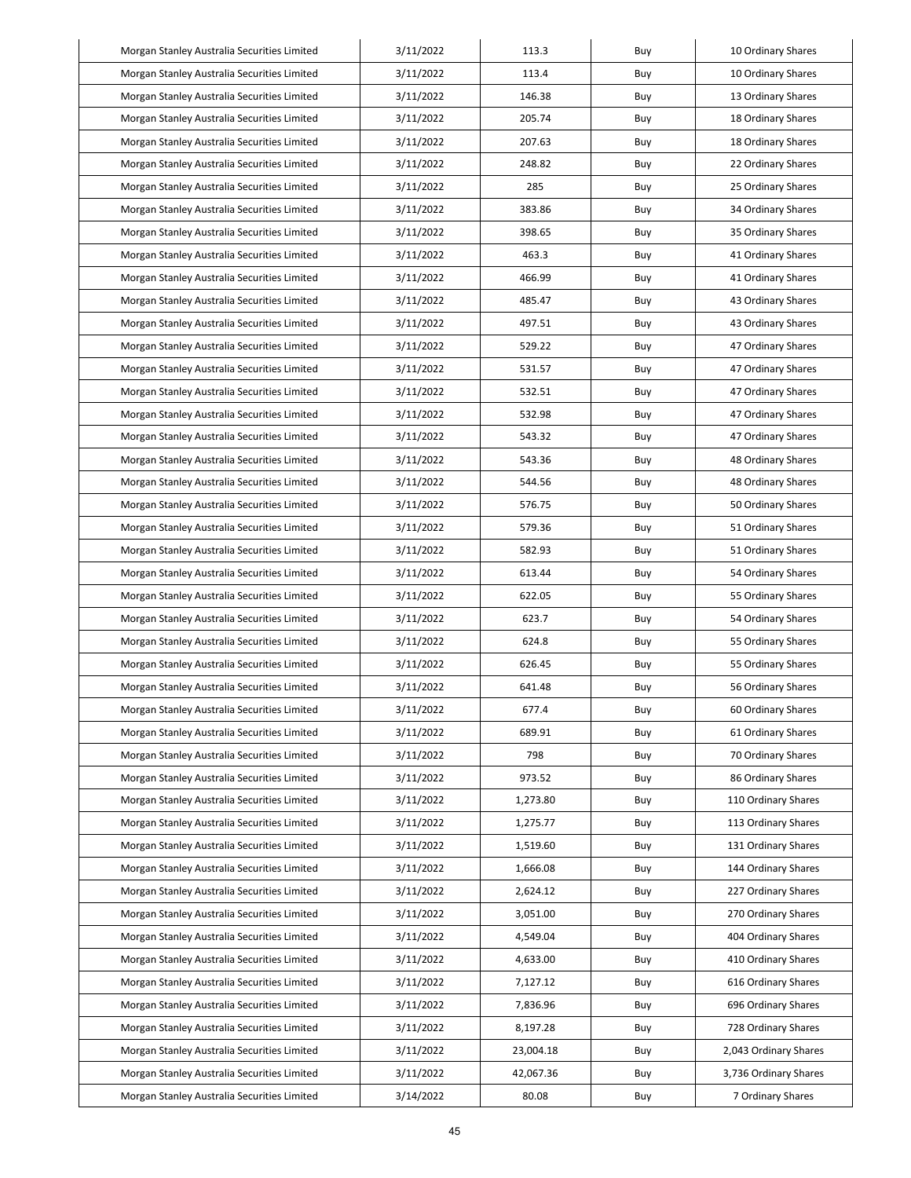| Morgan Stanley Australia Securities Limited | 3/11/2022 | 113.3 | Buy | 10 Ordinary Shares |
|---|---|---|---|---|
| Morgan Stanley Australia Securities Limited | 3/11/2022 | 113.4 | Buy | 10 Ordinary Shares |
| Morgan Stanley Australia Securities Limited | 3/11/2022 | 146.38 | Buy | 13 Ordinary Shares |
| Morgan Stanley Australia Securities Limited | 3/11/2022 | 205.74 | Buy | 18 Ordinary Shares |
| Morgan Stanley Australia Securities Limited | 3/11/2022 | 207.63 | Buy | 18 Ordinary Shares |
| Morgan Stanley Australia Securities Limited | 3/11/2022 | 248.82 | Buy | 22 Ordinary Shares |
| Morgan Stanley Australia Securities Limited | 3/11/2022 | 285 | Buy | 25 Ordinary Shares |
| Morgan Stanley Australia Securities Limited | 3/11/2022 | 383.86 | Buy | 34 Ordinary Shares |
| Morgan Stanley Australia Securities Limited | 3/11/2022 | 398.65 | Buy | 35 Ordinary Shares |
| Morgan Stanley Australia Securities Limited | 3/11/2022 | 463.3 | Buy | 41 Ordinary Shares |
| Morgan Stanley Australia Securities Limited | 3/11/2022 | 466.99 | Buy | 41 Ordinary Shares |
| Morgan Stanley Australia Securities Limited | 3/11/2022 | 485.47 | Buy | 43 Ordinary Shares |
| Morgan Stanley Australia Securities Limited | 3/11/2022 | 497.51 | Buy | 43 Ordinary Shares |
| Morgan Stanley Australia Securities Limited | 3/11/2022 | 529.22 | Buy | 47 Ordinary Shares |
| Morgan Stanley Australia Securities Limited | 3/11/2022 | 531.57 | Buy | 47 Ordinary Shares |
| Morgan Stanley Australia Securities Limited | 3/11/2022 | 532.51 | Buy | 47 Ordinary Shares |
| Morgan Stanley Australia Securities Limited | 3/11/2022 | 532.98 | Buy | 47 Ordinary Shares |
| Morgan Stanley Australia Securities Limited | 3/11/2022 | 543.32 | Buy | 47 Ordinary Shares |
| Morgan Stanley Australia Securities Limited | 3/11/2022 | 543.36 | Buy | 48 Ordinary Shares |
| Morgan Stanley Australia Securities Limited | 3/11/2022 | 544.56 | Buy | 48 Ordinary Shares |
| Morgan Stanley Australia Securities Limited | 3/11/2022 | 576.75 | Buy | 50 Ordinary Shares |
| Morgan Stanley Australia Securities Limited | 3/11/2022 | 579.36 | Buy | 51 Ordinary Shares |
| Morgan Stanley Australia Securities Limited | 3/11/2022 | 582.93 | Buy | 51 Ordinary Shares |
| Morgan Stanley Australia Securities Limited | 3/11/2022 | 613.44 | Buy | 54 Ordinary Shares |
| Morgan Stanley Australia Securities Limited | 3/11/2022 | 622.05 | Buy | 55 Ordinary Shares |
| Morgan Stanley Australia Securities Limited | 3/11/2022 | 623.7 | Buy | 54 Ordinary Shares |
| Morgan Stanley Australia Securities Limited | 3/11/2022 | 624.8 | Buy | 55 Ordinary Shares |
| Morgan Stanley Australia Securities Limited | 3/11/2022 | 626.45 | Buy | 55 Ordinary Shares |
| Morgan Stanley Australia Securities Limited | 3/11/2022 | 641.48 | Buy | 56 Ordinary Shares |
| Morgan Stanley Australia Securities Limited | 3/11/2022 | 677.4 | Buy | 60 Ordinary Shares |
| Morgan Stanley Australia Securities Limited | 3/11/2022 | 689.91 | Buy | 61 Ordinary Shares |
| Morgan Stanley Australia Securities Limited | 3/11/2022 | 798 | Buy | 70 Ordinary Shares |
| Morgan Stanley Australia Securities Limited | 3/11/2022 | 973.52 | Buy | 86 Ordinary Shares |
| Morgan Stanley Australia Securities Limited | 3/11/2022 | 1,273.80 | Buy | 110 Ordinary Shares |
| Morgan Stanley Australia Securities Limited | 3/11/2022 | 1,275.77 | Buy | 113 Ordinary Shares |
| Morgan Stanley Australia Securities Limited | 3/11/2022 | 1,519.60 | Buy | 131 Ordinary Shares |
| Morgan Stanley Australia Securities Limited | 3/11/2022 | 1,666.08 | Buy | 144 Ordinary Shares |
| Morgan Stanley Australia Securities Limited | 3/11/2022 | 2,624.12 | Buy | 227 Ordinary Shares |
| Morgan Stanley Australia Securities Limited | 3/11/2022 | 3,051.00 | Buy | 270 Ordinary Shares |
| Morgan Stanley Australia Securities Limited | 3/11/2022 | 4,549.04 | Buy | 404 Ordinary Shares |
| Morgan Stanley Australia Securities Limited | 3/11/2022 | 4,633.00 | Buy | 410 Ordinary Shares |
| Morgan Stanley Australia Securities Limited | 3/11/2022 | 7,127.12 | Buy | 616 Ordinary Shares |
| Morgan Stanley Australia Securities Limited | 3/11/2022 | 7,836.96 | Buy | 696 Ordinary Shares |
| Morgan Stanley Australia Securities Limited | 3/11/2022 | 8,197.28 | Buy | 728 Ordinary Shares |
| Morgan Stanley Australia Securities Limited | 3/11/2022 | 23,004.18 | Buy | 2,043 Ordinary Shares |
| Morgan Stanley Australia Securities Limited | 3/11/2022 | 42,067.36 | Buy | 3,736 Ordinary Shares |
| Morgan Stanley Australia Securities Limited | 3/14/2022 | 80.08 | Buy | 7 Ordinary Shares |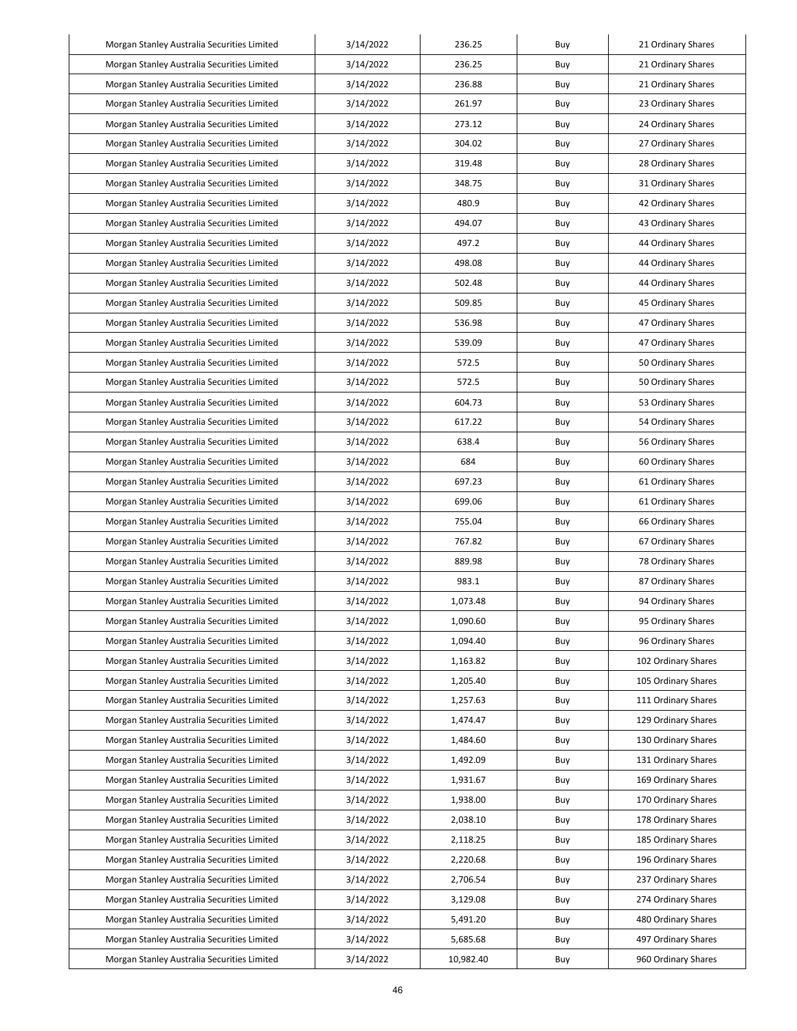| Morgan Stanley Australia Securities Limited | 3/14/2022 | 236.25 | Buy | 21 Ordinary Shares |
|---|---|---|---|---|
| Morgan Stanley Australia Securities Limited | 3/14/2022 | 236.25 | Buy | 21 Ordinary Shares |
| Morgan Stanley Australia Securities Limited | 3/14/2022 | 236.88 | Buy | 21 Ordinary Shares |
| Morgan Stanley Australia Securities Limited | 3/14/2022 | 261.97 | Buy | 23 Ordinary Shares |
| Morgan Stanley Australia Securities Limited | 3/14/2022 | 273.12 | Buy | 24 Ordinary Shares |
| Morgan Stanley Australia Securities Limited | 3/14/2022 | 304.02 | Buy | 27 Ordinary Shares |
| Morgan Stanley Australia Securities Limited | 3/14/2022 | 319.48 | Buy | 28 Ordinary Shares |
| Morgan Stanley Australia Securities Limited | 3/14/2022 | 348.75 | Buy | 31 Ordinary Shares |
| Morgan Stanley Australia Securities Limited | 3/14/2022 | 480.9 | Buy | 42 Ordinary Shares |
| Morgan Stanley Australia Securities Limited | 3/14/2022 | 494.07 | Buy | 43 Ordinary Shares |
| Morgan Stanley Australia Securities Limited | 3/14/2022 | 497.2 | Buy | 44 Ordinary Shares |
| Morgan Stanley Australia Securities Limited | 3/14/2022 | 498.08 | Buy | 44 Ordinary Shares |
| Morgan Stanley Australia Securities Limited | 3/14/2022 | 502.48 | Buy | 44 Ordinary Shares |
| Morgan Stanley Australia Securities Limited | 3/14/2022 | 509.85 | Buy | 45 Ordinary Shares |
| Morgan Stanley Australia Securities Limited | 3/14/2022 | 536.98 | Buy | 47 Ordinary Shares |
| Morgan Stanley Australia Securities Limited | 3/14/2022 | 539.09 | Buy | 47 Ordinary Shares |
| Morgan Stanley Australia Securities Limited | 3/14/2022 | 572.5 | Buy | 50 Ordinary Shares |
| Morgan Stanley Australia Securities Limited | 3/14/2022 | 572.5 | Buy | 50 Ordinary Shares |
| Morgan Stanley Australia Securities Limited | 3/14/2022 | 604.73 | Buy | 53 Ordinary Shares |
| Morgan Stanley Australia Securities Limited | 3/14/2022 | 617.22 | Buy | 54 Ordinary Shares |
| Morgan Stanley Australia Securities Limited | 3/14/2022 | 638.4 | Buy | 56 Ordinary Shares |
| Morgan Stanley Australia Securities Limited | 3/14/2022 | 684 | Buy | 60 Ordinary Shares |
| Morgan Stanley Australia Securities Limited | 3/14/2022 | 697.23 | Buy | 61 Ordinary Shares |
| Morgan Stanley Australia Securities Limited | 3/14/2022 | 699.06 | Buy | 61 Ordinary Shares |
| Morgan Stanley Australia Securities Limited | 3/14/2022 | 755.04 | Buy | 66 Ordinary Shares |
| Morgan Stanley Australia Securities Limited | 3/14/2022 | 767.82 | Buy | 67 Ordinary Shares |
| Morgan Stanley Australia Securities Limited | 3/14/2022 | 889.98 | Buy | 78 Ordinary Shares |
| Morgan Stanley Australia Securities Limited | 3/14/2022 | 983.1 | Buy | 87 Ordinary Shares |
| Morgan Stanley Australia Securities Limited | 3/14/2022 | 1,073.48 | Buy | 94 Ordinary Shares |
| Morgan Stanley Australia Securities Limited | 3/14/2022 | 1,090.60 | Buy | 95 Ordinary Shares |
| Morgan Stanley Australia Securities Limited | 3/14/2022 | 1,094.40 | Buy | 96 Ordinary Shares |
| Morgan Stanley Australia Securities Limited | 3/14/2022 | 1,163.82 | Buy | 102 Ordinary Shares |
| Morgan Stanley Australia Securities Limited | 3/14/2022 | 1,205.40 | Buy | 105 Ordinary Shares |
| Morgan Stanley Australia Securities Limited | 3/14/2022 | 1,257.63 | Buy | 111 Ordinary Shares |
| Morgan Stanley Australia Securities Limited | 3/14/2022 | 1,474.47 | Buy | 129 Ordinary Shares |
| Morgan Stanley Australia Securities Limited | 3/14/2022 | 1,484.60 | Buy | 130 Ordinary Shares |
| Morgan Stanley Australia Securities Limited | 3/14/2022 | 1,492.09 | Buy | 131 Ordinary Shares |
| Morgan Stanley Australia Securities Limited | 3/14/2022 | 1,931.67 | Buy | 169 Ordinary Shares |
| Morgan Stanley Australia Securities Limited | 3/14/2022 | 1,938.00 | Buy | 170 Ordinary Shares |
| Morgan Stanley Australia Securities Limited | 3/14/2022 | 2,038.10 | Buy | 178 Ordinary Shares |
| Morgan Stanley Australia Securities Limited | 3/14/2022 | 2,118.25 | Buy | 185 Ordinary Shares |
| Morgan Stanley Australia Securities Limited | 3/14/2022 | 2,220.68 | Buy | 196 Ordinary Shares |
| Morgan Stanley Australia Securities Limited | 3/14/2022 | 2,706.54 | Buy | 237 Ordinary Shares |
| Morgan Stanley Australia Securities Limited | 3/14/2022 | 3,129.08 | Buy | 274 Ordinary Shares |
| Morgan Stanley Australia Securities Limited | 3/14/2022 | 5,491.20 | Buy | 480 Ordinary Shares |
| Morgan Stanley Australia Securities Limited | 3/14/2022 | 5,685.68 | Buy | 497 Ordinary Shares |
| Morgan Stanley Australia Securities Limited | 3/14/2022 | 10,982.40 | Buy | 960 Ordinary Shares |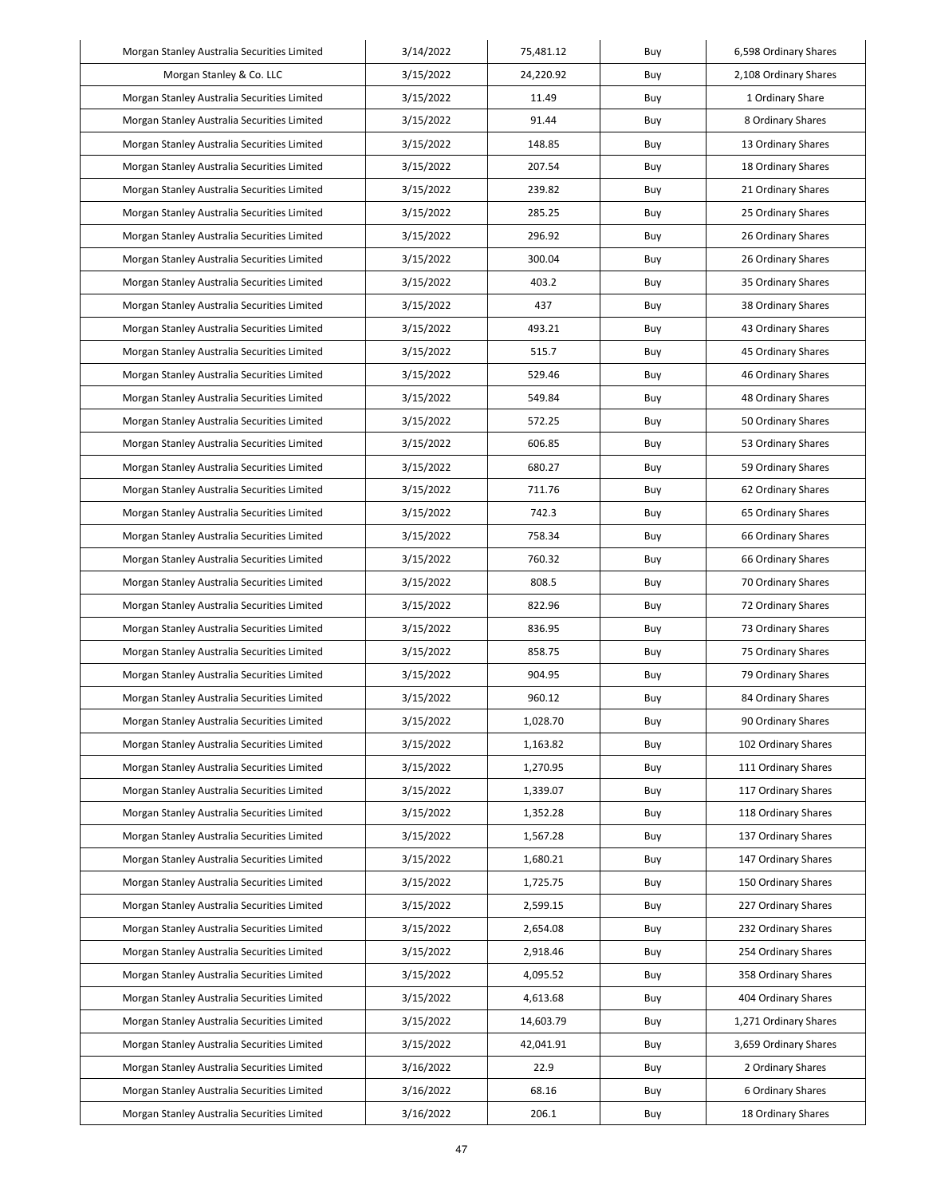| Morgan Stanley Australia Securities Limited | 3/14/2022 | 75,481.12 | Buy | 6,598 Ordinary Shares |
|---|---|---|---|---|
| Morgan Stanley & Co. LLC | 3/15/2022 | 24,220.92 | Buy | 2,108 Ordinary Shares |
| Morgan Stanley Australia Securities Limited | 3/15/2022 | 11.49 | Buy | 1 Ordinary Share |
| Morgan Stanley Australia Securities Limited | 3/15/2022 | 91.44 | Buy | 8 Ordinary Shares |
| Morgan Stanley Australia Securities Limited | 3/15/2022 | 148.85 | Buy | 13 Ordinary Shares |
| Morgan Stanley Australia Securities Limited | 3/15/2022 | 207.54 | Buy | 18 Ordinary Shares |
| Morgan Stanley Australia Securities Limited | 3/15/2022 | 239.82 | Buy | 21 Ordinary Shares |
| Morgan Stanley Australia Securities Limited | 3/15/2022 | 285.25 | Buy | 25 Ordinary Shares |
| Morgan Stanley Australia Securities Limited | 3/15/2022 | 296.92 | Buy | 26 Ordinary Shares |
| Morgan Stanley Australia Securities Limited | 3/15/2022 | 300.04 | Buy | 26 Ordinary Shares |
| Morgan Stanley Australia Securities Limited | 3/15/2022 | 403.2 | Buy | 35 Ordinary Shares |
| Morgan Stanley Australia Securities Limited | 3/15/2022 | 437 | Buy | 38 Ordinary Shares |
| Morgan Stanley Australia Securities Limited | 3/15/2022 | 493.21 | Buy | 43 Ordinary Shares |
| Morgan Stanley Australia Securities Limited | 3/15/2022 | 515.7 | Buy | 45 Ordinary Shares |
| Morgan Stanley Australia Securities Limited | 3/15/2022 | 529.46 | Buy | 46 Ordinary Shares |
| Morgan Stanley Australia Securities Limited | 3/15/2022 | 549.84 | Buy | 48 Ordinary Shares |
| Morgan Stanley Australia Securities Limited | 3/15/2022 | 572.25 | Buy | 50 Ordinary Shares |
| Morgan Stanley Australia Securities Limited | 3/15/2022 | 606.85 | Buy | 53 Ordinary Shares |
| Morgan Stanley Australia Securities Limited | 3/15/2022 | 680.27 | Buy | 59 Ordinary Shares |
| Morgan Stanley Australia Securities Limited | 3/15/2022 | 711.76 | Buy | 62 Ordinary Shares |
| Morgan Stanley Australia Securities Limited | 3/15/2022 | 742.3 | Buy | 65 Ordinary Shares |
| Morgan Stanley Australia Securities Limited | 3/15/2022 | 758.34 | Buy | 66 Ordinary Shares |
| Morgan Stanley Australia Securities Limited | 3/15/2022 | 760.32 | Buy | 66 Ordinary Shares |
| Morgan Stanley Australia Securities Limited | 3/15/2022 | 808.5 | Buy | 70 Ordinary Shares |
| Morgan Stanley Australia Securities Limited | 3/15/2022 | 822.96 | Buy | 72 Ordinary Shares |
| Morgan Stanley Australia Securities Limited | 3/15/2022 | 836.95 | Buy | 73 Ordinary Shares |
| Morgan Stanley Australia Securities Limited | 3/15/2022 | 858.75 | Buy | 75 Ordinary Shares |
| Morgan Stanley Australia Securities Limited | 3/15/2022 | 904.95 | Buy | 79 Ordinary Shares |
| Morgan Stanley Australia Securities Limited | 3/15/2022 | 960.12 | Buy | 84 Ordinary Shares |
| Morgan Stanley Australia Securities Limited | 3/15/2022 | 1,028.70 | Buy | 90 Ordinary Shares |
| Morgan Stanley Australia Securities Limited | 3/15/2022 | 1,163.82 | Buy | 102 Ordinary Shares |
| Morgan Stanley Australia Securities Limited | 3/15/2022 | 1,270.95 | Buy | 111 Ordinary Shares |
| Morgan Stanley Australia Securities Limited | 3/15/2022 | 1,339.07 | Buy | 117 Ordinary Shares |
| Morgan Stanley Australia Securities Limited | 3/15/2022 | 1,352.28 | Buy | 118 Ordinary Shares |
| Morgan Stanley Australia Securities Limited | 3/15/2022 | 1,567.28 | Buy | 137 Ordinary Shares |
| Morgan Stanley Australia Securities Limited | 3/15/2022 | 1,680.21 | Buy | 147 Ordinary Shares |
| Morgan Stanley Australia Securities Limited | 3/15/2022 | 1,725.75 | Buy | 150 Ordinary Shares |
| Morgan Stanley Australia Securities Limited | 3/15/2022 | 2,599.15 | Buy | 227 Ordinary Shares |
| Morgan Stanley Australia Securities Limited | 3/15/2022 | 2,654.08 | Buy | 232 Ordinary Shares |
| Morgan Stanley Australia Securities Limited | 3/15/2022 | 2,918.46 | Buy | 254 Ordinary Shares |
| Morgan Stanley Australia Securities Limited | 3/15/2022 | 4,095.52 | Buy | 358 Ordinary Shares |
| Morgan Stanley Australia Securities Limited | 3/15/2022 | 4,613.68 | Buy | 404 Ordinary Shares |
| Morgan Stanley Australia Securities Limited | 3/15/2022 | 14,603.79 | Buy | 1,271 Ordinary Shares |
| Morgan Stanley Australia Securities Limited | 3/15/2022 | 42,041.91 | Buy | 3,659 Ordinary Shares |
| Morgan Stanley Australia Securities Limited | 3/16/2022 | 22.9 | Buy | 2 Ordinary Shares |
| Morgan Stanley Australia Securities Limited | 3/16/2022 | 68.16 | Buy | 6 Ordinary Shares |
| Morgan Stanley Australia Securities Limited | 3/16/2022 | 206.1 | Buy | 18 Ordinary Shares |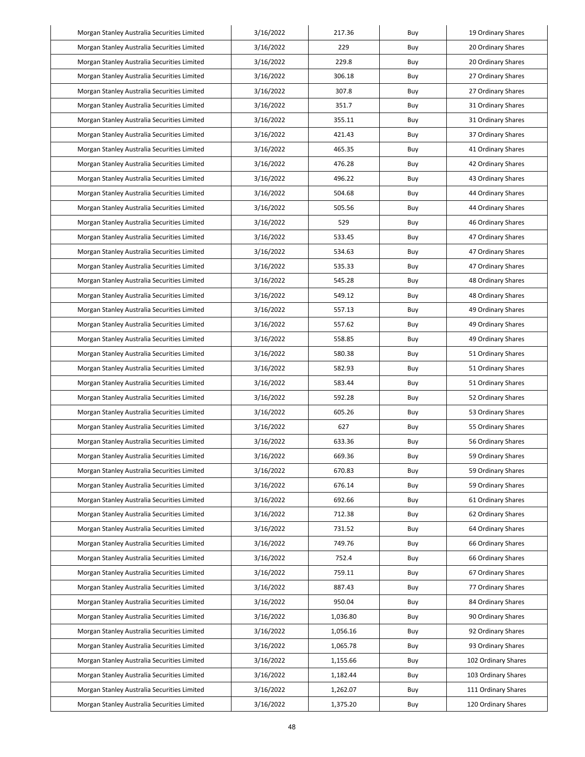| | | | | |
|---|---|---|---|---|
| Morgan Stanley Australia Securities Limited | 3/16/2022 | 217.36 | Buy | 19 Ordinary Shares |
| Morgan Stanley Australia Securities Limited | 3/16/2022 | 229 | Buy | 20 Ordinary Shares |
| Morgan Stanley Australia Securities Limited | 3/16/2022 | 229.8 | Buy | 20 Ordinary Shares |
| Morgan Stanley Australia Securities Limited | 3/16/2022 | 306.18 | Buy | 27 Ordinary Shares |
| Morgan Stanley Australia Securities Limited | 3/16/2022 | 307.8 | Buy | 27 Ordinary Shares |
| Morgan Stanley Australia Securities Limited | 3/16/2022 | 351.7 | Buy | 31 Ordinary Shares |
| Morgan Stanley Australia Securities Limited | 3/16/2022 | 355.11 | Buy | 31 Ordinary Shares |
| Morgan Stanley Australia Securities Limited | 3/16/2022 | 421.43 | Buy | 37 Ordinary Shares |
| Morgan Stanley Australia Securities Limited | 3/16/2022 | 465.35 | Buy | 41 Ordinary Shares |
| Morgan Stanley Australia Securities Limited | 3/16/2022 | 476.28 | Buy | 42 Ordinary Shares |
| Morgan Stanley Australia Securities Limited | 3/16/2022 | 496.22 | Buy | 43 Ordinary Shares |
| Morgan Stanley Australia Securities Limited | 3/16/2022 | 504.68 | Buy | 44 Ordinary Shares |
| Morgan Stanley Australia Securities Limited | 3/16/2022 | 505.56 | Buy | 44 Ordinary Shares |
| Morgan Stanley Australia Securities Limited | 3/16/2022 | 529 | Buy | 46 Ordinary Shares |
| Morgan Stanley Australia Securities Limited | 3/16/2022 | 533.45 | Buy | 47 Ordinary Shares |
| Morgan Stanley Australia Securities Limited | 3/16/2022 | 534.63 | Buy | 47 Ordinary Shares |
| Morgan Stanley Australia Securities Limited | 3/16/2022 | 535.33 | Buy | 47 Ordinary Shares |
| Morgan Stanley Australia Securities Limited | 3/16/2022 | 545.28 | Buy | 48 Ordinary Shares |
| Morgan Stanley Australia Securities Limited | 3/16/2022 | 549.12 | Buy | 48 Ordinary Shares |
| Morgan Stanley Australia Securities Limited | 3/16/2022 | 557.13 | Buy | 49 Ordinary Shares |
| Morgan Stanley Australia Securities Limited | 3/16/2022 | 557.62 | Buy | 49 Ordinary Shares |
| Morgan Stanley Australia Securities Limited | 3/16/2022 | 558.85 | Buy | 49 Ordinary Shares |
| Morgan Stanley Australia Securities Limited | 3/16/2022 | 580.38 | Buy | 51 Ordinary Shares |
| Morgan Stanley Australia Securities Limited | 3/16/2022 | 582.93 | Buy | 51 Ordinary Shares |
| Morgan Stanley Australia Securities Limited | 3/16/2022 | 583.44 | Buy | 51 Ordinary Shares |
| Morgan Stanley Australia Securities Limited | 3/16/2022 | 592.28 | Buy | 52 Ordinary Shares |
| Morgan Stanley Australia Securities Limited | 3/16/2022 | 605.26 | Buy | 53 Ordinary Shares |
| Morgan Stanley Australia Securities Limited | 3/16/2022 | 627 | Buy | 55 Ordinary Shares |
| Morgan Stanley Australia Securities Limited | 3/16/2022 | 633.36 | Buy | 56 Ordinary Shares |
| Morgan Stanley Australia Securities Limited | 3/16/2022 | 669.36 | Buy | 59 Ordinary Shares |
| Morgan Stanley Australia Securities Limited | 3/16/2022 | 670.83 | Buy | 59 Ordinary Shares |
| Morgan Stanley Australia Securities Limited | 3/16/2022 | 676.14 | Buy | 59 Ordinary Shares |
| Morgan Stanley Australia Securities Limited | 3/16/2022 | 692.66 | Buy | 61 Ordinary Shares |
| Morgan Stanley Australia Securities Limited | 3/16/2022 | 712.38 | Buy | 62 Ordinary Shares |
| Morgan Stanley Australia Securities Limited | 3/16/2022 | 731.52 | Buy | 64 Ordinary Shares |
| Morgan Stanley Australia Securities Limited | 3/16/2022 | 749.76 | Buy | 66 Ordinary Shares |
| Morgan Stanley Australia Securities Limited | 3/16/2022 | 752.4 | Buy | 66 Ordinary Shares |
| Morgan Stanley Australia Securities Limited | 3/16/2022 | 759.11 | Buy | 67 Ordinary Shares |
| Morgan Stanley Australia Securities Limited | 3/16/2022 | 887.43 | Buy | 77 Ordinary Shares |
| Morgan Stanley Australia Securities Limited | 3/16/2022 | 950.04 | Buy | 84 Ordinary Shares |
| Morgan Stanley Australia Securities Limited | 3/16/2022 | 1,036.80 | Buy | 90 Ordinary Shares |
| Morgan Stanley Australia Securities Limited | 3/16/2022 | 1,056.16 | Buy | 92 Ordinary Shares |
| Morgan Stanley Australia Securities Limited | 3/16/2022 | 1,065.78 | Buy | 93 Ordinary Shares |
| Morgan Stanley Australia Securities Limited | 3/16/2022 | 1,155.66 | Buy | 102 Ordinary Shares |
| Morgan Stanley Australia Securities Limited | 3/16/2022 | 1,182.44 | Buy | 103 Ordinary Shares |
| Morgan Stanley Australia Securities Limited | 3/16/2022 | 1,262.07 | Buy | 111 Ordinary Shares |
| Morgan Stanley Australia Securities Limited | 3/16/2022 | 1,375.20 | Buy | 120 Ordinary Shares |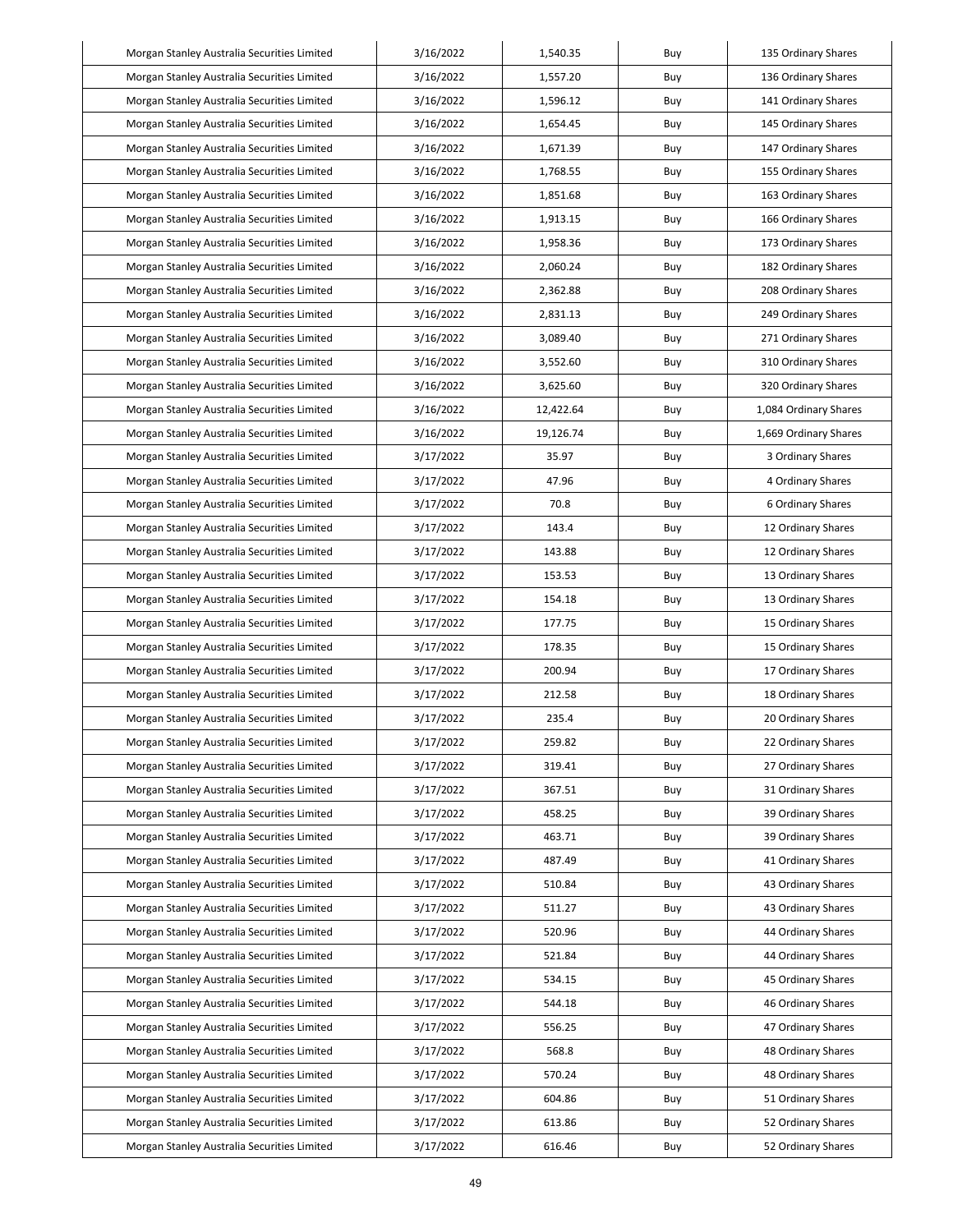| Morgan Stanley Australia Securities Limited | 3/16/2022 | 1,540.35 | Buy | 135 Ordinary Shares |
|---|---|---|---|---|
| Morgan Stanley Australia Securities Limited | 3/16/2022 | 1,557.20 | Buy | 136 Ordinary Shares |
| Morgan Stanley Australia Securities Limited | 3/16/2022 | 1,596.12 | Buy | 141 Ordinary Shares |
| Morgan Stanley Australia Securities Limited | 3/16/2022 | 1,654.45 | Buy | 145 Ordinary Shares |
| Morgan Stanley Australia Securities Limited | 3/16/2022 | 1,671.39 | Buy | 147 Ordinary Shares |
| Morgan Stanley Australia Securities Limited | 3/16/2022 | 1,768.55 | Buy | 155 Ordinary Shares |
| Morgan Stanley Australia Securities Limited | 3/16/2022 | 1,851.68 | Buy | 163 Ordinary Shares |
| Morgan Stanley Australia Securities Limited | 3/16/2022 | 1,913.15 | Buy | 166 Ordinary Shares |
| Morgan Stanley Australia Securities Limited | 3/16/2022 | 1,958.36 | Buy | 173 Ordinary Shares |
| Morgan Stanley Australia Securities Limited | 3/16/2022 | 2,060.24 | Buy | 182 Ordinary Shares |
| Morgan Stanley Australia Securities Limited | 3/16/2022 | 2,362.88 | Buy | 208 Ordinary Shares |
| Morgan Stanley Australia Securities Limited | 3/16/2022 | 2,831.13 | Buy | 249 Ordinary Shares |
| Morgan Stanley Australia Securities Limited | 3/16/2022 | 3,089.40 | Buy | 271 Ordinary Shares |
| Morgan Stanley Australia Securities Limited | 3/16/2022 | 3,552.60 | Buy | 310 Ordinary Shares |
| Morgan Stanley Australia Securities Limited | 3/16/2022 | 3,625.60 | Buy | 320 Ordinary Shares |
| Morgan Stanley Australia Securities Limited | 3/16/2022 | 12,422.64 | Buy | 1,084 Ordinary Shares |
| Morgan Stanley Australia Securities Limited | 3/16/2022 | 19,126.74 | Buy | 1,669 Ordinary Shares |
| Morgan Stanley Australia Securities Limited | 3/17/2022 | 35.97 | Buy | 3 Ordinary Shares |
| Morgan Stanley Australia Securities Limited | 3/17/2022 | 47.96 | Buy | 4 Ordinary Shares |
| Morgan Stanley Australia Securities Limited | 3/17/2022 | 70.8 | Buy | 6 Ordinary Shares |
| Morgan Stanley Australia Securities Limited | 3/17/2022 | 143.4 | Buy | 12 Ordinary Shares |
| Morgan Stanley Australia Securities Limited | 3/17/2022 | 143.88 | Buy | 12 Ordinary Shares |
| Morgan Stanley Australia Securities Limited | 3/17/2022 | 153.53 | Buy | 13 Ordinary Shares |
| Morgan Stanley Australia Securities Limited | 3/17/2022 | 154.18 | Buy | 13 Ordinary Shares |
| Morgan Stanley Australia Securities Limited | 3/17/2022 | 177.75 | Buy | 15 Ordinary Shares |
| Morgan Stanley Australia Securities Limited | 3/17/2022 | 178.35 | Buy | 15 Ordinary Shares |
| Morgan Stanley Australia Securities Limited | 3/17/2022 | 200.94 | Buy | 17 Ordinary Shares |
| Morgan Stanley Australia Securities Limited | 3/17/2022 | 212.58 | Buy | 18 Ordinary Shares |
| Morgan Stanley Australia Securities Limited | 3/17/2022 | 235.4 | Buy | 20 Ordinary Shares |
| Morgan Stanley Australia Securities Limited | 3/17/2022 | 259.82 | Buy | 22 Ordinary Shares |
| Morgan Stanley Australia Securities Limited | 3/17/2022 | 319.41 | Buy | 27 Ordinary Shares |
| Morgan Stanley Australia Securities Limited | 3/17/2022 | 367.51 | Buy | 31 Ordinary Shares |
| Morgan Stanley Australia Securities Limited | 3/17/2022 | 458.25 | Buy | 39 Ordinary Shares |
| Morgan Stanley Australia Securities Limited | 3/17/2022 | 463.71 | Buy | 39 Ordinary Shares |
| Morgan Stanley Australia Securities Limited | 3/17/2022 | 487.49 | Buy | 41 Ordinary Shares |
| Morgan Stanley Australia Securities Limited | 3/17/2022 | 510.84 | Buy | 43 Ordinary Shares |
| Morgan Stanley Australia Securities Limited | 3/17/2022 | 511.27 | Buy | 43 Ordinary Shares |
| Morgan Stanley Australia Securities Limited | 3/17/2022 | 520.96 | Buy | 44 Ordinary Shares |
| Morgan Stanley Australia Securities Limited | 3/17/2022 | 521.84 | Buy | 44 Ordinary Shares |
| Morgan Stanley Australia Securities Limited | 3/17/2022 | 534.15 | Buy | 45 Ordinary Shares |
| Morgan Stanley Australia Securities Limited | 3/17/2022 | 544.18 | Buy | 46 Ordinary Shares |
| Morgan Stanley Australia Securities Limited | 3/17/2022 | 556.25 | Buy | 47 Ordinary Shares |
| Morgan Stanley Australia Securities Limited | 3/17/2022 | 568.8 | Buy | 48 Ordinary Shares |
| Morgan Stanley Australia Securities Limited | 3/17/2022 | 570.24 | Buy | 48 Ordinary Shares |
| Morgan Stanley Australia Securities Limited | 3/17/2022 | 604.86 | Buy | 51 Ordinary Shares |
| Morgan Stanley Australia Securities Limited | 3/17/2022 | 613.86 | Buy | 52 Ordinary Shares |
| Morgan Stanley Australia Securities Limited | 3/17/2022 | 616.46 | Buy | 52 Ordinary Shares |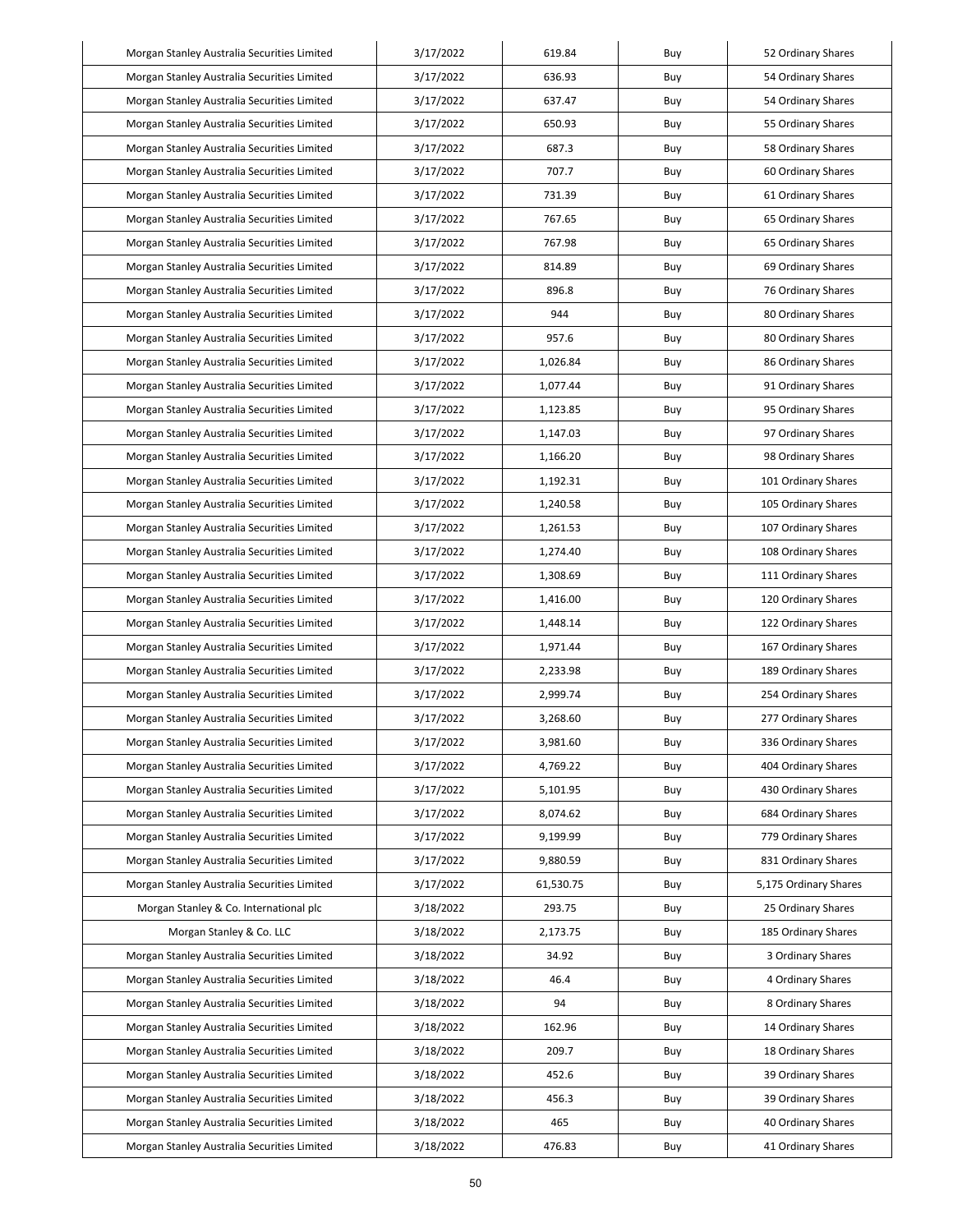| Morgan Stanley Australia Securities Limited | 3/17/2022 | 619.84 | Buy | 52 Ordinary Shares |
|---|---|---|---|---|
| Morgan Stanley Australia Securities Limited | 3/17/2022 | 636.93 | Buy | 54 Ordinary Shares |
| Morgan Stanley Australia Securities Limited | 3/17/2022 | 637.47 | Buy | 54 Ordinary Shares |
| Morgan Stanley Australia Securities Limited | 3/17/2022 | 650.93 | Buy | 55 Ordinary Shares |
| Morgan Stanley Australia Securities Limited | 3/17/2022 | 687.3 | Buy | 58 Ordinary Shares |
| Morgan Stanley Australia Securities Limited | 3/17/2022 | 707.7 | Buy | 60 Ordinary Shares |
| Morgan Stanley Australia Securities Limited | 3/17/2022 | 731.39 | Buy | 61 Ordinary Shares |
| Morgan Stanley Australia Securities Limited | 3/17/2022 | 767.65 | Buy | 65 Ordinary Shares |
| Morgan Stanley Australia Securities Limited | 3/17/2022 | 767.98 | Buy | 65 Ordinary Shares |
| Morgan Stanley Australia Securities Limited | 3/17/2022 | 814.89 | Buy | 69 Ordinary Shares |
| Morgan Stanley Australia Securities Limited | 3/17/2022 | 896.8 | Buy | 76 Ordinary Shares |
| Morgan Stanley Australia Securities Limited | 3/17/2022 | 944 | Buy | 80 Ordinary Shares |
| Morgan Stanley Australia Securities Limited | 3/17/2022 | 957.6 | Buy | 80 Ordinary Shares |
| Morgan Stanley Australia Securities Limited | 3/17/2022 | 1,026.84 | Buy | 86 Ordinary Shares |
| Morgan Stanley Australia Securities Limited | 3/17/2022 | 1,077.44 | Buy | 91 Ordinary Shares |
| Morgan Stanley Australia Securities Limited | 3/17/2022 | 1,123.85 | Buy | 95 Ordinary Shares |
| Morgan Stanley Australia Securities Limited | 3/17/2022 | 1,147.03 | Buy | 97 Ordinary Shares |
| Morgan Stanley Australia Securities Limited | 3/17/2022 | 1,166.20 | Buy | 98 Ordinary Shares |
| Morgan Stanley Australia Securities Limited | 3/17/2022 | 1,192.31 | Buy | 101 Ordinary Shares |
| Morgan Stanley Australia Securities Limited | 3/17/2022 | 1,240.58 | Buy | 105 Ordinary Shares |
| Morgan Stanley Australia Securities Limited | 3/17/2022 | 1,261.53 | Buy | 107 Ordinary Shares |
| Morgan Stanley Australia Securities Limited | 3/17/2022 | 1,274.40 | Buy | 108 Ordinary Shares |
| Morgan Stanley Australia Securities Limited | 3/17/2022 | 1,308.69 | Buy | 111 Ordinary Shares |
| Morgan Stanley Australia Securities Limited | 3/17/2022 | 1,416.00 | Buy | 120 Ordinary Shares |
| Morgan Stanley Australia Securities Limited | 3/17/2022 | 1,448.14 | Buy | 122 Ordinary Shares |
| Morgan Stanley Australia Securities Limited | 3/17/2022 | 1,971.44 | Buy | 167 Ordinary Shares |
| Morgan Stanley Australia Securities Limited | 3/17/2022 | 2,233.98 | Buy | 189 Ordinary Shares |
| Morgan Stanley Australia Securities Limited | 3/17/2022 | 2,999.74 | Buy | 254 Ordinary Shares |
| Morgan Stanley Australia Securities Limited | 3/17/2022 | 3,268.60 | Buy | 277 Ordinary Shares |
| Morgan Stanley Australia Securities Limited | 3/17/2022 | 3,981.60 | Buy | 336 Ordinary Shares |
| Morgan Stanley Australia Securities Limited | 3/17/2022 | 4,769.22 | Buy | 404 Ordinary Shares |
| Morgan Stanley Australia Securities Limited | 3/17/2022 | 5,101.95 | Buy | 430 Ordinary Shares |
| Morgan Stanley Australia Securities Limited | 3/17/2022 | 8,074.62 | Buy | 684 Ordinary Shares |
| Morgan Stanley Australia Securities Limited | 3/17/2022 | 9,199.99 | Buy | 779 Ordinary Shares |
| Morgan Stanley Australia Securities Limited | 3/17/2022 | 9,880.59 | Buy | 831 Ordinary Shares |
| Morgan Stanley Australia Securities Limited | 3/17/2022 | 61,530.75 | Buy | 5,175 Ordinary Shares |
| Morgan Stanley & Co. International plc | 3/18/2022 | 293.75 | Buy | 25 Ordinary Shares |
| Morgan Stanley & Co. LLC | 3/18/2022 | 2,173.75 | Buy | 185 Ordinary Shares |
| Morgan Stanley Australia Securities Limited | 3/18/2022 | 34.92 | Buy | 3 Ordinary Shares |
| Morgan Stanley Australia Securities Limited | 3/18/2022 | 46.4 | Buy | 4 Ordinary Shares |
| Morgan Stanley Australia Securities Limited | 3/18/2022 | 94 | Buy | 8 Ordinary Shares |
| Morgan Stanley Australia Securities Limited | 3/18/2022 | 162.96 | Buy | 14 Ordinary Shares |
| Morgan Stanley Australia Securities Limited | 3/18/2022 | 209.7 | Buy | 18 Ordinary Shares |
| Morgan Stanley Australia Securities Limited | 3/18/2022 | 452.6 | Buy | 39 Ordinary Shares |
| Morgan Stanley Australia Securities Limited | 3/18/2022 | 456.3 | Buy | 39 Ordinary Shares |
| Morgan Stanley Australia Securities Limited | 3/18/2022 | 465 | Buy | 40 Ordinary Shares |
| Morgan Stanley Australia Securities Limited | 3/18/2022 | 476.83 | Buy | 41 Ordinary Shares |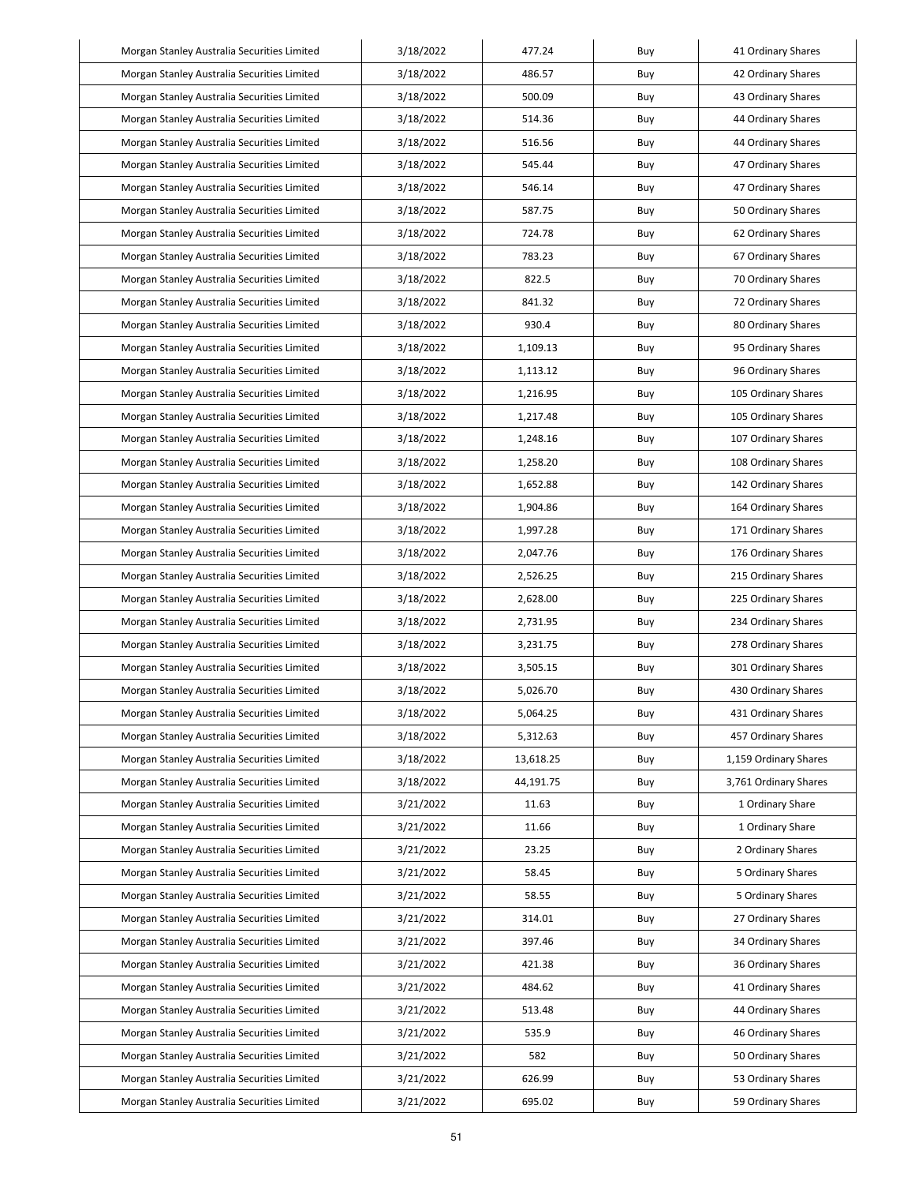| Morgan Stanley Australia Securities Limited | 3/18/2022 | 477.24 | Buy | 41 Ordinary Shares |
|---|---|---|---|---|
| Morgan Stanley Australia Securities Limited | 3/18/2022 | 486.57 | Buy | 42 Ordinary Shares |
| Morgan Stanley Australia Securities Limited | 3/18/2022 | 500.09 | Buy | 43 Ordinary Shares |
| Morgan Stanley Australia Securities Limited | 3/18/2022 | 514.36 | Buy | 44 Ordinary Shares |
| Morgan Stanley Australia Securities Limited | 3/18/2022 | 516.56 | Buy | 44 Ordinary Shares |
| Morgan Stanley Australia Securities Limited | 3/18/2022 | 545.44 | Buy | 47 Ordinary Shares |
| Morgan Stanley Australia Securities Limited | 3/18/2022 | 546.14 | Buy | 47 Ordinary Shares |
| Morgan Stanley Australia Securities Limited | 3/18/2022 | 587.75 | Buy | 50 Ordinary Shares |
| Morgan Stanley Australia Securities Limited | 3/18/2022 | 724.78 | Buy | 62 Ordinary Shares |
| Morgan Stanley Australia Securities Limited | 3/18/2022 | 783.23 | Buy | 67 Ordinary Shares |
| Morgan Stanley Australia Securities Limited | 3/18/2022 | 822.5 | Buy | 70 Ordinary Shares |
| Morgan Stanley Australia Securities Limited | 3/18/2022 | 841.32 | Buy | 72 Ordinary Shares |
| Morgan Stanley Australia Securities Limited | 3/18/2022 | 930.4 | Buy | 80 Ordinary Shares |
| Morgan Stanley Australia Securities Limited | 3/18/2022 | 1,109.13 | Buy | 95 Ordinary Shares |
| Morgan Stanley Australia Securities Limited | 3/18/2022 | 1,113.12 | Buy | 96 Ordinary Shares |
| Morgan Stanley Australia Securities Limited | 3/18/2022 | 1,216.95 | Buy | 105 Ordinary Shares |
| Morgan Stanley Australia Securities Limited | 3/18/2022 | 1,217.48 | Buy | 105 Ordinary Shares |
| Morgan Stanley Australia Securities Limited | 3/18/2022 | 1,248.16 | Buy | 107 Ordinary Shares |
| Morgan Stanley Australia Securities Limited | 3/18/2022 | 1,258.20 | Buy | 108 Ordinary Shares |
| Morgan Stanley Australia Securities Limited | 3/18/2022 | 1,652.88 | Buy | 142 Ordinary Shares |
| Morgan Stanley Australia Securities Limited | 3/18/2022 | 1,904.86 | Buy | 164 Ordinary Shares |
| Morgan Stanley Australia Securities Limited | 3/18/2022 | 1,997.28 | Buy | 171 Ordinary Shares |
| Morgan Stanley Australia Securities Limited | 3/18/2022 | 2,047.76 | Buy | 176 Ordinary Shares |
| Morgan Stanley Australia Securities Limited | 3/18/2022 | 2,526.25 | Buy | 215 Ordinary Shares |
| Morgan Stanley Australia Securities Limited | 3/18/2022 | 2,628.00 | Buy | 225 Ordinary Shares |
| Morgan Stanley Australia Securities Limited | 3/18/2022 | 2,731.95 | Buy | 234 Ordinary Shares |
| Morgan Stanley Australia Securities Limited | 3/18/2022 | 3,231.75 | Buy | 278 Ordinary Shares |
| Morgan Stanley Australia Securities Limited | 3/18/2022 | 3,505.15 | Buy | 301 Ordinary Shares |
| Morgan Stanley Australia Securities Limited | 3/18/2022 | 5,026.70 | Buy | 430 Ordinary Shares |
| Morgan Stanley Australia Securities Limited | 3/18/2022 | 5,064.25 | Buy | 431 Ordinary Shares |
| Morgan Stanley Australia Securities Limited | 3/18/2022 | 5,312.63 | Buy | 457 Ordinary Shares |
| Morgan Stanley Australia Securities Limited | 3/18/2022 | 13,618.25 | Buy | 1,159 Ordinary Shares |
| Morgan Stanley Australia Securities Limited | 3/18/2022 | 44,191.75 | Buy | 3,761 Ordinary Shares |
| Morgan Stanley Australia Securities Limited | 3/21/2022 | 11.63 | Buy | 1 Ordinary Share |
| Morgan Stanley Australia Securities Limited | 3/21/2022 | 11.66 | Buy | 1 Ordinary Share |
| Morgan Stanley Australia Securities Limited | 3/21/2022 | 23.25 | Buy | 2 Ordinary Shares |
| Morgan Stanley Australia Securities Limited | 3/21/2022 | 58.45 | Buy | 5 Ordinary Shares |
| Morgan Stanley Australia Securities Limited | 3/21/2022 | 58.55 | Buy | 5 Ordinary Shares |
| Morgan Stanley Australia Securities Limited | 3/21/2022 | 314.01 | Buy | 27 Ordinary Shares |
| Morgan Stanley Australia Securities Limited | 3/21/2022 | 397.46 | Buy | 34 Ordinary Shares |
| Morgan Stanley Australia Securities Limited | 3/21/2022 | 421.38 | Buy | 36 Ordinary Shares |
| Morgan Stanley Australia Securities Limited | 3/21/2022 | 484.62 | Buy | 41 Ordinary Shares |
| Morgan Stanley Australia Securities Limited | 3/21/2022 | 513.48 | Buy | 44 Ordinary Shares |
| Morgan Stanley Australia Securities Limited | 3/21/2022 | 535.9 | Buy | 46 Ordinary Shares |
| Morgan Stanley Australia Securities Limited | 3/21/2022 | 582 | Buy | 50 Ordinary Shares |
| Morgan Stanley Australia Securities Limited | 3/21/2022 | 626.99 | Buy | 53 Ordinary Shares |
| Morgan Stanley Australia Securities Limited | 3/21/2022 | 695.02 | Buy | 59 Ordinary Shares |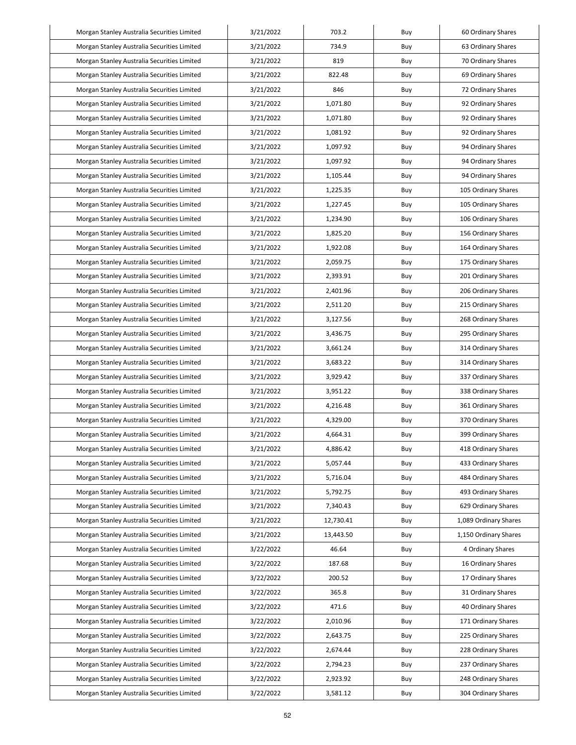| Morgan Stanley Australia Securities Limited | 3/21/2022 | 703.2 | Buy | 60 Ordinary Shares |
|---|---|---|---|---|
| Morgan Stanley Australia Securities Limited | 3/21/2022 | 734.9 | Buy | 63 Ordinary Shares |
| Morgan Stanley Australia Securities Limited | 3/21/2022 | 819 | Buy | 70 Ordinary Shares |
| Morgan Stanley Australia Securities Limited | 3/21/2022 | 822.48 | Buy | 69 Ordinary Shares |
| Morgan Stanley Australia Securities Limited | 3/21/2022 | 846 | Buy | 72 Ordinary Shares |
| Morgan Stanley Australia Securities Limited | 3/21/2022 | 1,071.80 | Buy | 92 Ordinary Shares |
| Morgan Stanley Australia Securities Limited | 3/21/2022 | 1,071.80 | Buy | 92 Ordinary Shares |
| Morgan Stanley Australia Securities Limited | 3/21/2022 | 1,081.92 | Buy | 92 Ordinary Shares |
| Morgan Stanley Australia Securities Limited | 3/21/2022 | 1,097.92 | Buy | 94 Ordinary Shares |
| Morgan Stanley Australia Securities Limited | 3/21/2022 | 1,097.92 | Buy | 94 Ordinary Shares |
| Morgan Stanley Australia Securities Limited | 3/21/2022 | 1,105.44 | Buy | 94 Ordinary Shares |
| Morgan Stanley Australia Securities Limited | 3/21/2022 | 1,225.35 | Buy | 105 Ordinary Shares |
| Morgan Stanley Australia Securities Limited | 3/21/2022 | 1,227.45 | Buy | 105 Ordinary Shares |
| Morgan Stanley Australia Securities Limited | 3/21/2022 | 1,234.90 | Buy | 106 Ordinary Shares |
| Morgan Stanley Australia Securities Limited | 3/21/2022 | 1,825.20 | Buy | 156 Ordinary Shares |
| Morgan Stanley Australia Securities Limited | 3/21/2022 | 1,922.08 | Buy | 164 Ordinary Shares |
| Morgan Stanley Australia Securities Limited | 3/21/2022 | 2,059.75 | Buy | 175 Ordinary Shares |
| Morgan Stanley Australia Securities Limited | 3/21/2022 | 2,393.91 | Buy | 201 Ordinary Shares |
| Morgan Stanley Australia Securities Limited | 3/21/2022 | 2,401.96 | Buy | 206 Ordinary Shares |
| Morgan Stanley Australia Securities Limited | 3/21/2022 | 2,511.20 | Buy | 215 Ordinary Shares |
| Morgan Stanley Australia Securities Limited | 3/21/2022 | 3,127.56 | Buy | 268 Ordinary Shares |
| Morgan Stanley Australia Securities Limited | 3/21/2022 | 3,436.75 | Buy | 295 Ordinary Shares |
| Morgan Stanley Australia Securities Limited | 3/21/2022 | 3,661.24 | Buy | 314 Ordinary Shares |
| Morgan Stanley Australia Securities Limited | 3/21/2022 | 3,683.22 | Buy | 314 Ordinary Shares |
| Morgan Stanley Australia Securities Limited | 3/21/2022 | 3,929.42 | Buy | 337 Ordinary Shares |
| Morgan Stanley Australia Securities Limited | 3/21/2022 | 3,951.22 | Buy | 338 Ordinary Shares |
| Morgan Stanley Australia Securities Limited | 3/21/2022 | 4,216.48 | Buy | 361 Ordinary Shares |
| Morgan Stanley Australia Securities Limited | 3/21/2022 | 4,329.00 | Buy | 370 Ordinary Shares |
| Morgan Stanley Australia Securities Limited | 3/21/2022 | 4,664.31 | Buy | 399 Ordinary Shares |
| Morgan Stanley Australia Securities Limited | 3/21/2022 | 4,886.42 | Buy | 418 Ordinary Shares |
| Morgan Stanley Australia Securities Limited | 3/21/2022 | 5,057.44 | Buy | 433 Ordinary Shares |
| Morgan Stanley Australia Securities Limited | 3/21/2022 | 5,716.04 | Buy | 484 Ordinary Shares |
| Morgan Stanley Australia Securities Limited | 3/21/2022 | 5,792.75 | Buy | 493 Ordinary Shares |
| Morgan Stanley Australia Securities Limited | 3/21/2022 | 7,340.43 | Buy | 629 Ordinary Shares |
| Morgan Stanley Australia Securities Limited | 3/21/2022 | 12,730.41 | Buy | 1,089 Ordinary Shares |
| Morgan Stanley Australia Securities Limited | 3/21/2022 | 13,443.50 | Buy | 1,150 Ordinary Shares |
| Morgan Stanley Australia Securities Limited | 3/22/2022 | 46.64 | Buy | 4 Ordinary Shares |
| Morgan Stanley Australia Securities Limited | 3/22/2022 | 187.68 | Buy | 16 Ordinary Shares |
| Morgan Stanley Australia Securities Limited | 3/22/2022 | 200.52 | Buy | 17 Ordinary Shares |
| Morgan Stanley Australia Securities Limited | 3/22/2022 | 365.8 | Buy | 31 Ordinary Shares |
| Morgan Stanley Australia Securities Limited | 3/22/2022 | 471.6 | Buy | 40 Ordinary Shares |
| Morgan Stanley Australia Securities Limited | 3/22/2022 | 2,010.96 | Buy | 171 Ordinary Shares |
| Morgan Stanley Australia Securities Limited | 3/22/2022 | 2,643.75 | Buy | 225 Ordinary Shares |
| Morgan Stanley Australia Securities Limited | 3/22/2022 | 2,674.44 | Buy | 228 Ordinary Shares |
| Morgan Stanley Australia Securities Limited | 3/22/2022 | 2,794.23 | Buy | 237 Ordinary Shares |
| Morgan Stanley Australia Securities Limited | 3/22/2022 | 2,923.92 | Buy | 248 Ordinary Shares |
| Morgan Stanley Australia Securities Limited | 3/22/2022 | 3,581.12 | Buy | 304 Ordinary Shares |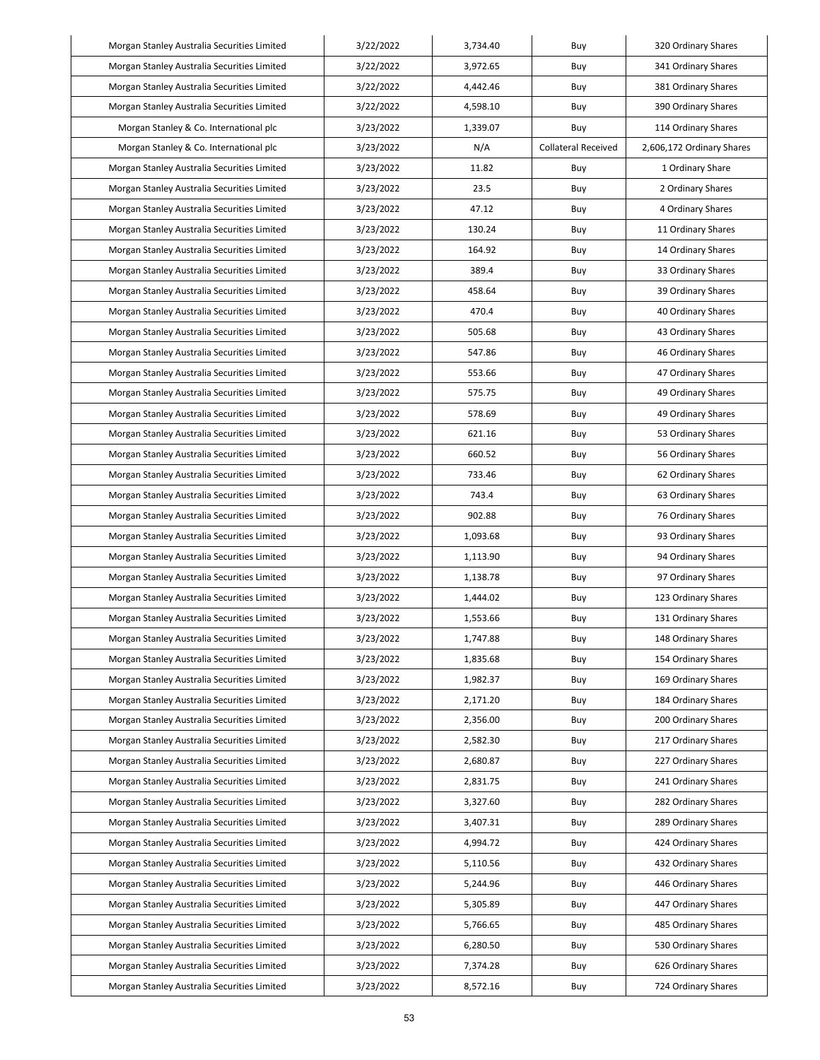| Morgan Stanley Australia Securities Limited | 3/22/2022 | 3,734.40 | Buy | 320 Ordinary Shares |
|---|---|---|---|---|
| Morgan Stanley Australia Securities Limited | 3/22/2022 | 3,972.65 | Buy | 341 Ordinary Shares |
| Morgan Stanley Australia Securities Limited | 3/22/2022 | 4,442.46 | Buy | 381 Ordinary Shares |
| Morgan Stanley Australia Securities Limited | 3/22/2022 | 4,598.10 | Buy | 390 Ordinary Shares |
| Morgan Stanley & Co. International plc | 3/23/2022 | 1,339.07 | Buy | 114 Ordinary Shares |
| Morgan Stanley & Co. International plc | 3/23/2022 | N/A | Collateral Received | 2,606,172 Ordinary Shares |
| Morgan Stanley Australia Securities Limited | 3/23/2022 | 11.82 | Buy | 1 Ordinary Share |
| Morgan Stanley Australia Securities Limited | 3/23/2022 | 23.5 | Buy | 2 Ordinary Shares |
| Morgan Stanley Australia Securities Limited | 3/23/2022 | 47.12 | Buy | 4 Ordinary Shares |
| Morgan Stanley Australia Securities Limited | 3/23/2022 | 130.24 | Buy | 11 Ordinary Shares |
| Morgan Stanley Australia Securities Limited | 3/23/2022 | 164.92 | Buy | 14 Ordinary Shares |
| Morgan Stanley Australia Securities Limited | 3/23/2022 | 389.4 | Buy | 33 Ordinary Shares |
| Morgan Stanley Australia Securities Limited | 3/23/2022 | 458.64 | Buy | 39 Ordinary Shares |
| Morgan Stanley Australia Securities Limited | 3/23/2022 | 470.4 | Buy | 40 Ordinary Shares |
| Morgan Stanley Australia Securities Limited | 3/23/2022 | 505.68 | Buy | 43 Ordinary Shares |
| Morgan Stanley Australia Securities Limited | 3/23/2022 | 547.86 | Buy | 46 Ordinary Shares |
| Morgan Stanley Australia Securities Limited | 3/23/2022 | 553.66 | Buy | 47 Ordinary Shares |
| Morgan Stanley Australia Securities Limited | 3/23/2022 | 575.75 | Buy | 49 Ordinary Shares |
| Morgan Stanley Australia Securities Limited | 3/23/2022 | 578.69 | Buy | 49 Ordinary Shares |
| Morgan Stanley Australia Securities Limited | 3/23/2022 | 621.16 | Buy | 53 Ordinary Shares |
| Morgan Stanley Australia Securities Limited | 3/23/2022 | 660.52 | Buy | 56 Ordinary Shares |
| Morgan Stanley Australia Securities Limited | 3/23/2022 | 733.46 | Buy | 62 Ordinary Shares |
| Morgan Stanley Australia Securities Limited | 3/23/2022 | 743.4 | Buy | 63 Ordinary Shares |
| Morgan Stanley Australia Securities Limited | 3/23/2022 | 902.88 | Buy | 76 Ordinary Shares |
| Morgan Stanley Australia Securities Limited | 3/23/2022 | 1,093.68 | Buy | 93 Ordinary Shares |
| Morgan Stanley Australia Securities Limited | 3/23/2022 | 1,113.90 | Buy | 94 Ordinary Shares |
| Morgan Stanley Australia Securities Limited | 3/23/2022 | 1,138.78 | Buy | 97 Ordinary Shares |
| Morgan Stanley Australia Securities Limited | 3/23/2022 | 1,444.02 | Buy | 123 Ordinary Shares |
| Morgan Stanley Australia Securities Limited | 3/23/2022 | 1,553.66 | Buy | 131 Ordinary Shares |
| Morgan Stanley Australia Securities Limited | 3/23/2022 | 1,747.88 | Buy | 148 Ordinary Shares |
| Morgan Stanley Australia Securities Limited | 3/23/2022 | 1,835.68 | Buy | 154 Ordinary Shares |
| Morgan Stanley Australia Securities Limited | 3/23/2022 | 1,982.37 | Buy | 169 Ordinary Shares |
| Morgan Stanley Australia Securities Limited | 3/23/2022 | 2,171.20 | Buy | 184 Ordinary Shares |
| Morgan Stanley Australia Securities Limited | 3/23/2022 | 2,356.00 | Buy | 200 Ordinary Shares |
| Morgan Stanley Australia Securities Limited | 3/23/2022 | 2,582.30 | Buy | 217 Ordinary Shares |
| Morgan Stanley Australia Securities Limited | 3/23/2022 | 2,680.87 | Buy | 227 Ordinary Shares |
| Morgan Stanley Australia Securities Limited | 3/23/2022 | 2,831.75 | Buy | 241 Ordinary Shares |
| Morgan Stanley Australia Securities Limited | 3/23/2022 | 3,327.60 | Buy | 282 Ordinary Shares |
| Morgan Stanley Australia Securities Limited | 3/23/2022 | 3,407.31 | Buy | 289 Ordinary Shares |
| Morgan Stanley Australia Securities Limited | 3/23/2022 | 4,994.72 | Buy | 424 Ordinary Shares |
| Morgan Stanley Australia Securities Limited | 3/23/2022 | 5,110.56 | Buy | 432 Ordinary Shares |
| Morgan Stanley Australia Securities Limited | 3/23/2022 | 5,244.96 | Buy | 446 Ordinary Shares |
| Morgan Stanley Australia Securities Limited | 3/23/2022 | 5,305.89 | Buy | 447 Ordinary Shares |
| Morgan Stanley Australia Securities Limited | 3/23/2022 | 5,766.65 | Buy | 485 Ordinary Shares |
| Morgan Stanley Australia Securities Limited | 3/23/2022 | 6,280.50 | Buy | 530 Ordinary Shares |
| Morgan Stanley Australia Securities Limited | 3/23/2022 | 7,374.28 | Buy | 626 Ordinary Shares |
| Morgan Stanley Australia Securities Limited | 3/23/2022 | 8,572.16 | Buy | 724 Ordinary Shares |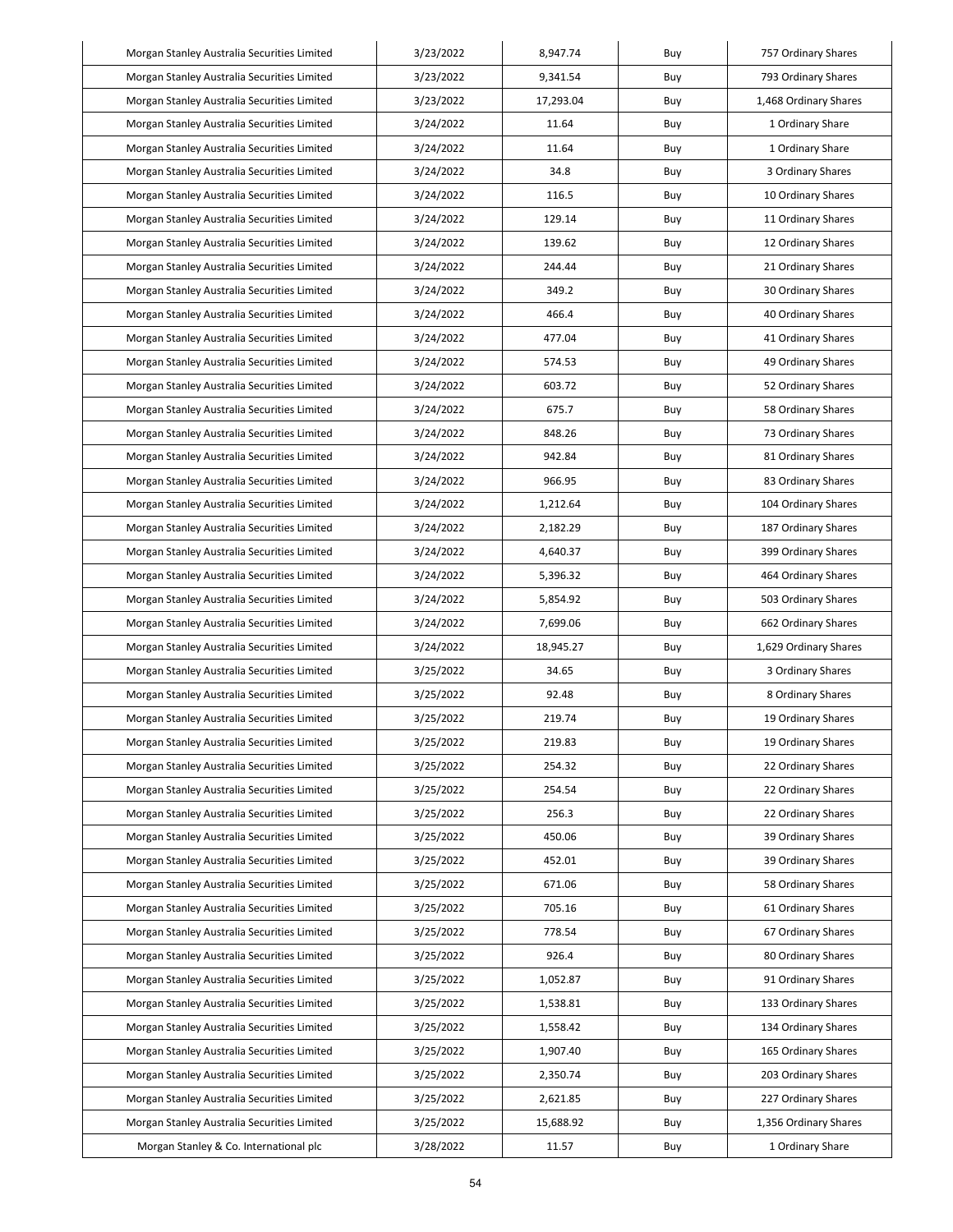| | | | | |
|---|---|---|---|---|
| Morgan Stanley Australia Securities Limited | 3/23/2022 | 8,947.74 | Buy | 757 Ordinary Shares |
| Morgan Stanley Australia Securities Limited | 3/23/2022 | 9,341.54 | Buy | 793 Ordinary Shares |
| Morgan Stanley Australia Securities Limited | 3/23/2022 | 17,293.04 | Buy | 1,468 Ordinary Shares |
| Morgan Stanley Australia Securities Limited | 3/24/2022 | 11.64 | Buy | 1 Ordinary Share |
| Morgan Stanley Australia Securities Limited | 3/24/2022 | 11.64 | Buy | 1 Ordinary Share |
| Morgan Stanley Australia Securities Limited | 3/24/2022 | 34.8 | Buy | 3 Ordinary Shares |
| Morgan Stanley Australia Securities Limited | 3/24/2022 | 116.5 | Buy | 10 Ordinary Shares |
| Morgan Stanley Australia Securities Limited | 3/24/2022 | 129.14 | Buy | 11 Ordinary Shares |
| Morgan Stanley Australia Securities Limited | 3/24/2022 | 139.62 | Buy | 12 Ordinary Shares |
| Morgan Stanley Australia Securities Limited | 3/24/2022 | 244.44 | Buy | 21 Ordinary Shares |
| Morgan Stanley Australia Securities Limited | 3/24/2022 | 349.2 | Buy | 30 Ordinary Shares |
| Morgan Stanley Australia Securities Limited | 3/24/2022 | 466.4 | Buy | 40 Ordinary Shares |
| Morgan Stanley Australia Securities Limited | 3/24/2022 | 477.04 | Buy | 41 Ordinary Shares |
| Morgan Stanley Australia Securities Limited | 3/24/2022 | 574.53 | Buy | 49 Ordinary Shares |
| Morgan Stanley Australia Securities Limited | 3/24/2022 | 603.72 | Buy | 52 Ordinary Shares |
| Morgan Stanley Australia Securities Limited | 3/24/2022 | 675.7 | Buy | 58 Ordinary Shares |
| Morgan Stanley Australia Securities Limited | 3/24/2022 | 848.26 | Buy | 73 Ordinary Shares |
| Morgan Stanley Australia Securities Limited | 3/24/2022 | 942.84 | Buy | 81 Ordinary Shares |
| Morgan Stanley Australia Securities Limited | 3/24/2022 | 966.95 | Buy | 83 Ordinary Shares |
| Morgan Stanley Australia Securities Limited | 3/24/2022 | 1,212.64 | Buy | 104 Ordinary Shares |
| Morgan Stanley Australia Securities Limited | 3/24/2022 | 2,182.29 | Buy | 187 Ordinary Shares |
| Morgan Stanley Australia Securities Limited | 3/24/2022 | 4,640.37 | Buy | 399 Ordinary Shares |
| Morgan Stanley Australia Securities Limited | 3/24/2022 | 5,396.32 | Buy | 464 Ordinary Shares |
| Morgan Stanley Australia Securities Limited | 3/24/2022 | 5,854.92 | Buy | 503 Ordinary Shares |
| Morgan Stanley Australia Securities Limited | 3/24/2022 | 7,699.06 | Buy | 662 Ordinary Shares |
| Morgan Stanley Australia Securities Limited | 3/24/2022 | 18,945.27 | Buy | 1,629 Ordinary Shares |
| Morgan Stanley Australia Securities Limited | 3/25/2022 | 34.65 | Buy | 3 Ordinary Shares |
| Morgan Stanley Australia Securities Limited | 3/25/2022 | 92.48 | Buy | 8 Ordinary Shares |
| Morgan Stanley Australia Securities Limited | 3/25/2022 | 219.74 | Buy | 19 Ordinary Shares |
| Morgan Stanley Australia Securities Limited | 3/25/2022 | 219.83 | Buy | 19 Ordinary Shares |
| Morgan Stanley Australia Securities Limited | 3/25/2022 | 254.32 | Buy | 22 Ordinary Shares |
| Morgan Stanley Australia Securities Limited | 3/25/2022 | 254.54 | Buy | 22 Ordinary Shares |
| Morgan Stanley Australia Securities Limited | 3/25/2022 | 256.3 | Buy | 22 Ordinary Shares |
| Morgan Stanley Australia Securities Limited | 3/25/2022 | 450.06 | Buy | 39 Ordinary Shares |
| Morgan Stanley Australia Securities Limited | 3/25/2022 | 452.01 | Buy | 39 Ordinary Shares |
| Morgan Stanley Australia Securities Limited | 3/25/2022 | 671.06 | Buy | 58 Ordinary Shares |
| Morgan Stanley Australia Securities Limited | 3/25/2022 | 705.16 | Buy | 61 Ordinary Shares |
| Morgan Stanley Australia Securities Limited | 3/25/2022 | 778.54 | Buy | 67 Ordinary Shares |
| Morgan Stanley Australia Securities Limited | 3/25/2022 | 926.4 | Buy | 80 Ordinary Shares |
| Morgan Stanley Australia Securities Limited | 3/25/2022 | 1,052.87 | Buy | 91 Ordinary Shares |
| Morgan Stanley Australia Securities Limited | 3/25/2022 | 1,538.81 | Buy | 133 Ordinary Shares |
| Morgan Stanley Australia Securities Limited | 3/25/2022 | 1,558.42 | Buy | 134 Ordinary Shares |
| Morgan Stanley Australia Securities Limited | 3/25/2022 | 1,907.40 | Buy | 165 Ordinary Shares |
| Morgan Stanley Australia Securities Limited | 3/25/2022 | 2,350.74 | Buy | 203 Ordinary Shares |
| Morgan Stanley Australia Securities Limited | 3/25/2022 | 2,621.85 | Buy | 227 Ordinary Shares |
| Morgan Stanley Australia Securities Limited | 3/25/2022 | 15,688.92 | Buy | 1,356 Ordinary Shares |
| Morgan Stanley & Co. International plc | 3/28/2022 | 11.57 | Buy | 1 Ordinary Share |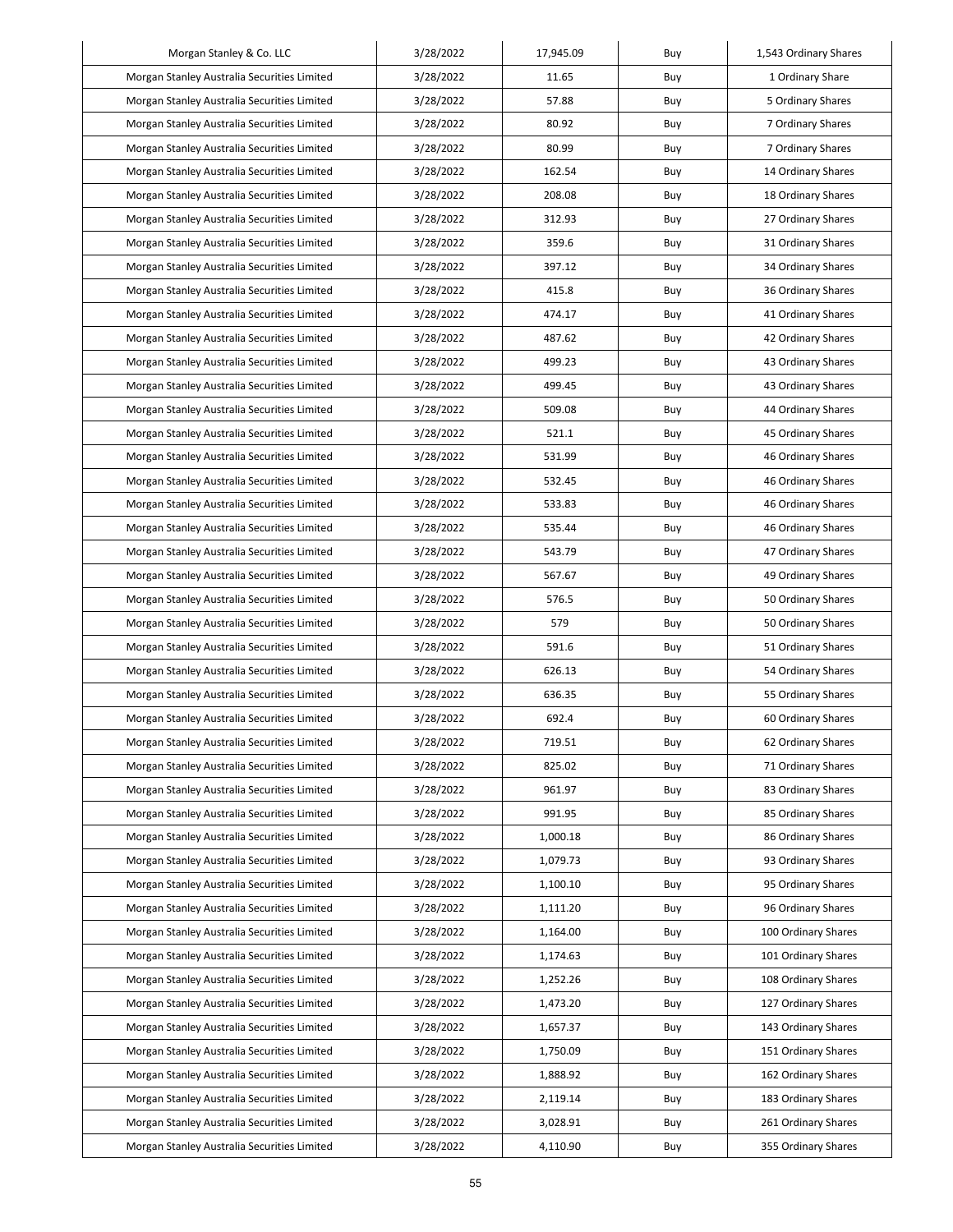| Morgan Stanley & Co. LLC | 3/28/2022 | 17,945.09 | Buy | 1,543 Ordinary Shares |
|---|---|---|---|---|
| Morgan Stanley Australia Securities Limited | 3/28/2022 | 11.65 | Buy | 1 Ordinary Share |
| Morgan Stanley Australia Securities Limited | 3/28/2022 | 57.88 | Buy | 5 Ordinary Shares |
| Morgan Stanley Australia Securities Limited | 3/28/2022 | 80.92 | Buy | 7 Ordinary Shares |
| Morgan Stanley Australia Securities Limited | 3/28/2022 | 80.99 | Buy | 7 Ordinary Shares |
| Morgan Stanley Australia Securities Limited | 3/28/2022 | 162.54 | Buy | 14 Ordinary Shares |
| Morgan Stanley Australia Securities Limited | 3/28/2022 | 208.08 | Buy | 18 Ordinary Shares |
| Morgan Stanley Australia Securities Limited | 3/28/2022 | 312.93 | Buy | 27 Ordinary Shares |
| Morgan Stanley Australia Securities Limited | 3/28/2022 | 359.6 | Buy | 31 Ordinary Shares |
| Morgan Stanley Australia Securities Limited | 3/28/2022 | 397.12 | Buy | 34 Ordinary Shares |
| Morgan Stanley Australia Securities Limited | 3/28/2022 | 415.8 | Buy | 36 Ordinary Shares |
| Morgan Stanley Australia Securities Limited | 3/28/2022 | 474.17 | Buy | 41 Ordinary Shares |
| Morgan Stanley Australia Securities Limited | 3/28/2022 | 487.62 | Buy | 42 Ordinary Shares |
| Morgan Stanley Australia Securities Limited | 3/28/2022 | 499.23 | Buy | 43 Ordinary Shares |
| Morgan Stanley Australia Securities Limited | 3/28/2022 | 499.45 | Buy | 43 Ordinary Shares |
| Morgan Stanley Australia Securities Limited | 3/28/2022 | 509.08 | Buy | 44 Ordinary Shares |
| Morgan Stanley Australia Securities Limited | 3/28/2022 | 521.1 | Buy | 45 Ordinary Shares |
| Morgan Stanley Australia Securities Limited | 3/28/2022 | 531.99 | Buy | 46 Ordinary Shares |
| Morgan Stanley Australia Securities Limited | 3/28/2022 | 532.45 | Buy | 46 Ordinary Shares |
| Morgan Stanley Australia Securities Limited | 3/28/2022 | 533.83 | Buy | 46 Ordinary Shares |
| Morgan Stanley Australia Securities Limited | 3/28/2022 | 535.44 | Buy | 46 Ordinary Shares |
| Morgan Stanley Australia Securities Limited | 3/28/2022 | 543.79 | Buy | 47 Ordinary Shares |
| Morgan Stanley Australia Securities Limited | 3/28/2022 | 567.67 | Buy | 49 Ordinary Shares |
| Morgan Stanley Australia Securities Limited | 3/28/2022 | 576.5 | Buy | 50 Ordinary Shares |
| Morgan Stanley Australia Securities Limited | 3/28/2022 | 579 | Buy | 50 Ordinary Shares |
| Morgan Stanley Australia Securities Limited | 3/28/2022 | 591.6 | Buy | 51 Ordinary Shares |
| Morgan Stanley Australia Securities Limited | 3/28/2022 | 626.13 | Buy | 54 Ordinary Shares |
| Morgan Stanley Australia Securities Limited | 3/28/2022 | 636.35 | Buy | 55 Ordinary Shares |
| Morgan Stanley Australia Securities Limited | 3/28/2022 | 692.4 | Buy | 60 Ordinary Shares |
| Morgan Stanley Australia Securities Limited | 3/28/2022 | 719.51 | Buy | 62 Ordinary Shares |
| Morgan Stanley Australia Securities Limited | 3/28/2022 | 825.02 | Buy | 71 Ordinary Shares |
| Morgan Stanley Australia Securities Limited | 3/28/2022 | 961.97 | Buy | 83 Ordinary Shares |
| Morgan Stanley Australia Securities Limited | 3/28/2022 | 991.95 | Buy | 85 Ordinary Shares |
| Morgan Stanley Australia Securities Limited | 3/28/2022 | 1,000.18 | Buy | 86 Ordinary Shares |
| Morgan Stanley Australia Securities Limited | 3/28/2022 | 1,079.73 | Buy | 93 Ordinary Shares |
| Morgan Stanley Australia Securities Limited | 3/28/2022 | 1,100.10 | Buy | 95 Ordinary Shares |
| Morgan Stanley Australia Securities Limited | 3/28/2022 | 1,111.20 | Buy | 96 Ordinary Shares |
| Morgan Stanley Australia Securities Limited | 3/28/2022 | 1,164.00 | Buy | 100 Ordinary Shares |
| Morgan Stanley Australia Securities Limited | 3/28/2022 | 1,174.63 | Buy | 101 Ordinary Shares |
| Morgan Stanley Australia Securities Limited | 3/28/2022 | 1,252.26 | Buy | 108 Ordinary Shares |
| Morgan Stanley Australia Securities Limited | 3/28/2022 | 1,473.20 | Buy | 127 Ordinary Shares |
| Morgan Stanley Australia Securities Limited | 3/28/2022 | 1,657.37 | Buy | 143 Ordinary Shares |
| Morgan Stanley Australia Securities Limited | 3/28/2022 | 1,750.09 | Buy | 151 Ordinary Shares |
| Morgan Stanley Australia Securities Limited | 3/28/2022 | 1,888.92 | Buy | 162 Ordinary Shares |
| Morgan Stanley Australia Securities Limited | 3/28/2022 | 2,119.14 | Buy | 183 Ordinary Shares |
| Morgan Stanley Australia Securities Limited | 3/28/2022 | 3,028.91 | Buy | 261 Ordinary Shares |
| Morgan Stanley Australia Securities Limited | 3/28/2022 | 4,110.90 | Buy | 355 Ordinary Shares |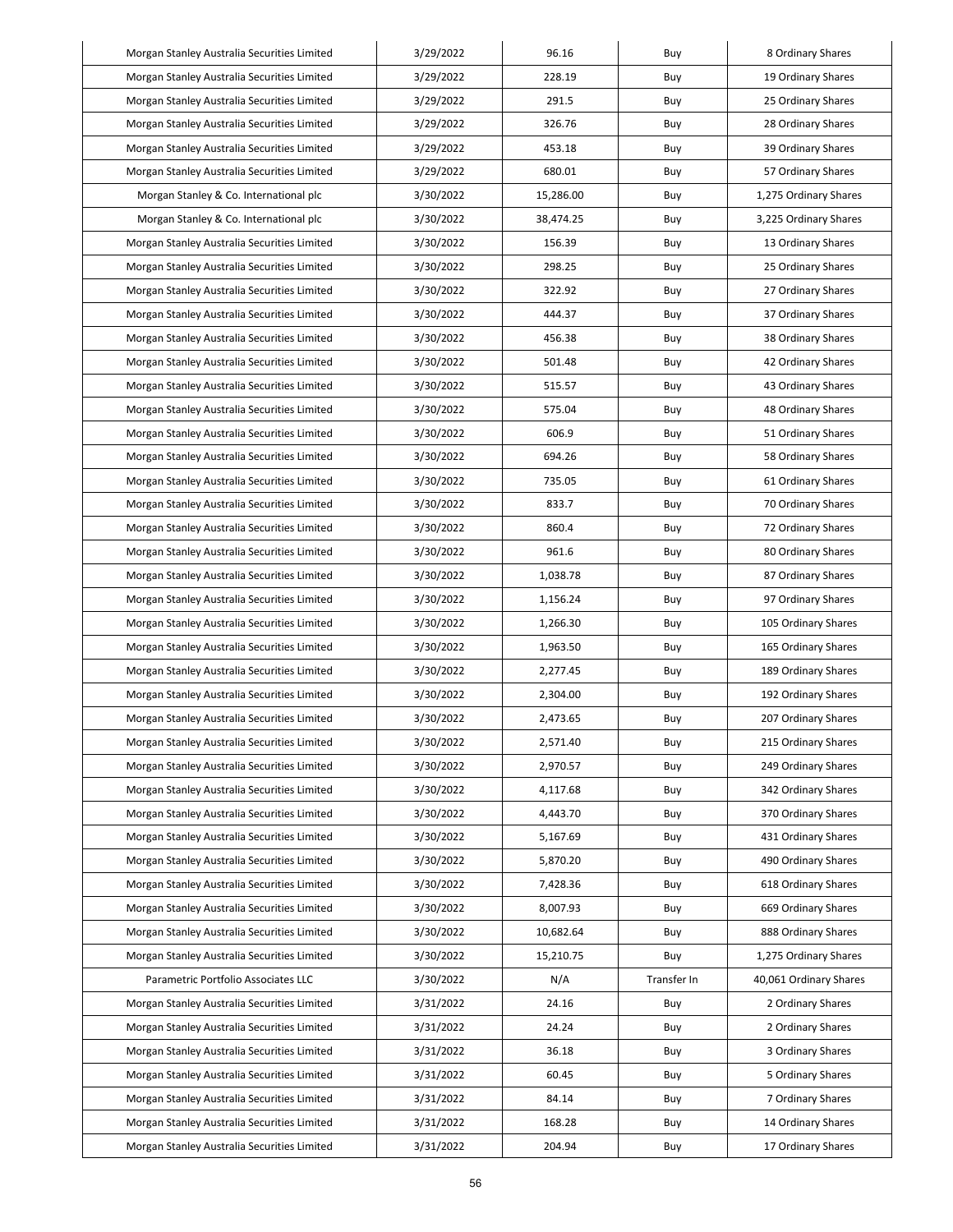| Morgan Stanley Australia Securities Limited | 3/29/2022 | 96.16 | Buy | 8 Ordinary Shares |
|---|---|---|---|---|
| Morgan Stanley Australia Securities Limited | 3/29/2022 | 228.19 | Buy | 19 Ordinary Shares |
| Morgan Stanley Australia Securities Limited | 3/29/2022 | 291.5 | Buy | 25 Ordinary Shares |
| Morgan Stanley Australia Securities Limited | 3/29/2022 | 326.76 | Buy | 28 Ordinary Shares |
| Morgan Stanley Australia Securities Limited | 3/29/2022 | 453.18 | Buy | 39 Ordinary Shares |
| Morgan Stanley Australia Securities Limited | 3/29/2022 | 680.01 | Buy | 57 Ordinary Shares |
| Morgan Stanley & Co. International plc | 3/30/2022 | 15,286.00 | Buy | 1,275 Ordinary Shares |
| Morgan Stanley & Co. International plc | 3/30/2022 | 38,474.25 | Buy | 3,225 Ordinary Shares |
| Morgan Stanley Australia Securities Limited | 3/30/2022 | 156.39 | Buy | 13 Ordinary Shares |
| Morgan Stanley Australia Securities Limited | 3/30/2022 | 298.25 | Buy | 25 Ordinary Shares |
| Morgan Stanley Australia Securities Limited | 3/30/2022 | 322.92 | Buy | 27 Ordinary Shares |
| Morgan Stanley Australia Securities Limited | 3/30/2022 | 444.37 | Buy | 37 Ordinary Shares |
| Morgan Stanley Australia Securities Limited | 3/30/2022 | 456.38 | Buy | 38 Ordinary Shares |
| Morgan Stanley Australia Securities Limited | 3/30/2022 | 501.48 | Buy | 42 Ordinary Shares |
| Morgan Stanley Australia Securities Limited | 3/30/2022 | 515.57 | Buy | 43 Ordinary Shares |
| Morgan Stanley Australia Securities Limited | 3/30/2022 | 575.04 | Buy | 48 Ordinary Shares |
| Morgan Stanley Australia Securities Limited | 3/30/2022 | 606.9 | Buy | 51 Ordinary Shares |
| Morgan Stanley Australia Securities Limited | 3/30/2022 | 694.26 | Buy | 58 Ordinary Shares |
| Morgan Stanley Australia Securities Limited | 3/30/2022 | 735.05 | Buy | 61 Ordinary Shares |
| Morgan Stanley Australia Securities Limited | 3/30/2022 | 833.7 | Buy | 70 Ordinary Shares |
| Morgan Stanley Australia Securities Limited | 3/30/2022 | 860.4 | Buy | 72 Ordinary Shares |
| Morgan Stanley Australia Securities Limited | 3/30/2022 | 961.6 | Buy | 80 Ordinary Shares |
| Morgan Stanley Australia Securities Limited | 3/30/2022 | 1,038.78 | Buy | 87 Ordinary Shares |
| Morgan Stanley Australia Securities Limited | 3/30/2022 | 1,156.24 | Buy | 97 Ordinary Shares |
| Morgan Stanley Australia Securities Limited | 3/30/2022 | 1,266.30 | Buy | 105 Ordinary Shares |
| Morgan Stanley Australia Securities Limited | 3/30/2022 | 1,963.50 | Buy | 165 Ordinary Shares |
| Morgan Stanley Australia Securities Limited | 3/30/2022 | 2,277.45 | Buy | 189 Ordinary Shares |
| Morgan Stanley Australia Securities Limited | 3/30/2022 | 2,304.00 | Buy | 192 Ordinary Shares |
| Morgan Stanley Australia Securities Limited | 3/30/2022 | 2,473.65 | Buy | 207 Ordinary Shares |
| Morgan Stanley Australia Securities Limited | 3/30/2022 | 2,571.40 | Buy | 215 Ordinary Shares |
| Morgan Stanley Australia Securities Limited | 3/30/2022 | 2,970.57 | Buy | 249 Ordinary Shares |
| Morgan Stanley Australia Securities Limited | 3/30/2022 | 4,117.68 | Buy | 342 Ordinary Shares |
| Morgan Stanley Australia Securities Limited | 3/30/2022 | 4,443.70 | Buy | 370 Ordinary Shares |
| Morgan Stanley Australia Securities Limited | 3/30/2022 | 5,167.69 | Buy | 431 Ordinary Shares |
| Morgan Stanley Australia Securities Limited | 3/30/2022 | 5,870.20 | Buy | 490 Ordinary Shares |
| Morgan Stanley Australia Securities Limited | 3/30/2022 | 7,428.36 | Buy | 618 Ordinary Shares |
| Morgan Stanley Australia Securities Limited | 3/30/2022 | 8,007.93 | Buy | 669 Ordinary Shares |
| Morgan Stanley Australia Securities Limited | 3/30/2022 | 10,682.64 | Buy | 888 Ordinary Shares |
| Morgan Stanley Australia Securities Limited | 3/30/2022 | 15,210.75 | Buy | 1,275 Ordinary Shares |
| Parametric Portfolio Associates LLC | 3/30/2022 | N/A | Transfer In | 40,061 Ordinary Shares |
| Morgan Stanley Australia Securities Limited | 3/31/2022 | 24.16 | Buy | 2 Ordinary Shares |
| Morgan Stanley Australia Securities Limited | 3/31/2022 | 24.24 | Buy | 2 Ordinary Shares |
| Morgan Stanley Australia Securities Limited | 3/31/2022 | 36.18 | Buy | 3 Ordinary Shares |
| Morgan Stanley Australia Securities Limited | 3/31/2022 | 60.45 | Buy | 5 Ordinary Shares |
| Morgan Stanley Australia Securities Limited | 3/31/2022 | 84.14 | Buy | 7 Ordinary Shares |
| Morgan Stanley Australia Securities Limited | 3/31/2022 | 168.28 | Buy | 14 Ordinary Shares |
| Morgan Stanley Australia Securities Limited | 3/31/2022 | 204.94 | Buy | 17 Ordinary Shares |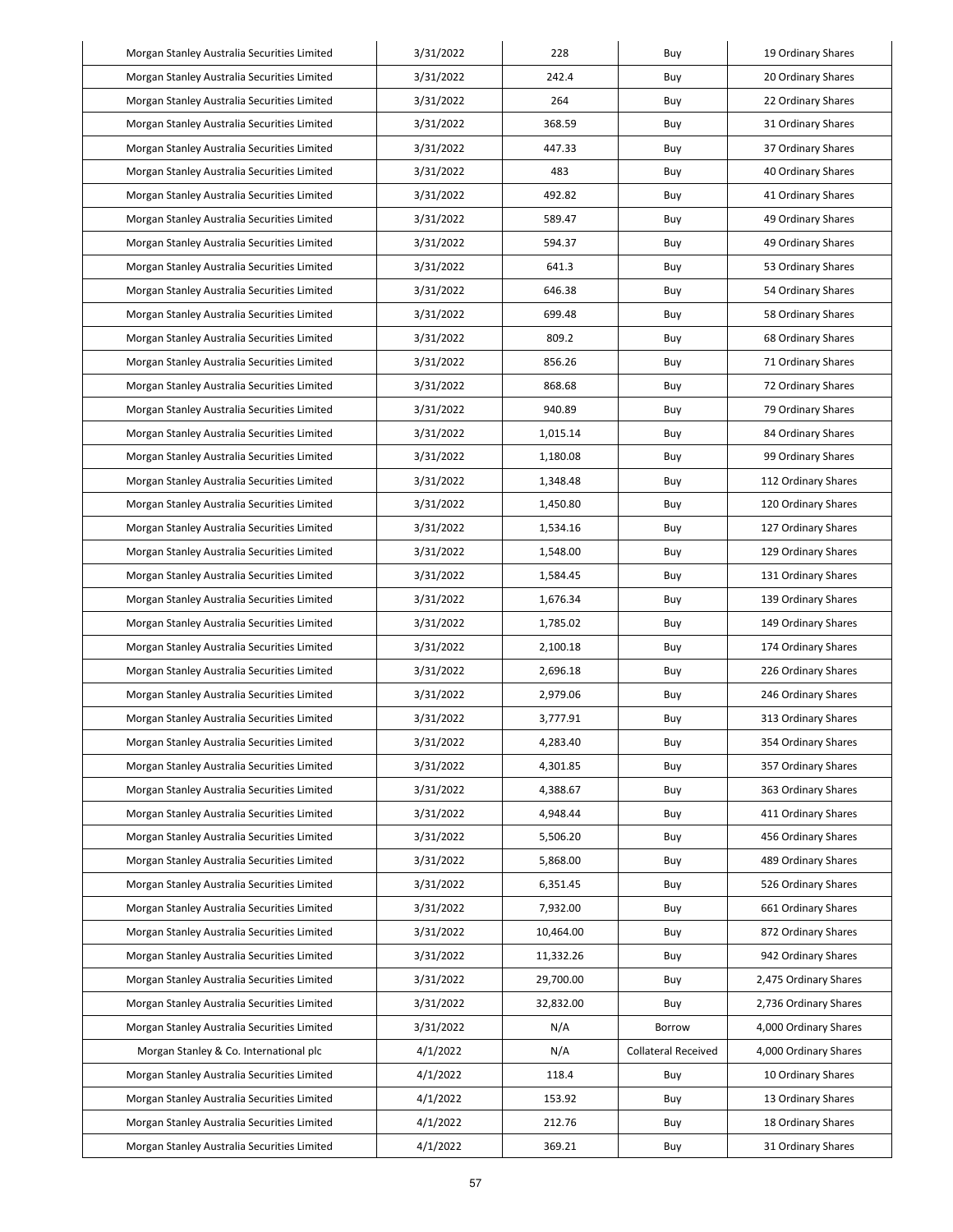| Morgan Stanley Australia Securities Limited | 3/31/2022 | 228 | Buy | 19 Ordinary Shares |
|---|---|---|---|---|
| Morgan Stanley Australia Securities Limited | 3/31/2022 | 242.4 | Buy | 20 Ordinary Shares |
| Morgan Stanley Australia Securities Limited | 3/31/2022 | 264 | Buy | 22 Ordinary Shares |
| Morgan Stanley Australia Securities Limited | 3/31/2022 | 368.59 | Buy | 31 Ordinary Shares |
| Morgan Stanley Australia Securities Limited | 3/31/2022 | 447.33 | Buy | 37 Ordinary Shares |
| Morgan Stanley Australia Securities Limited | 3/31/2022 | 483 | Buy | 40 Ordinary Shares |
| Morgan Stanley Australia Securities Limited | 3/31/2022 | 492.82 | Buy | 41 Ordinary Shares |
| Morgan Stanley Australia Securities Limited | 3/31/2022 | 589.47 | Buy | 49 Ordinary Shares |
| Morgan Stanley Australia Securities Limited | 3/31/2022 | 594.37 | Buy | 49 Ordinary Shares |
| Morgan Stanley Australia Securities Limited | 3/31/2022 | 641.3 | Buy | 53 Ordinary Shares |
| Morgan Stanley Australia Securities Limited | 3/31/2022 | 646.38 | Buy | 54 Ordinary Shares |
| Morgan Stanley Australia Securities Limited | 3/31/2022 | 699.48 | Buy | 58 Ordinary Shares |
| Morgan Stanley Australia Securities Limited | 3/31/2022 | 809.2 | Buy | 68 Ordinary Shares |
| Morgan Stanley Australia Securities Limited | 3/31/2022 | 856.26 | Buy | 71 Ordinary Shares |
| Morgan Stanley Australia Securities Limited | 3/31/2022 | 868.68 | Buy | 72 Ordinary Shares |
| Morgan Stanley Australia Securities Limited | 3/31/2022 | 940.89 | Buy | 79 Ordinary Shares |
| Morgan Stanley Australia Securities Limited | 3/31/2022 | 1,015.14 | Buy | 84 Ordinary Shares |
| Morgan Stanley Australia Securities Limited | 3/31/2022 | 1,180.08 | Buy | 99 Ordinary Shares |
| Morgan Stanley Australia Securities Limited | 3/31/2022 | 1,348.48 | Buy | 112 Ordinary Shares |
| Morgan Stanley Australia Securities Limited | 3/31/2022 | 1,450.80 | Buy | 120 Ordinary Shares |
| Morgan Stanley Australia Securities Limited | 3/31/2022 | 1,534.16 | Buy | 127 Ordinary Shares |
| Morgan Stanley Australia Securities Limited | 3/31/2022 | 1,548.00 | Buy | 129 Ordinary Shares |
| Morgan Stanley Australia Securities Limited | 3/31/2022 | 1,584.45 | Buy | 131 Ordinary Shares |
| Morgan Stanley Australia Securities Limited | 3/31/2022 | 1,676.34 | Buy | 139 Ordinary Shares |
| Morgan Stanley Australia Securities Limited | 3/31/2022 | 1,785.02 | Buy | 149 Ordinary Shares |
| Morgan Stanley Australia Securities Limited | 3/31/2022 | 2,100.18 | Buy | 174 Ordinary Shares |
| Morgan Stanley Australia Securities Limited | 3/31/2022 | 2,696.18 | Buy | 226 Ordinary Shares |
| Morgan Stanley Australia Securities Limited | 3/31/2022 | 2,979.06 | Buy | 246 Ordinary Shares |
| Morgan Stanley Australia Securities Limited | 3/31/2022 | 3,777.91 | Buy | 313 Ordinary Shares |
| Morgan Stanley Australia Securities Limited | 3/31/2022 | 4,283.40 | Buy | 354 Ordinary Shares |
| Morgan Stanley Australia Securities Limited | 3/31/2022 | 4,301.85 | Buy | 357 Ordinary Shares |
| Morgan Stanley Australia Securities Limited | 3/31/2022 | 4,388.67 | Buy | 363 Ordinary Shares |
| Morgan Stanley Australia Securities Limited | 3/31/2022 | 4,948.44 | Buy | 411 Ordinary Shares |
| Morgan Stanley Australia Securities Limited | 3/31/2022 | 5,506.20 | Buy | 456 Ordinary Shares |
| Morgan Stanley Australia Securities Limited | 3/31/2022 | 5,868.00 | Buy | 489 Ordinary Shares |
| Morgan Stanley Australia Securities Limited | 3/31/2022 | 6,351.45 | Buy | 526 Ordinary Shares |
| Morgan Stanley Australia Securities Limited | 3/31/2022 | 7,932.00 | Buy | 661 Ordinary Shares |
| Morgan Stanley Australia Securities Limited | 3/31/2022 | 10,464.00 | Buy | 872 Ordinary Shares |
| Morgan Stanley Australia Securities Limited | 3/31/2022 | 11,332.26 | Buy | 942 Ordinary Shares |
| Morgan Stanley Australia Securities Limited | 3/31/2022 | 29,700.00 | Buy | 2,475 Ordinary Shares |
| Morgan Stanley Australia Securities Limited | 3/31/2022 | 32,832.00 | Buy | 2,736 Ordinary Shares |
| Morgan Stanley Australia Securities Limited | 3/31/2022 | N/A | Borrow | 4,000 Ordinary Shares |
| Morgan Stanley & Co. International plc | 4/1/2022 | N/A | Collateral Received | 4,000 Ordinary Shares |
| Morgan Stanley Australia Securities Limited | 4/1/2022 | 118.4 | Buy | 10 Ordinary Shares |
| Morgan Stanley Australia Securities Limited | 4/1/2022 | 153.92 | Buy | 13 Ordinary Shares |
| Morgan Stanley Australia Securities Limited | 4/1/2022 | 212.76 | Buy | 18 Ordinary Shares |
| Morgan Stanley Australia Securities Limited | 4/1/2022 | 369.21 | Buy | 31 Ordinary Shares |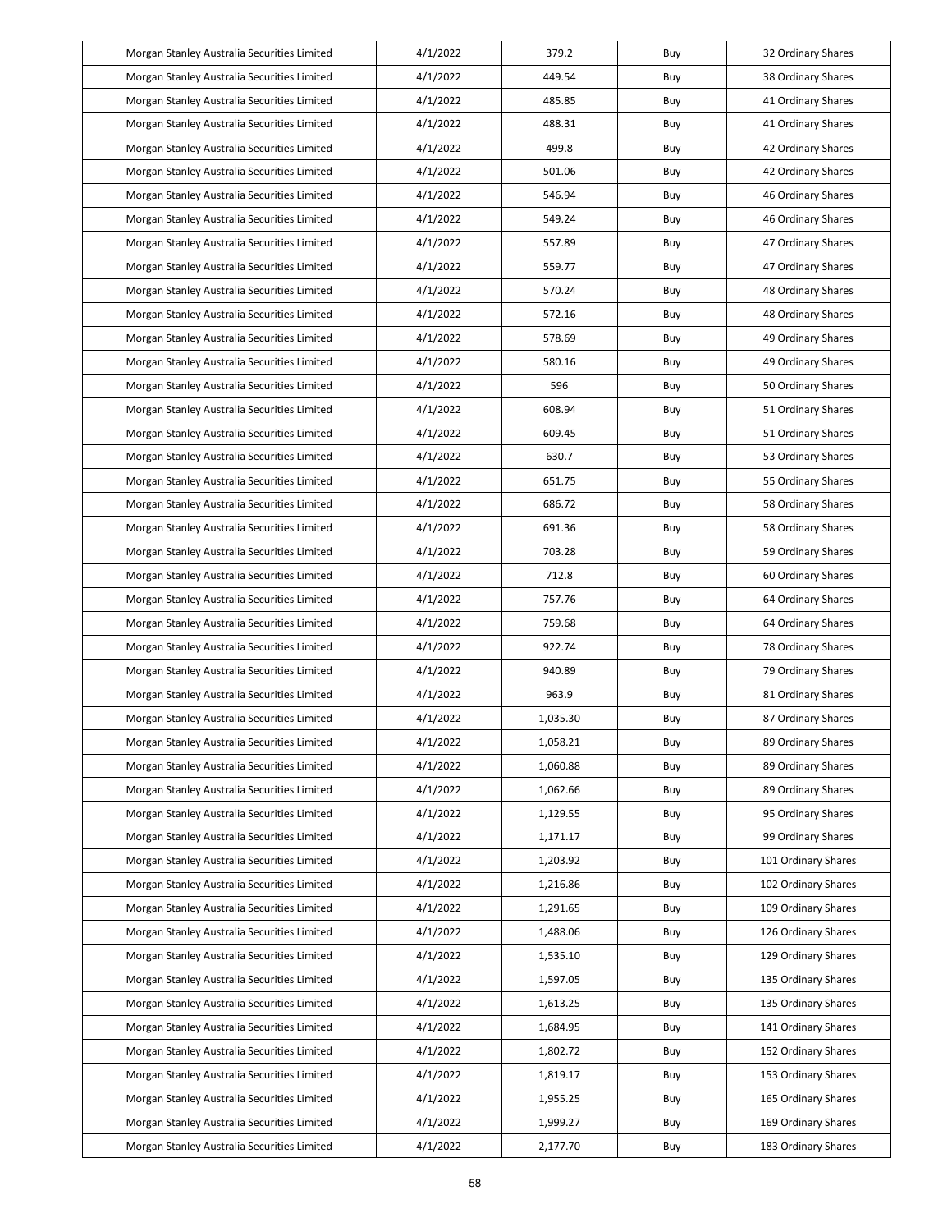| Morgan Stanley Australia Securities Limited | 4/1/2022 | 379.2 | Buy | 32 Ordinary Shares |
|---|---|---|---|---|
| Morgan Stanley Australia Securities Limited | 4/1/2022 | 449.54 | Buy | 38 Ordinary Shares |
| Morgan Stanley Australia Securities Limited | 4/1/2022 | 485.85 | Buy | 41 Ordinary Shares |
| Morgan Stanley Australia Securities Limited | 4/1/2022 | 488.31 | Buy | 41 Ordinary Shares |
| Morgan Stanley Australia Securities Limited | 4/1/2022 | 499.8 | Buy | 42 Ordinary Shares |
| Morgan Stanley Australia Securities Limited | 4/1/2022 | 501.06 | Buy | 42 Ordinary Shares |
| Morgan Stanley Australia Securities Limited | 4/1/2022 | 546.94 | Buy | 46 Ordinary Shares |
| Morgan Stanley Australia Securities Limited | 4/1/2022 | 549.24 | Buy | 46 Ordinary Shares |
| Morgan Stanley Australia Securities Limited | 4/1/2022 | 557.89 | Buy | 47 Ordinary Shares |
| Morgan Stanley Australia Securities Limited | 4/1/2022 | 559.77 | Buy | 47 Ordinary Shares |
| Morgan Stanley Australia Securities Limited | 4/1/2022 | 570.24 | Buy | 48 Ordinary Shares |
| Morgan Stanley Australia Securities Limited | 4/1/2022 | 572.16 | Buy | 48 Ordinary Shares |
| Morgan Stanley Australia Securities Limited | 4/1/2022 | 578.69 | Buy | 49 Ordinary Shares |
| Morgan Stanley Australia Securities Limited | 4/1/2022 | 580.16 | Buy | 49 Ordinary Shares |
| Morgan Stanley Australia Securities Limited | 4/1/2022 | 596 | Buy | 50 Ordinary Shares |
| Morgan Stanley Australia Securities Limited | 4/1/2022 | 608.94 | Buy | 51 Ordinary Shares |
| Morgan Stanley Australia Securities Limited | 4/1/2022 | 609.45 | Buy | 51 Ordinary Shares |
| Morgan Stanley Australia Securities Limited | 4/1/2022 | 630.7 | Buy | 53 Ordinary Shares |
| Morgan Stanley Australia Securities Limited | 4/1/2022 | 651.75 | Buy | 55 Ordinary Shares |
| Morgan Stanley Australia Securities Limited | 4/1/2022 | 686.72 | Buy | 58 Ordinary Shares |
| Morgan Stanley Australia Securities Limited | 4/1/2022 | 691.36 | Buy | 58 Ordinary Shares |
| Morgan Stanley Australia Securities Limited | 4/1/2022 | 703.28 | Buy | 59 Ordinary Shares |
| Morgan Stanley Australia Securities Limited | 4/1/2022 | 712.8 | Buy | 60 Ordinary Shares |
| Morgan Stanley Australia Securities Limited | 4/1/2022 | 757.76 | Buy | 64 Ordinary Shares |
| Morgan Stanley Australia Securities Limited | 4/1/2022 | 759.68 | Buy | 64 Ordinary Shares |
| Morgan Stanley Australia Securities Limited | 4/1/2022 | 922.74 | Buy | 78 Ordinary Shares |
| Morgan Stanley Australia Securities Limited | 4/1/2022 | 940.89 | Buy | 79 Ordinary Shares |
| Morgan Stanley Australia Securities Limited | 4/1/2022 | 963.9 | Buy | 81 Ordinary Shares |
| Morgan Stanley Australia Securities Limited | 4/1/2022 | 1,035.30 | Buy | 87 Ordinary Shares |
| Morgan Stanley Australia Securities Limited | 4/1/2022 | 1,058.21 | Buy | 89 Ordinary Shares |
| Morgan Stanley Australia Securities Limited | 4/1/2022 | 1,060.88 | Buy | 89 Ordinary Shares |
| Morgan Stanley Australia Securities Limited | 4/1/2022 | 1,062.66 | Buy | 89 Ordinary Shares |
| Morgan Stanley Australia Securities Limited | 4/1/2022 | 1,129.55 | Buy | 95 Ordinary Shares |
| Morgan Stanley Australia Securities Limited | 4/1/2022 | 1,171.17 | Buy | 99 Ordinary Shares |
| Morgan Stanley Australia Securities Limited | 4/1/2022 | 1,203.92 | Buy | 101 Ordinary Shares |
| Morgan Stanley Australia Securities Limited | 4/1/2022 | 1,216.86 | Buy | 102 Ordinary Shares |
| Morgan Stanley Australia Securities Limited | 4/1/2022 | 1,291.65 | Buy | 109 Ordinary Shares |
| Morgan Stanley Australia Securities Limited | 4/1/2022 | 1,488.06 | Buy | 126 Ordinary Shares |
| Morgan Stanley Australia Securities Limited | 4/1/2022 | 1,535.10 | Buy | 129 Ordinary Shares |
| Morgan Stanley Australia Securities Limited | 4/1/2022 | 1,597.05 | Buy | 135 Ordinary Shares |
| Morgan Stanley Australia Securities Limited | 4/1/2022 | 1,613.25 | Buy | 135 Ordinary Shares |
| Morgan Stanley Australia Securities Limited | 4/1/2022 | 1,684.95 | Buy | 141 Ordinary Shares |
| Morgan Stanley Australia Securities Limited | 4/1/2022 | 1,802.72 | Buy | 152 Ordinary Shares |
| Morgan Stanley Australia Securities Limited | 4/1/2022 | 1,819.17 | Buy | 153 Ordinary Shares |
| Morgan Stanley Australia Securities Limited | 4/1/2022 | 1,955.25 | Buy | 165 Ordinary Shares |
| Morgan Stanley Australia Securities Limited | 4/1/2022 | 1,999.27 | Buy | 169 Ordinary Shares |
| Morgan Stanley Australia Securities Limited | 4/1/2022 | 2,177.70 | Buy | 183 Ordinary Shares |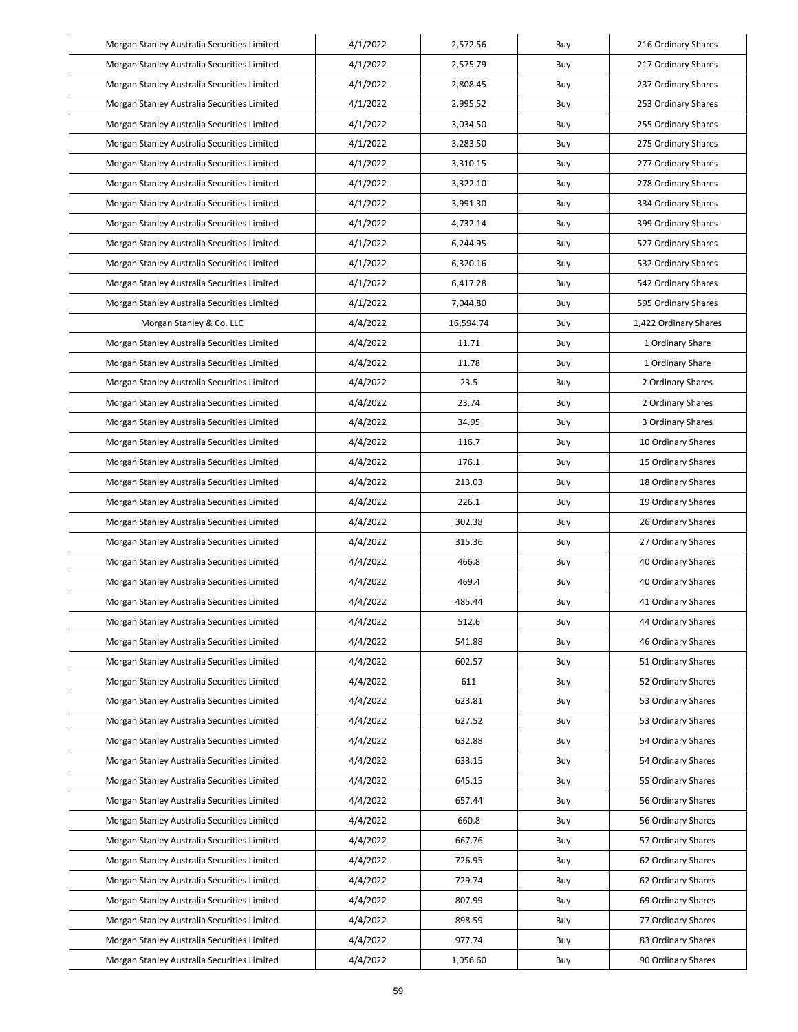| Morgan Stanley Australia Securities Limited | 4/1/2022 | 2,572.56 | Buy | 216 Ordinary Shares |
|---|---|---|---|---|
| Morgan Stanley Australia Securities Limited | 4/1/2022 | 2,575.79 | Buy | 217 Ordinary Shares |
| Morgan Stanley Australia Securities Limited | 4/1/2022 | 2,808.45 | Buy | 237 Ordinary Shares |
| Morgan Stanley Australia Securities Limited | 4/1/2022 | 2,995.52 | Buy | 253 Ordinary Shares |
| Morgan Stanley Australia Securities Limited | 4/1/2022 | 3,034.50 | Buy | 255 Ordinary Shares |
| Morgan Stanley Australia Securities Limited | 4/1/2022 | 3,283.50 | Buy | 275 Ordinary Shares |
| Morgan Stanley Australia Securities Limited | 4/1/2022 | 3,310.15 | Buy | 277 Ordinary Shares |
| Morgan Stanley Australia Securities Limited | 4/1/2022 | 3,322.10 | Buy | 278 Ordinary Shares |
| Morgan Stanley Australia Securities Limited | 4/1/2022 | 3,991.30 | Buy | 334 Ordinary Shares |
| Morgan Stanley Australia Securities Limited | 4/1/2022 | 4,732.14 | Buy | 399 Ordinary Shares |
| Morgan Stanley Australia Securities Limited | 4/1/2022 | 6,244.95 | Buy | 527 Ordinary Shares |
| Morgan Stanley Australia Securities Limited | 4/1/2022 | 6,320.16 | Buy | 532 Ordinary Shares |
| Morgan Stanley Australia Securities Limited | 4/1/2022 | 6,417.28 | Buy | 542 Ordinary Shares |
| Morgan Stanley Australia Securities Limited | 4/1/2022 | 7,044.80 | Buy | 595 Ordinary Shares |
| Morgan Stanley & Co. LLC | 4/4/2022 | 16,594.74 | Buy | 1,422 Ordinary Shares |
| Morgan Stanley Australia Securities Limited | 4/4/2022 | 11.71 | Buy | 1 Ordinary Share |
| Morgan Stanley Australia Securities Limited | 4/4/2022 | 11.78 | Buy | 1 Ordinary Share |
| Morgan Stanley Australia Securities Limited | 4/4/2022 | 23.5 | Buy | 2 Ordinary Shares |
| Morgan Stanley Australia Securities Limited | 4/4/2022 | 23.74 | Buy | 2 Ordinary Shares |
| Morgan Stanley Australia Securities Limited | 4/4/2022 | 34.95 | Buy | 3 Ordinary Shares |
| Morgan Stanley Australia Securities Limited | 4/4/2022 | 116.7 | Buy | 10 Ordinary Shares |
| Morgan Stanley Australia Securities Limited | 4/4/2022 | 176.1 | Buy | 15 Ordinary Shares |
| Morgan Stanley Australia Securities Limited | 4/4/2022 | 213.03 | Buy | 18 Ordinary Shares |
| Morgan Stanley Australia Securities Limited | 4/4/2022 | 226.1 | Buy | 19 Ordinary Shares |
| Morgan Stanley Australia Securities Limited | 4/4/2022 | 302.38 | Buy | 26 Ordinary Shares |
| Morgan Stanley Australia Securities Limited | 4/4/2022 | 315.36 | Buy | 27 Ordinary Shares |
| Morgan Stanley Australia Securities Limited | 4/4/2022 | 466.8 | Buy | 40 Ordinary Shares |
| Morgan Stanley Australia Securities Limited | 4/4/2022 | 469.4 | Buy | 40 Ordinary Shares |
| Morgan Stanley Australia Securities Limited | 4/4/2022 | 485.44 | Buy | 41 Ordinary Shares |
| Morgan Stanley Australia Securities Limited | 4/4/2022 | 512.6 | Buy | 44 Ordinary Shares |
| Morgan Stanley Australia Securities Limited | 4/4/2022 | 541.88 | Buy | 46 Ordinary Shares |
| Morgan Stanley Australia Securities Limited | 4/4/2022 | 602.57 | Buy | 51 Ordinary Shares |
| Morgan Stanley Australia Securities Limited | 4/4/2022 | 611 | Buy | 52 Ordinary Shares |
| Morgan Stanley Australia Securities Limited | 4/4/2022 | 623.81 | Buy | 53 Ordinary Shares |
| Morgan Stanley Australia Securities Limited | 4/4/2022 | 627.52 | Buy | 53 Ordinary Shares |
| Morgan Stanley Australia Securities Limited | 4/4/2022 | 632.88 | Buy | 54 Ordinary Shares |
| Morgan Stanley Australia Securities Limited | 4/4/2022 | 633.15 | Buy | 54 Ordinary Shares |
| Morgan Stanley Australia Securities Limited | 4/4/2022 | 645.15 | Buy | 55 Ordinary Shares |
| Morgan Stanley Australia Securities Limited | 4/4/2022 | 657.44 | Buy | 56 Ordinary Shares |
| Morgan Stanley Australia Securities Limited | 4/4/2022 | 660.8 | Buy | 56 Ordinary Shares |
| Morgan Stanley Australia Securities Limited | 4/4/2022 | 667.76 | Buy | 57 Ordinary Shares |
| Morgan Stanley Australia Securities Limited | 4/4/2022 | 726.95 | Buy | 62 Ordinary Shares |
| Morgan Stanley Australia Securities Limited | 4/4/2022 | 729.74 | Buy | 62 Ordinary Shares |
| Morgan Stanley Australia Securities Limited | 4/4/2022 | 807.99 | Buy | 69 Ordinary Shares |
| Morgan Stanley Australia Securities Limited | 4/4/2022 | 898.59 | Buy | 77 Ordinary Shares |
| Morgan Stanley Australia Securities Limited | 4/4/2022 | 977.74 | Buy | 83 Ordinary Shares |
| Morgan Stanley Australia Securities Limited | 4/4/2022 | 1,056.60 | Buy | 90 Ordinary Shares |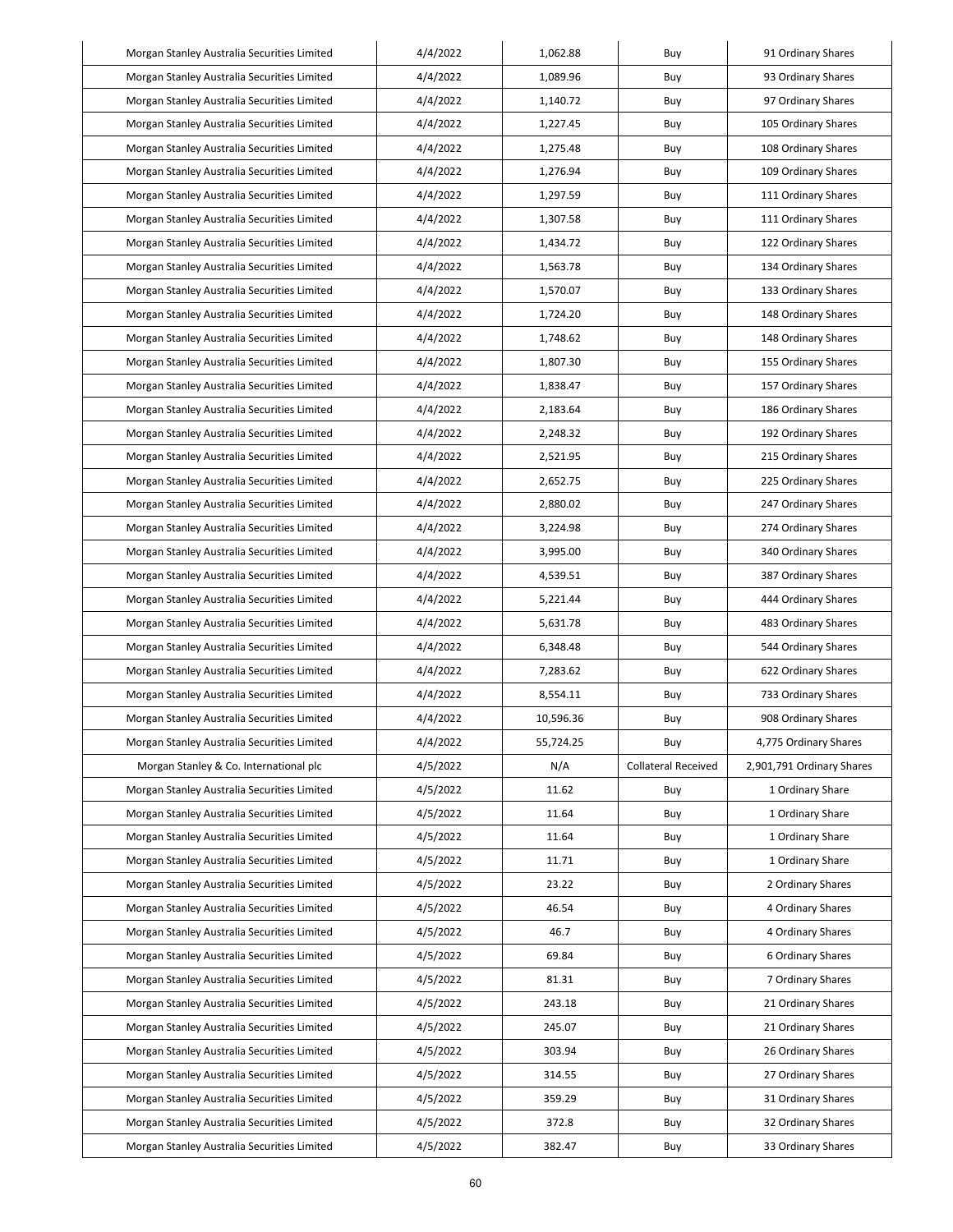| | | | | |
|---|---|---|---|---|
| Morgan Stanley Australia Securities Limited | 4/4/2022 | 1,062.88 | Buy | 91 Ordinary Shares |
| Morgan Stanley Australia Securities Limited | 4/4/2022 | 1,089.96 | Buy | 93 Ordinary Shares |
| Morgan Stanley Australia Securities Limited | 4/4/2022 | 1,140.72 | Buy | 97 Ordinary Shares |
| Morgan Stanley Australia Securities Limited | 4/4/2022 | 1,227.45 | Buy | 105 Ordinary Shares |
| Morgan Stanley Australia Securities Limited | 4/4/2022 | 1,275.48 | Buy | 108 Ordinary Shares |
| Morgan Stanley Australia Securities Limited | 4/4/2022 | 1,276.94 | Buy | 109 Ordinary Shares |
| Morgan Stanley Australia Securities Limited | 4/4/2022 | 1,297.59 | Buy | 111 Ordinary Shares |
| Morgan Stanley Australia Securities Limited | 4/4/2022 | 1,307.58 | Buy | 111 Ordinary Shares |
| Morgan Stanley Australia Securities Limited | 4/4/2022 | 1,434.72 | Buy | 122 Ordinary Shares |
| Morgan Stanley Australia Securities Limited | 4/4/2022 | 1,563.78 | Buy | 134 Ordinary Shares |
| Morgan Stanley Australia Securities Limited | 4/4/2022 | 1,570.07 | Buy | 133 Ordinary Shares |
| Morgan Stanley Australia Securities Limited | 4/4/2022 | 1,724.20 | Buy | 148 Ordinary Shares |
| Morgan Stanley Australia Securities Limited | 4/4/2022 | 1,748.62 | Buy | 148 Ordinary Shares |
| Morgan Stanley Australia Securities Limited | 4/4/2022 | 1,807.30 | Buy | 155 Ordinary Shares |
| Morgan Stanley Australia Securities Limited | 4/4/2022 | 1,838.47 | Buy | 157 Ordinary Shares |
| Morgan Stanley Australia Securities Limited | 4/4/2022 | 2,183.64 | Buy | 186 Ordinary Shares |
| Morgan Stanley Australia Securities Limited | 4/4/2022 | 2,248.32 | Buy | 192 Ordinary Shares |
| Morgan Stanley Australia Securities Limited | 4/4/2022 | 2,521.95 | Buy | 215 Ordinary Shares |
| Morgan Stanley Australia Securities Limited | 4/4/2022 | 2,652.75 | Buy | 225 Ordinary Shares |
| Morgan Stanley Australia Securities Limited | 4/4/2022 | 2,880.02 | Buy | 247 Ordinary Shares |
| Morgan Stanley Australia Securities Limited | 4/4/2022 | 3,224.98 | Buy | 274 Ordinary Shares |
| Morgan Stanley Australia Securities Limited | 4/4/2022 | 3,995.00 | Buy | 340 Ordinary Shares |
| Morgan Stanley Australia Securities Limited | 4/4/2022 | 4,539.51 | Buy | 387 Ordinary Shares |
| Morgan Stanley Australia Securities Limited | 4/4/2022 | 5,221.44 | Buy | 444 Ordinary Shares |
| Morgan Stanley Australia Securities Limited | 4/4/2022 | 5,631.78 | Buy | 483 Ordinary Shares |
| Morgan Stanley Australia Securities Limited | 4/4/2022 | 6,348.48 | Buy | 544 Ordinary Shares |
| Morgan Stanley Australia Securities Limited | 4/4/2022 | 7,283.62 | Buy | 622 Ordinary Shares |
| Morgan Stanley Australia Securities Limited | 4/4/2022 | 8,554.11 | Buy | 733 Ordinary Shares |
| Morgan Stanley Australia Securities Limited | 4/4/2022 | 10,596.36 | Buy | 908 Ordinary Shares |
| Morgan Stanley Australia Securities Limited | 4/4/2022 | 55,724.25 | Buy | 4,775 Ordinary Shares |
| Morgan Stanley & Co. International plc | 4/5/2022 | N/A | Collateral Received | 2,901,791 Ordinary Shares |
| Morgan Stanley Australia Securities Limited | 4/5/2022 | 11.62 | Buy | 1 Ordinary Share |
| Morgan Stanley Australia Securities Limited | 4/5/2022 | 11.64 | Buy | 1 Ordinary Share |
| Morgan Stanley Australia Securities Limited | 4/5/2022 | 11.64 | Buy | 1 Ordinary Share |
| Morgan Stanley Australia Securities Limited | 4/5/2022 | 11.71 | Buy | 1 Ordinary Share |
| Morgan Stanley Australia Securities Limited | 4/5/2022 | 23.22 | Buy | 2 Ordinary Shares |
| Morgan Stanley Australia Securities Limited | 4/5/2022 | 46.54 | Buy | 4 Ordinary Shares |
| Morgan Stanley Australia Securities Limited | 4/5/2022 | 46.7 | Buy | 4 Ordinary Shares |
| Morgan Stanley Australia Securities Limited | 4/5/2022 | 69.84 | Buy | 6 Ordinary Shares |
| Morgan Stanley Australia Securities Limited | 4/5/2022 | 81.31 | Buy | 7 Ordinary Shares |
| Morgan Stanley Australia Securities Limited | 4/5/2022 | 243.18 | Buy | 21 Ordinary Shares |
| Morgan Stanley Australia Securities Limited | 4/5/2022 | 245.07 | Buy | 21 Ordinary Shares |
| Morgan Stanley Australia Securities Limited | 4/5/2022 | 303.94 | Buy | 26 Ordinary Shares |
| Morgan Stanley Australia Securities Limited | 4/5/2022 | 314.55 | Buy | 27 Ordinary Shares |
| Morgan Stanley Australia Securities Limited | 4/5/2022 | 359.29 | Buy | 31 Ordinary Shares |
| Morgan Stanley Australia Securities Limited | 4/5/2022 | 372.8 | Buy | 32 Ordinary Shares |
| Morgan Stanley Australia Securities Limited | 4/5/2022 | 382.47 | Buy | 33 Ordinary Shares |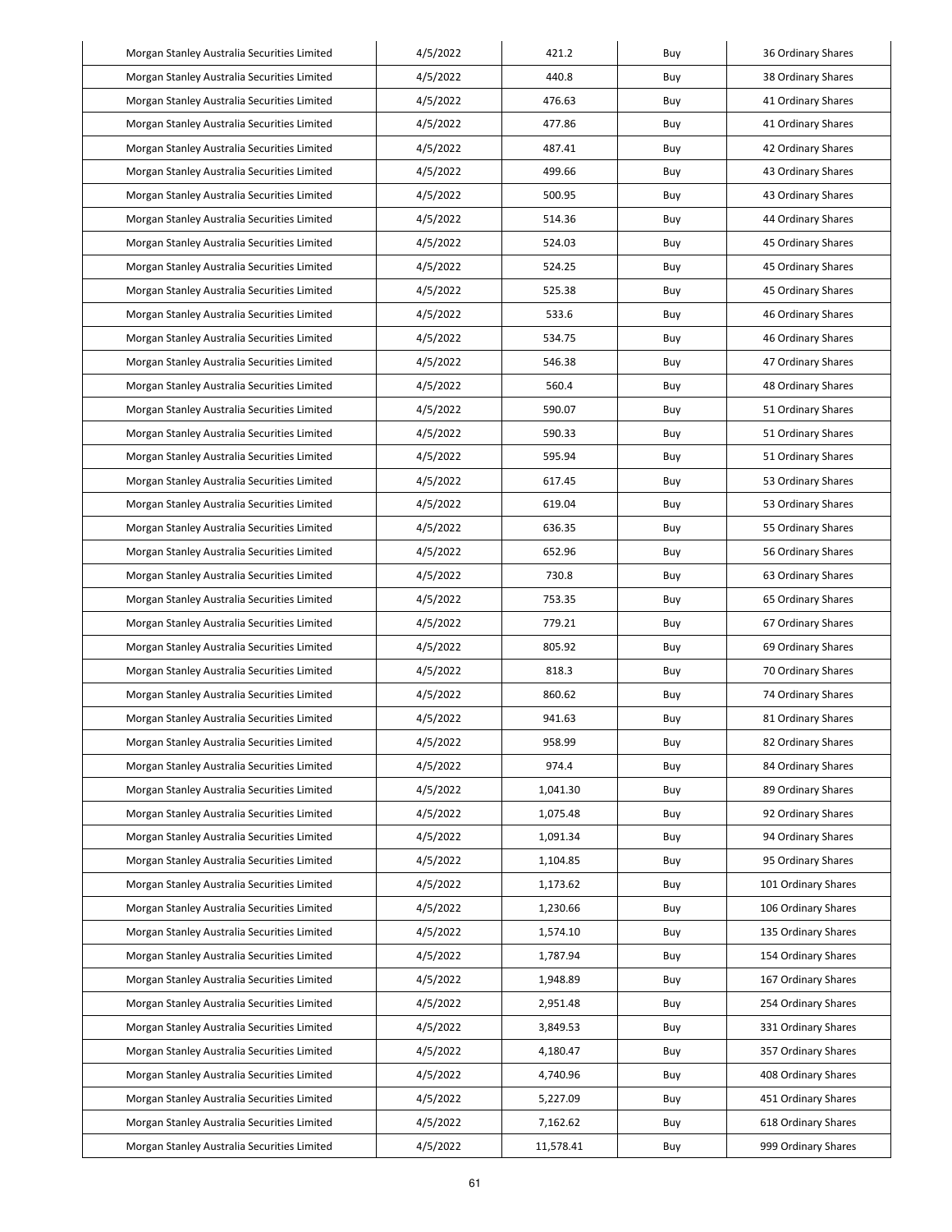| Morgan Stanley Australia Securities Limited | 4/5/2022 | 421.2 | Buy | 36 Ordinary Shares |
|---|---|---|---|---|
| Morgan Stanley Australia Securities Limited | 4/5/2022 | 440.8 | Buy | 38 Ordinary Shares |
| Morgan Stanley Australia Securities Limited | 4/5/2022 | 476.63 | Buy | 41 Ordinary Shares |
| Morgan Stanley Australia Securities Limited | 4/5/2022 | 477.86 | Buy | 41 Ordinary Shares |
| Morgan Stanley Australia Securities Limited | 4/5/2022 | 487.41 | Buy | 42 Ordinary Shares |
| Morgan Stanley Australia Securities Limited | 4/5/2022 | 499.66 | Buy | 43 Ordinary Shares |
| Morgan Stanley Australia Securities Limited | 4/5/2022 | 500.95 | Buy | 43 Ordinary Shares |
| Morgan Stanley Australia Securities Limited | 4/5/2022 | 514.36 | Buy | 44 Ordinary Shares |
| Morgan Stanley Australia Securities Limited | 4/5/2022 | 524.03 | Buy | 45 Ordinary Shares |
| Morgan Stanley Australia Securities Limited | 4/5/2022 | 524.25 | Buy | 45 Ordinary Shares |
| Morgan Stanley Australia Securities Limited | 4/5/2022 | 525.38 | Buy | 45 Ordinary Shares |
| Morgan Stanley Australia Securities Limited | 4/5/2022 | 533.6 | Buy | 46 Ordinary Shares |
| Morgan Stanley Australia Securities Limited | 4/5/2022 | 534.75 | Buy | 46 Ordinary Shares |
| Morgan Stanley Australia Securities Limited | 4/5/2022 | 546.38 | Buy | 47 Ordinary Shares |
| Morgan Stanley Australia Securities Limited | 4/5/2022 | 560.4 | Buy | 48 Ordinary Shares |
| Morgan Stanley Australia Securities Limited | 4/5/2022 | 590.07 | Buy | 51 Ordinary Shares |
| Morgan Stanley Australia Securities Limited | 4/5/2022 | 590.33 | Buy | 51 Ordinary Shares |
| Morgan Stanley Australia Securities Limited | 4/5/2022 | 595.94 | Buy | 51 Ordinary Shares |
| Morgan Stanley Australia Securities Limited | 4/5/2022 | 617.45 | Buy | 53 Ordinary Shares |
| Morgan Stanley Australia Securities Limited | 4/5/2022 | 619.04 | Buy | 53 Ordinary Shares |
| Morgan Stanley Australia Securities Limited | 4/5/2022 | 636.35 | Buy | 55 Ordinary Shares |
| Morgan Stanley Australia Securities Limited | 4/5/2022 | 652.96 | Buy | 56 Ordinary Shares |
| Morgan Stanley Australia Securities Limited | 4/5/2022 | 730.8 | Buy | 63 Ordinary Shares |
| Morgan Stanley Australia Securities Limited | 4/5/2022 | 753.35 | Buy | 65 Ordinary Shares |
| Morgan Stanley Australia Securities Limited | 4/5/2022 | 779.21 | Buy | 67 Ordinary Shares |
| Morgan Stanley Australia Securities Limited | 4/5/2022 | 805.92 | Buy | 69 Ordinary Shares |
| Morgan Stanley Australia Securities Limited | 4/5/2022 | 818.3 | Buy | 70 Ordinary Shares |
| Morgan Stanley Australia Securities Limited | 4/5/2022 | 860.62 | Buy | 74 Ordinary Shares |
| Morgan Stanley Australia Securities Limited | 4/5/2022 | 941.63 | Buy | 81 Ordinary Shares |
| Morgan Stanley Australia Securities Limited | 4/5/2022 | 958.99 | Buy | 82 Ordinary Shares |
| Morgan Stanley Australia Securities Limited | 4/5/2022 | 974.4 | Buy | 84 Ordinary Shares |
| Morgan Stanley Australia Securities Limited | 4/5/2022 | 1,041.30 | Buy | 89 Ordinary Shares |
| Morgan Stanley Australia Securities Limited | 4/5/2022 | 1,075.48 | Buy | 92 Ordinary Shares |
| Morgan Stanley Australia Securities Limited | 4/5/2022 | 1,091.34 | Buy | 94 Ordinary Shares |
| Morgan Stanley Australia Securities Limited | 4/5/2022 | 1,104.85 | Buy | 95 Ordinary Shares |
| Morgan Stanley Australia Securities Limited | 4/5/2022 | 1,173.62 | Buy | 101 Ordinary Shares |
| Morgan Stanley Australia Securities Limited | 4/5/2022 | 1,230.66 | Buy | 106 Ordinary Shares |
| Morgan Stanley Australia Securities Limited | 4/5/2022 | 1,574.10 | Buy | 135 Ordinary Shares |
| Morgan Stanley Australia Securities Limited | 4/5/2022 | 1,787.94 | Buy | 154 Ordinary Shares |
| Morgan Stanley Australia Securities Limited | 4/5/2022 | 1,948.89 | Buy | 167 Ordinary Shares |
| Morgan Stanley Australia Securities Limited | 4/5/2022 | 2,951.48 | Buy | 254 Ordinary Shares |
| Morgan Stanley Australia Securities Limited | 4/5/2022 | 3,849.53 | Buy | 331 Ordinary Shares |
| Morgan Stanley Australia Securities Limited | 4/5/2022 | 4,180.47 | Buy | 357 Ordinary Shares |
| Morgan Stanley Australia Securities Limited | 4/5/2022 | 4,740.96 | Buy | 408 Ordinary Shares |
| Morgan Stanley Australia Securities Limited | 4/5/2022 | 5,227.09 | Buy | 451 Ordinary Shares |
| Morgan Stanley Australia Securities Limited | 4/5/2022 | 7,162.62 | Buy | 618 Ordinary Shares |
| Morgan Stanley Australia Securities Limited | 4/5/2022 | 11,578.41 | Buy | 999 Ordinary Shares |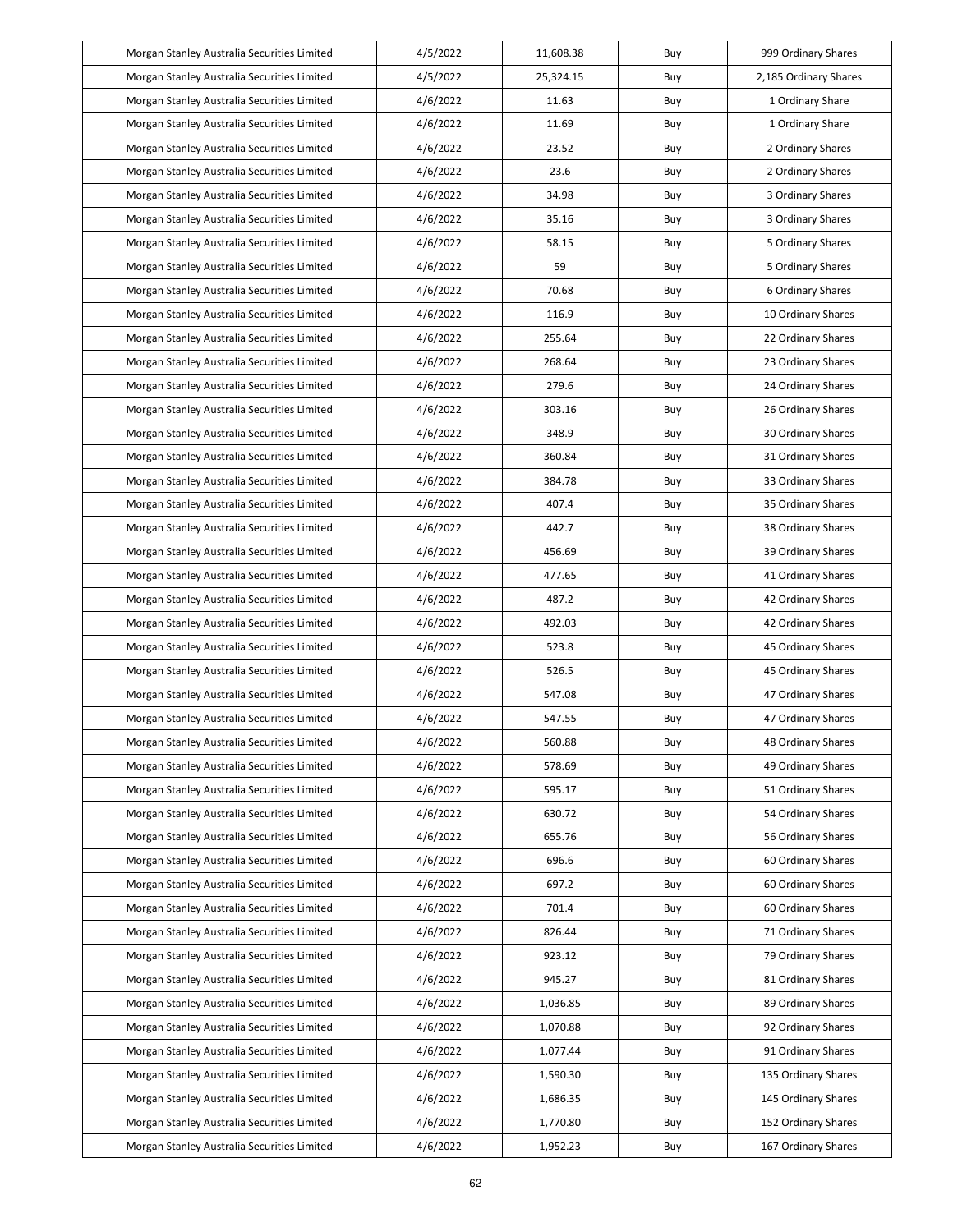| Morgan Stanley Australia Securities Limited | 4/5/2022 | 11,608.38 | Buy | 999 Ordinary Shares |
|---|---|---|---|---|
| Morgan Stanley Australia Securities Limited | 4/5/2022 | 25,324.15 | Buy | 2,185 Ordinary Shares |
| Morgan Stanley Australia Securities Limited | 4/6/2022 | 11.63 | Buy | 1 Ordinary Share |
| Morgan Stanley Australia Securities Limited | 4/6/2022 | 11.69 | Buy | 1 Ordinary Share |
| Morgan Stanley Australia Securities Limited | 4/6/2022 | 23.52 | Buy | 2 Ordinary Shares |
| Morgan Stanley Australia Securities Limited | 4/6/2022 | 23.6 | Buy | 2 Ordinary Shares |
| Morgan Stanley Australia Securities Limited | 4/6/2022 | 34.98 | Buy | 3 Ordinary Shares |
| Morgan Stanley Australia Securities Limited | 4/6/2022 | 35.16 | Buy | 3 Ordinary Shares |
| Morgan Stanley Australia Securities Limited | 4/6/2022 | 58.15 | Buy | 5 Ordinary Shares |
| Morgan Stanley Australia Securities Limited | 4/6/2022 | 59 | Buy | 5 Ordinary Shares |
| Morgan Stanley Australia Securities Limited | 4/6/2022 | 70.68 | Buy | 6 Ordinary Shares |
| Morgan Stanley Australia Securities Limited | 4/6/2022 | 116.9 | Buy | 10 Ordinary Shares |
| Morgan Stanley Australia Securities Limited | 4/6/2022 | 255.64 | Buy | 22 Ordinary Shares |
| Morgan Stanley Australia Securities Limited | 4/6/2022 | 268.64 | Buy | 23 Ordinary Shares |
| Morgan Stanley Australia Securities Limited | 4/6/2022 | 279.6 | Buy | 24 Ordinary Shares |
| Morgan Stanley Australia Securities Limited | 4/6/2022 | 303.16 | Buy | 26 Ordinary Shares |
| Morgan Stanley Australia Securities Limited | 4/6/2022 | 348.9 | Buy | 30 Ordinary Shares |
| Morgan Stanley Australia Securities Limited | 4/6/2022 | 360.84 | Buy | 31 Ordinary Shares |
| Morgan Stanley Australia Securities Limited | 4/6/2022 | 384.78 | Buy | 33 Ordinary Shares |
| Morgan Stanley Australia Securities Limited | 4/6/2022 | 407.4 | Buy | 35 Ordinary Shares |
| Morgan Stanley Australia Securities Limited | 4/6/2022 | 442.7 | Buy | 38 Ordinary Shares |
| Morgan Stanley Australia Securities Limited | 4/6/2022 | 456.69 | Buy | 39 Ordinary Shares |
| Morgan Stanley Australia Securities Limited | 4/6/2022 | 477.65 | Buy | 41 Ordinary Shares |
| Morgan Stanley Australia Securities Limited | 4/6/2022 | 487.2 | Buy | 42 Ordinary Shares |
| Morgan Stanley Australia Securities Limited | 4/6/2022 | 492.03 | Buy | 42 Ordinary Shares |
| Morgan Stanley Australia Securities Limited | 4/6/2022 | 523.8 | Buy | 45 Ordinary Shares |
| Morgan Stanley Australia Securities Limited | 4/6/2022 | 526.5 | Buy | 45 Ordinary Shares |
| Morgan Stanley Australia Securities Limited | 4/6/2022 | 547.08 | Buy | 47 Ordinary Shares |
| Morgan Stanley Australia Securities Limited | 4/6/2022 | 547.55 | Buy | 47 Ordinary Shares |
| Morgan Stanley Australia Securities Limited | 4/6/2022 | 560.88 | Buy | 48 Ordinary Shares |
| Morgan Stanley Australia Securities Limited | 4/6/2022 | 578.69 | Buy | 49 Ordinary Shares |
| Morgan Stanley Australia Securities Limited | 4/6/2022 | 595.17 | Buy | 51 Ordinary Shares |
| Morgan Stanley Australia Securities Limited | 4/6/2022 | 630.72 | Buy | 54 Ordinary Shares |
| Morgan Stanley Australia Securities Limited | 4/6/2022 | 655.76 | Buy | 56 Ordinary Shares |
| Morgan Stanley Australia Securities Limited | 4/6/2022 | 696.6 | Buy | 60 Ordinary Shares |
| Morgan Stanley Australia Securities Limited | 4/6/2022 | 697.2 | Buy | 60 Ordinary Shares |
| Morgan Stanley Australia Securities Limited | 4/6/2022 | 701.4 | Buy | 60 Ordinary Shares |
| Morgan Stanley Australia Securities Limited | 4/6/2022 | 826.44 | Buy | 71 Ordinary Shares |
| Morgan Stanley Australia Securities Limited | 4/6/2022 | 923.12 | Buy | 79 Ordinary Shares |
| Morgan Stanley Australia Securities Limited | 4/6/2022 | 945.27 | Buy | 81 Ordinary Shares |
| Morgan Stanley Australia Securities Limited | 4/6/2022 | 1,036.85 | Buy | 89 Ordinary Shares |
| Morgan Stanley Australia Securities Limited | 4/6/2022 | 1,070.88 | Buy | 92 Ordinary Shares |
| Morgan Stanley Australia Securities Limited | 4/6/2022 | 1,077.44 | Buy | 91 Ordinary Shares |
| Morgan Stanley Australia Securities Limited | 4/6/2022 | 1,590.30 | Buy | 135 Ordinary Shares |
| Morgan Stanley Australia Securities Limited | 4/6/2022 | 1,686.35 | Buy | 145 Ordinary Shares |
| Morgan Stanley Australia Securities Limited | 4/6/2022 | 1,770.80 | Buy | 152 Ordinary Shares |
| Morgan Stanley Australia Securities Limited | 4/6/2022 | 1,952.23 | Buy | 167 Ordinary Shares |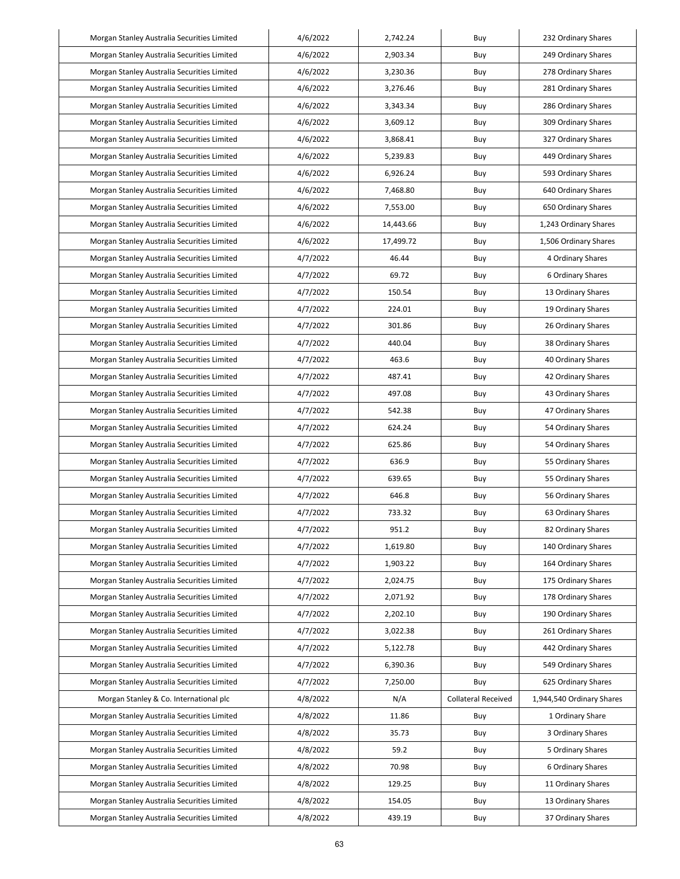| | | | | |
|---|---|---|---|---|
| Morgan Stanley Australia Securities Limited | 4/6/2022 | 2,742.24 | Buy | 232 Ordinary Shares |
| Morgan Stanley Australia Securities Limited | 4/6/2022 | 2,903.34 | Buy | 249 Ordinary Shares |
| Morgan Stanley Australia Securities Limited | 4/6/2022 | 3,230.36 | Buy | 278 Ordinary Shares |
| Morgan Stanley Australia Securities Limited | 4/6/2022 | 3,276.46 | Buy | 281 Ordinary Shares |
| Morgan Stanley Australia Securities Limited | 4/6/2022 | 3,343.34 | Buy | 286 Ordinary Shares |
| Morgan Stanley Australia Securities Limited | 4/6/2022 | 3,609.12 | Buy | 309 Ordinary Shares |
| Morgan Stanley Australia Securities Limited | 4/6/2022 | 3,868.41 | Buy | 327 Ordinary Shares |
| Morgan Stanley Australia Securities Limited | 4/6/2022 | 5,239.83 | Buy | 449 Ordinary Shares |
| Morgan Stanley Australia Securities Limited | 4/6/2022 | 6,926.24 | Buy | 593 Ordinary Shares |
| Morgan Stanley Australia Securities Limited | 4/6/2022 | 7,468.80 | Buy | 640 Ordinary Shares |
| Morgan Stanley Australia Securities Limited | 4/6/2022 | 7,553.00 | Buy | 650 Ordinary Shares |
| Morgan Stanley Australia Securities Limited | 4/6/2022 | 14,443.66 | Buy | 1,243 Ordinary Shares |
| Morgan Stanley Australia Securities Limited | 4/6/2022 | 17,499.72 | Buy | 1,506 Ordinary Shares |
| Morgan Stanley Australia Securities Limited | 4/7/2022 | 46.44 | Buy | 4 Ordinary Shares |
| Morgan Stanley Australia Securities Limited | 4/7/2022 | 69.72 | Buy | 6 Ordinary Shares |
| Morgan Stanley Australia Securities Limited | 4/7/2022 | 150.54 | Buy | 13 Ordinary Shares |
| Morgan Stanley Australia Securities Limited | 4/7/2022 | 224.01 | Buy | 19 Ordinary Shares |
| Morgan Stanley Australia Securities Limited | 4/7/2022 | 301.86 | Buy | 26 Ordinary Shares |
| Morgan Stanley Australia Securities Limited | 4/7/2022 | 440.04 | Buy | 38 Ordinary Shares |
| Morgan Stanley Australia Securities Limited | 4/7/2022 | 463.6 | Buy | 40 Ordinary Shares |
| Morgan Stanley Australia Securities Limited | 4/7/2022 | 487.41 | Buy | 42 Ordinary Shares |
| Morgan Stanley Australia Securities Limited | 4/7/2022 | 497.08 | Buy | 43 Ordinary Shares |
| Morgan Stanley Australia Securities Limited | 4/7/2022 | 542.38 | Buy | 47 Ordinary Shares |
| Morgan Stanley Australia Securities Limited | 4/7/2022 | 624.24 | Buy | 54 Ordinary Shares |
| Morgan Stanley Australia Securities Limited | 4/7/2022 | 625.86 | Buy | 54 Ordinary Shares |
| Morgan Stanley Australia Securities Limited | 4/7/2022 | 636.9 | Buy | 55 Ordinary Shares |
| Morgan Stanley Australia Securities Limited | 4/7/2022 | 639.65 | Buy | 55 Ordinary Shares |
| Morgan Stanley Australia Securities Limited | 4/7/2022 | 646.8 | Buy | 56 Ordinary Shares |
| Morgan Stanley Australia Securities Limited | 4/7/2022 | 733.32 | Buy | 63 Ordinary Shares |
| Morgan Stanley Australia Securities Limited | 4/7/2022 | 951.2 | Buy | 82 Ordinary Shares |
| Morgan Stanley Australia Securities Limited | 4/7/2022 | 1,619.80 | Buy | 140 Ordinary Shares |
| Morgan Stanley Australia Securities Limited | 4/7/2022 | 1,903.22 | Buy | 164 Ordinary Shares |
| Morgan Stanley Australia Securities Limited | 4/7/2022 | 2,024.75 | Buy | 175 Ordinary Shares |
| Morgan Stanley Australia Securities Limited | 4/7/2022 | 2,071.92 | Buy | 178 Ordinary Shares |
| Morgan Stanley Australia Securities Limited | 4/7/2022 | 2,202.10 | Buy | 190 Ordinary Shares |
| Morgan Stanley Australia Securities Limited | 4/7/2022 | 3,022.38 | Buy | 261 Ordinary Shares |
| Morgan Stanley Australia Securities Limited | 4/7/2022 | 5,122.78 | Buy | 442 Ordinary Shares |
| Morgan Stanley Australia Securities Limited | 4/7/2022 | 6,390.36 | Buy | 549 Ordinary Shares |
| Morgan Stanley Australia Securities Limited | 4/7/2022 | 7,250.00 | Buy | 625 Ordinary Shares |
| Morgan Stanley & Co. International plc | 4/8/2022 | N/A | Collateral Received | 1,944,540 Ordinary Shares |
| Morgan Stanley Australia Securities Limited | 4/8/2022 | 11.86 | Buy | 1 Ordinary Share |
| Morgan Stanley Australia Securities Limited | 4/8/2022 | 35.73 | Buy | 3 Ordinary Shares |
| Morgan Stanley Australia Securities Limited | 4/8/2022 | 59.2 | Buy | 5 Ordinary Shares |
| Morgan Stanley Australia Securities Limited | 4/8/2022 | 70.98 | Buy | 6 Ordinary Shares |
| Morgan Stanley Australia Securities Limited | 4/8/2022 | 129.25 | Buy | 11 Ordinary Shares |
| Morgan Stanley Australia Securities Limited | 4/8/2022 | 154.05 | Buy | 13 Ordinary Shares |
| Morgan Stanley Australia Securities Limited | 4/8/2022 | 439.19 | Buy | 37 Ordinary Shares |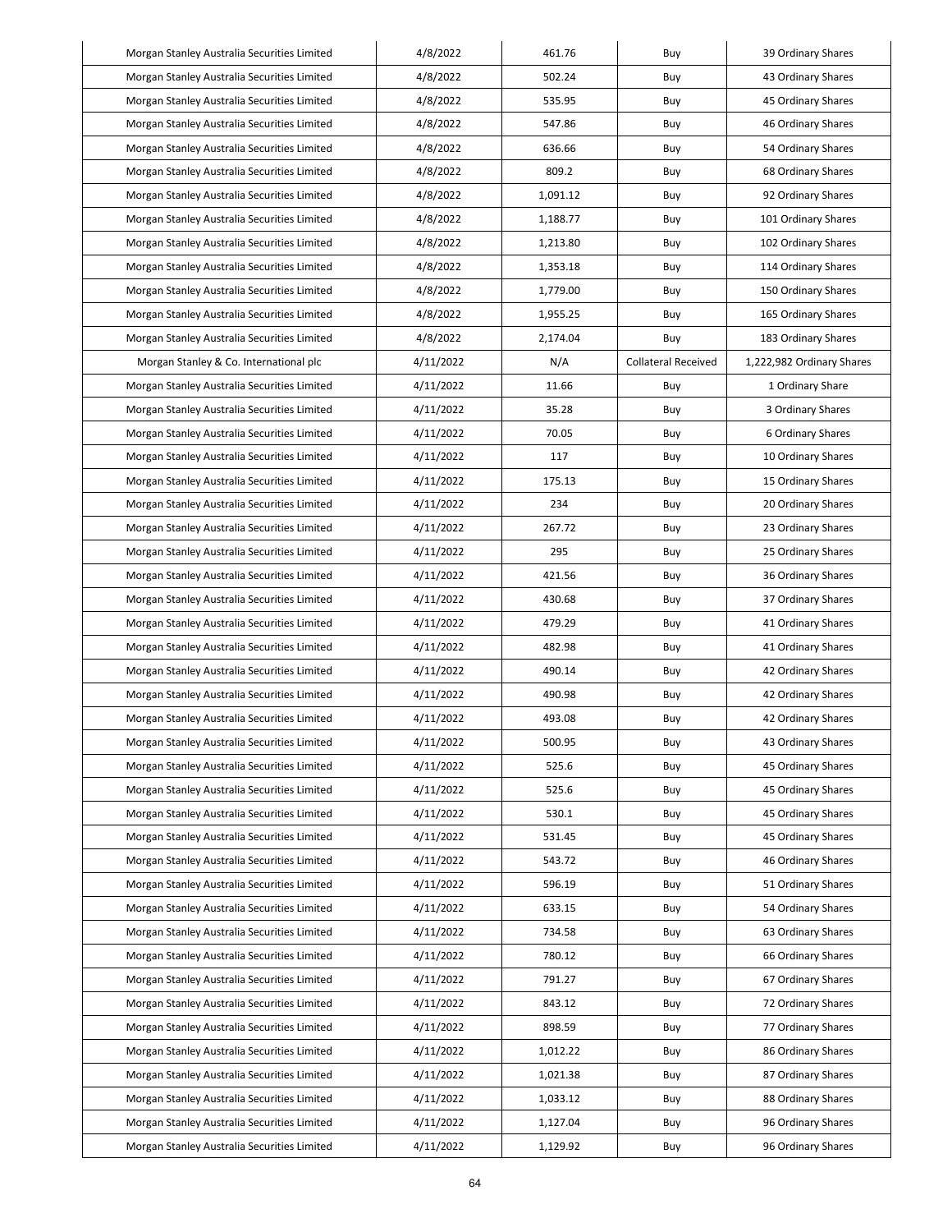| Morgan Stanley Australia Securities Limited | 4/8/2022 | 461.76 | Buy | 39 Ordinary Shares |
|---|---|---|---|---|
| Morgan Stanley Australia Securities Limited | 4/8/2022 | 502.24 | Buy | 43 Ordinary Shares |
| Morgan Stanley Australia Securities Limited | 4/8/2022 | 535.95 | Buy | 45 Ordinary Shares |
| Morgan Stanley Australia Securities Limited | 4/8/2022 | 547.86 | Buy | 46 Ordinary Shares |
| Morgan Stanley Australia Securities Limited | 4/8/2022 | 636.66 | Buy | 54 Ordinary Shares |
| Morgan Stanley Australia Securities Limited | 4/8/2022 | 809.2 | Buy | 68 Ordinary Shares |
| Morgan Stanley Australia Securities Limited | 4/8/2022 | 1,091.12 | Buy | 92 Ordinary Shares |
| Morgan Stanley Australia Securities Limited | 4/8/2022 | 1,188.77 | Buy | 101 Ordinary Shares |
| Morgan Stanley Australia Securities Limited | 4/8/2022 | 1,213.80 | Buy | 102 Ordinary Shares |
| Morgan Stanley Australia Securities Limited | 4/8/2022 | 1,353.18 | Buy | 114 Ordinary Shares |
| Morgan Stanley Australia Securities Limited | 4/8/2022 | 1,779.00 | Buy | 150 Ordinary Shares |
| Morgan Stanley Australia Securities Limited | 4/8/2022 | 1,955.25 | Buy | 165 Ordinary Shares |
| Morgan Stanley Australia Securities Limited | 4/8/2022 | 2,174.04 | Buy | 183 Ordinary Shares |
| Morgan Stanley & Co. International plc | 4/11/2022 | N/A | Collateral Received | 1,222,982 Ordinary Shares |
| Morgan Stanley Australia Securities Limited | 4/11/2022 | 11.66 | Buy | 1 Ordinary Share |
| Morgan Stanley Australia Securities Limited | 4/11/2022 | 35.28 | Buy | 3 Ordinary Shares |
| Morgan Stanley Australia Securities Limited | 4/11/2022 | 70.05 | Buy | 6 Ordinary Shares |
| Morgan Stanley Australia Securities Limited | 4/11/2022 | 117 | Buy | 10 Ordinary Shares |
| Morgan Stanley Australia Securities Limited | 4/11/2022 | 175.13 | Buy | 15 Ordinary Shares |
| Morgan Stanley Australia Securities Limited | 4/11/2022 | 234 | Buy | 20 Ordinary Shares |
| Morgan Stanley Australia Securities Limited | 4/11/2022 | 267.72 | Buy | 23 Ordinary Shares |
| Morgan Stanley Australia Securities Limited | 4/11/2022 | 295 | Buy | 25 Ordinary Shares |
| Morgan Stanley Australia Securities Limited | 4/11/2022 | 421.56 | Buy | 36 Ordinary Shares |
| Morgan Stanley Australia Securities Limited | 4/11/2022 | 430.68 | Buy | 37 Ordinary Shares |
| Morgan Stanley Australia Securities Limited | 4/11/2022 | 479.29 | Buy | 41 Ordinary Shares |
| Morgan Stanley Australia Securities Limited | 4/11/2022 | 482.98 | Buy | 41 Ordinary Shares |
| Morgan Stanley Australia Securities Limited | 4/11/2022 | 490.14 | Buy | 42 Ordinary Shares |
| Morgan Stanley Australia Securities Limited | 4/11/2022 | 490.98 | Buy | 42 Ordinary Shares |
| Morgan Stanley Australia Securities Limited | 4/11/2022 | 493.08 | Buy | 42 Ordinary Shares |
| Morgan Stanley Australia Securities Limited | 4/11/2022 | 500.95 | Buy | 43 Ordinary Shares |
| Morgan Stanley Australia Securities Limited | 4/11/2022 | 525.6 | Buy | 45 Ordinary Shares |
| Morgan Stanley Australia Securities Limited | 4/11/2022 | 525.6 | Buy | 45 Ordinary Shares |
| Morgan Stanley Australia Securities Limited | 4/11/2022 | 530.1 | Buy | 45 Ordinary Shares |
| Morgan Stanley Australia Securities Limited | 4/11/2022 | 531.45 | Buy | 45 Ordinary Shares |
| Morgan Stanley Australia Securities Limited | 4/11/2022 | 543.72 | Buy | 46 Ordinary Shares |
| Morgan Stanley Australia Securities Limited | 4/11/2022 | 596.19 | Buy | 51 Ordinary Shares |
| Morgan Stanley Australia Securities Limited | 4/11/2022 | 633.15 | Buy | 54 Ordinary Shares |
| Morgan Stanley Australia Securities Limited | 4/11/2022 | 734.58 | Buy | 63 Ordinary Shares |
| Morgan Stanley Australia Securities Limited | 4/11/2022 | 780.12 | Buy | 66 Ordinary Shares |
| Morgan Stanley Australia Securities Limited | 4/11/2022 | 791.27 | Buy | 67 Ordinary Shares |
| Morgan Stanley Australia Securities Limited | 4/11/2022 | 843.12 | Buy | 72 Ordinary Shares |
| Morgan Stanley Australia Securities Limited | 4/11/2022 | 898.59 | Buy | 77 Ordinary Shares |
| Morgan Stanley Australia Securities Limited | 4/11/2022 | 1,012.22 | Buy | 86 Ordinary Shares |
| Morgan Stanley Australia Securities Limited | 4/11/2022 | 1,021.38 | Buy | 87 Ordinary Shares |
| Morgan Stanley Australia Securities Limited | 4/11/2022 | 1,033.12 | Buy | 88 Ordinary Shares |
| Morgan Stanley Australia Securities Limited | 4/11/2022 | 1,127.04 | Buy | 96 Ordinary Shares |
| Morgan Stanley Australia Securities Limited | 4/11/2022 | 1,129.92 | Buy | 96 Ordinary Shares |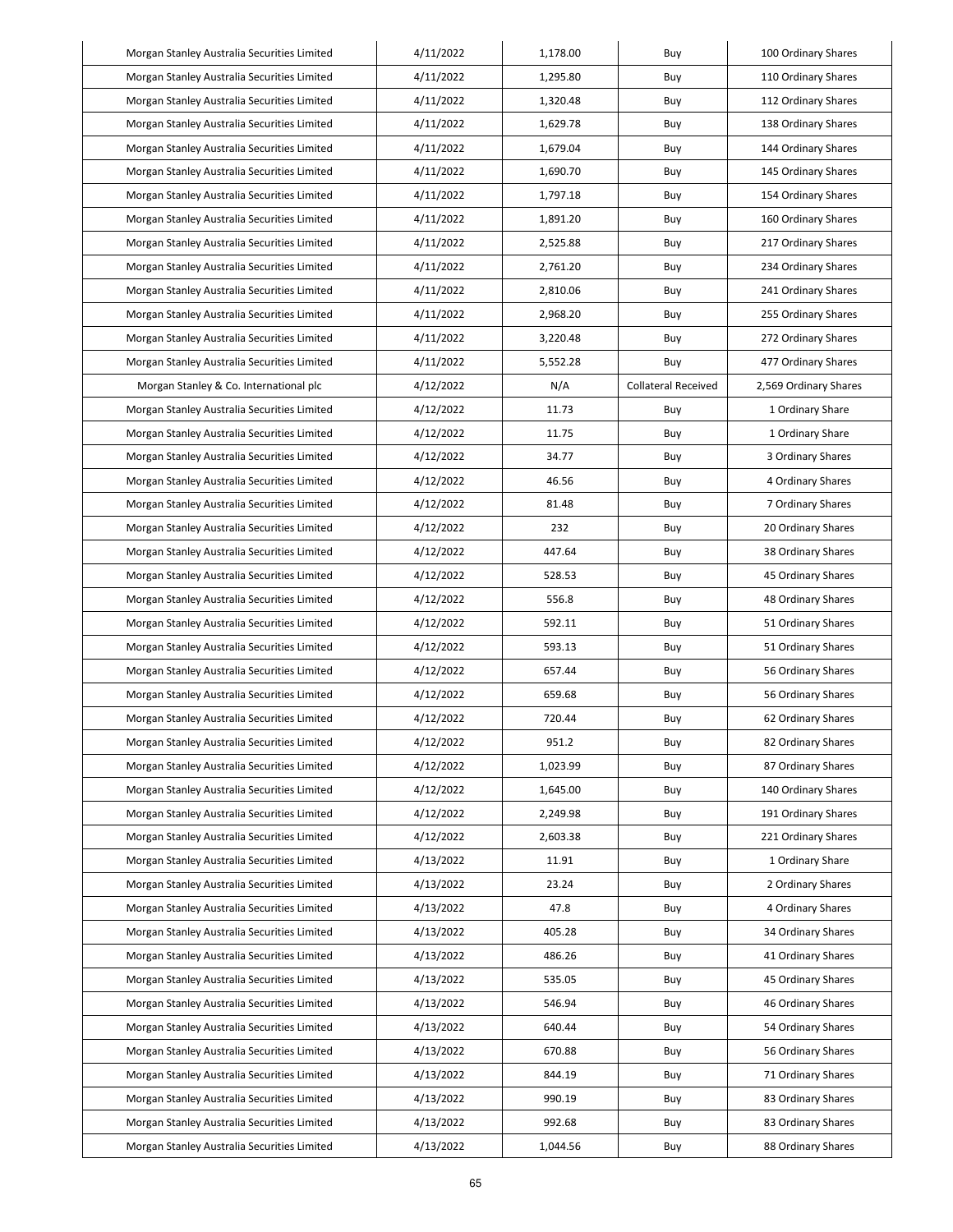| Morgan Stanley Australia Securities Limited | 4/11/2022 | 1,178.00 | Buy | 100 Ordinary Shares |
|---|---|---|---|---|
| Morgan Stanley Australia Securities Limited | 4/11/2022 | 1,295.80 | Buy | 110 Ordinary Shares |
| Morgan Stanley Australia Securities Limited | 4/11/2022 | 1,320.48 | Buy | 112 Ordinary Shares |
| Morgan Stanley Australia Securities Limited | 4/11/2022 | 1,629.78 | Buy | 138 Ordinary Shares |
| Morgan Stanley Australia Securities Limited | 4/11/2022 | 1,679.04 | Buy | 144 Ordinary Shares |
| Morgan Stanley Australia Securities Limited | 4/11/2022 | 1,690.70 | Buy | 145 Ordinary Shares |
| Morgan Stanley Australia Securities Limited | 4/11/2022 | 1,797.18 | Buy | 154 Ordinary Shares |
| Morgan Stanley Australia Securities Limited | 4/11/2022 | 1,891.20 | Buy | 160 Ordinary Shares |
| Morgan Stanley Australia Securities Limited | 4/11/2022 | 2,525.88 | Buy | 217 Ordinary Shares |
| Morgan Stanley Australia Securities Limited | 4/11/2022 | 2,761.20 | Buy | 234 Ordinary Shares |
| Morgan Stanley Australia Securities Limited | 4/11/2022 | 2,810.06 | Buy | 241 Ordinary Shares |
| Morgan Stanley Australia Securities Limited | 4/11/2022 | 2,968.20 | Buy | 255 Ordinary Shares |
| Morgan Stanley Australia Securities Limited | 4/11/2022 | 3,220.48 | Buy | 272 Ordinary Shares |
| Morgan Stanley Australia Securities Limited | 4/11/2022 | 5,552.28 | Buy | 477 Ordinary Shares |
| Morgan Stanley & Co. International plc | 4/12/2022 | N/A | Collateral Received | 2,569 Ordinary Shares |
| Morgan Stanley Australia Securities Limited | 4/12/2022 | 11.73 | Buy | 1 Ordinary Share |
| Morgan Stanley Australia Securities Limited | 4/12/2022 | 11.75 | Buy | 1 Ordinary Share |
| Morgan Stanley Australia Securities Limited | 4/12/2022 | 34.77 | Buy | 3 Ordinary Shares |
| Morgan Stanley Australia Securities Limited | 4/12/2022 | 46.56 | Buy | 4 Ordinary Shares |
| Morgan Stanley Australia Securities Limited | 4/12/2022 | 81.48 | Buy | 7 Ordinary Shares |
| Morgan Stanley Australia Securities Limited | 4/12/2022 | 232 | Buy | 20 Ordinary Shares |
| Morgan Stanley Australia Securities Limited | 4/12/2022 | 447.64 | Buy | 38 Ordinary Shares |
| Morgan Stanley Australia Securities Limited | 4/12/2022 | 528.53 | Buy | 45 Ordinary Shares |
| Morgan Stanley Australia Securities Limited | 4/12/2022 | 556.8 | Buy | 48 Ordinary Shares |
| Morgan Stanley Australia Securities Limited | 4/12/2022 | 592.11 | Buy | 51 Ordinary Shares |
| Morgan Stanley Australia Securities Limited | 4/12/2022 | 593.13 | Buy | 51 Ordinary Shares |
| Morgan Stanley Australia Securities Limited | 4/12/2022 | 657.44 | Buy | 56 Ordinary Shares |
| Morgan Stanley Australia Securities Limited | 4/12/2022 | 659.68 | Buy | 56 Ordinary Shares |
| Morgan Stanley Australia Securities Limited | 4/12/2022 | 720.44 | Buy | 62 Ordinary Shares |
| Morgan Stanley Australia Securities Limited | 4/12/2022 | 951.2 | Buy | 82 Ordinary Shares |
| Morgan Stanley Australia Securities Limited | 4/12/2022 | 1,023.99 | Buy | 87 Ordinary Shares |
| Morgan Stanley Australia Securities Limited | 4/12/2022 | 1,645.00 | Buy | 140 Ordinary Shares |
| Morgan Stanley Australia Securities Limited | 4/12/2022 | 2,249.98 | Buy | 191 Ordinary Shares |
| Morgan Stanley Australia Securities Limited | 4/12/2022 | 2,603.38 | Buy | 221 Ordinary Shares |
| Morgan Stanley Australia Securities Limited | 4/13/2022 | 11.91 | Buy | 1 Ordinary Share |
| Morgan Stanley Australia Securities Limited | 4/13/2022 | 23.24 | Buy | 2 Ordinary Shares |
| Morgan Stanley Australia Securities Limited | 4/13/2022 | 47.8 | Buy | 4 Ordinary Shares |
| Morgan Stanley Australia Securities Limited | 4/13/2022 | 405.28 | Buy | 34 Ordinary Shares |
| Morgan Stanley Australia Securities Limited | 4/13/2022 | 486.26 | Buy | 41 Ordinary Shares |
| Morgan Stanley Australia Securities Limited | 4/13/2022 | 535.05 | Buy | 45 Ordinary Shares |
| Morgan Stanley Australia Securities Limited | 4/13/2022 | 546.94 | Buy | 46 Ordinary Shares |
| Morgan Stanley Australia Securities Limited | 4/13/2022 | 640.44 | Buy | 54 Ordinary Shares |
| Morgan Stanley Australia Securities Limited | 4/13/2022 | 670.88 | Buy | 56 Ordinary Shares |
| Morgan Stanley Australia Securities Limited | 4/13/2022 | 844.19 | Buy | 71 Ordinary Shares |
| Morgan Stanley Australia Securities Limited | 4/13/2022 | 990.19 | Buy | 83 Ordinary Shares |
| Morgan Stanley Australia Securities Limited | 4/13/2022 | 992.68 | Buy | 83 Ordinary Shares |
| Morgan Stanley Australia Securities Limited | 4/13/2022 | 1,044.56 | Buy | 88 Ordinary Shares |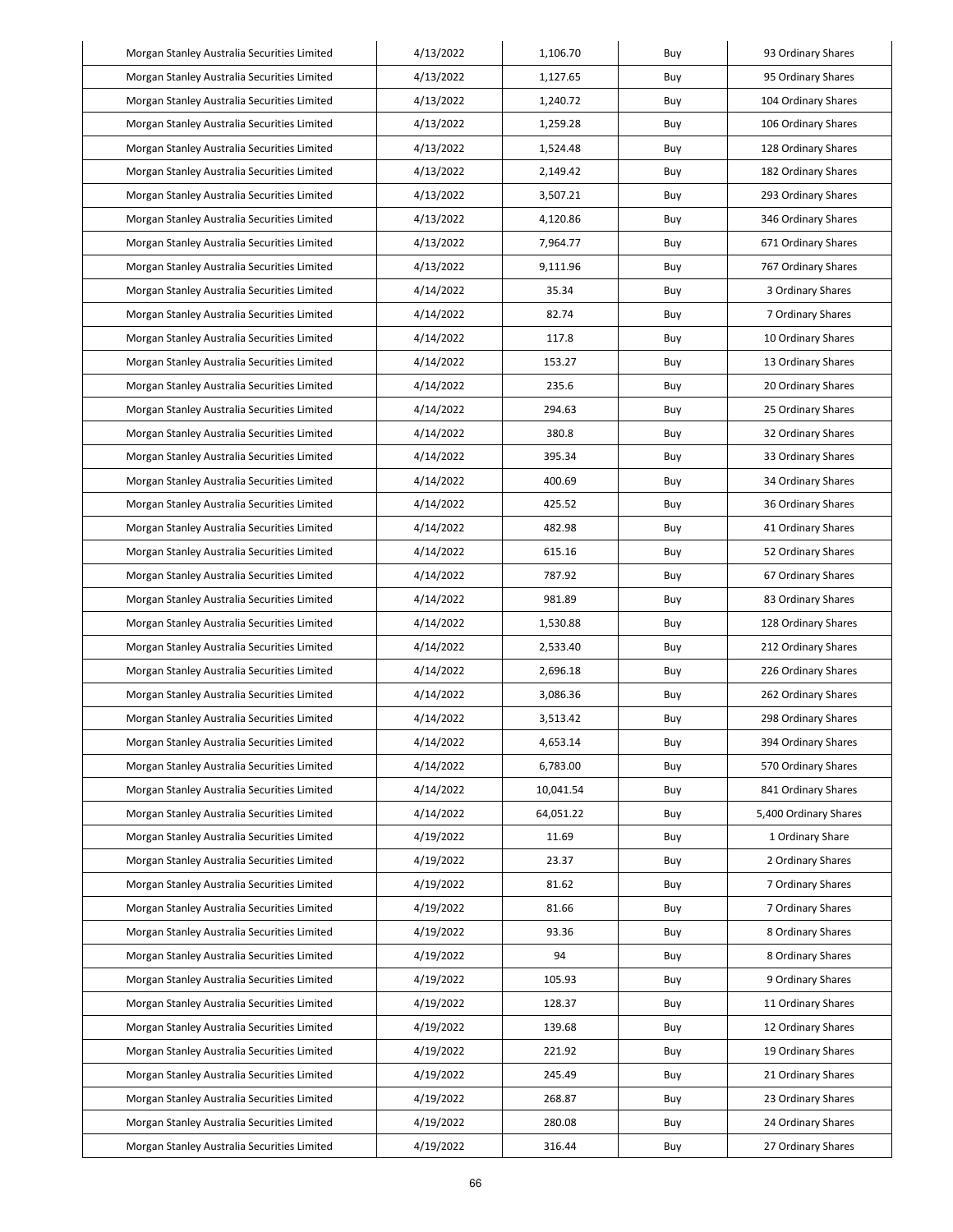| | | | | |
|---|---|---|---|---|
| Morgan Stanley Australia Securities Limited | 4/13/2022 | 1,106.70 | Buy | 93 Ordinary Shares |
| Morgan Stanley Australia Securities Limited | 4/13/2022 | 1,127.65 | Buy | 95 Ordinary Shares |
| Morgan Stanley Australia Securities Limited | 4/13/2022 | 1,240.72 | Buy | 104 Ordinary Shares |
| Morgan Stanley Australia Securities Limited | 4/13/2022 | 1,259.28 | Buy | 106 Ordinary Shares |
| Morgan Stanley Australia Securities Limited | 4/13/2022 | 1,524.48 | Buy | 128 Ordinary Shares |
| Morgan Stanley Australia Securities Limited | 4/13/2022 | 2,149.42 | Buy | 182 Ordinary Shares |
| Morgan Stanley Australia Securities Limited | 4/13/2022 | 3,507.21 | Buy | 293 Ordinary Shares |
| Morgan Stanley Australia Securities Limited | 4/13/2022 | 4,120.86 | Buy | 346 Ordinary Shares |
| Morgan Stanley Australia Securities Limited | 4/13/2022 | 7,964.77 | Buy | 671 Ordinary Shares |
| Morgan Stanley Australia Securities Limited | 4/13/2022 | 9,111.96 | Buy | 767 Ordinary Shares |
| Morgan Stanley Australia Securities Limited | 4/14/2022 | 35.34 | Buy | 3 Ordinary Shares |
| Morgan Stanley Australia Securities Limited | 4/14/2022 | 82.74 | Buy | 7 Ordinary Shares |
| Morgan Stanley Australia Securities Limited | 4/14/2022 | 117.8 | Buy | 10 Ordinary Shares |
| Morgan Stanley Australia Securities Limited | 4/14/2022 | 153.27 | Buy | 13 Ordinary Shares |
| Morgan Stanley Australia Securities Limited | 4/14/2022 | 235.6 | Buy | 20 Ordinary Shares |
| Morgan Stanley Australia Securities Limited | 4/14/2022 | 294.63 | Buy | 25 Ordinary Shares |
| Morgan Stanley Australia Securities Limited | 4/14/2022 | 380.8 | Buy | 32 Ordinary Shares |
| Morgan Stanley Australia Securities Limited | 4/14/2022 | 395.34 | Buy | 33 Ordinary Shares |
| Morgan Stanley Australia Securities Limited | 4/14/2022 | 400.69 | Buy | 34 Ordinary Shares |
| Morgan Stanley Australia Securities Limited | 4/14/2022 | 425.52 | Buy | 36 Ordinary Shares |
| Morgan Stanley Australia Securities Limited | 4/14/2022 | 482.98 | Buy | 41 Ordinary Shares |
| Morgan Stanley Australia Securities Limited | 4/14/2022 | 615.16 | Buy | 52 Ordinary Shares |
| Morgan Stanley Australia Securities Limited | 4/14/2022 | 787.92 | Buy | 67 Ordinary Shares |
| Morgan Stanley Australia Securities Limited | 4/14/2022 | 981.89 | Buy | 83 Ordinary Shares |
| Morgan Stanley Australia Securities Limited | 4/14/2022 | 1,530.88 | Buy | 128 Ordinary Shares |
| Morgan Stanley Australia Securities Limited | 4/14/2022 | 2,533.40 | Buy | 212 Ordinary Shares |
| Morgan Stanley Australia Securities Limited | 4/14/2022 | 2,696.18 | Buy | 226 Ordinary Shares |
| Morgan Stanley Australia Securities Limited | 4/14/2022 | 3,086.36 | Buy | 262 Ordinary Shares |
| Morgan Stanley Australia Securities Limited | 4/14/2022 | 3,513.42 | Buy | 298 Ordinary Shares |
| Morgan Stanley Australia Securities Limited | 4/14/2022 | 4,653.14 | Buy | 394 Ordinary Shares |
| Morgan Stanley Australia Securities Limited | 4/14/2022 | 6,783.00 | Buy | 570 Ordinary Shares |
| Morgan Stanley Australia Securities Limited | 4/14/2022 | 10,041.54 | Buy | 841 Ordinary Shares |
| Morgan Stanley Australia Securities Limited | 4/14/2022 | 64,051.22 | Buy | 5,400 Ordinary Shares |
| Morgan Stanley Australia Securities Limited | 4/19/2022 | 11.69 | Buy | 1 Ordinary Share |
| Morgan Stanley Australia Securities Limited | 4/19/2022 | 23.37 | Buy | 2 Ordinary Shares |
| Morgan Stanley Australia Securities Limited | 4/19/2022 | 81.62 | Buy | 7 Ordinary Shares |
| Morgan Stanley Australia Securities Limited | 4/19/2022 | 81.66 | Buy | 7 Ordinary Shares |
| Morgan Stanley Australia Securities Limited | 4/19/2022 | 93.36 | Buy | 8 Ordinary Shares |
| Morgan Stanley Australia Securities Limited | 4/19/2022 | 94 | Buy | 8 Ordinary Shares |
| Morgan Stanley Australia Securities Limited | 4/19/2022 | 105.93 | Buy | 9 Ordinary Shares |
| Morgan Stanley Australia Securities Limited | 4/19/2022 | 128.37 | Buy | 11 Ordinary Shares |
| Morgan Stanley Australia Securities Limited | 4/19/2022 | 139.68 | Buy | 12 Ordinary Shares |
| Morgan Stanley Australia Securities Limited | 4/19/2022 | 221.92 | Buy | 19 Ordinary Shares |
| Morgan Stanley Australia Securities Limited | 4/19/2022 | 245.49 | Buy | 21 Ordinary Shares |
| Morgan Stanley Australia Securities Limited | 4/19/2022 | 268.87 | Buy | 23 Ordinary Shares |
| Morgan Stanley Australia Securities Limited | 4/19/2022 | 280.08 | Buy | 24 Ordinary Shares |
| Morgan Stanley Australia Securities Limited | 4/19/2022 | 316.44 | Buy | 27 Ordinary Shares |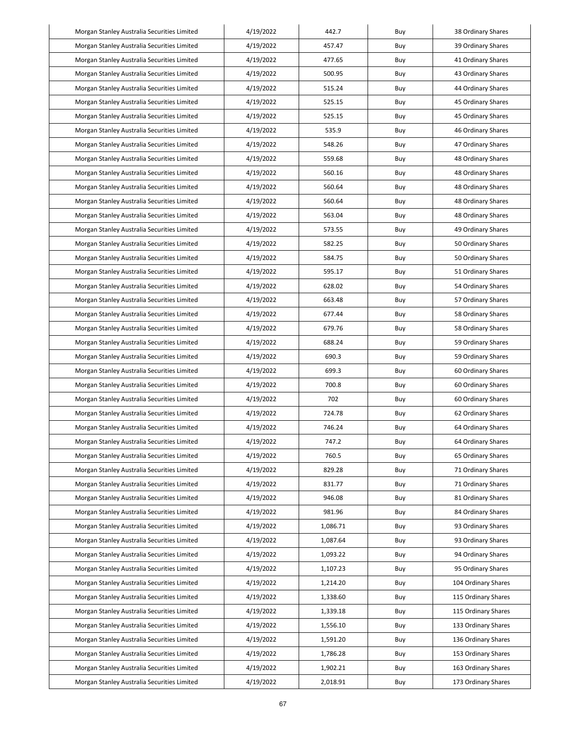| Morgan Stanley Australia Securities Limited | 4/19/2022 | 442.7 | Buy | 38 Ordinary Shares |
|---|---|---|---|---|
| Morgan Stanley Australia Securities Limited | 4/19/2022 | 457.47 | Buy | 39 Ordinary Shares |
| Morgan Stanley Australia Securities Limited | 4/19/2022 | 477.65 | Buy | 41 Ordinary Shares |
| Morgan Stanley Australia Securities Limited | 4/19/2022 | 500.95 | Buy | 43 Ordinary Shares |
| Morgan Stanley Australia Securities Limited | 4/19/2022 | 515.24 | Buy | 44 Ordinary Shares |
| Morgan Stanley Australia Securities Limited | 4/19/2022 | 525.15 | Buy | 45 Ordinary Shares |
| Morgan Stanley Australia Securities Limited | 4/19/2022 | 525.15 | Buy | 45 Ordinary Shares |
| Morgan Stanley Australia Securities Limited | 4/19/2022 | 535.9 | Buy | 46 Ordinary Shares |
| Morgan Stanley Australia Securities Limited | 4/19/2022 | 548.26 | Buy | 47 Ordinary Shares |
| Morgan Stanley Australia Securities Limited | 4/19/2022 | 559.68 | Buy | 48 Ordinary Shares |
| Morgan Stanley Australia Securities Limited | 4/19/2022 | 560.16 | Buy | 48 Ordinary Shares |
| Morgan Stanley Australia Securities Limited | 4/19/2022 | 560.64 | Buy | 48 Ordinary Shares |
| Morgan Stanley Australia Securities Limited | 4/19/2022 | 560.64 | Buy | 48 Ordinary Shares |
| Morgan Stanley Australia Securities Limited | 4/19/2022 | 563.04 | Buy | 48 Ordinary Shares |
| Morgan Stanley Australia Securities Limited | 4/19/2022 | 573.55 | Buy | 49 Ordinary Shares |
| Morgan Stanley Australia Securities Limited | 4/19/2022 | 582.25 | Buy | 50 Ordinary Shares |
| Morgan Stanley Australia Securities Limited | 4/19/2022 | 584.75 | Buy | 50 Ordinary Shares |
| Morgan Stanley Australia Securities Limited | 4/19/2022 | 595.17 | Buy | 51 Ordinary Shares |
| Morgan Stanley Australia Securities Limited | 4/19/2022 | 628.02 | Buy | 54 Ordinary Shares |
| Morgan Stanley Australia Securities Limited | 4/19/2022 | 663.48 | Buy | 57 Ordinary Shares |
| Morgan Stanley Australia Securities Limited | 4/19/2022 | 677.44 | Buy | 58 Ordinary Shares |
| Morgan Stanley Australia Securities Limited | 4/19/2022 | 679.76 | Buy | 58 Ordinary Shares |
| Morgan Stanley Australia Securities Limited | 4/19/2022 | 688.24 | Buy | 59 Ordinary Shares |
| Morgan Stanley Australia Securities Limited | 4/19/2022 | 690.3 | Buy | 59 Ordinary Shares |
| Morgan Stanley Australia Securities Limited | 4/19/2022 | 699.3 | Buy | 60 Ordinary Shares |
| Morgan Stanley Australia Securities Limited | 4/19/2022 | 700.8 | Buy | 60 Ordinary Shares |
| Morgan Stanley Australia Securities Limited | 4/19/2022 | 702 | Buy | 60 Ordinary Shares |
| Morgan Stanley Australia Securities Limited | 4/19/2022 | 724.78 | Buy | 62 Ordinary Shares |
| Morgan Stanley Australia Securities Limited | 4/19/2022 | 746.24 | Buy | 64 Ordinary Shares |
| Morgan Stanley Australia Securities Limited | 4/19/2022 | 747.2 | Buy | 64 Ordinary Shares |
| Morgan Stanley Australia Securities Limited | 4/19/2022 | 760.5 | Buy | 65 Ordinary Shares |
| Morgan Stanley Australia Securities Limited | 4/19/2022 | 829.28 | Buy | 71 Ordinary Shares |
| Morgan Stanley Australia Securities Limited | 4/19/2022 | 831.77 | Buy | 71 Ordinary Shares |
| Morgan Stanley Australia Securities Limited | 4/19/2022 | 946.08 | Buy | 81 Ordinary Shares |
| Morgan Stanley Australia Securities Limited | 4/19/2022 | 981.96 | Buy | 84 Ordinary Shares |
| Morgan Stanley Australia Securities Limited | 4/19/2022 | 1,086.71 | Buy | 93 Ordinary Shares |
| Morgan Stanley Australia Securities Limited | 4/19/2022 | 1,087.64 | Buy | 93 Ordinary Shares |
| Morgan Stanley Australia Securities Limited | 4/19/2022 | 1,093.22 | Buy | 94 Ordinary Shares |
| Morgan Stanley Australia Securities Limited | 4/19/2022 | 1,107.23 | Buy | 95 Ordinary Shares |
| Morgan Stanley Australia Securities Limited | 4/19/2022 | 1,214.20 | Buy | 104 Ordinary Shares |
| Morgan Stanley Australia Securities Limited | 4/19/2022 | 1,338.60 | Buy | 115 Ordinary Shares |
| Morgan Stanley Australia Securities Limited | 4/19/2022 | 1,339.18 | Buy | 115 Ordinary Shares |
| Morgan Stanley Australia Securities Limited | 4/19/2022 | 1,556.10 | Buy | 133 Ordinary Shares |
| Morgan Stanley Australia Securities Limited | 4/19/2022 | 1,591.20 | Buy | 136 Ordinary Shares |
| Morgan Stanley Australia Securities Limited | 4/19/2022 | 1,786.28 | Buy | 153 Ordinary Shares |
| Morgan Stanley Australia Securities Limited | 4/19/2022 | 1,902.21 | Buy | 163 Ordinary Shares |
| Morgan Stanley Australia Securities Limited | 4/19/2022 | 2,018.91 | Buy | 173 Ordinary Shares |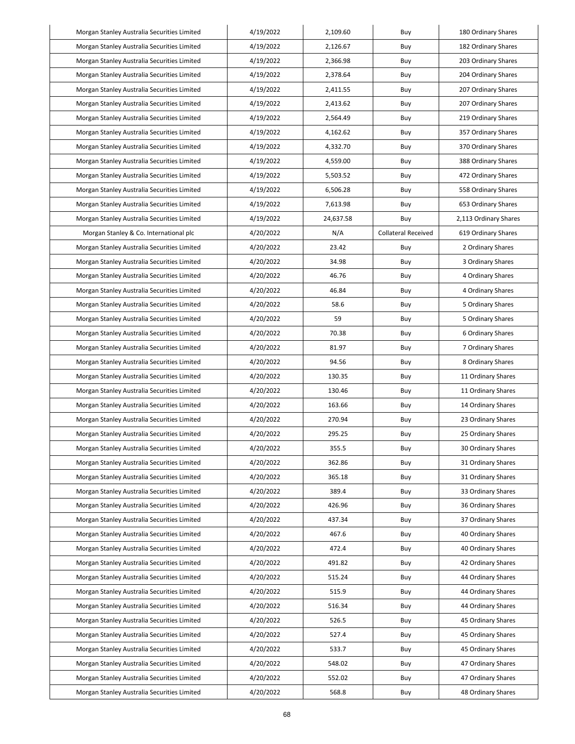| Morgan Stanley Australia Securities Limited | 4/19/2022 | 2,109.60 | Buy | 180 Ordinary Shares |
|---|---|---|---|---|
| Morgan Stanley Australia Securities Limited | 4/19/2022 | 2,126.67 | Buy | 182 Ordinary Shares |
| Morgan Stanley Australia Securities Limited | 4/19/2022 | 2,366.98 | Buy | 203 Ordinary Shares |
| Morgan Stanley Australia Securities Limited | 4/19/2022 | 2,378.64 | Buy | 204 Ordinary Shares |
| Morgan Stanley Australia Securities Limited | 4/19/2022 | 2,411.55 | Buy | 207 Ordinary Shares |
| Morgan Stanley Australia Securities Limited | 4/19/2022 | 2,413.62 | Buy | 207 Ordinary Shares |
| Morgan Stanley Australia Securities Limited | 4/19/2022 | 2,564.49 | Buy | 219 Ordinary Shares |
| Morgan Stanley Australia Securities Limited | 4/19/2022 | 4,162.62 | Buy | 357 Ordinary Shares |
| Morgan Stanley Australia Securities Limited | 4/19/2022 | 4,332.70 | Buy | 370 Ordinary Shares |
| Morgan Stanley Australia Securities Limited | 4/19/2022 | 4,559.00 | Buy | 388 Ordinary Shares |
| Morgan Stanley Australia Securities Limited | 4/19/2022 | 5,503.52 | Buy | 472 Ordinary Shares |
| Morgan Stanley Australia Securities Limited | 4/19/2022 | 6,506.28 | Buy | 558 Ordinary Shares |
| Morgan Stanley Australia Securities Limited | 4/19/2022 | 7,613.98 | Buy | 653 Ordinary Shares |
| Morgan Stanley Australia Securities Limited | 4/19/2022 | 24,637.58 | Buy | 2,113 Ordinary Shares |
| Morgan Stanley & Co. International plc | 4/20/2022 | N/A | Collateral Received | 619 Ordinary Shares |
| Morgan Stanley Australia Securities Limited | 4/20/2022 | 23.42 | Buy | 2 Ordinary Shares |
| Morgan Stanley Australia Securities Limited | 4/20/2022 | 34.98 | Buy | 3 Ordinary Shares |
| Morgan Stanley Australia Securities Limited | 4/20/2022 | 46.76 | Buy | 4 Ordinary Shares |
| Morgan Stanley Australia Securities Limited | 4/20/2022 | 46.84 | Buy | 4 Ordinary Shares |
| Morgan Stanley Australia Securities Limited | 4/20/2022 | 58.6 | Buy | 5 Ordinary Shares |
| Morgan Stanley Australia Securities Limited | 4/20/2022 | 59 | Buy | 5 Ordinary Shares |
| Morgan Stanley Australia Securities Limited | 4/20/2022 | 70.38 | Buy | 6 Ordinary Shares |
| Morgan Stanley Australia Securities Limited | 4/20/2022 | 81.97 | Buy | 7 Ordinary Shares |
| Morgan Stanley Australia Securities Limited | 4/20/2022 | 94.56 | Buy | 8 Ordinary Shares |
| Morgan Stanley Australia Securities Limited | 4/20/2022 | 130.35 | Buy | 11 Ordinary Shares |
| Morgan Stanley Australia Securities Limited | 4/20/2022 | 130.46 | Buy | 11 Ordinary Shares |
| Morgan Stanley Australia Securities Limited | 4/20/2022 | 163.66 | Buy | 14 Ordinary Shares |
| Morgan Stanley Australia Securities Limited | 4/20/2022 | 270.94 | Buy | 23 Ordinary Shares |
| Morgan Stanley Australia Securities Limited | 4/20/2022 | 295.25 | Buy | 25 Ordinary Shares |
| Morgan Stanley Australia Securities Limited | 4/20/2022 | 355.5 | Buy | 30 Ordinary Shares |
| Morgan Stanley Australia Securities Limited | 4/20/2022 | 362.86 | Buy | 31 Ordinary Shares |
| Morgan Stanley Australia Securities Limited | 4/20/2022 | 365.18 | Buy | 31 Ordinary Shares |
| Morgan Stanley Australia Securities Limited | 4/20/2022 | 389.4 | Buy | 33 Ordinary Shares |
| Morgan Stanley Australia Securities Limited | 4/20/2022 | 426.96 | Buy | 36 Ordinary Shares |
| Morgan Stanley Australia Securities Limited | 4/20/2022 | 437.34 | Buy | 37 Ordinary Shares |
| Morgan Stanley Australia Securities Limited | 4/20/2022 | 467.6 | Buy | 40 Ordinary Shares |
| Morgan Stanley Australia Securities Limited | 4/20/2022 | 472.4 | Buy | 40 Ordinary Shares |
| Morgan Stanley Australia Securities Limited | 4/20/2022 | 491.82 | Buy | 42 Ordinary Shares |
| Morgan Stanley Australia Securities Limited | 4/20/2022 | 515.24 | Buy | 44 Ordinary Shares |
| Morgan Stanley Australia Securities Limited | 4/20/2022 | 515.9 | Buy | 44 Ordinary Shares |
| Morgan Stanley Australia Securities Limited | 4/20/2022 | 516.34 | Buy | 44 Ordinary Shares |
| Morgan Stanley Australia Securities Limited | 4/20/2022 | 526.5 | Buy | 45 Ordinary Shares |
| Morgan Stanley Australia Securities Limited | 4/20/2022 | 527.4 | Buy | 45 Ordinary Shares |
| Morgan Stanley Australia Securities Limited | 4/20/2022 | 533.7 | Buy | 45 Ordinary Shares |
| Morgan Stanley Australia Securities Limited | 4/20/2022 | 548.02 | Buy | 47 Ordinary Shares |
| Morgan Stanley Australia Securities Limited | 4/20/2022 | 552.02 | Buy | 47 Ordinary Shares |
| Morgan Stanley Australia Securities Limited | 4/20/2022 | 568.8 | Buy | 48 Ordinary Shares |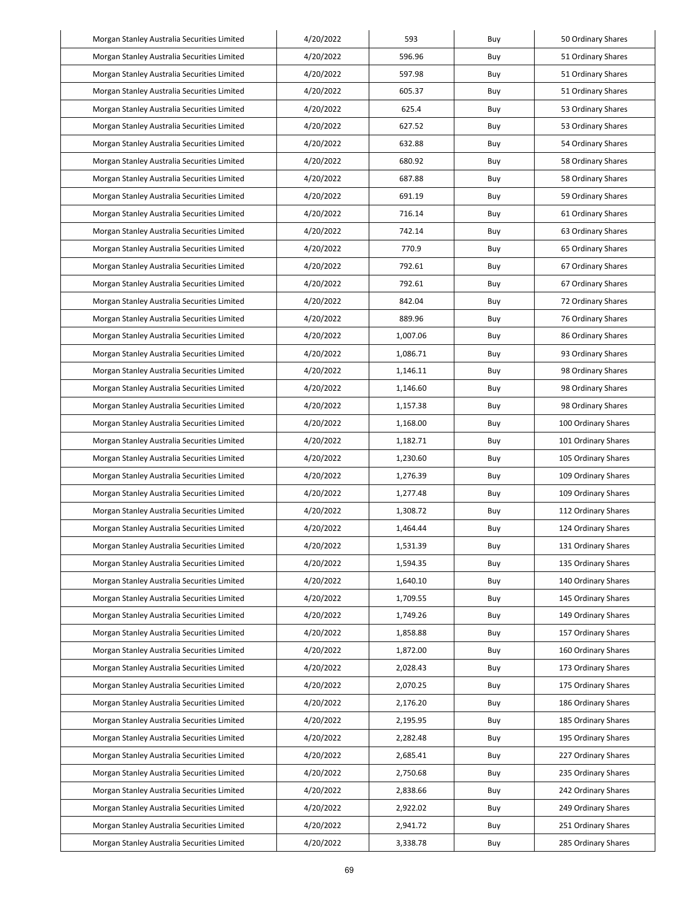| Morgan Stanley Australia Securities Limited | 4/20/2022 | 593 | Buy | 50 Ordinary Shares |
|---|---|---|---|---|
| Morgan Stanley Australia Securities Limited | 4/20/2022 | 596.96 | Buy | 51 Ordinary Shares |
| Morgan Stanley Australia Securities Limited | 4/20/2022 | 597.98 | Buy | 51 Ordinary Shares |
| Morgan Stanley Australia Securities Limited | 4/20/2022 | 605.37 | Buy | 51 Ordinary Shares |
| Morgan Stanley Australia Securities Limited | 4/20/2022 | 625.4 | Buy | 53 Ordinary Shares |
| Morgan Stanley Australia Securities Limited | 4/20/2022 | 627.52 | Buy | 53 Ordinary Shares |
| Morgan Stanley Australia Securities Limited | 4/20/2022 | 632.88 | Buy | 54 Ordinary Shares |
| Morgan Stanley Australia Securities Limited | 4/20/2022 | 680.92 | Buy | 58 Ordinary Shares |
| Morgan Stanley Australia Securities Limited | 4/20/2022 | 687.88 | Buy | 58 Ordinary Shares |
| Morgan Stanley Australia Securities Limited | 4/20/2022 | 691.19 | Buy | 59 Ordinary Shares |
| Morgan Stanley Australia Securities Limited | 4/20/2022 | 716.14 | Buy | 61 Ordinary Shares |
| Morgan Stanley Australia Securities Limited | 4/20/2022 | 742.14 | Buy | 63 Ordinary Shares |
| Morgan Stanley Australia Securities Limited | 4/20/2022 | 770.9 | Buy | 65 Ordinary Shares |
| Morgan Stanley Australia Securities Limited | 4/20/2022 | 792.61 | Buy | 67 Ordinary Shares |
| Morgan Stanley Australia Securities Limited | 4/20/2022 | 792.61 | Buy | 67 Ordinary Shares |
| Morgan Stanley Australia Securities Limited | 4/20/2022 | 842.04 | Buy | 72 Ordinary Shares |
| Morgan Stanley Australia Securities Limited | 4/20/2022 | 889.96 | Buy | 76 Ordinary Shares |
| Morgan Stanley Australia Securities Limited | 4/20/2022 | 1,007.06 | Buy | 86 Ordinary Shares |
| Morgan Stanley Australia Securities Limited | 4/20/2022 | 1,086.71 | Buy | 93 Ordinary Shares |
| Morgan Stanley Australia Securities Limited | 4/20/2022 | 1,146.11 | Buy | 98 Ordinary Shares |
| Morgan Stanley Australia Securities Limited | 4/20/2022 | 1,146.60 | Buy | 98 Ordinary Shares |
| Morgan Stanley Australia Securities Limited | 4/20/2022 | 1,157.38 | Buy | 98 Ordinary Shares |
| Morgan Stanley Australia Securities Limited | 4/20/2022 | 1,168.00 | Buy | 100 Ordinary Shares |
| Morgan Stanley Australia Securities Limited | 4/20/2022 | 1,182.71 | Buy | 101 Ordinary Shares |
| Morgan Stanley Australia Securities Limited | 4/20/2022 | 1,230.60 | Buy | 105 Ordinary Shares |
| Morgan Stanley Australia Securities Limited | 4/20/2022 | 1,276.39 | Buy | 109 Ordinary Shares |
| Morgan Stanley Australia Securities Limited | 4/20/2022 | 1,277.48 | Buy | 109 Ordinary Shares |
| Morgan Stanley Australia Securities Limited | 4/20/2022 | 1,308.72 | Buy | 112 Ordinary Shares |
| Morgan Stanley Australia Securities Limited | 4/20/2022 | 1,464.44 | Buy | 124 Ordinary Shares |
| Morgan Stanley Australia Securities Limited | 4/20/2022 | 1,531.39 | Buy | 131 Ordinary Shares |
| Morgan Stanley Australia Securities Limited | 4/20/2022 | 1,594.35 | Buy | 135 Ordinary Shares |
| Morgan Stanley Australia Securities Limited | 4/20/2022 | 1,640.10 | Buy | 140 Ordinary Shares |
| Morgan Stanley Australia Securities Limited | 4/20/2022 | 1,709.55 | Buy | 145 Ordinary Shares |
| Morgan Stanley Australia Securities Limited | 4/20/2022 | 1,749.26 | Buy | 149 Ordinary Shares |
| Morgan Stanley Australia Securities Limited | 4/20/2022 | 1,858.88 | Buy | 157 Ordinary Shares |
| Morgan Stanley Australia Securities Limited | 4/20/2022 | 1,872.00 | Buy | 160 Ordinary Shares |
| Morgan Stanley Australia Securities Limited | 4/20/2022 | 2,028.43 | Buy | 173 Ordinary Shares |
| Morgan Stanley Australia Securities Limited | 4/20/2022 | 2,070.25 | Buy | 175 Ordinary Shares |
| Morgan Stanley Australia Securities Limited | 4/20/2022 | 2,176.20 | Buy | 186 Ordinary Shares |
| Morgan Stanley Australia Securities Limited | 4/20/2022 | 2,195.95 | Buy | 185 Ordinary Shares |
| Morgan Stanley Australia Securities Limited | 4/20/2022 | 2,282.48 | Buy | 195 Ordinary Shares |
| Morgan Stanley Australia Securities Limited | 4/20/2022 | 2,685.41 | Buy | 227 Ordinary Shares |
| Morgan Stanley Australia Securities Limited | 4/20/2022 | 2,750.68 | Buy | 235 Ordinary Shares |
| Morgan Stanley Australia Securities Limited | 4/20/2022 | 2,838.66 | Buy | 242 Ordinary Shares |
| Morgan Stanley Australia Securities Limited | 4/20/2022 | 2,922.02 | Buy | 249 Ordinary Shares |
| Morgan Stanley Australia Securities Limited | 4/20/2022 | 2,941.72 | Buy | 251 Ordinary Shares |
| Morgan Stanley Australia Securities Limited | 4/20/2022 | 3,338.78 | Buy | 285 Ordinary Shares |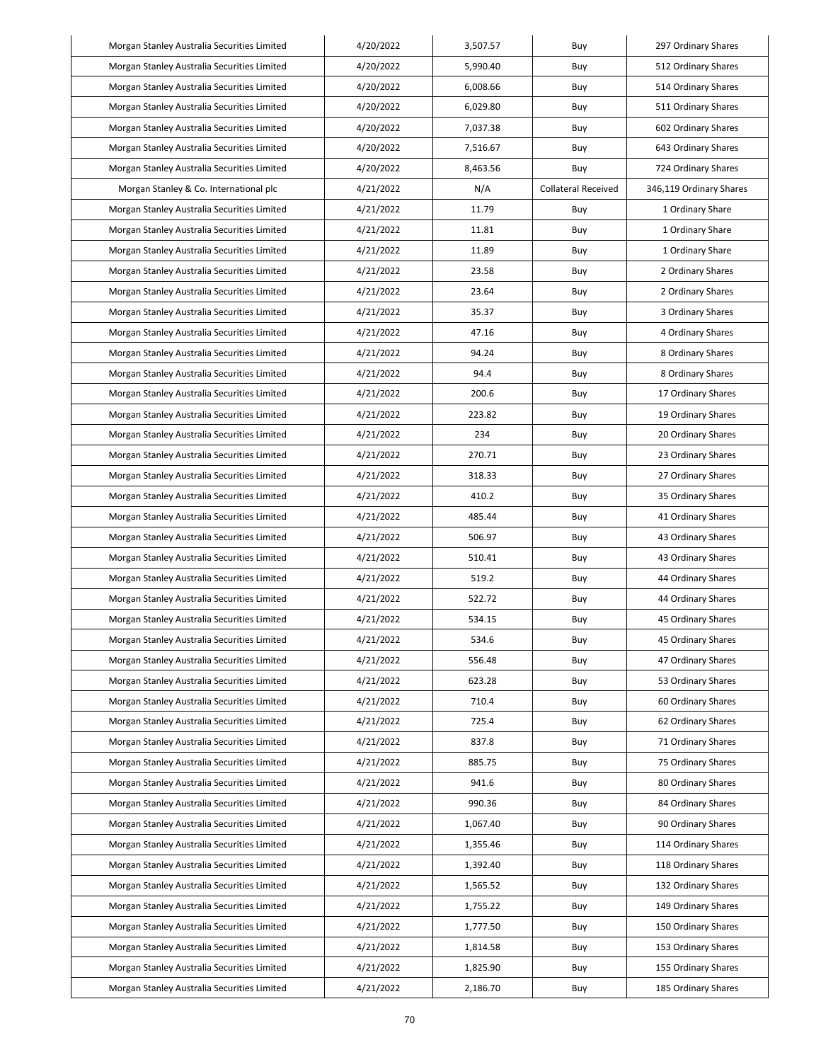| Morgan Stanley Australia Securities Limited | 4/20/2022 | 3,507.57 | Buy | 297 Ordinary Shares |
|---|---|---|---|---|
| Morgan Stanley Australia Securities Limited | 4/20/2022 | 5,990.40 | Buy | 512 Ordinary Shares |
| Morgan Stanley Australia Securities Limited | 4/20/2022 | 6,008.66 | Buy | 514 Ordinary Shares |
| Morgan Stanley Australia Securities Limited | 4/20/2022 | 6,029.80 | Buy | 511 Ordinary Shares |
| Morgan Stanley Australia Securities Limited | 4/20/2022 | 7,037.38 | Buy | 602 Ordinary Shares |
| Morgan Stanley Australia Securities Limited | 4/20/2022 | 7,516.67 | Buy | 643 Ordinary Shares |
| Morgan Stanley Australia Securities Limited | 4/20/2022 | 8,463.56 | Buy | 724 Ordinary Shares |
| Morgan Stanley & Co. International plc | 4/21/2022 | N/A | Collateral Received | 346,119 Ordinary Shares |
| Morgan Stanley Australia Securities Limited | 4/21/2022 | 11.79 | Buy | 1 Ordinary Share |
| Morgan Stanley Australia Securities Limited | 4/21/2022 | 11.81 | Buy | 1 Ordinary Share |
| Morgan Stanley Australia Securities Limited | 4/21/2022 | 11.89 | Buy | 1 Ordinary Share |
| Morgan Stanley Australia Securities Limited | 4/21/2022 | 23.58 | Buy | 2 Ordinary Shares |
| Morgan Stanley Australia Securities Limited | 4/21/2022 | 23.64 | Buy | 2 Ordinary Shares |
| Morgan Stanley Australia Securities Limited | 4/21/2022 | 35.37 | Buy | 3 Ordinary Shares |
| Morgan Stanley Australia Securities Limited | 4/21/2022 | 47.16 | Buy | 4 Ordinary Shares |
| Morgan Stanley Australia Securities Limited | 4/21/2022 | 94.24 | Buy | 8 Ordinary Shares |
| Morgan Stanley Australia Securities Limited | 4/21/2022 | 94.4 | Buy | 8 Ordinary Shares |
| Morgan Stanley Australia Securities Limited | 4/21/2022 | 200.6 | Buy | 17 Ordinary Shares |
| Morgan Stanley Australia Securities Limited | 4/21/2022 | 223.82 | Buy | 19 Ordinary Shares |
| Morgan Stanley Australia Securities Limited | 4/21/2022 | 234 | Buy | 20 Ordinary Shares |
| Morgan Stanley Australia Securities Limited | 4/21/2022 | 270.71 | Buy | 23 Ordinary Shares |
| Morgan Stanley Australia Securities Limited | 4/21/2022 | 318.33 | Buy | 27 Ordinary Shares |
| Morgan Stanley Australia Securities Limited | 4/21/2022 | 410.2 | Buy | 35 Ordinary Shares |
| Morgan Stanley Australia Securities Limited | 4/21/2022 | 485.44 | Buy | 41 Ordinary Shares |
| Morgan Stanley Australia Securities Limited | 4/21/2022 | 506.97 | Buy | 43 Ordinary Shares |
| Morgan Stanley Australia Securities Limited | 4/21/2022 | 510.41 | Buy | 43 Ordinary Shares |
| Morgan Stanley Australia Securities Limited | 4/21/2022 | 519.2 | Buy | 44 Ordinary Shares |
| Morgan Stanley Australia Securities Limited | 4/21/2022 | 522.72 | Buy | 44 Ordinary Shares |
| Morgan Stanley Australia Securities Limited | 4/21/2022 | 534.15 | Buy | 45 Ordinary Shares |
| Morgan Stanley Australia Securities Limited | 4/21/2022 | 534.6 | Buy | 45 Ordinary Shares |
| Morgan Stanley Australia Securities Limited | 4/21/2022 | 556.48 | Buy | 47 Ordinary Shares |
| Morgan Stanley Australia Securities Limited | 4/21/2022 | 623.28 | Buy | 53 Ordinary Shares |
| Morgan Stanley Australia Securities Limited | 4/21/2022 | 710.4 | Buy | 60 Ordinary Shares |
| Morgan Stanley Australia Securities Limited | 4/21/2022 | 725.4 | Buy | 62 Ordinary Shares |
| Morgan Stanley Australia Securities Limited | 4/21/2022 | 837.8 | Buy | 71 Ordinary Shares |
| Morgan Stanley Australia Securities Limited | 4/21/2022 | 885.75 | Buy | 75 Ordinary Shares |
| Morgan Stanley Australia Securities Limited | 4/21/2022 | 941.6 | Buy | 80 Ordinary Shares |
| Morgan Stanley Australia Securities Limited | 4/21/2022 | 990.36 | Buy | 84 Ordinary Shares |
| Morgan Stanley Australia Securities Limited | 4/21/2022 | 1,067.40 | Buy | 90 Ordinary Shares |
| Morgan Stanley Australia Securities Limited | 4/21/2022 | 1,355.46 | Buy | 114 Ordinary Shares |
| Morgan Stanley Australia Securities Limited | 4/21/2022 | 1,392.40 | Buy | 118 Ordinary Shares |
| Morgan Stanley Australia Securities Limited | 4/21/2022 | 1,565.52 | Buy | 132 Ordinary Shares |
| Morgan Stanley Australia Securities Limited | 4/21/2022 | 1,755.22 | Buy | 149 Ordinary Shares |
| Morgan Stanley Australia Securities Limited | 4/21/2022 | 1,777.50 | Buy | 150 Ordinary Shares |
| Morgan Stanley Australia Securities Limited | 4/21/2022 | 1,814.58 | Buy | 153 Ordinary Shares |
| Morgan Stanley Australia Securities Limited | 4/21/2022 | 1,825.90 | Buy | 155 Ordinary Shares |
| Morgan Stanley Australia Securities Limited | 4/21/2022 | 2,186.70 | Buy | 185 Ordinary Shares |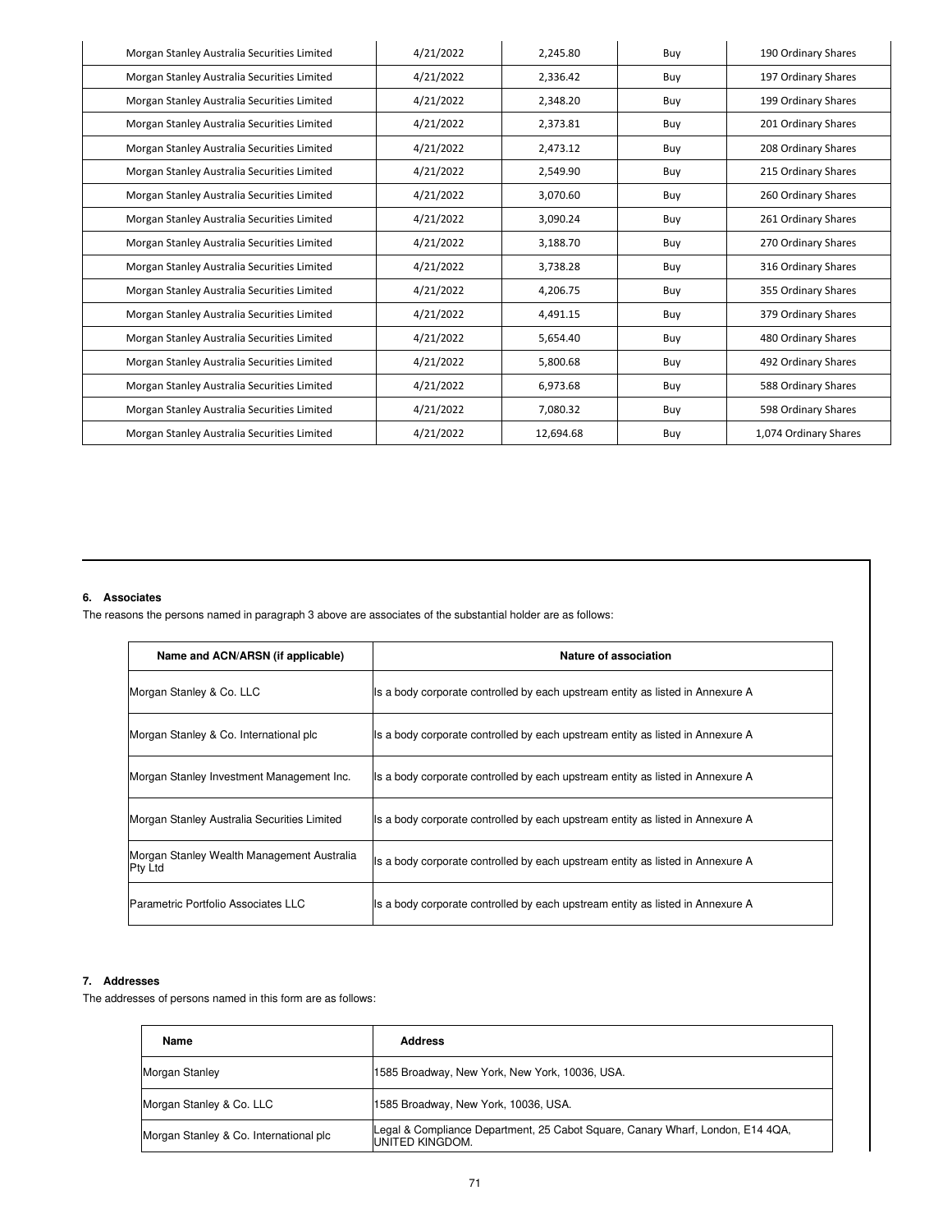| | | | | |
|---|---|---|---|---|
| Morgan Stanley Australia Securities Limited | 4/21/2022 | 2,245.80 | Buy | 190 Ordinary Shares |
| Morgan Stanley Australia Securities Limited | 4/21/2022 | 2,336.42 | Buy | 197 Ordinary Shares |
| Morgan Stanley Australia Securities Limited | 4/21/2022 | 2,348.20 | Buy | 199 Ordinary Shares |
| Morgan Stanley Australia Securities Limited | 4/21/2022 | 2,373.81 | Buy | 201 Ordinary Shares |
| Morgan Stanley Australia Securities Limited | 4/21/2022 | 2,473.12 | Buy | 208 Ordinary Shares |
| Morgan Stanley Australia Securities Limited | 4/21/2022 | 2,549.90 | Buy | 215 Ordinary Shares |
| Morgan Stanley Australia Securities Limited | 4/21/2022 | 3,070.60 | Buy | 260 Ordinary Shares |
| Morgan Stanley Australia Securities Limited | 4/21/2022 | 3,090.24 | Buy | 261 Ordinary Shares |
| Morgan Stanley Australia Securities Limited | 4/21/2022 | 3,188.70 | Buy | 270 Ordinary Shares |
| Morgan Stanley Australia Securities Limited | 4/21/2022 | 3,738.28 | Buy | 316 Ordinary Shares |
| Morgan Stanley Australia Securities Limited | 4/21/2022 | 4,206.75 | Buy | 355 Ordinary Shares |
| Morgan Stanley Australia Securities Limited | 4/21/2022 | 4,491.15 | Buy | 379 Ordinary Shares |
| Morgan Stanley Australia Securities Limited | 4/21/2022 | 5,654.40 | Buy | 480 Ordinary Shares |
| Morgan Stanley Australia Securities Limited | 4/21/2022 | 5,800.68 | Buy | 492 Ordinary Shares |
| Morgan Stanley Australia Securities Limited | 4/21/2022 | 6,973.68 | Buy | 588 Ordinary Shares |
| Morgan Stanley Australia Securities Limited | 4/21/2022 | 7,080.32 | Buy | 598 Ordinary Shares |
| Morgan Stanley Australia Securities Limited | 4/21/2022 | 12,694.68 | Buy | 1,074 Ordinary Shares |

**6. Associates**

The reasons the persons named in paragraph 3 above are associates of the substantial holder are as follows:

| Name and ACN/ARSN (if applicable) | Nature of association |
|---|---|
| Morgan Stanley & Co. LLC | Is a body corporate controlled by each upstream entity as listed in Annexure A |
| Morgan Stanley & Co. International plc | Is a body corporate controlled by each upstream entity as listed in Annexure A |
| Morgan Stanley Investment Management Inc. | Is a body corporate controlled by each upstream entity as listed in Annexure A |
| Morgan Stanley Australia Securities Limited | Is a body corporate controlled by each upstream entity as listed in Annexure A |
| Morgan Stanley Wealth Management Australia Pty Ltd | Is a body corporate controlled by each upstream entity as listed in Annexure A |
| Parametric Portfolio Associates LLC | Is a body corporate controlled by each upstream entity as listed in Annexure A |

**7. Addresses**

The addresses of persons named in this form are as follows:

| Name | Address |
|---|---|
| Morgan Stanley | 1585 Broadway, New York, New York, 10036, USA. |
| Morgan Stanley & Co. LLC | 1585 Broadway, New York, 10036, USA. |
| Morgan Stanley & Co. International plc | Legal & Compliance Department, 25 Cabot Square, Canary Wharf, London, E14 4QA, UNITED KINGDOM. |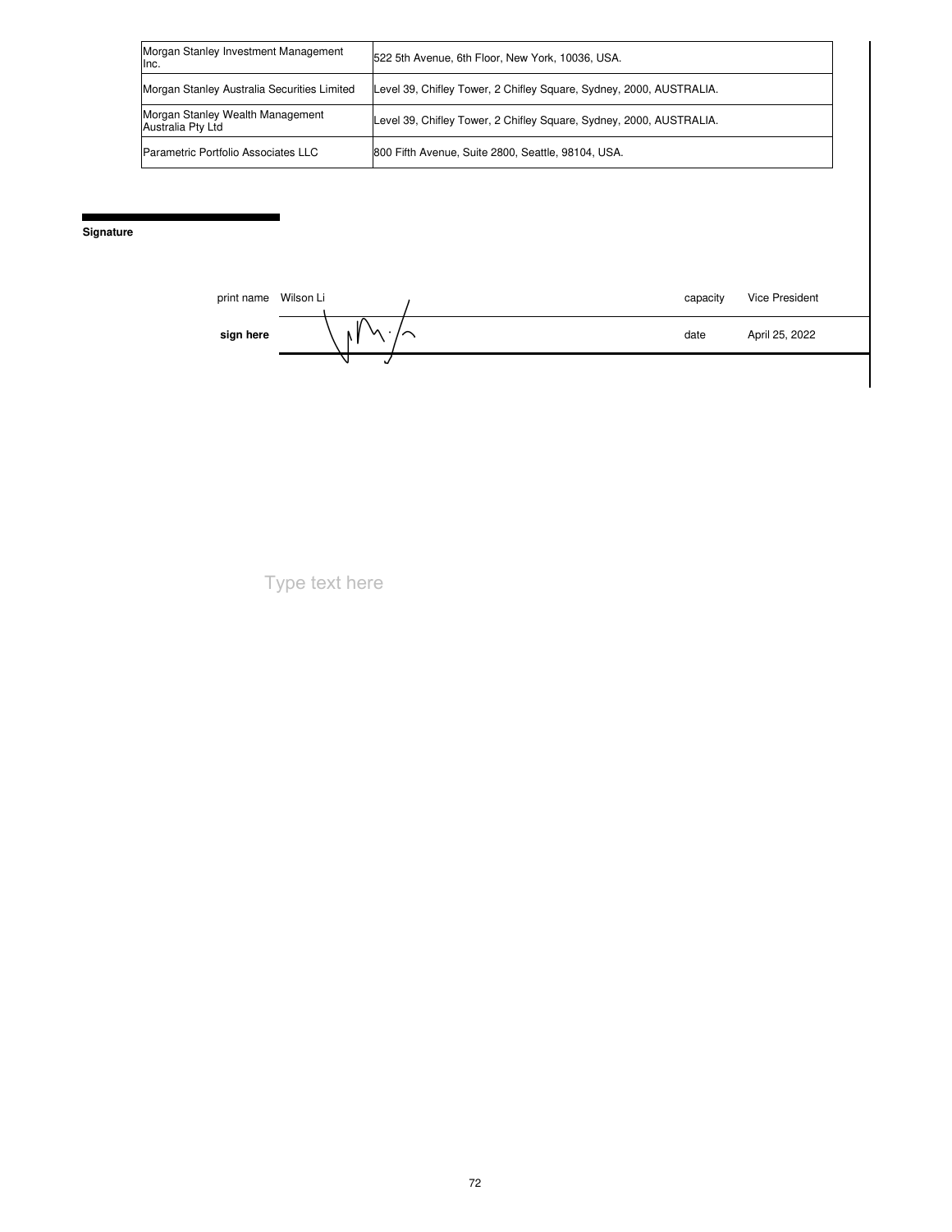| Morgan Stanley Investment Management Inc. | 522 5th Avenue, 6th Floor, New York, 10036, USA. |
|---|---|
| Morgan Stanley Australia Securities Limited | Level 39, Chifley Tower, 2 Chifley Square, Sydney, 2000, AUSTRALIA. |
| Morgan Stanley Wealth Management Australia Pty Ltd | Level 39, Chifley Tower, 2 Chifley Square, Sydney, 2000, AUSTRALIA. |
| Parametric Portfolio Associates LLC | 800 Fifth Avenue, Suite 2800, Seattle, 98104, USA. |

**Signature**

| | | | |
|---|---|---|---|
| print name | Wilson Li | capacity | Vice President |
| **sign here** | | date | April 25, 2022 |

Type text here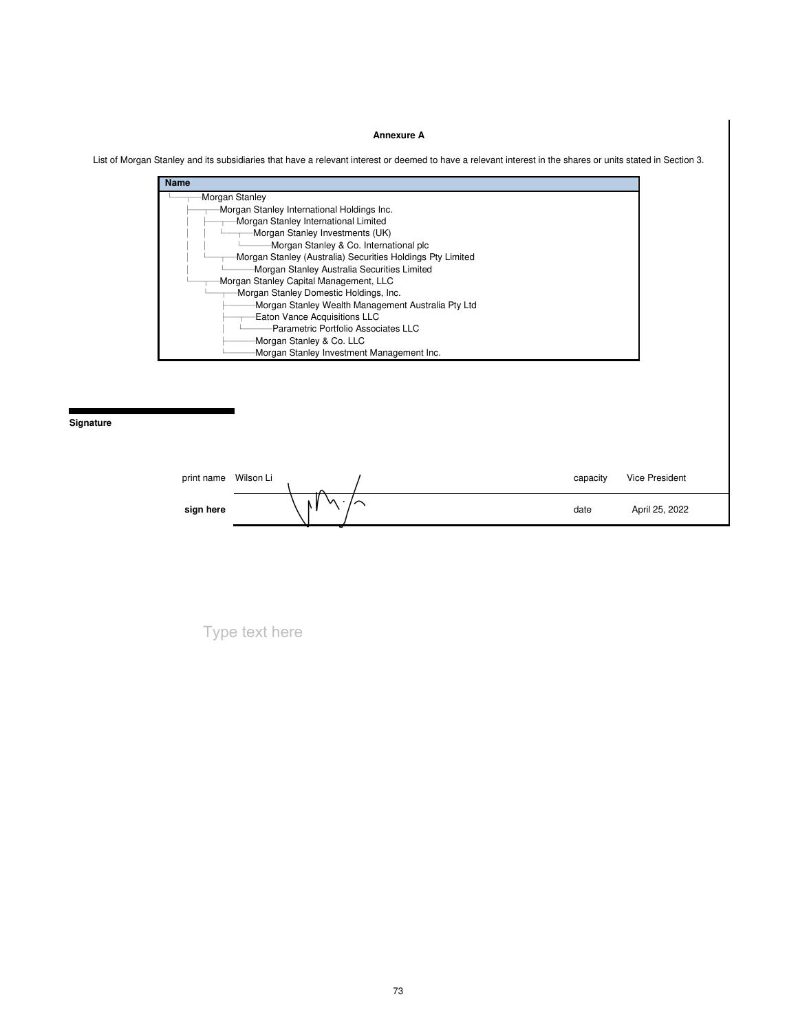**Annexure A**

List of Morgan Stanley and its subsidiaries that have a relevant interest or deemed to have a relevant interest in the shares or units stated in Section 3.

| Name |
| --- |
| Morgan Stanley |
| ├ Morgan Stanley International Holdings Inc. |
| │ ├ Morgan Stanley International Limited |
| │ │ └ Morgan Stanley Investments (UK) |
| │ │ └ Morgan Stanley & Co. International plc |
| │ └ Morgan Stanley (Australia) Securities Holdings Pty Limited |
| │ └ Morgan Stanley Australia Securities Limited |
| └ Morgan Stanley Capital Management, LLC |
| └ Morgan Stanley Domestic Holdings, Inc. |
| ├ Morgan Stanley Wealth Management Australia Pty Ltd |
| ├ Eaton Vance Acquisitions LLC |
| │ └ Parametric Portfolio Associates LLC |
| ├ Morgan Stanley & Co. LLC |
| └ Morgan Stanley Investment Management Inc. |

**Signature**

| | | | |
| --- | --- | --- | --- |
| print name | Wilson Li | capacity | Vice President |
| **sign here** | | date | April 25, 2022 |

Type text here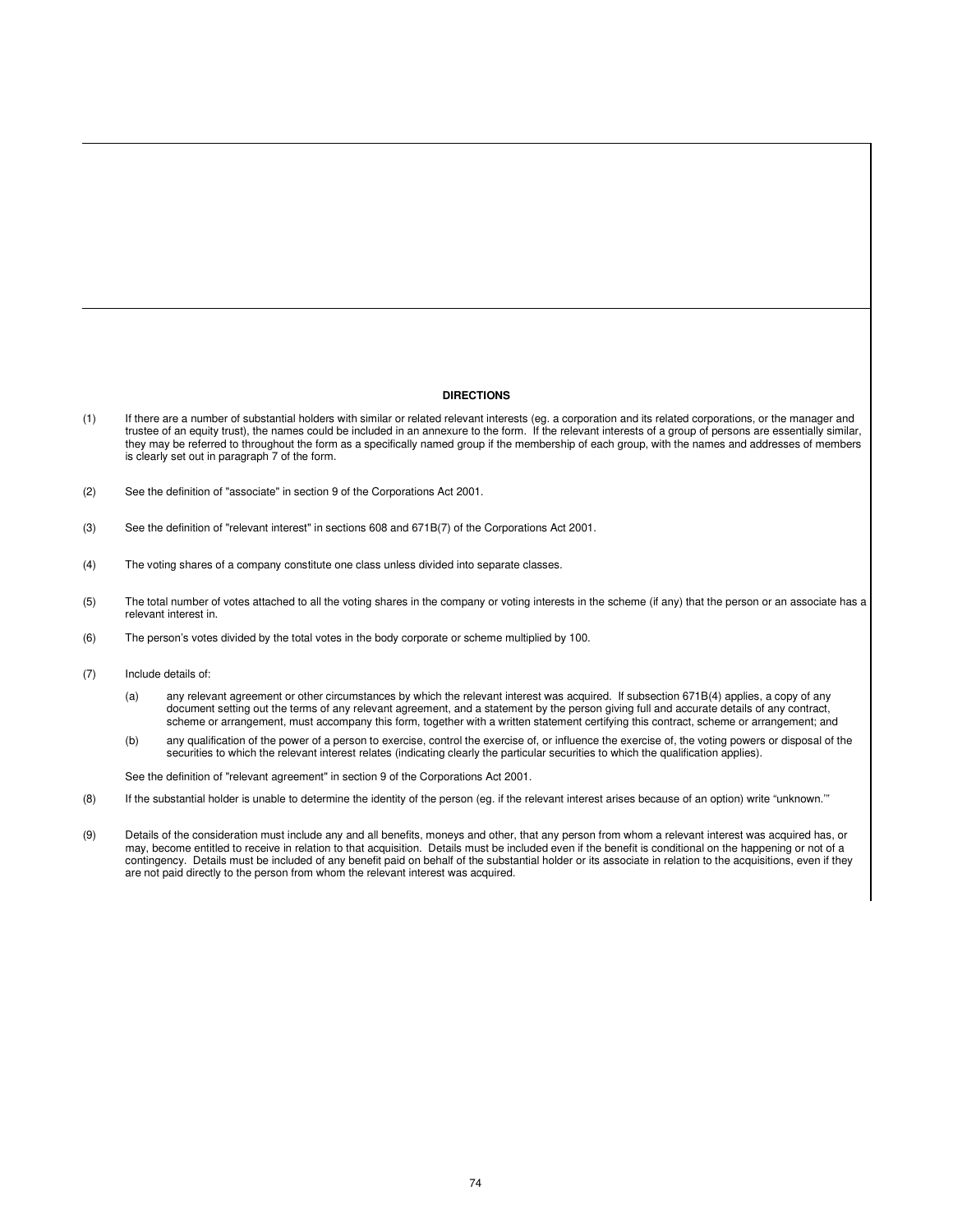## DIRECTIONS

(1) If there are a number of substantial holders with similar or related relevant interests (eg. a corporation and its related corporations, or the manager and trustee of an equity trust), the names could be included in an annexure to the form. If the relevant interests of a group of persons are essentially similar, they may be referred to throughout the form as a specifically named group if the membership of each group, with the names and addresses of members is clearly set out in paragraph 7 of the form.

(2) See the definition of "associate" in section 9 of the Corporations Act 2001.

(3) See the definition of "relevant interest" in sections 608 and 671B(7) of the Corporations Act 2001.

(4) The voting shares of a company constitute one class unless divided into separate classes.

(5) The total number of votes attached to all the voting shares in the company or voting interests in the scheme (if any) that the person or an associate has a relevant interest in.

(6) The person's votes divided by the total votes in the body corporate or scheme multiplied by 100.

(7) Include details of:

   (a) any relevant agreement or other circumstances by which the relevant interest was acquired. If subsection 671B(4) applies, a copy of any document setting out the terms of any relevant agreement, and a statement by the person giving full and accurate details of any contract, scheme or arrangement, must accompany this form, together with a written statement certifying this contract, scheme or arrangement; and

   (b) any qualification of the power of a person to exercise, control the exercise of, or influence the exercise of, the voting powers or disposal of the securities to which the relevant interest relates (indicating clearly the particular securities to which the qualification applies).

   See the definition of "relevant agreement" in section 9 of the Corporations Act 2001.

(8) If the substantial holder is unable to determine the identity of the person (eg. if the relevant interest arises because of an option) write "unknown.'"

(9) Details of the consideration must include any and all benefits, moneys and other, that any person from whom a relevant interest was acquired has, or may, become entitled to receive in relation to that acquisition. Details must be included even if the benefit is conditional on the happening or not of a contingency. Details must be included of any benefit paid on behalf of the substantial holder or its associate in relation to the acquisitions, even if they are not paid directly to the person from whom the relevant interest was acquired.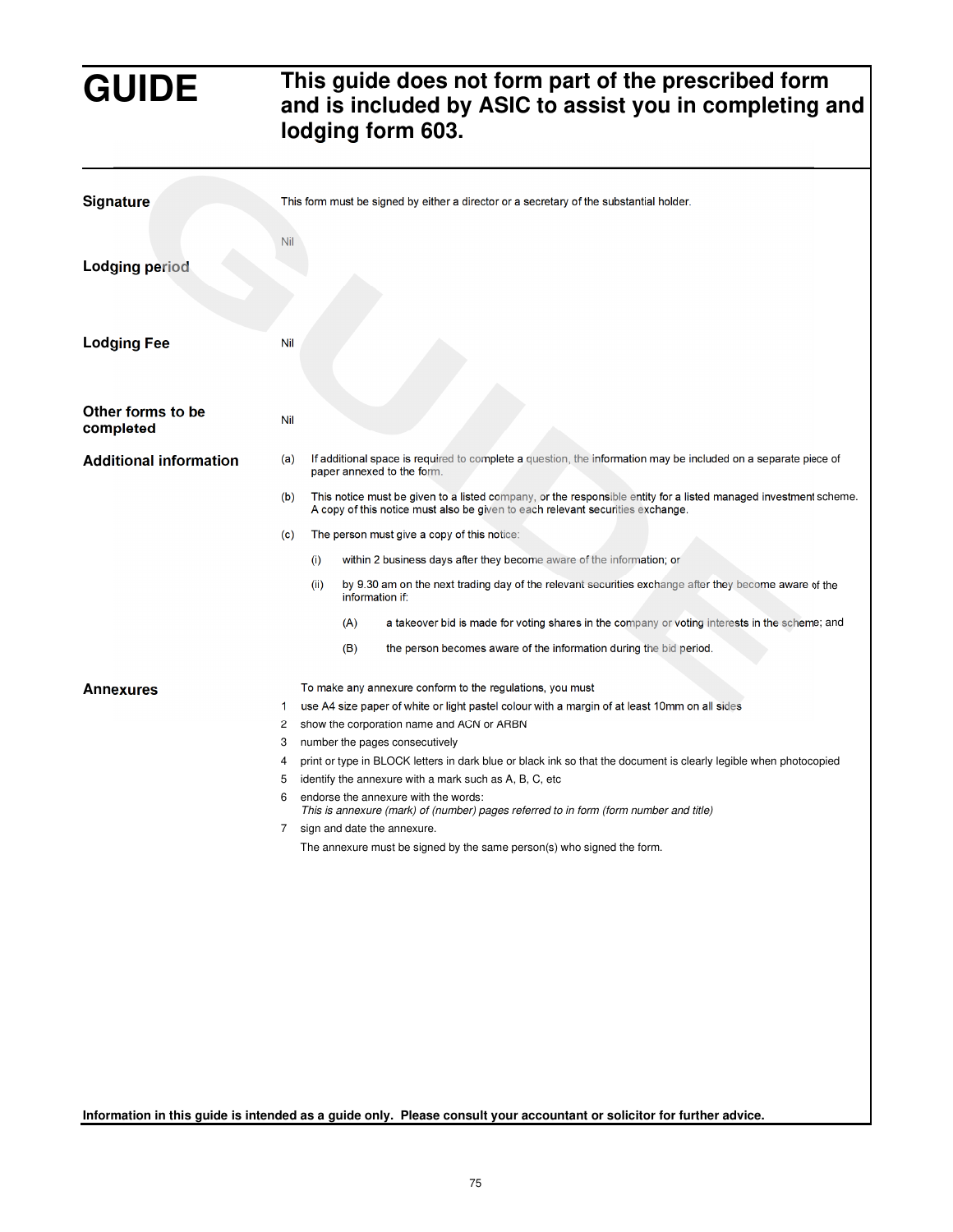# GUIDE

## This guide does not form part of the prescribed form and is included by ASIC to assist you in completing and lodging form 603.

**Signature**

This form must be signed by either a director or a secretary of the substantial holder.

**Lodging period**

Nil

**Lodging Fee**

Nil

**Other forms to be completed**

Nil

**Additional information**

(a) If additional space is required to complete a question, the information may be included on a separate piece of paper annexed to the form.

(b) This notice must be given to a listed company, or the responsible entity for a listed managed investment scheme. A copy of this notice must also be given to each relevant securities exchange.

(c) The person must give a copy of this notice:

 (i) within 2 business days after they become aware of the information; or

 (ii) by 9.30 am on the next trading day of the relevant securities exchange after they become aware of the information if:

  (A) a takeover bid is made for voting shares in the company or voting interests in the scheme; and

  (B) the person becomes aware of the information during the bid period.

**Annexures**

To make any annexure conform to the regulations, you must

1 use A4 size paper of white or light pastel colour with a margin of at least 10mm on all sides
2 show the corporation name and ACN or ARBN
3 number the pages consecutively
4 print or type in BLOCK letters in dark blue or black ink so that the document is clearly legible when photocopied
5 identify the annexure with a mark such as A, B, C, etc
6 endorse the annexure with the words:
 *This is annexure (mark) of (number) pages referred to in form (form number and title)*
7 sign and date the annexure.

The annexure must be signed by the same person(s) who signed the form.

**Information in this guide is intended as a guide only. Please consult your accountant or solicitor for further advice.**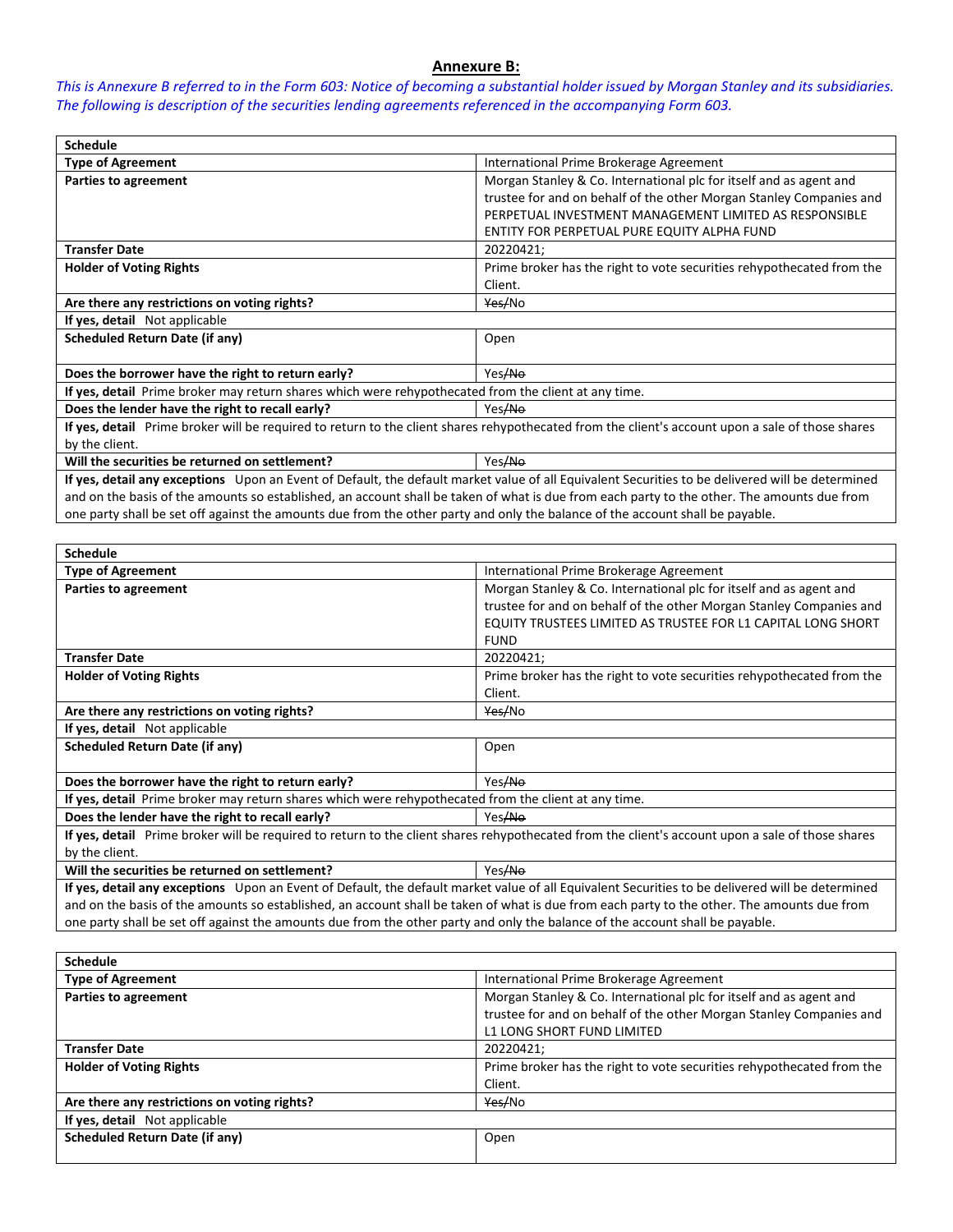## Annexure B:

*This is Annexure B referred to in the Form 603: Notice of becoming a substantial holder issued by Morgan Stanley and its subsidiaries. The following is description of the securities lending agreements referenced in the accompanying Form 603.*

| **Schedule** | |
|---|---|
| **Type of Agreement** | International Prime Brokerage Agreement |
| **Parties to agreement** | Morgan Stanley & Co. International plc for itself and as agent and trustee for and on behalf of the other Morgan Stanley Companies and PERPETUAL INVESTMENT MANAGEMENT LIMITED AS RESPONSIBLE ENTITY FOR PERPETUAL PURE EQUITY ALPHA FUND |
| **Transfer Date** | 20220421; |
| **Holder of Voting Rights** | Prime broker has the right to vote securities rehypothecated from the Client. |
| **Are there any restrictions on voting rights?** | ~~Yes/~~No |
| **If yes, detail** Not applicable | |
| **Scheduled Return Date (if any)** | Open |
| **Does the borrower have the right to return early?** | Yes~~/No~~ |
| **If yes, detail** Prime broker may return shares which were rehypothecated from the client at any time. | |
| **Does the lender have the right to recall early?** | Yes~~/No~~ |
| **If yes, detail** Prime broker will be required to return to the client shares rehypothecated from the client's account upon a sale of those shares by the client. | |
| **Will the securities be returned on settlement?** | Yes~~/No~~ |
| **If yes, detail any exceptions** Upon an Event of Default, the default market value of all Equivalent Securities to be delivered will be determined and on the basis of the amounts so established, an account shall be taken of what is due from each party to the other. The amounts due from one party shall be set off against the amounts due from the other party and only the balance of the account shall be payable. | |

| **Schedule** | |
|---|---|
| **Type of Agreement** | International Prime Brokerage Agreement |
| **Parties to agreement** | Morgan Stanley & Co. International plc for itself and as agent and trustee for and on behalf of the other Morgan Stanley Companies and EQUITY TRUSTEES LIMITED AS TRUSTEE FOR L1 CAPITAL LONG SHORT FUND |
| **Transfer Date** | 20220421; |
| **Holder of Voting Rights** | Prime broker has the right to vote securities rehypothecated from the Client. |
| **Are there any restrictions on voting rights?** | ~~Yes/~~No |
| **If yes, detail** Not applicable | |
| **Scheduled Return Date (if any)** | Open |
| **Does the borrower have the right to return early?** | Yes~~/No~~ |
| **If yes, detail** Prime broker may return shares which were rehypothecated from the client at any time. | |
| **Does the lender have the right to recall early?** | Yes~~/No~~ |
| **If yes, detail** Prime broker will be required to return to the client shares rehypothecated from the client's account upon a sale of those shares by the client. | |
| **Will the securities be returned on settlement?** | Yes~~/No~~ |
| **If yes, detail any exceptions** Upon an Event of Default, the default market value of all Equivalent Securities to be delivered will be determined and on the basis of the amounts so established, an account shall be taken of what is due from each party to the other. The amounts due from one party shall be set off against the amounts due from the other party and only the balance of the account shall be payable. | |

| **Schedule** | |
|---|---|
| **Type of Agreement** | International Prime Brokerage Agreement |
| **Parties to agreement** | Morgan Stanley & Co. International plc for itself and as agent and trustee for and on behalf of the other Morgan Stanley Companies and L1 LONG SHORT FUND LIMITED |
| **Transfer Date** | 20220421; |
| **Holder of Voting Rights** | Prime broker has the right to vote securities rehypothecated from the Client. |
| **Are there any restrictions on voting rights?** | ~~Yes/~~No |
| **If yes, detail** Not applicable | |
| **Scheduled Return Date (if any)** | Open |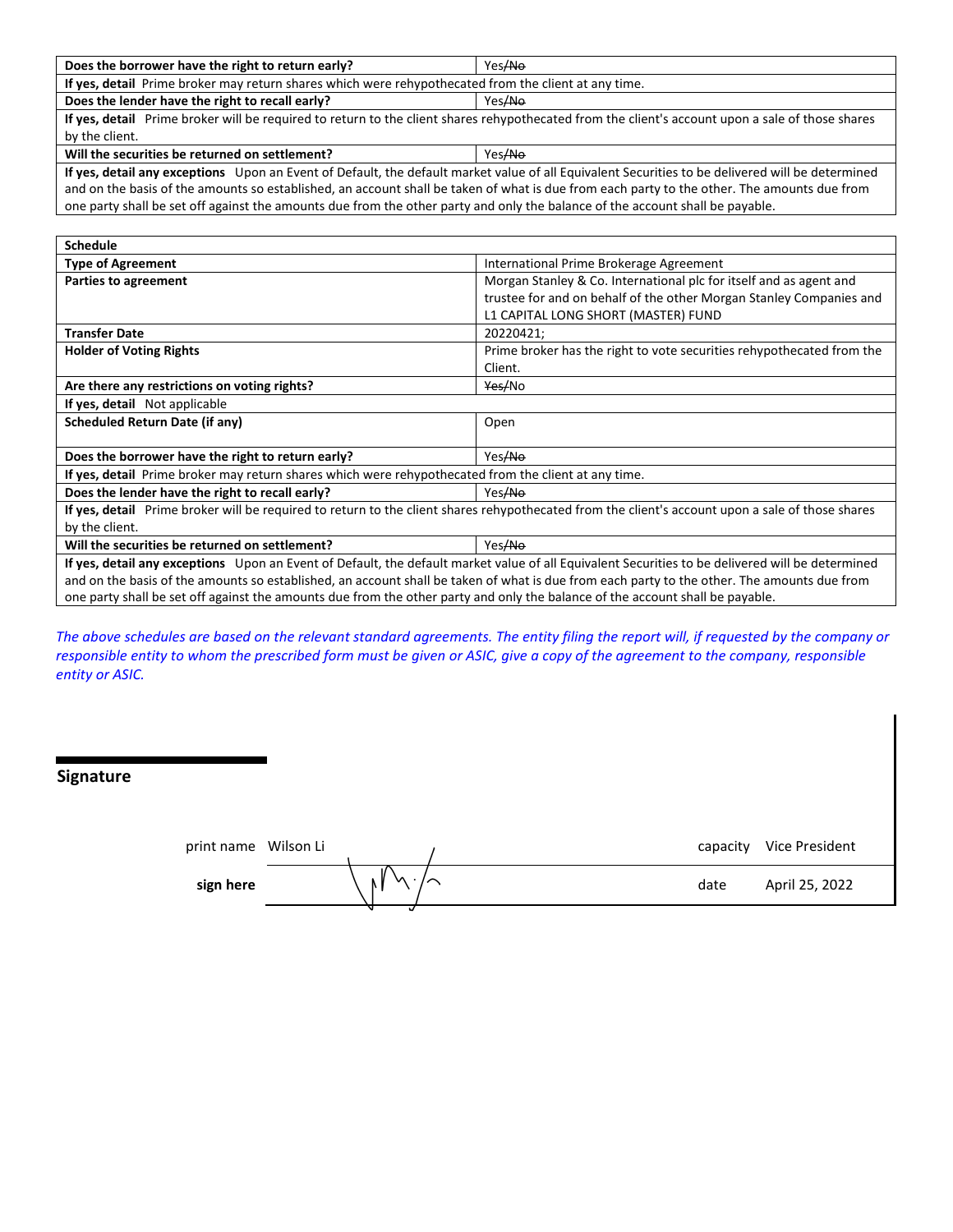| | |
|---|---|
| **Does the borrower have the right to return early?** | Yes/~~No~~ |
| **If yes, detail** Prime broker may return shares which were rehypothecated from the client at any time. | |
| **Does the lender have the right to recall early?** | Yes/~~No~~ |
| **If yes, detail** Prime broker will be required to return to the client shares rehypothecated from the client's account upon a sale of those shares by the client. | |
| **Will the securities be returned on settlement?** | Yes/~~No~~ |
| **If yes, detail any exceptions** Upon an Event of Default, the default market value of all Equivalent Securities to be delivered will be determined and on the basis of the amounts so established, an account shall be taken of what is due from each party to the other. The amounts due from one party shall be set off against the amounts due from the other party and only the balance of the account shall be payable. | |

| | |
|---|---|
| **Schedule** | |
| **Type of Agreement** | International Prime Brokerage Agreement |
| **Parties to agreement** | Morgan Stanley & Co. International plc for itself and as agent and trustee for and on behalf of the other Morgan Stanley Companies and L1 CAPITAL LONG SHORT (MASTER) FUND |
| **Transfer Date** | 20220421; |
| **Holder of Voting Rights** | Prime broker has the right to vote securities rehypothecated from the Client. |
| **Are there any restrictions on voting rights?** | ~~Yes~~/No |
| **If yes, detail** Not applicable | |
| **Scheduled Return Date (if any)** | Open |
| **Does the borrower have the right to return early?** | Yes/~~No~~ |
| **If yes, detail** Prime broker may return shares which were rehypothecated from the client at any time. | |
| **Does the lender have the right to recall early?** | Yes/~~No~~ |
| **If yes, detail** Prime broker will be required to return to the client shares rehypothecated from the client's account upon a sale of those shares by the client. | |
| **Will the securities be returned on settlement?** | Yes/~~No~~ |
| **If yes, detail any exceptions** Upon an Event of Default, the default market value of all Equivalent Securities to be delivered will be determined and on the basis of the amounts so established, an account shall be taken of what is due from each party to the other. The amounts due from one party shall be set off against the amounts due from the other party and only the balance of the account shall be payable. | |

*The above schedules are based on the relevant standard agreements. The entity filing the report will, if requested by the company or responsible entity to whom the prescribed form must be given or ASIC, give a copy of the agreement to the company, responsible entity or ASIC.*

## Signature

| | | | |
|---|---|---|---|
| print name | Wilson Li | capacity | Vice President |
| **sign here** | | date | April 25, 2022 |